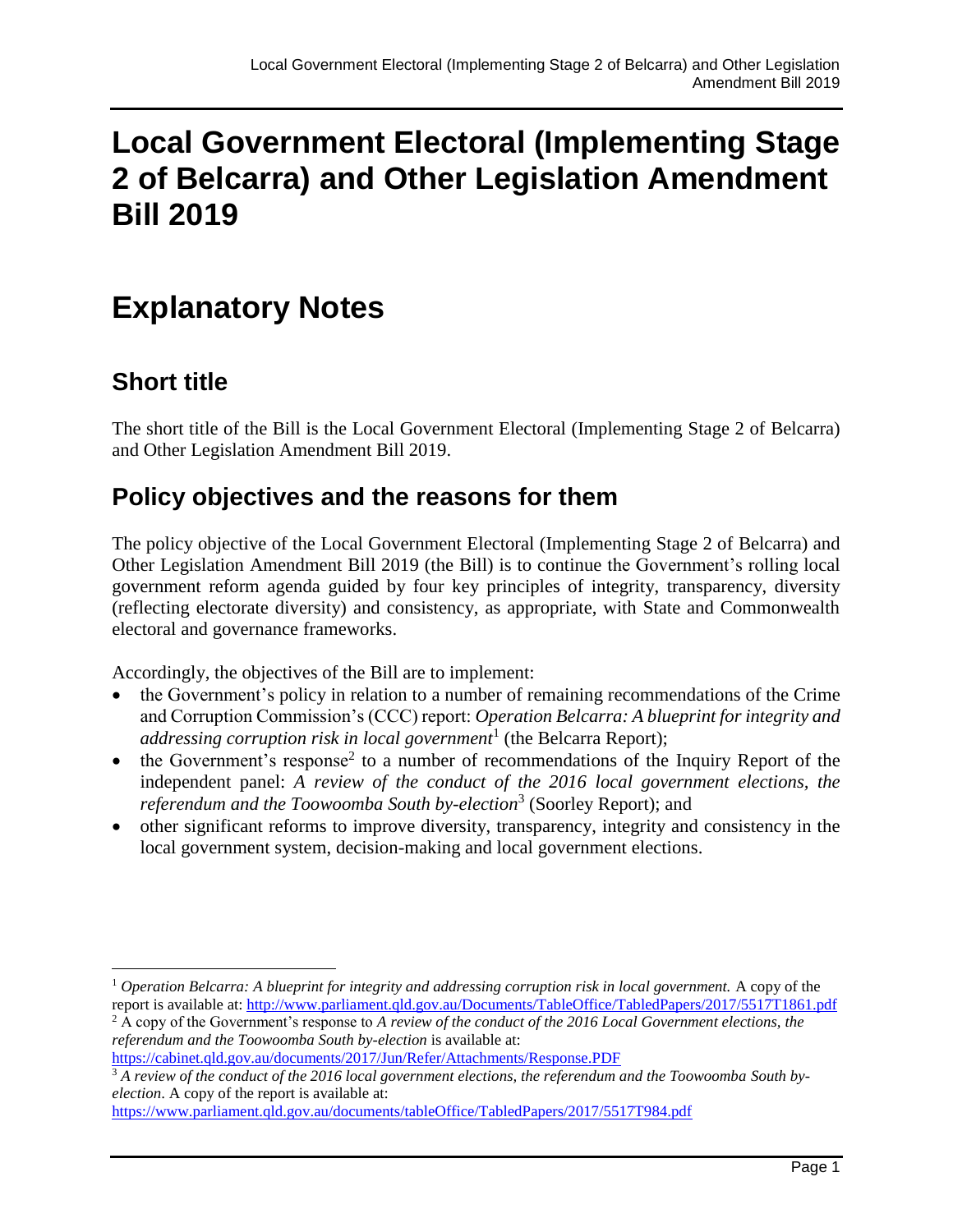# Local Government Electoral (Implementing Stage 2 of Belcarra) and Other Legislation Amendment Bill 2019

# Explanatory Notes

## Short title

The short title of the Bill is the Local Government Electoral (Implementing Stage 2 of Belcarra) and Other Legislation Amendment Bill 2019.

## Policy objectives and the reasons for them

The policy objective of the Local Government Electoral (Implementing Stage 2 of Belcarra) and Other Legislation Amendment Bill 2019 (the Bill) is to continue the Government's rolling local government reform agenda guided by four key principles of integrity, transparency, diversity (reflecting electorate diversity) and consistency, as appropriate, with State and Commonwealth electoral and governance frameworks.

Accordingly, the objectives of the Bill are to implement:

- the Government's policy in relation to a number of remaining recommendations of the Crime and Corruption Commission's (CCC) report: *Operation Belcarra: A blueprint for integrity and addressing corruption risk in local government*[1] (the Belcarra Report);
- the Government's response[2] to a number of recommendations of the Inquiry Report of the independent panel: *A review of the conduct of the 2016 local government elections, the referendum and the Toowoomba South by-election*[3] (Soorley Report); and
- other significant reforms to improve diversity, transparency, integrity and consistency in the local government system, decision-making and local government elections.

---

[1] *Operation Belcarra: A blueprint for integrity and addressing corruption risk in local government.* A copy of the report is available at: http://www.parliament.qld.gov.au/Documents/TableOffice/TabledPapers/2017/5517T1861.pdf

[2] A copy of the Government's response to *A review of the conduct of the 2016 Local Government elections, the referendum and the Toowoomba South by-election* is available at: https://cabinet.qld.gov.au/documents/2017/Jun/Refer/Attachments/Response.PDF

[3] *A review of the conduct of the 2016 local government elections, the referendum and the Toowoomba South by-election*. A copy of the report is available at: https://www.parliament.qld.gov.au/documents/tableOffice/TabledPapers/2017/5517T984.pdf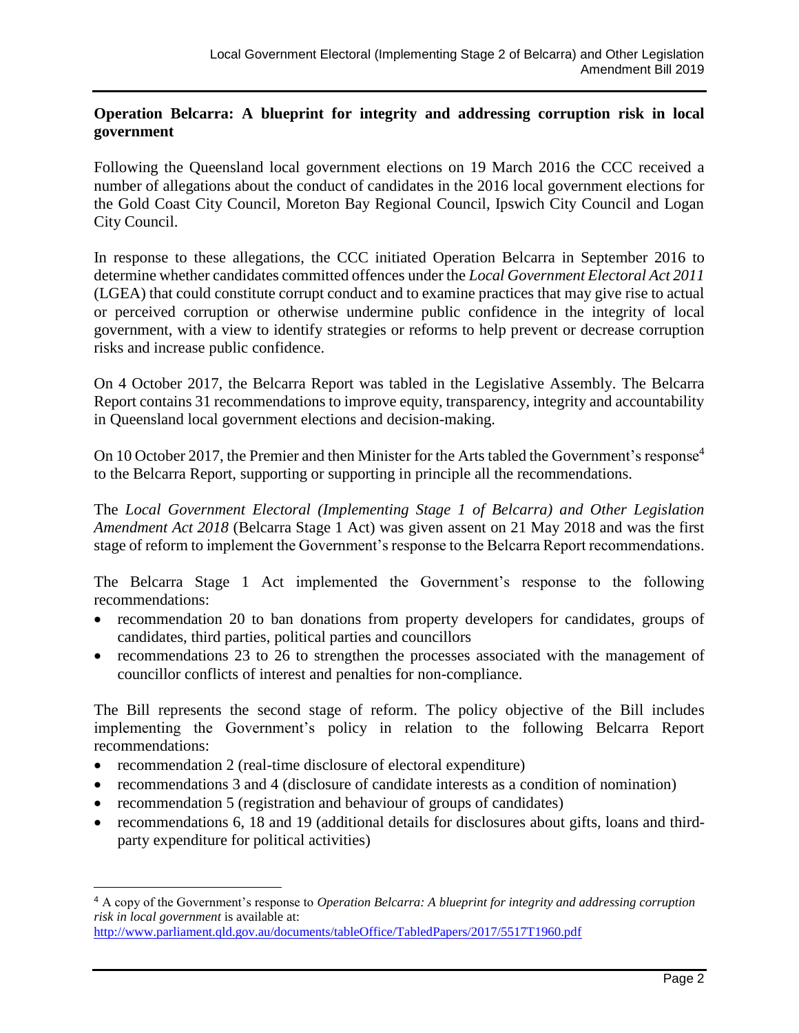**Operation Belcarra: A blueprint for integrity and addressing corruption risk in local government**

Following the Queensland local government elections on 19 March 2016 the CCC received a number of allegations about the conduct of candidates in the 2016 local government elections for the Gold Coast City Council, Moreton Bay Regional Council, Ipswich City Council and Logan City Council.

In response to these allegations, the CCC initiated Operation Belcarra in September 2016 to determine whether candidates committed offences under the *Local Government Electoral Act 2011* (LGEA) that could constitute corrupt conduct and to examine practices that may give rise to actual or perceived corruption or otherwise undermine public confidence in the integrity of local government, with a view to identify strategies or reforms to help prevent or decrease corruption risks and increase public confidence.

On 4 October 2017, the Belcarra Report was tabled in the Legislative Assembly. The Belcarra Report contains 31 recommendations to improve equity, transparency, integrity and accountability in Queensland local government elections and decision-making.

On 10 October 2017, the Premier and then Minister for the Arts tabled the Government's response[4] to the Belcarra Report, supporting or supporting in principle all the recommendations.

The *Local Government Electoral (Implementing Stage 1 of Belcarra) and Other Legislation Amendment Act 2018* (Belcarra Stage 1 Act) was given assent on 21 May 2018 and was the first stage of reform to implement the Government's response to the Belcarra Report recommendations.

The Belcarra Stage 1 Act implemented the Government's response to the following recommendations:

- recommendation 20 to ban donations from property developers for candidates, groups of candidates, third parties, political parties and councillors
- recommendations 23 to 26 to strengthen the processes associated with the management of councillor conflicts of interest and penalties for non-compliance.

The Bill represents the second stage of reform. The policy objective of the Bill includes implementing the Government's policy in relation to the following Belcarra Report recommendations:

- recommendation 2 (real-time disclosure of electoral expenditure)
- recommendations 3 and 4 (disclosure of candidate interests as a condition of nomination)
- recommendation 5 (registration and behaviour of groups of candidates)
- recommendations 6, 18 and 19 (additional details for disclosures about gifts, loans and third-party expenditure for political activities)

[4] A copy of the Government's response to *Operation Belcarra: A blueprint for integrity and addressing corruption risk in local government* is available at: http://www.parliament.qld.gov.au/documents/tableOffice/TabledPapers/2017/5517T1960.pdf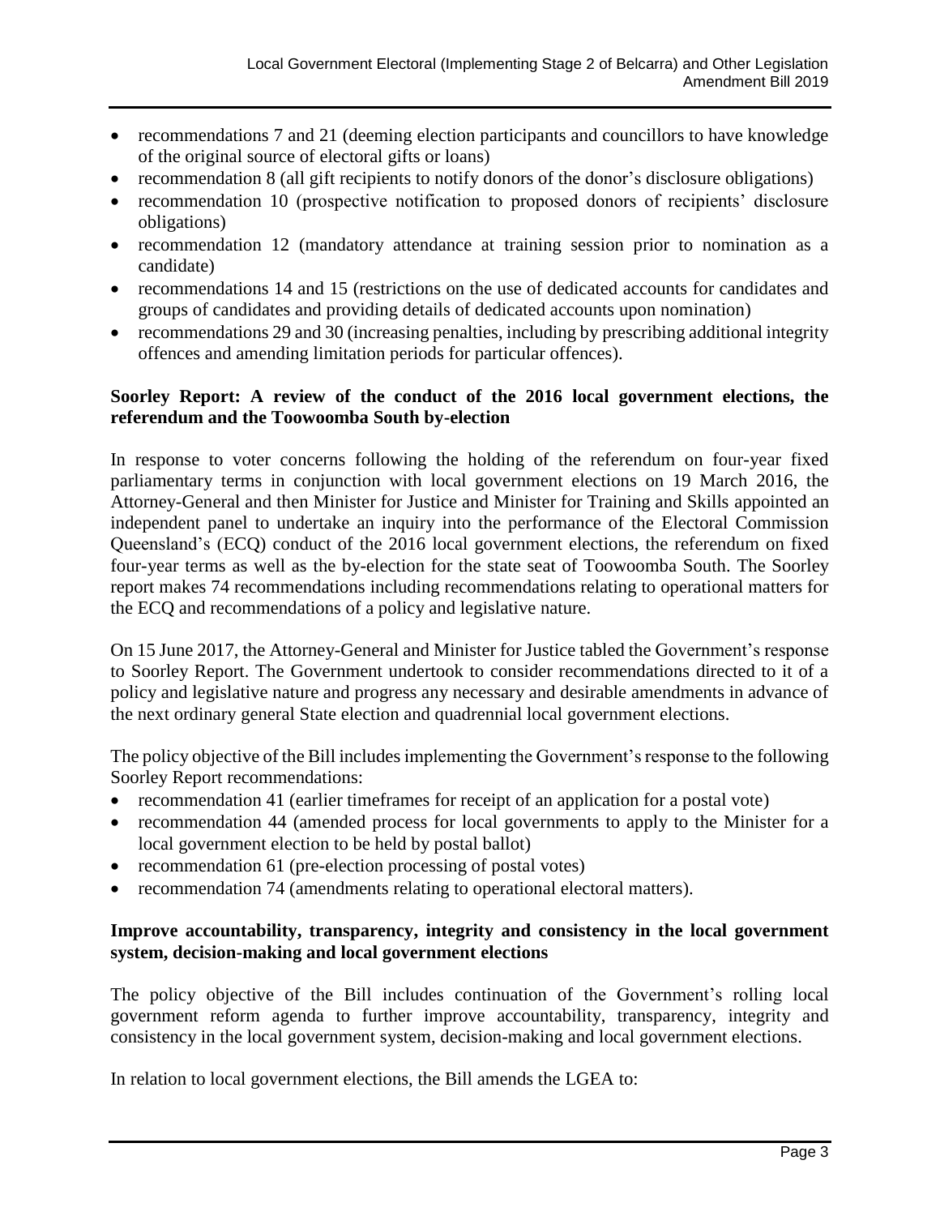- recommendations 7 and 21 (deeming election participants and councillors to have knowledge of the original source of electoral gifts or loans)
- recommendation 8 (all gift recipients to notify donors of the donor's disclosure obligations)
- recommendation 10 (prospective notification to proposed donors of recipients' disclosure obligations)
- recommendation 12 (mandatory attendance at training session prior to nomination as a candidate)
- recommendations 14 and 15 (restrictions on the use of dedicated accounts for candidates and groups of candidates and providing details of dedicated accounts upon nomination)
- recommendations 29 and 30 (increasing penalties, including by prescribing additional integrity offences and amending limitation periods for particular offences).

**Soorley Report: A review of the conduct of the 2016 local government elections, the referendum and the Toowoomba South by-election**

In response to voter concerns following the holding of the referendum on four-year fixed parliamentary terms in conjunction with local government elections on 19 March 2016, the Attorney-General and then Minister for Justice and Minister for Training and Skills appointed an independent panel to undertake an inquiry into the performance of the Electoral Commission Queensland's (ECQ) conduct of the 2016 local government elections, the referendum on fixed four-year terms as well as the by-election for the state seat of Toowoomba South. The Soorley report makes 74 recommendations including recommendations relating to operational matters for the ECQ and recommendations of a policy and legislative nature.

On 15 June 2017, the Attorney-General and Minister for Justice tabled the Government's response to Soorley Report. The Government undertook to consider recommendations directed to it of a policy and legislative nature and progress any necessary and desirable amendments in advance of the next ordinary general State election and quadrennial local government elections.

The policy objective of the Bill includes implementing the Government's response to the following Soorley Report recommendations:

- recommendation 41 (earlier timeframes for receipt of an application for a postal vote)
- recommendation 44 (amended process for local governments to apply to the Minister for a local government election to be held by postal ballot)
- recommendation 61 (pre-election processing of postal votes)
- recommendation 74 (amendments relating to operational electoral matters).

**Improve accountability, transparency, integrity and consistency in the local government system, decision-making and local government elections**

The policy objective of the Bill includes continuation of the Government's rolling local government reform agenda to further improve accountability, transparency, integrity and consistency in the local government system, decision-making and local government elections.

In relation to local government elections, the Bill amends the LGEA to: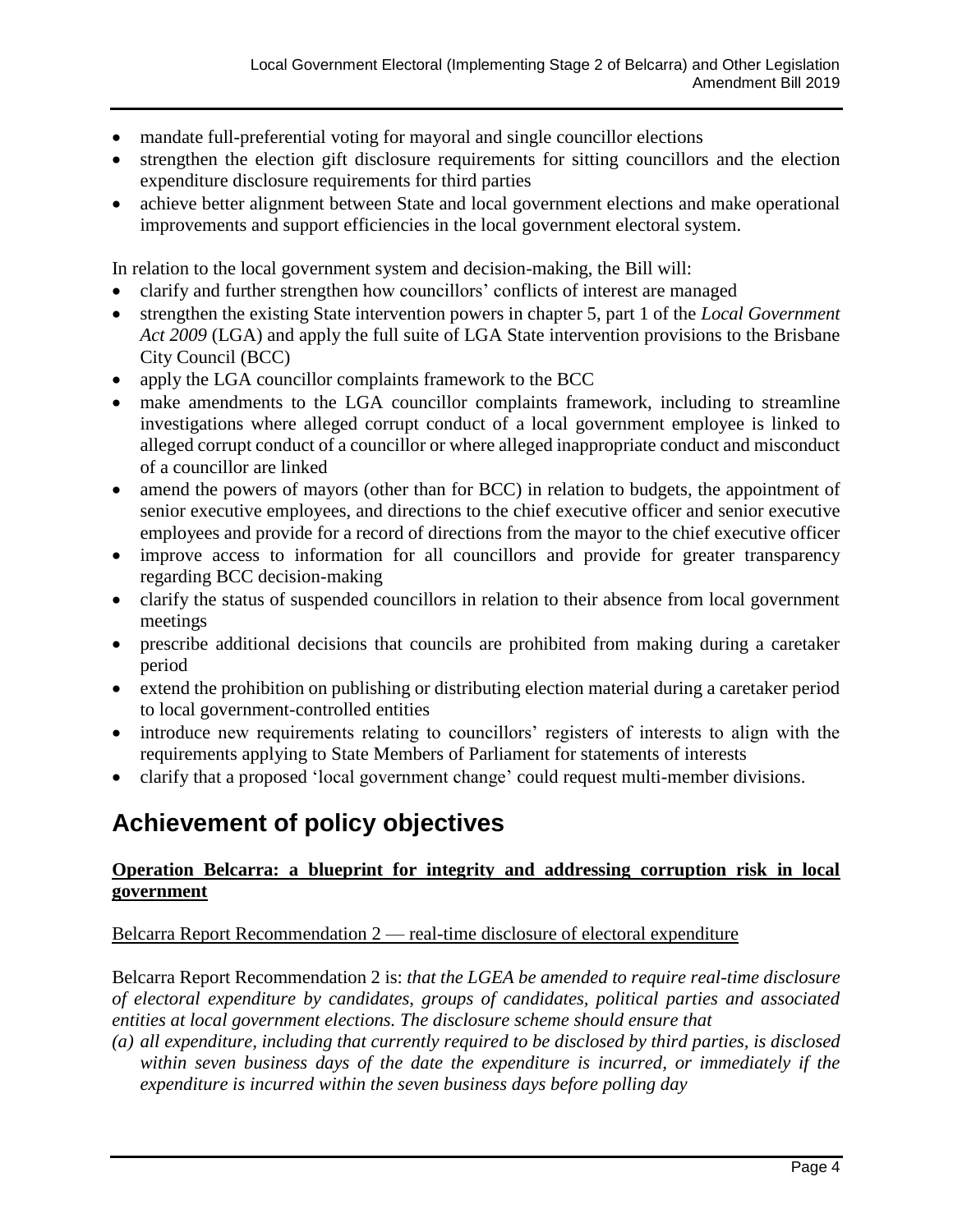- mandate full-preferential voting for mayoral and single councillor elections
- strengthen the election gift disclosure requirements for sitting councillors and the election expenditure disclosure requirements for third parties
- achieve better alignment between State and local government elections and make operational improvements and support efficiencies in the local government electoral system.

In relation to the local government system and decision-making, the Bill will:

- clarify and further strengthen how councillors' conflicts of interest are managed
- strengthen the existing State intervention powers in chapter 5, part 1 of the *Local Government Act 2009* (LGA) and apply the full suite of LGA State intervention provisions to the Brisbane City Council (BCC)
- apply the LGA councillor complaints framework to the BCC
- make amendments to the LGA councillor complaints framework, including to streamline investigations where alleged corrupt conduct of a local government employee is linked to alleged corrupt conduct of a councillor or where alleged inappropriate conduct and misconduct of a councillor are linked
- amend the powers of mayors (other than for BCC) in relation to budgets, the appointment of senior executive employees, and directions to the chief executive officer and senior executive employees and provide for a record of directions from the mayor to the chief executive officer
- improve access to information for all councillors and provide for greater transparency regarding BCC decision-making
- clarify the status of suspended councillors in relation to their absence from local government meetings
- prescribe additional decisions that councils are prohibited from making during a caretaker period
- extend the prohibition on publishing or distributing election material during a caretaker period to local government-controlled entities
- introduce new requirements relating to councillors' registers of interests to align with the requirements applying to State Members of Parliament for statements of interests
- clarify that a proposed 'local government change' could request multi-member divisions.

# Achievement of policy objectives

## Operation Belcarra: a blueprint for integrity and addressing corruption risk in local government

### Belcarra Report Recommendation 2 — real-time disclosure of electoral expenditure

Belcarra Report Recommendation 2 is: *that the LGEA be amended to require real-time disclosure of electoral expenditure by candidates, groups of candidates, political parties and associated entities at local government elections. The disclosure scheme should ensure that*

*(a) all expenditure, including that currently required to be disclosed by third parties, is disclosed within seven business days of the date the expenditure is incurred, or immediately if the expenditure is incurred within the seven business days before polling day*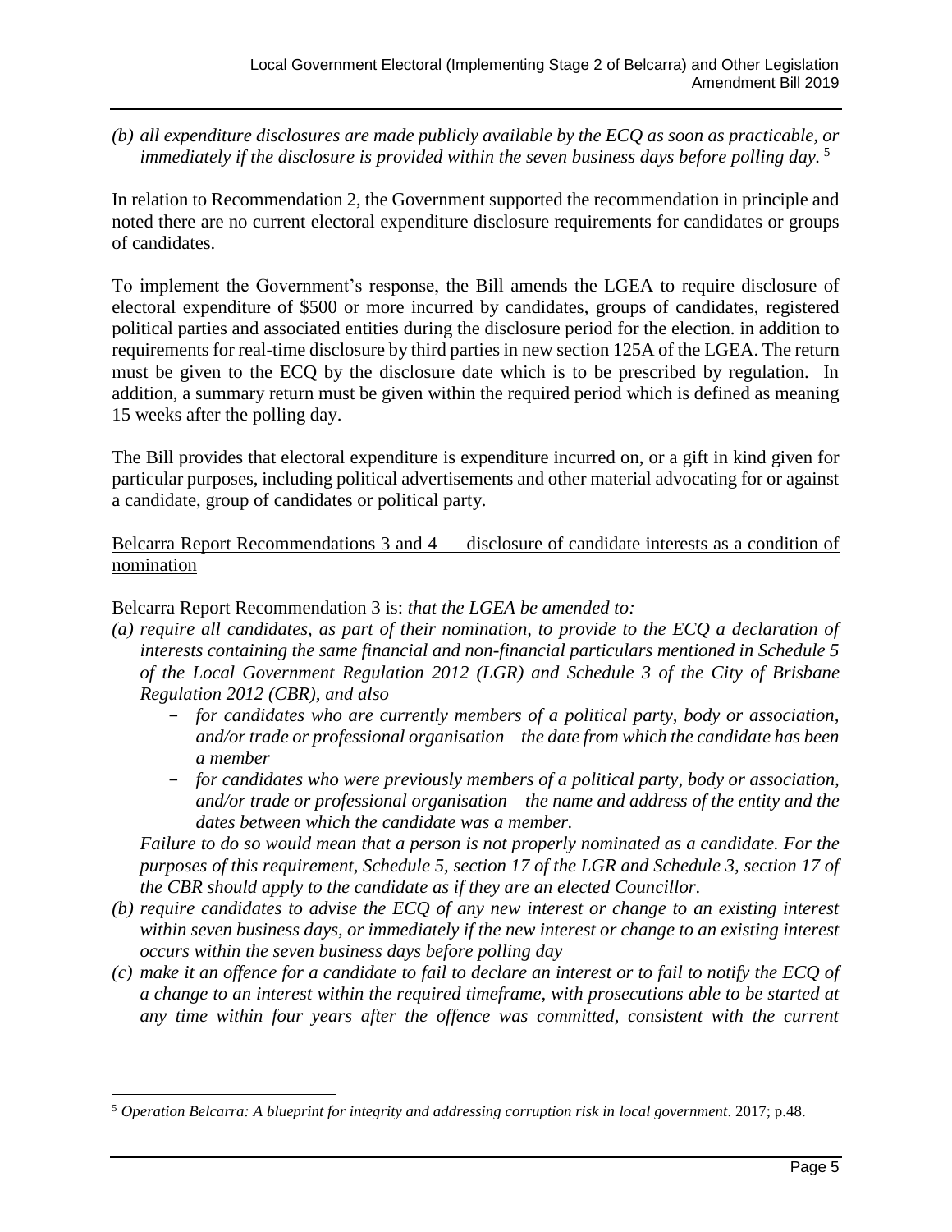*(b) all expenditure disclosures are made publicly available by the ECQ as soon as practicable, or immediately if the disclosure is provided within the seven business days before polling day.* [5]

In relation to Recommendation 2, the Government supported the recommendation in principle and noted there are no current electoral expenditure disclosure requirements for candidates or groups of candidates.

To implement the Government's response, the Bill amends the LGEA to require disclosure of electoral expenditure of $500 or more incurred by candidates, groups of candidates, registered political parties and associated entities during the disclosure period for the election. in addition to requirements for real-time disclosure by third parties in new section 125A of the LGEA. The return must be given to the ECQ by the disclosure date which is to be prescribed by regulation. In addition, a summary return must be given within the required period which is defined as meaning 15 weeks after the polling day.

The Bill provides that electoral expenditure is expenditure incurred on, or a gift in kind given for particular purposes, including political advertisements and other material advocating for or against a candidate, group of candidates or political party.

<u>Belcarra Report Recommendations 3 and 4 — disclosure of candidate interests as a condition of nomination</u>

Belcarra Report Recommendation 3 is: *that the LGEA be amended to:*

*(a) require all candidates, as part of their nomination, to provide to the ECQ a declaration of interests containing the same financial and non-financial particulars mentioned in Schedule 5 of the Local Government Regulation 2012 (LGR) and Schedule 3 of the City of Brisbane Regulation 2012 (CBR), and also*
   - *for candidates who are currently members of a political party, body or association, and/or trade or professional organisation – the date from which the candidate has been a member*
   - *for candidates who were previously members of a political party, body or association, and/or trade or professional organisation – the name and address of the entity and the dates between which the candidate was a member.*

   *Failure to do so would mean that a person is not properly nominated as a candidate. For the purposes of this requirement, Schedule 5, section 17 of the LGR and Schedule 3, section 17 of the CBR should apply to the candidate as if they are an elected Councillor.*

*(b) require candidates to advise the ECQ of any new interest or change to an existing interest within seven business days, or immediately if the new interest or change to an existing interest occurs within the seven business days before polling day*

*(c) make it an offence for a candidate to fail to declare an interest or to fail to notify the ECQ of a change to an interest within the required timeframe, with prosecutions able to be started at any time within four years after the offence was committed, consistent with the current*

---

[5] *Operation Belcarra: A blueprint for integrity and addressing corruption risk in local government*. 2017; p.48.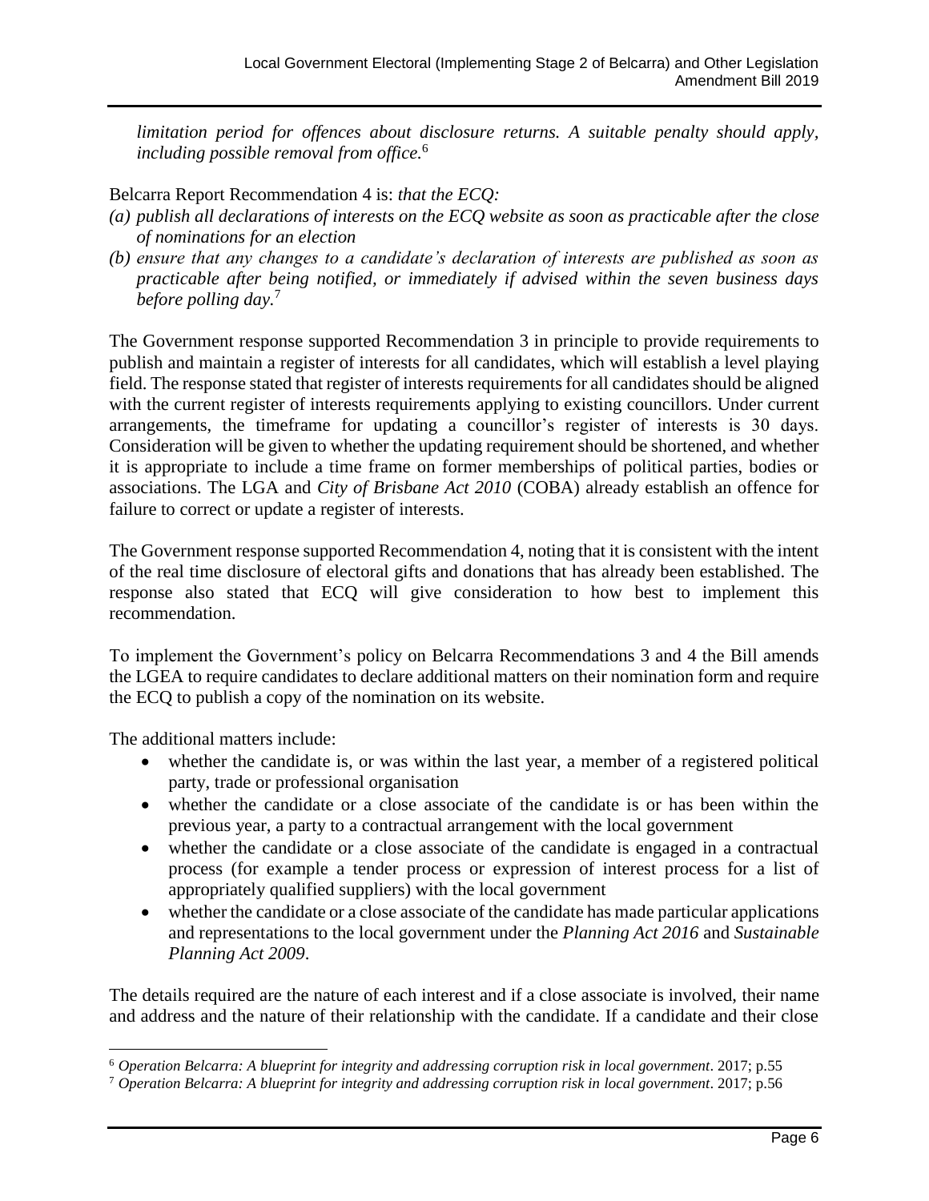*limitation period for offences about disclosure returns. A suitable penalty should apply, including possible removal from office.*[6]

Belcarra Report Recommendation 4 is: *that the ECQ:*

*(a) publish all declarations of interests on the ECQ website as soon as practicable after the close of nominations for an election*

*(b) ensure that any changes to a candidate's declaration of interests are published as soon as practicable after being notified, or immediately if advised within the seven business days before polling day.*[7]

The Government response supported Recommendation 3 in principle to provide requirements to publish and maintain a register of interests for all candidates, which will establish a level playing field. The response stated that register of interests requirements for all candidates should be aligned with the current register of interests requirements applying to existing councillors. Under current arrangements, the timeframe for updating a councillor's register of interests is 30 days. Consideration will be given to whether the updating requirement should be shortened, and whether it is appropriate to include a time frame on former memberships of political parties, bodies or associations. The LGA and *City of Brisbane Act 2010* (COBA) already establish an offence for failure to correct or update a register of interests.

The Government response supported Recommendation 4, noting that it is consistent with the intent of the real time disclosure of electoral gifts and donations that has already been established. The response also stated that ECQ will give consideration to how best to implement this recommendation.

To implement the Government's policy on Belcarra Recommendations 3 and 4 the Bill amends the LGEA to require candidates to declare additional matters on their nomination form and require the ECQ to publish a copy of the nomination on its website.

The additional matters include:

- whether the candidate is, or was within the last year, a member of a registered political party, trade or professional organisation
- whether the candidate or a close associate of the candidate is or has been within the previous year, a party to a contractual arrangement with the local government
- whether the candidate or a close associate of the candidate is engaged in a contractual process (for example a tender process or expression of interest process for a list of appropriately qualified suppliers) with the local government
- whether the candidate or a close associate of the candidate has made particular applications and representations to the local government under the *Planning Act 2016* and *Sustainable Planning Act 2009*.

The details required are the nature of each interest and if a close associate is involved, their name and address and the nature of their relationship with the candidate. If a candidate and their close

---

[6] *Operation Belcarra: A blueprint for integrity and addressing corruption risk in local government*. 2017; p.55

[7] *Operation Belcarra: A blueprint for integrity and addressing corruption risk in local government*. 2017; p.56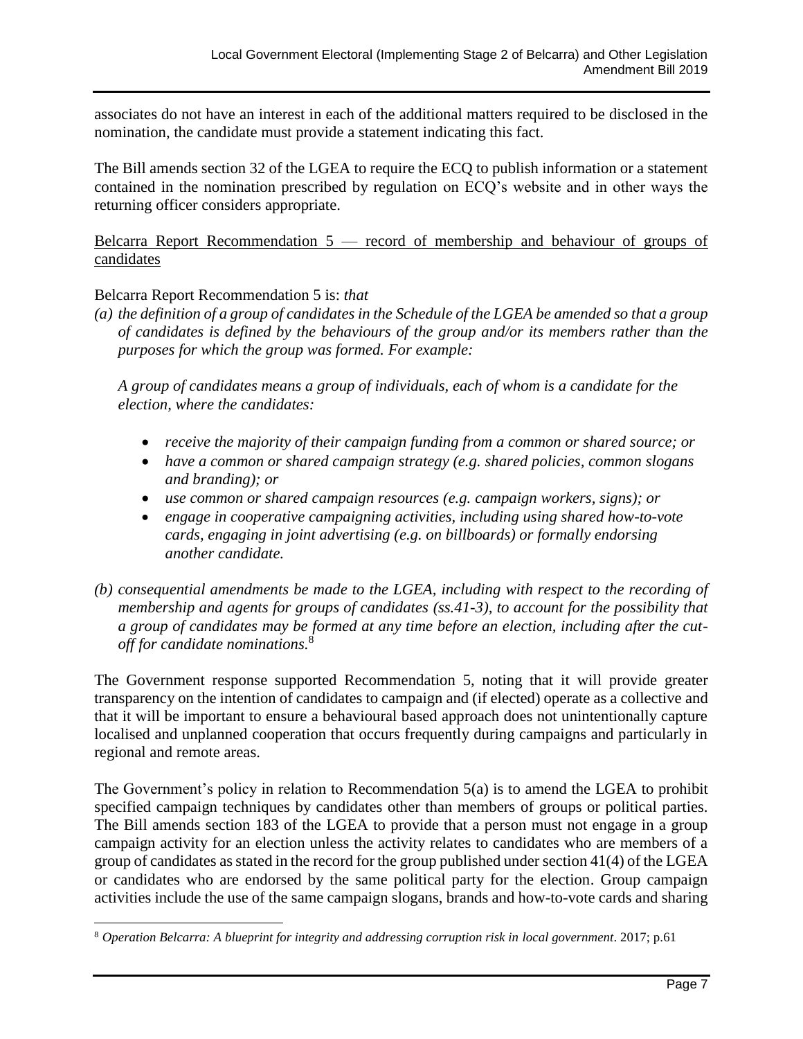associates do not have an interest in each of the additional matters required to be disclosed in the nomination, the candidate must provide a statement indicating this fact.

The Bill amends section 32 of the LGEA to require the ECQ to publish information or a statement contained in the nomination prescribed by regulation on ECQ's website and in other ways the returning officer considers appropriate.

Belcarra Report Recommendation 5 — record of membership and behaviour of groups of candidates

Belcarra Report Recommendation 5 is: *that*

*(a) the definition of a group of candidates in the Schedule of the LGEA be amended so that a group of candidates is defined by the behaviours of the group and/or its members rather than the purposes for which the group was formed. For example:*

*A group of candidates means a group of individuals, each of whom is a candidate for the election, where the candidates:*

- *receive the majority of their campaign funding from a common or shared source; or*
- *have a common or shared campaign strategy (e.g. shared policies, common slogans and branding); or*
- *use common or shared campaign resources (e.g. campaign workers, signs); or*
- *engage in cooperative campaigning activities, including using shared how-to-vote cards, engaging in joint advertising (e.g. on billboards) or formally endorsing another candidate.*

*(b) consequential amendments be made to the LGEA, including with respect to the recording of membership and agents for groups of candidates (ss.41-3), to account for the possibility that a group of candidates may be formed at any time before an election, including after the cut-off for candidate nominations.*[8]

The Government response supported Recommendation 5, noting that it will provide greater transparency on the intention of candidates to campaign and (if elected) operate as a collective and that it will be important to ensure a behavioural based approach does not unintentionally capture localised and unplanned cooperation that occurs frequently during campaigns and particularly in regional and remote areas.

The Government's policy in relation to Recommendation 5(a) is to amend the LGEA to prohibit specified campaign techniques by candidates other than members of groups or political parties. The Bill amends section 183 of the LGEA to provide that a person must not engage in a group campaign activity for an election unless the activity relates to candidates who are members of a group of candidates as stated in the record for the group published under section 41(4) of the LGEA or candidates who are endorsed by the same political party for the election. Group campaign activities include the use of the same campaign slogans, brands and how-to-vote cards and sharing

[8] *Operation Belcarra: A blueprint for integrity and addressing corruption risk in local government*. 2017; p.61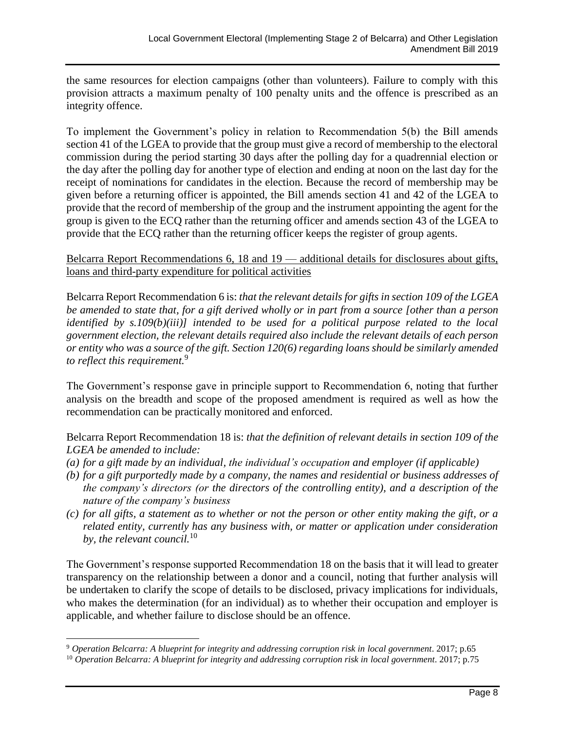the same resources for election campaigns (other than volunteers). Failure to comply with this provision attracts a maximum penalty of 100 penalty units and the offence is prescribed as an integrity offence.

To implement the Government's policy in relation to Recommendation 5(b) the Bill amends section 41 of the LGEA to provide that the group must give a record of membership to the electoral commission during the period starting 30 days after the polling day for a quadrennial election or the day after the polling day for another type of election and ending at noon on the last day for the receipt of nominations for candidates in the election. Because the record of membership may be given before a returning officer is appointed, the Bill amends section 41 and 42 of the LGEA to provide that the record of membership of the group and the instrument appointing the agent for the group is given to the ECQ rather than the returning officer and amends section 43 of the LGEA to provide that the ECQ rather than the returning officer keeps the register of group agents.

<u>Belcarra Report Recommendations 6, 18 and 19 — additional details for disclosures about gifts, loans and third-party expenditure for political activities</u>

Belcarra Report Recommendation 6 is: *that the relevant details for gifts in section 109 of the LGEA be amended to state that, for a gift derived wholly or in part from a source [other than a person identified by s.109(b)(iii)] intended to be used for a political purpose related to the local government election, the relevant details required also include the relevant details of each person or entity who was a source of the gift. Section 120(6) regarding loans should be similarly amended to reflect this requirement.*[9]

The Government's response gave in principle support to Recommendation 6, noting that further analysis on the breadth and scope of the proposed amendment is required as well as how the recommendation can be practically monitored and enforced.

Belcarra Report Recommendation 18 is: *that the definition of relevant details in section 109 of the LGEA be amended to include:*

*(a) for a gift made by an individual, the individual's occupation and employer (if applicable)*
*(b) for a gift purportedly made by a company, the names and residential or business addresses of the company's directors (or the directors of the controlling entity), and a description of the nature of the company's business*
*(c) for all gifts, a statement as to whether or not the person or other entity making the gift, or a related entity, currently has any business with, or matter or application under consideration by, the relevant council.*[10]

The Government's response supported Recommendation 18 on the basis that it will lead to greater transparency on the relationship between a donor and a council, noting that further analysis will be undertaken to clarify the scope of details to be disclosed, privacy implications for individuals, who makes the determination (for an individual) as to whether their occupation and employer is applicable, and whether failure to disclose should be an offence.

---

[9] *Operation Belcarra: A blueprint for integrity and addressing corruption risk in local government*. 2017; p.65

[10] *Operation Belcarra: A blueprint for integrity and addressing corruption risk in local government*. 2017; p.75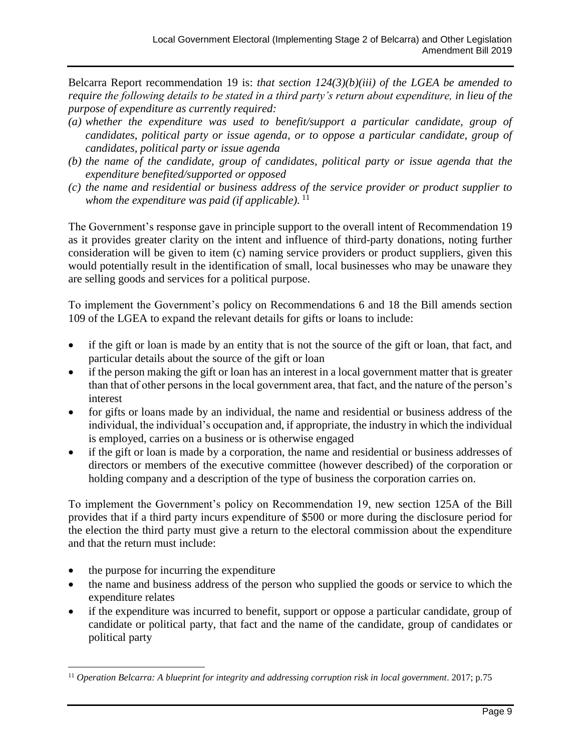Belcarra Report recommendation 19 is: *that section 124(3)(b)(iii) of the LGEA be amended to require the following details to be stated in a third party's return about expenditure, in lieu of the purpose of expenditure as currently required:*

*(a) whether the expenditure was used to benefit/support a particular candidate, group of candidates, political party or issue agenda, or to oppose a particular candidate, group of candidates, political party or issue agenda*

*(b) the name of the candidate, group of candidates, political party or issue agenda that the expenditure benefited/supported or opposed*

*(c) the name and residential or business address of the service provider or product supplier to whom the expenditure was paid (if applicable).* [11]

The Government's response gave in principle support to the overall intent of Recommendation 19 as it provides greater clarity on the intent and influence of third-party donations, noting further consideration will be given to item (c) naming service providers or product suppliers, given this would potentially result in the identification of small, local businesses who may be unaware they are selling goods and services for a political purpose.

To implement the Government's policy on Recommendations 6 and 18 the Bill amends section 109 of the LGEA to expand the relevant details for gifts or loans to include:

- if the gift or loan is made by an entity that is not the source of the gift or loan, that fact, and particular details about the source of the gift or loan
- if the person making the gift or loan has an interest in a local government matter that is greater than that of other persons in the local government area, that fact, and the nature of the person's interest
- for gifts or loans made by an individual, the name and residential or business address of the individual, the individual's occupation and, if appropriate, the industry in which the individual is employed, carries on a business or is otherwise engaged
- if the gift or loan is made by a corporation, the name and residential or business addresses of directors or members of the executive committee (however described) of the corporation or holding company and a description of the type of business the corporation carries on.

To implement the Government's policy on Recommendation 19, new section 125A of the Bill provides that if a third party incurs expenditure of $500 or more during the disclosure period for the election the third party must give a return to the electoral commission about the expenditure and that the return must include:

- the purpose for incurring the expenditure
- the name and business address of the person who supplied the goods or service to which the expenditure relates
- if the expenditure was incurred to benefit, support or oppose a particular candidate, group of candidate or political party, that fact and the name of the candidate, group of candidates or political party

[11] *Operation Belcarra: A blueprint for integrity and addressing corruption risk in local government*. 2017; p.75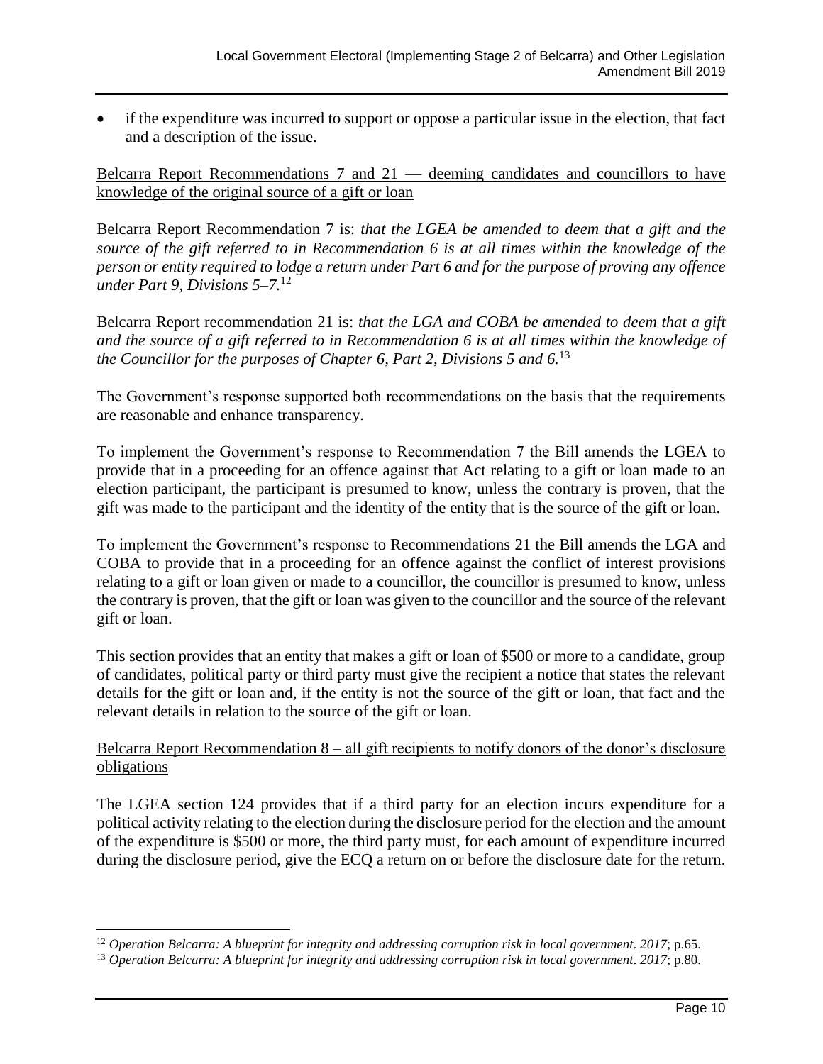- if the expenditure was incurred to support or oppose a particular issue in the election, that fact and a description of the issue.

Belcarra Report Recommendations 7 and 21 — deeming candidates and councillors to have knowledge of the original source of a gift or loan

Belcarra Report Recommendation 7 is: *that the LGEA be amended to deem that a gift and the source of the gift referred to in Recommendation 6 is at all times within the knowledge of the person or entity required to lodge a return under Part 6 and for the purpose of proving any offence under Part 9, Divisions 5–7.*[12]

Belcarra Report recommendation 21 is: *that the LGA and COBA be amended to deem that a gift and the source of a gift referred to in Recommendation 6 is at all times within the knowledge of the Councillor for the purposes of Chapter 6, Part 2, Divisions 5 and 6.*[13]

The Government's response supported both recommendations on the basis that the requirements are reasonable and enhance transparency.

To implement the Government's response to Recommendation 7 the Bill amends the LGEA to provide that in a proceeding for an offence against that Act relating to a gift or loan made to an election participant, the participant is presumed to know, unless the contrary is proven, that the gift was made to the participant and the identity of the entity that is the source of the gift or loan.

To implement the Government's response to Recommendations 21 the Bill amends the LGA and COBA to provide that in a proceeding for an offence against the conflict of interest provisions relating to a gift or loan given or made to a councillor, the councillor is presumed to know, unless the contrary is proven, that the gift or loan was given to the councillor and the source of the relevant gift or loan.

This section provides that an entity that makes a gift or loan of $500 or more to a candidate, group of candidates, political party or third party must give the recipient a notice that states the relevant details for the gift or loan and, if the entity is not the source of the gift or loan, that fact and the relevant details in relation to the source of the gift or loan.

Belcarra Report Recommendation 8 – all gift recipients to notify donors of the donor's disclosure obligations

The LGEA section 124 provides that if a third party for an election incurs expenditure for a political activity relating to the election during the disclosure period for the election and the amount of the expenditure is $500 or more, the third party must, for each amount of expenditure incurred during the disclosure period, give the ECQ a return on or before the disclosure date for the return.

[12] *Operation Belcarra: A blueprint for integrity and addressing corruption risk in local government. 2017*; p.65.

[13] *Operation Belcarra: A blueprint for integrity and addressing corruption risk in local government. 2017*; p.80.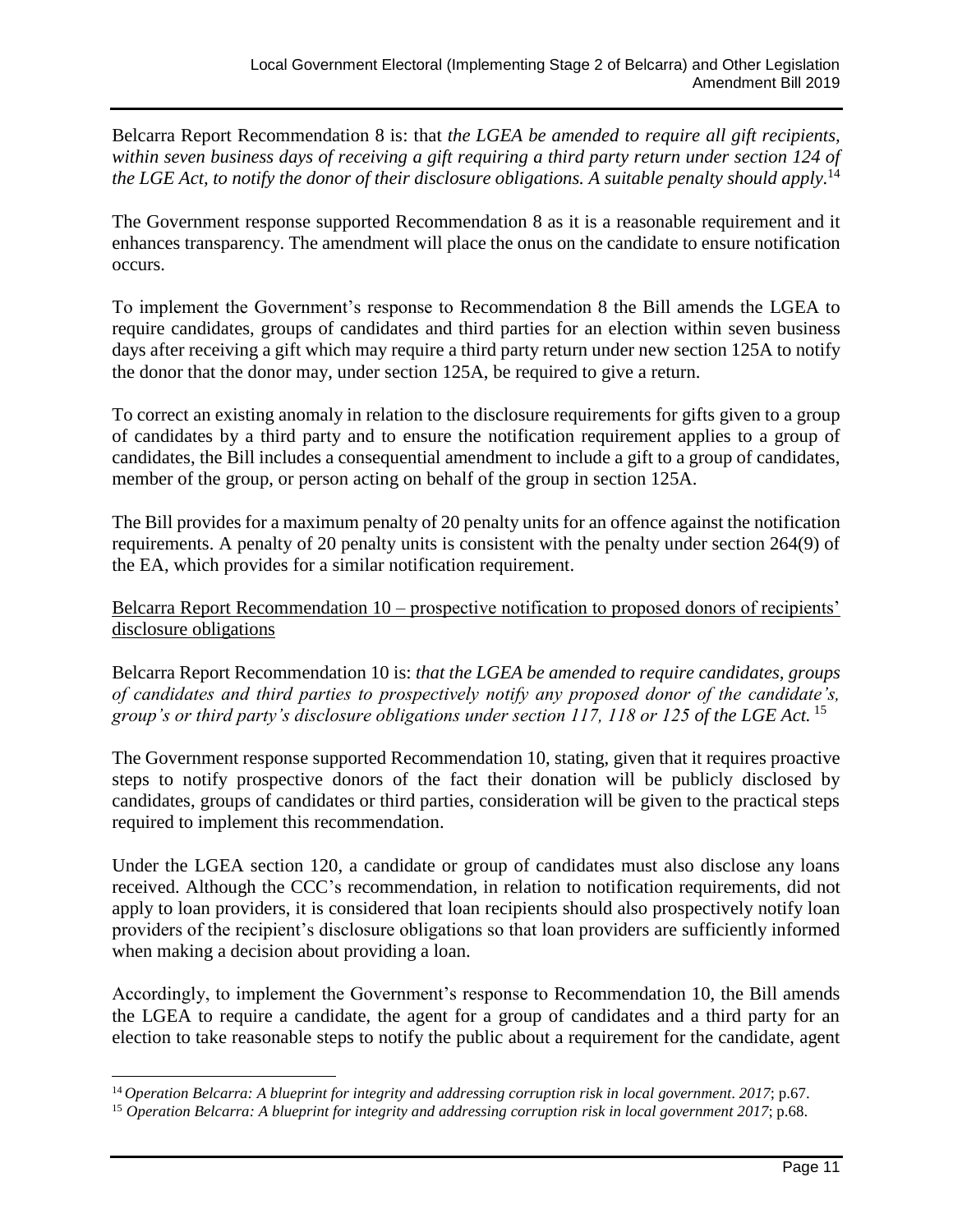Belcarra Report Recommendation 8 is: that *the LGEA be amended to require all gift recipients, within seven business days of receiving a gift requiring a third party return under section 124 of the LGE Act, to notify the donor of their disclosure obligations. A suitable penalty should apply*.[14]

The Government response supported Recommendation 8 as it is a reasonable requirement and it enhances transparency. The amendment will place the onus on the candidate to ensure notification occurs.

To implement the Government's response to Recommendation 8 the Bill amends the LGEA to require candidates, groups of candidates and third parties for an election within seven business days after receiving a gift which may require a third party return under new section 125A to notify the donor that the donor may, under section 125A, be required to give a return.

To correct an existing anomaly in relation to the disclosure requirements for gifts given to a group of candidates by a third party and to ensure the notification requirement applies to a group of candidates, the Bill includes a consequential amendment to include a gift to a group of candidates, member of the group, or person acting on behalf of the group in section 125A.

The Bill provides for a maximum penalty of 20 penalty units for an offence against the notification requirements. A penalty of 20 penalty units is consistent with the penalty under section 264(9) of the EA, which provides for a similar notification requirement.

Belcarra Report Recommendation 10 – prospective notification to proposed donors of recipients' disclosure obligations

Belcarra Report Recommendation 10 is: *that the LGEA be amended to require candidates, groups of candidates and third parties to prospectively notify any proposed donor of the candidate's, group's or third party's disclosure obligations under section 117, 118 or 125 of the LGE Act.*[15]

The Government response supported Recommendation 10, stating, given that it requires proactive steps to notify prospective donors of the fact their donation will be publicly disclosed by candidates, groups of candidates or third parties, consideration will be given to the practical steps required to implement this recommendation.

Under the LGEA section 120, a candidate or group of candidates must also disclose any loans received. Although the CCC's recommendation, in relation to notification requirements, did not apply to loan providers, it is considered that loan recipients should also prospectively notify loan providers of the recipient's disclosure obligations so that loan providers are sufficiently informed when making a decision about providing a loan.

Accordingly, to implement the Government's response to Recommendation 10, the Bill amends the LGEA to require a candidate, the agent for a group of candidates and a third party for an election to take reasonable steps to notify the public about a requirement for the candidate, agent

[14] *Operation Belcarra: A blueprint for integrity and addressing corruption risk in local government*. *2017*; p.67.

[15] *Operation Belcarra: A blueprint for integrity and addressing corruption risk in local government 2017*; p.68.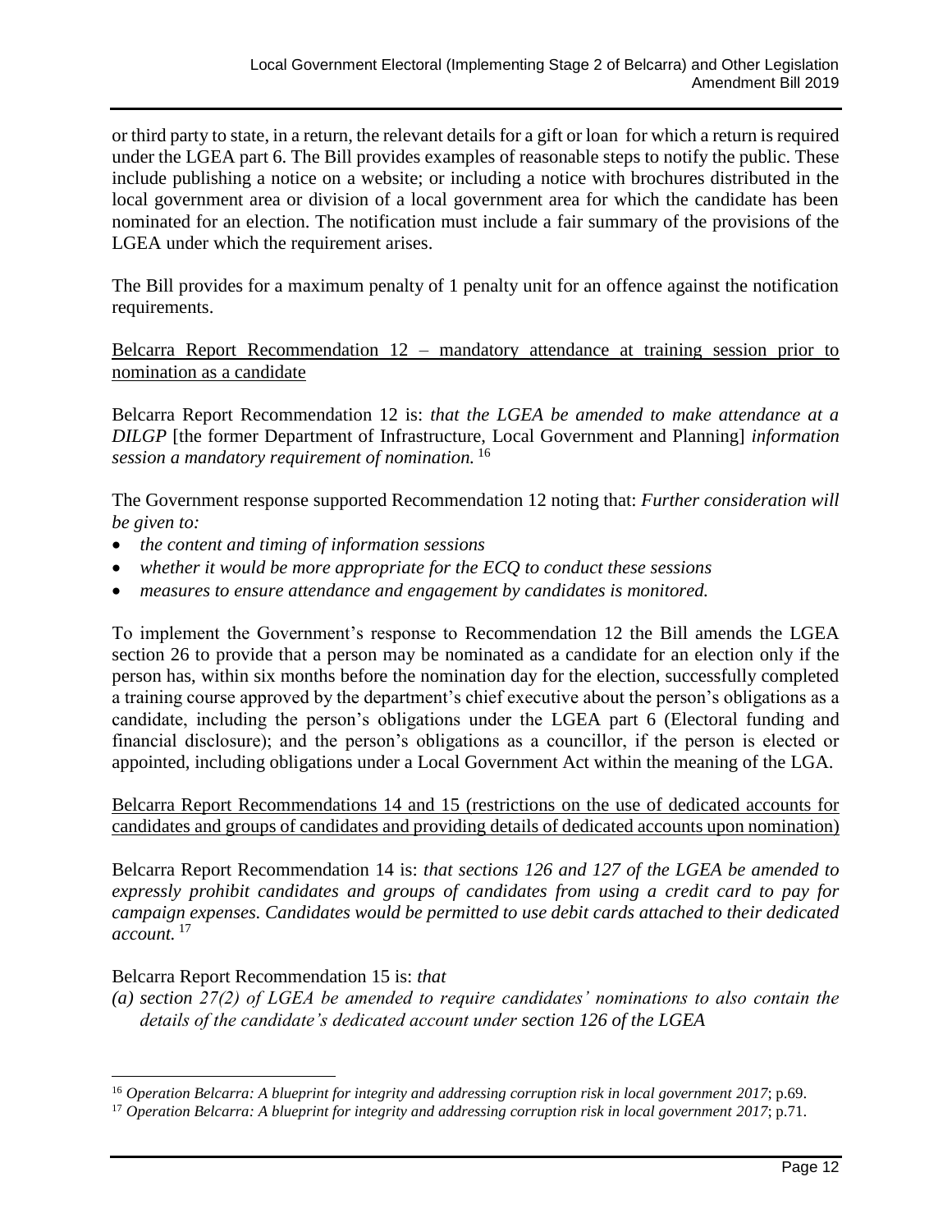or third party to state, in a return, the relevant details for a gift or loan for which a return is required under the LGEA part 6. The Bill provides examples of reasonable steps to notify the public. These include publishing a notice on a website; or including a notice with brochures distributed in the local government area or division of a local government area for which the candidate has been nominated for an election. The notification must include a fair summary of the provisions of the LGEA under which the requirement arises.

The Bill provides for a maximum penalty of 1 penalty unit for an offence against the notification requirements.

<u>Belcarra Report Recommendation 12 – mandatory attendance at training session prior to nomination as a candidate</u>

Belcarra Report Recommendation 12 is: *that the LGEA be amended to make attendance at a DILGP* [the former Department of Infrastructure, Local Government and Planning] *information session a mandatory requirement of nomination.* [16]

The Government response supported Recommendation 12 noting that: *Further consideration will be given to:*

- *the content and timing of information sessions*
- *whether it would be more appropriate for the ECQ to conduct these sessions*
- *measures to ensure attendance and engagement by candidates is monitored.*

To implement the Government's response to Recommendation 12 the Bill amends the LGEA section 26 to provide that a person may be nominated as a candidate for an election only if the person has, within six months before the nomination day for the election, successfully completed a training course approved by the department's chief executive about the person's obligations as a candidate, including the person's obligations under the LGEA part 6 (Electoral funding and financial disclosure); and the person's obligations as a councillor, if the person is elected or appointed, including obligations under a Local Government Act within the meaning of the LGA.

<u>Belcarra Report Recommendations 14 and 15 (restrictions on the use of dedicated accounts for candidates and groups of candidates and providing details of dedicated accounts upon nomination)</u>

Belcarra Report Recommendation 14 is: *that sections 126 and 127 of the LGEA be amended to expressly prohibit candidates and groups of candidates from using a credit card to pay for campaign expenses. Candidates would be permitted to use debit cards attached to their dedicated account.* [17]

Belcarra Report Recommendation 15 is: *that*

*(a) section 27(2) of LGEA be amended to require candidates' nominations to also contain the details of the candidate's dedicated account under section 126 of the LGEA*

---

[16] *Operation Belcarra: A blueprint for integrity and addressing corruption risk in local government 2017*; p.69.

[17] *Operation Belcarra: A blueprint for integrity and addressing corruption risk in local government 2017*; p.71.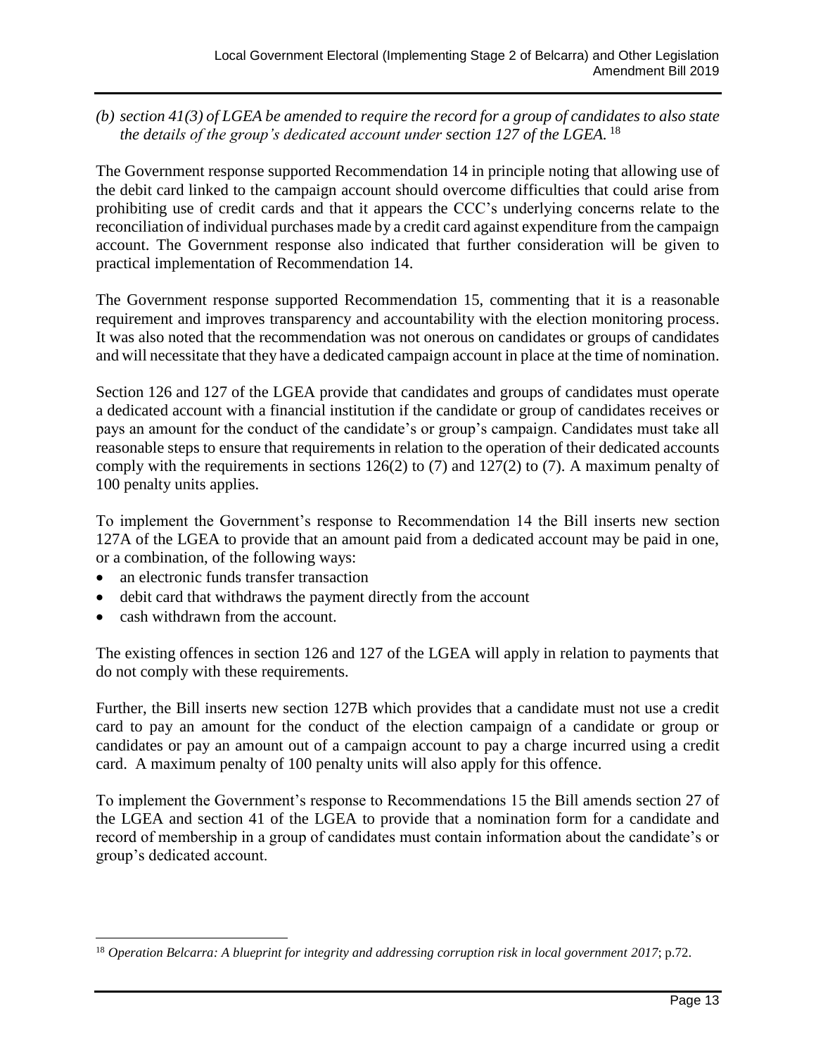*(b) section 41(3) of LGEA be amended to require the record for a group of candidates to also state the details of the group's dedicated account under section 127 of the LGEA.* [18]

The Government response supported Recommendation 14 in principle noting that allowing use of the debit card linked to the campaign account should overcome difficulties that could arise from prohibiting use of credit cards and that it appears the CCC's underlying concerns relate to the reconciliation of individual purchases made by a credit card against expenditure from the campaign account. The Government response also indicated that further consideration will be given to practical implementation of Recommendation 14.

The Government response supported Recommendation 15, commenting that it is a reasonable requirement and improves transparency and accountability with the election monitoring process. It was also noted that the recommendation was not onerous on candidates or groups of candidates and will necessitate that they have a dedicated campaign account in place at the time of nomination.

Section 126 and 127 of the LGEA provide that candidates and groups of candidates must operate a dedicated account with a financial institution if the candidate or group of candidates receives or pays an amount for the conduct of the candidate's or group's campaign. Candidates must take all reasonable steps to ensure that requirements in relation to the operation of their dedicated accounts comply with the requirements in sections 126(2) to (7) and 127(2) to (7). A maximum penalty of 100 penalty units applies.

To implement the Government's response to Recommendation 14 the Bill inserts new section 127A of the LGEA to provide that an amount paid from a dedicated account may be paid in one, or a combination, of the following ways:

- an electronic funds transfer transaction
- debit card that withdraws the payment directly from the account
- cash withdrawn from the account.

The existing offences in section 126 and 127 of the LGEA will apply in relation to payments that do not comply with these requirements.

Further, the Bill inserts new section 127B which provides that a candidate must not use a credit card to pay an amount for the conduct of the election campaign of a candidate or group or candidates or pay an amount out of a campaign account to pay a charge incurred using a credit card. A maximum penalty of 100 penalty units will also apply for this offence.

To implement the Government's response to Recommendations 15 the Bill amends section 27 of the LGEA and section 41 of the LGEA to provide that a nomination form for a candidate and record of membership in a group of candidates must contain information about the candidate's or group's dedicated account.

---

[18] *Operation Belcarra: A blueprint for integrity and addressing corruption risk in local government 2017*; p.72.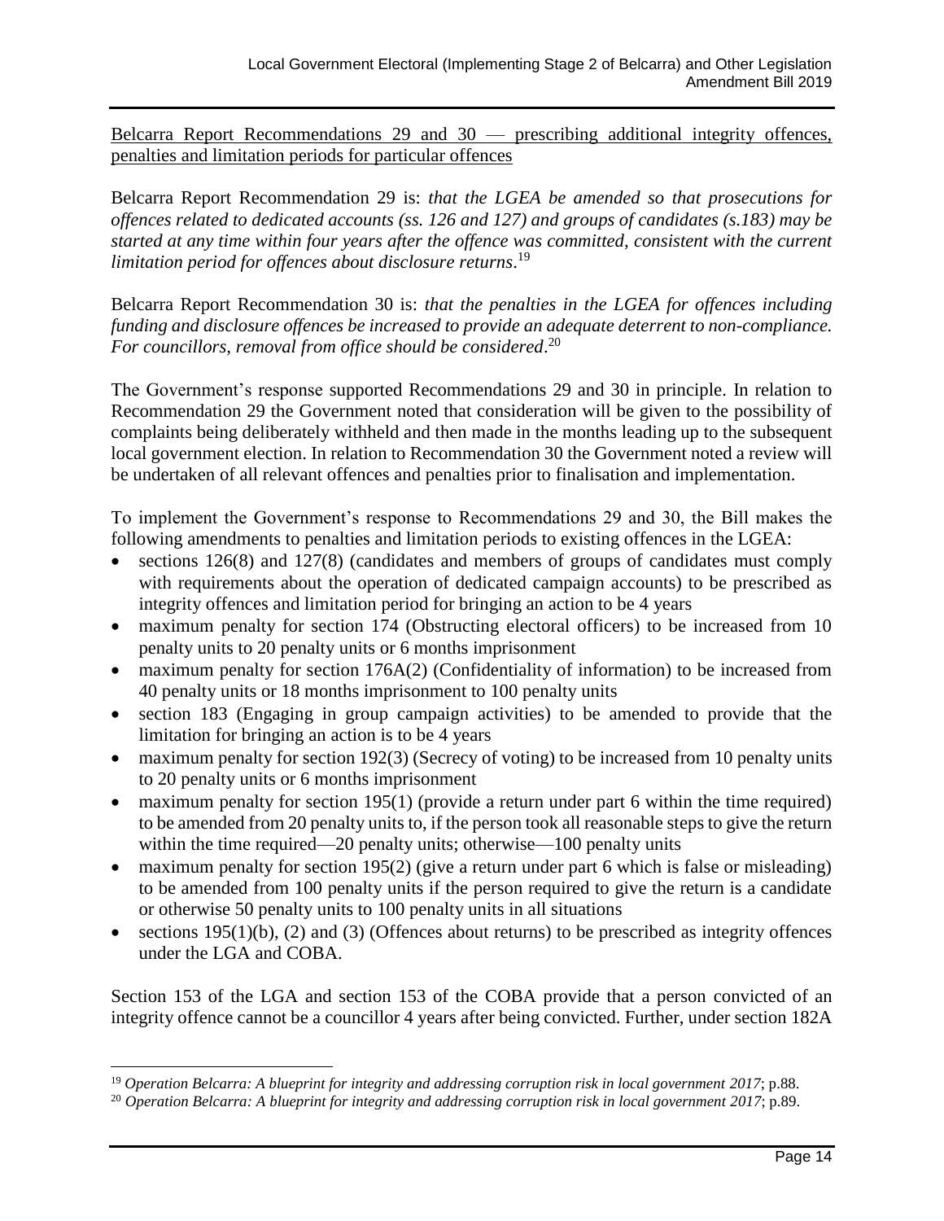Belcarra Report Recommendations 29 and 30 — prescribing additional integrity offences, penalties and limitation periods for particular offences

Belcarra Report Recommendation 29 is: *that the LGEA be amended so that prosecutions for offences related to dedicated accounts (ss. 126 and 127) and groups of candidates (s.183) may be started at any time within four years after the offence was committed, consistent with the current limitation period for offences about disclosure returns*.[19]

Belcarra Report Recommendation 30 is: *that the penalties in the LGEA for offences including funding and disclosure offences be increased to provide an adequate deterrent to non-compliance. For councillors, removal from office should be considered*.[20]

The Government's response supported Recommendations 29 and 30 in principle. In relation to Recommendation 29 the Government noted that consideration will be given to the possibility of complaints being deliberately withheld and then made in the months leading up to the subsequent local government election. In relation to Recommendation 30 the Government noted a review will be undertaken of all relevant offences and penalties prior to finalisation and implementation.

To implement the Government's response to Recommendations 29 and 30, the Bill makes the following amendments to penalties and limitation periods to existing offences in the LGEA:

- sections 126(8) and 127(8) (candidates and members of groups of candidates must comply with requirements about the operation of dedicated campaign accounts) to be prescribed as integrity offences and limitation period for bringing an action to be 4 years
- maximum penalty for section 174 (Obstructing electoral officers) to be increased from 10 penalty units to 20 penalty units or 6 months imprisonment
- maximum penalty for section 176A(2) (Confidentiality of information) to be increased from 40 penalty units or 18 months imprisonment to 100 penalty units
- section 183 (Engaging in group campaign activities) to be amended to provide that the limitation for bringing an action is to be 4 years
- maximum penalty for section 192(3) (Secrecy of voting) to be increased from 10 penalty units to 20 penalty units or 6 months imprisonment
- maximum penalty for section 195(1) (provide a return under part 6 within the time required) to be amended from 20 penalty units to, if the person took all reasonable steps to give the return within the time required—20 penalty units; otherwise—100 penalty units
- maximum penalty for section 195(2) (give a return under part 6 which is false or misleading) to be amended from 100 penalty units if the person required to give the return is a candidate or otherwise 50 penalty units to 100 penalty units in all situations
- sections 195(1)(b), (2) and (3) (Offences about returns) to be prescribed as integrity offences under the LGA and COBA.

Section 153 of the LGA and section 153 of the COBA provide that a person convicted of an integrity offence cannot be a councillor 4 years after being convicted. Further, under section 182A

[19] *Operation Belcarra: A blueprint for integrity and addressing corruption risk in local government 2017*; p.88.

[20] *Operation Belcarra: A blueprint for integrity and addressing corruption risk in local government 2017*; p.89.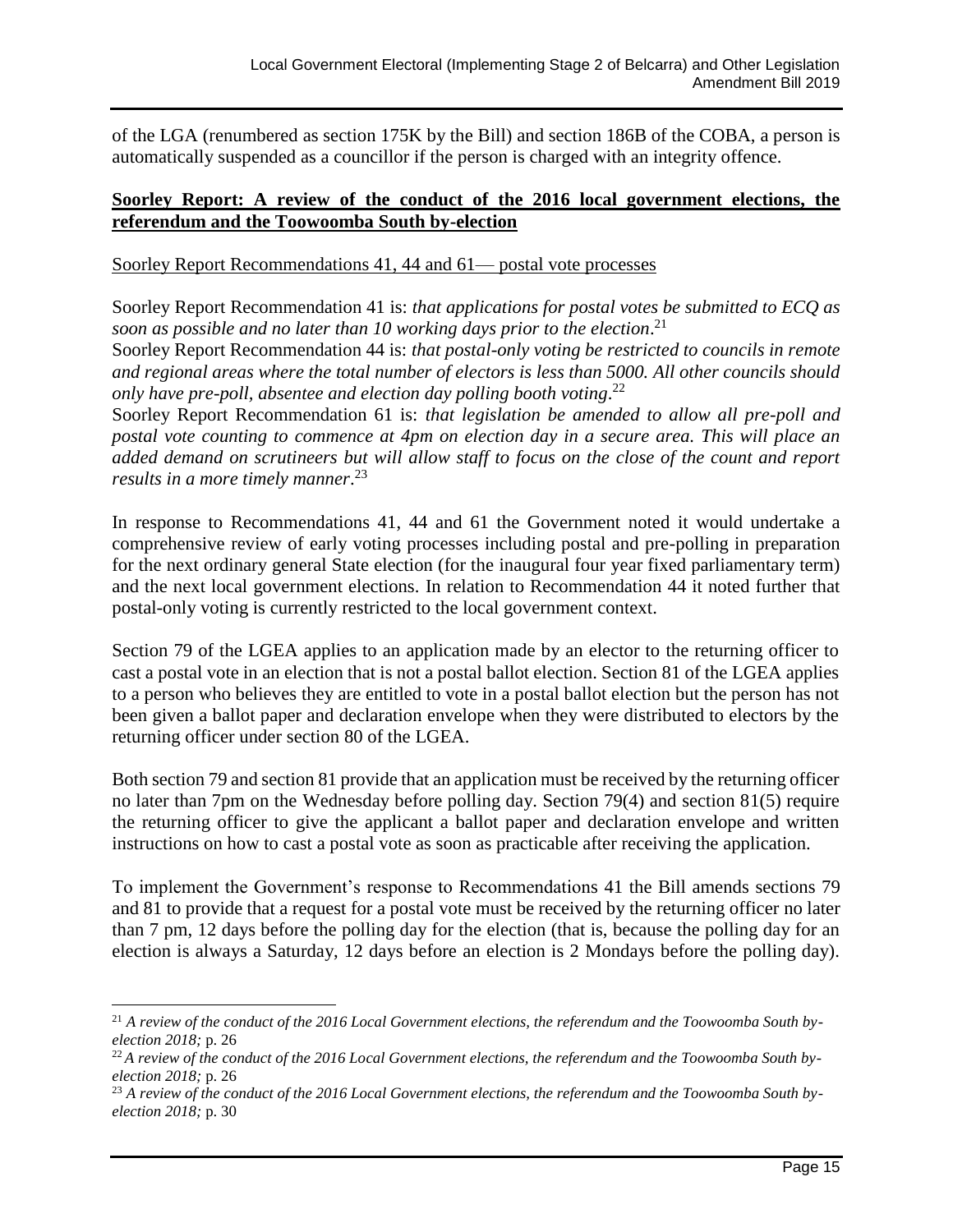of the LGA (renumbered as section 175K by the Bill) and section 186B of the COBA, a person is automatically suspended as a councillor if the person is charged with an integrity offence.

## Soorley Report: A review of the conduct of the 2016 local government elections, the referendum and the Toowoomba South by-election

### Soorley Report Recommendations 41, 44 and 61— postal vote processes

Soorley Report Recommendation 41 is: *that applications for postal votes be submitted to ECQ as soon as possible and no later than 10 working days prior to the election*.[21]

Soorley Report Recommendation 44 is: *that postal-only voting be restricted to councils in remote and regional areas where the total number of electors is less than 5000. All other councils should only have pre-poll, absentee and election day polling booth voting*.[22]

Soorley Report Recommendation 61 is: *that legislation be amended to allow all pre-poll and postal vote counting to commence at 4pm on election day in a secure area. This will place an added demand on scrutineers but will allow staff to focus on the close of the count and report results in a more timely manner*.[23]

In response to Recommendations 41, 44 and 61 the Government noted it would undertake a comprehensive review of early voting processes including postal and pre-polling in preparation for the next ordinary general State election (for the inaugural four year fixed parliamentary term) and the next local government elections. In relation to Recommendation 44 it noted further that postal-only voting is currently restricted to the local government context.

Section 79 of the LGEA applies to an application made by an elector to the returning officer to cast a postal vote in an election that is not a postal ballot election. Section 81 of the LGEA applies to a person who believes they are entitled to vote in a postal ballot election but the person has not been given a ballot paper and declaration envelope when they were distributed to electors by the returning officer under section 80 of the LGEA.

Both section 79 and section 81 provide that an application must be received by the returning officer no later than 7pm on the Wednesday before polling day. Section 79(4) and section 81(5) require the returning officer to give the applicant a ballot paper and declaration envelope and written instructions on how to cast a postal vote as soon as practicable after receiving the application.

To implement the Government's response to Recommendations 41 the Bill amends sections 79 and 81 to provide that a request for a postal vote must be received by the returning officer no later than 7 pm, 12 days before the polling day for the election (that is, because the polling day for an election is always a Saturday, 12 days before an election is 2 Mondays before the polling day).

---

[21] *A review of the conduct of the 2016 Local Government elections, the referendum and the Toowoomba South by-election 2018;* p. 26

[22] *A review of the conduct of the 2016 Local Government elections, the referendum and the Toowoomba South by-election 2018;* p. 26

[23] *A review of the conduct of the 2016 Local Government elections, the referendum and the Toowoomba South by-election 2018;* p. 30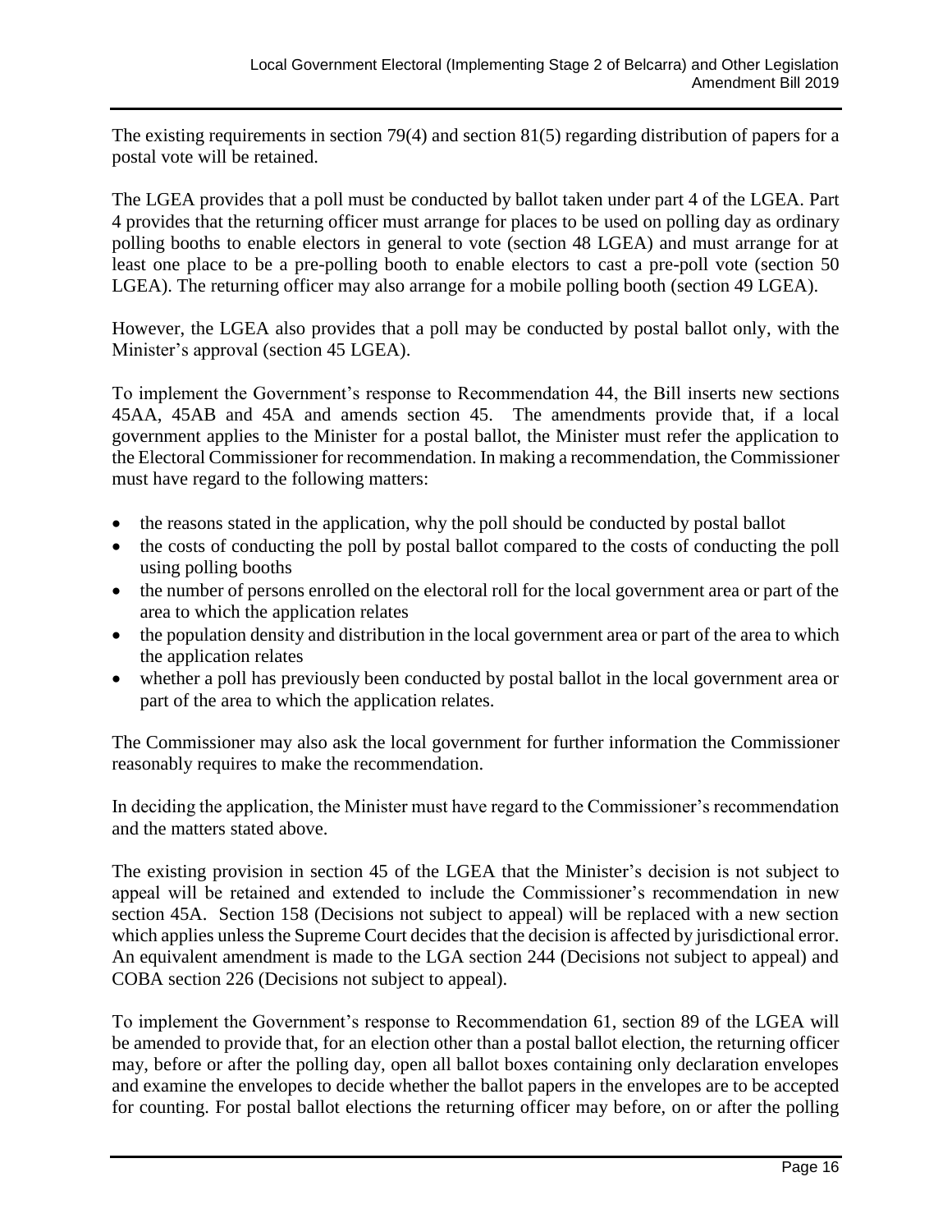The existing requirements in section 79(4) and section 81(5) regarding distribution of papers for a postal vote will be retained.

The LGEA provides that a poll must be conducted by ballot taken under part 4 of the LGEA. Part 4 provides that the returning officer must arrange for places to be used on polling day as ordinary polling booths to enable electors in general to vote (section 48 LGEA) and must arrange for at least one place to be a pre-polling booth to enable electors to cast a pre-poll vote (section 50 LGEA). The returning officer may also arrange for a mobile polling booth (section 49 LGEA).

However, the LGEA also provides that a poll may be conducted by postal ballot only, with the Minister's approval (section 45 LGEA).

To implement the Government's response to Recommendation 44, the Bill inserts new sections 45AA, 45AB and 45A and amends section 45. The amendments provide that, if a local government applies to the Minister for a postal ballot, the Minister must refer the application to the Electoral Commissioner for recommendation. In making a recommendation, the Commissioner must have regard to the following matters:

- the reasons stated in the application, why the poll should be conducted by postal ballot
- the costs of conducting the poll by postal ballot compared to the costs of conducting the poll using polling booths
- the number of persons enrolled on the electoral roll for the local government area or part of the area to which the application relates
- the population density and distribution in the local government area or part of the area to which the application relates
- whether a poll has previously been conducted by postal ballot in the local government area or part of the area to which the application relates.

The Commissioner may also ask the local government for further information the Commissioner reasonably requires to make the recommendation.

In deciding the application, the Minister must have regard to the Commissioner's recommendation and the matters stated above.

The existing provision in section 45 of the LGEA that the Minister's decision is not subject to appeal will be retained and extended to include the Commissioner's recommendation in new section 45A. Section 158 (Decisions not subject to appeal) will be replaced with a new section which applies unless the Supreme Court decides that the decision is affected by jurisdictional error. An equivalent amendment is made to the LGA section 244 (Decisions not subject to appeal) and COBA section 226 (Decisions not subject to appeal).

To implement the Government's response to Recommendation 61, section 89 of the LGEA will be amended to provide that, for an election other than a postal ballot election, the returning officer may, before or after the polling day, open all ballot boxes containing only declaration envelopes and examine the envelopes to decide whether the ballot papers in the envelopes are to be accepted for counting. For postal ballot elections the returning officer may before, on or after the polling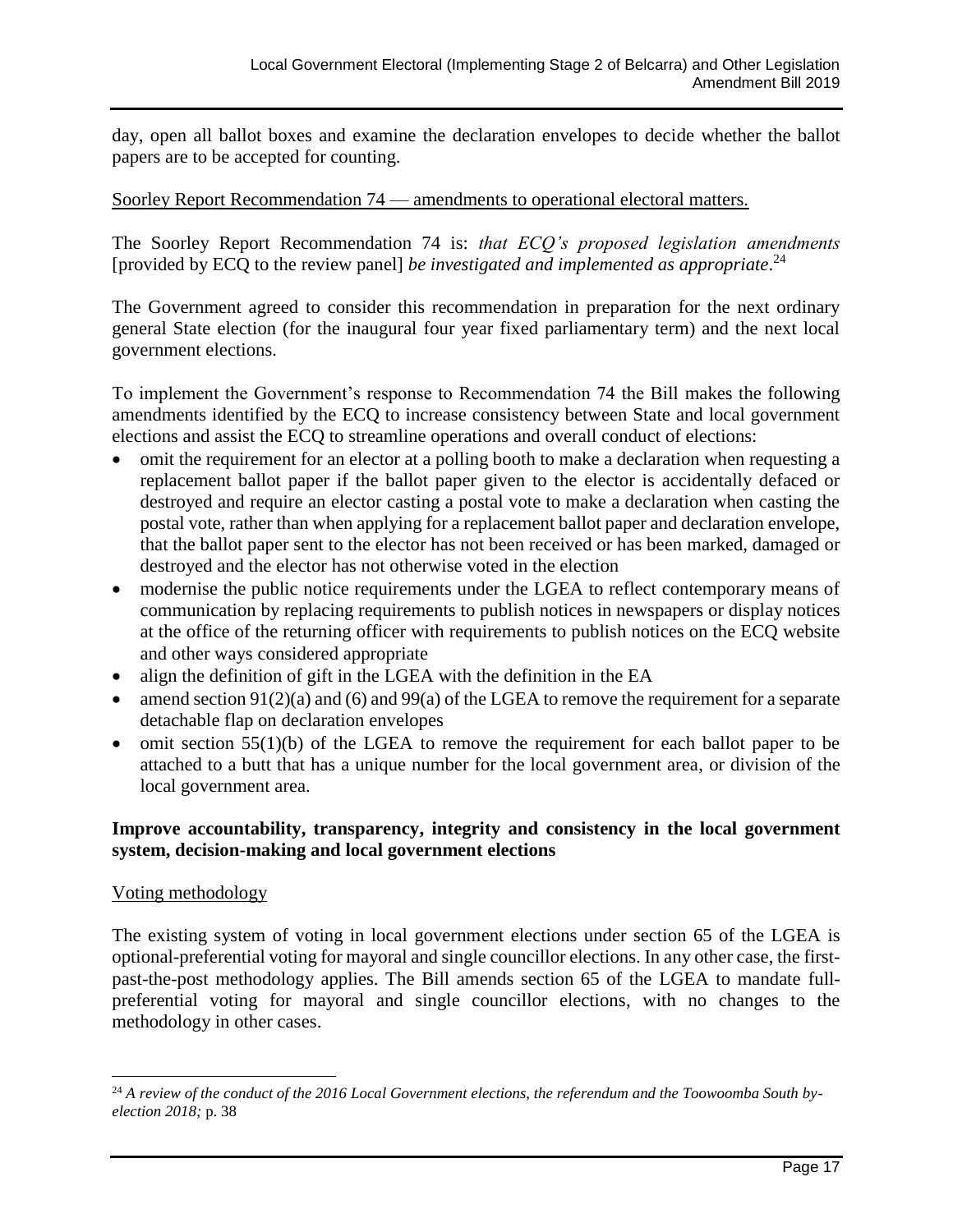day, open all ballot boxes and examine the declaration envelopes to decide whether the ballot papers are to be accepted for counting.

Soorley Report Recommendation 74 — amendments to operational electoral matters.

The Soorley Report Recommendation 74 is: *that ECQ's proposed legislation amendments* [provided by ECQ to the review panel] *be investigated and implemented as appropriate*.[24]

The Government agreed to consider this recommendation in preparation for the next ordinary general State election (for the inaugural four year fixed parliamentary term) and the next local government elections.

To implement the Government's response to Recommendation 74 the Bill makes the following amendments identified by the ECQ to increase consistency between State and local government elections and assist the ECQ to streamline operations and overall conduct of elections:

- omit the requirement for an elector at a polling booth to make a declaration when requesting a replacement ballot paper if the ballot paper given to the elector is accidentally defaced or destroyed and require an elector casting a postal vote to make a declaration when casting the postal vote, rather than when applying for a replacement ballot paper and declaration envelope, that the ballot paper sent to the elector has not been received or has been marked, damaged or destroyed and the elector has not otherwise voted in the election
- modernise the public notice requirements under the LGEA to reflect contemporary means of communication by replacing requirements to publish notices in newspapers or display notices at the office of the returning officer with requirements to publish notices on the ECQ website and other ways considered appropriate
- align the definition of gift in the LGEA with the definition in the EA
- amend section 91(2)(a) and (6) and 99(a) of the LGEA to remove the requirement for a separate detachable flap on declaration envelopes
- omit section 55(1)(b) of the LGEA to remove the requirement for each ballot paper to be attached to a butt that has a unique number for the local government area, or division of the local government area.

**Improve accountability, transparency, integrity and consistency in the local government system, decision-making and local government elections**

Voting methodology

The existing system of voting in local government elections under section 65 of the LGEA is optional-preferential voting for mayoral and single councillor elections. In any other case, the first-past-the-post methodology applies. The Bill amends section 65 of the LGEA to mandate full-preferential voting for mayoral and single councillor elections, with no changes to the methodology in other cases.

[24] *A review of the conduct of the 2016 Local Government elections, the referendum and the Toowoomba South by-election 2018;* p. 38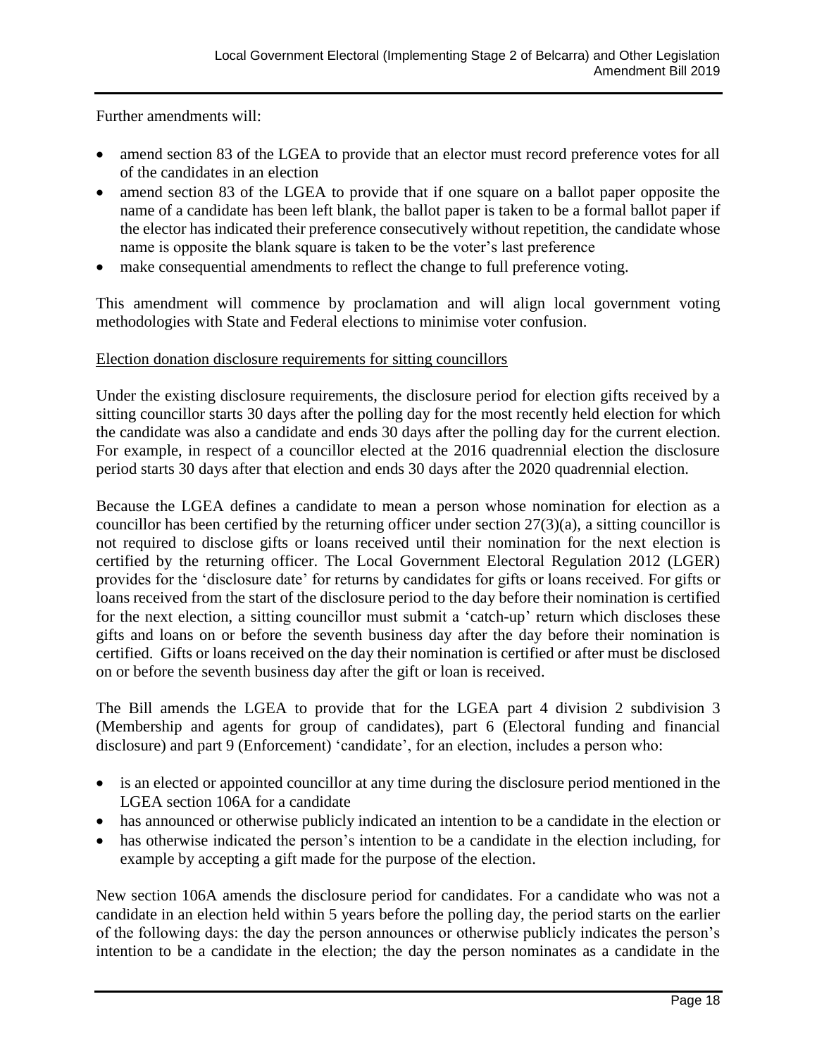Further amendments will:

- amend section 83 of the LGEA to provide that an elector must record preference votes for all of the candidates in an election
- amend section 83 of the LGEA to provide that if one square on a ballot paper opposite the name of a candidate has been left blank, the ballot paper is taken to be a formal ballot paper if the elector has indicated their preference consecutively without repetition, the candidate whose name is opposite the blank square is taken to be the voter's last preference
- make consequential amendments to reflect the change to full preference voting.

This amendment will commence by proclamation and will align local government voting methodologies with State and Federal elections to minimise voter confusion.

<u>Election donation disclosure requirements for sitting councillors</u>

Under the existing disclosure requirements, the disclosure period for election gifts received by a sitting councillor starts 30 days after the polling day for the most recently held election for which the candidate was also a candidate and ends 30 days after the polling day for the current election. For example, in respect of a councillor elected at the 2016 quadrennial election the disclosure period starts 30 days after that election and ends 30 days after the 2020 quadrennial election.

Because the LGEA defines a candidate to mean a person whose nomination for election as a councillor has been certified by the returning officer under section 27(3)(a), a sitting councillor is not required to disclose gifts or loans received until their nomination for the next election is certified by the returning officer. The Local Government Electoral Regulation 2012 (LGER) provides for the 'disclosure date' for returns by candidates for gifts or loans received. For gifts or loans received from the start of the disclosure period to the day before their nomination is certified for the next election, a sitting councillor must submit a 'catch-up' return which discloses these gifts and loans on or before the seventh business day after the day before their nomination is certified. Gifts or loans received on the day their nomination is certified or after must be disclosed on or before the seventh business day after the gift or loan is received.

The Bill amends the LGEA to provide that for the LGEA part 4 division 2 subdivision 3 (Membership and agents for group of candidates), part 6 (Electoral funding and financial disclosure) and part 9 (Enforcement) 'candidate', for an election, includes a person who:

- is an elected or appointed councillor at any time during the disclosure period mentioned in the LGEA section 106A for a candidate
- has announced or otherwise publicly indicated an intention to be a candidate in the election or
- has otherwise indicated the person's intention to be a candidate in the election including, for example by accepting a gift made for the purpose of the election.

New section 106A amends the disclosure period for candidates. For a candidate who was not a candidate in an election held within 5 years before the polling day, the period starts on the earlier of the following days: the day the person announces or otherwise publicly indicates the person's intention to be a candidate in the election; the day the person nominates as a candidate in the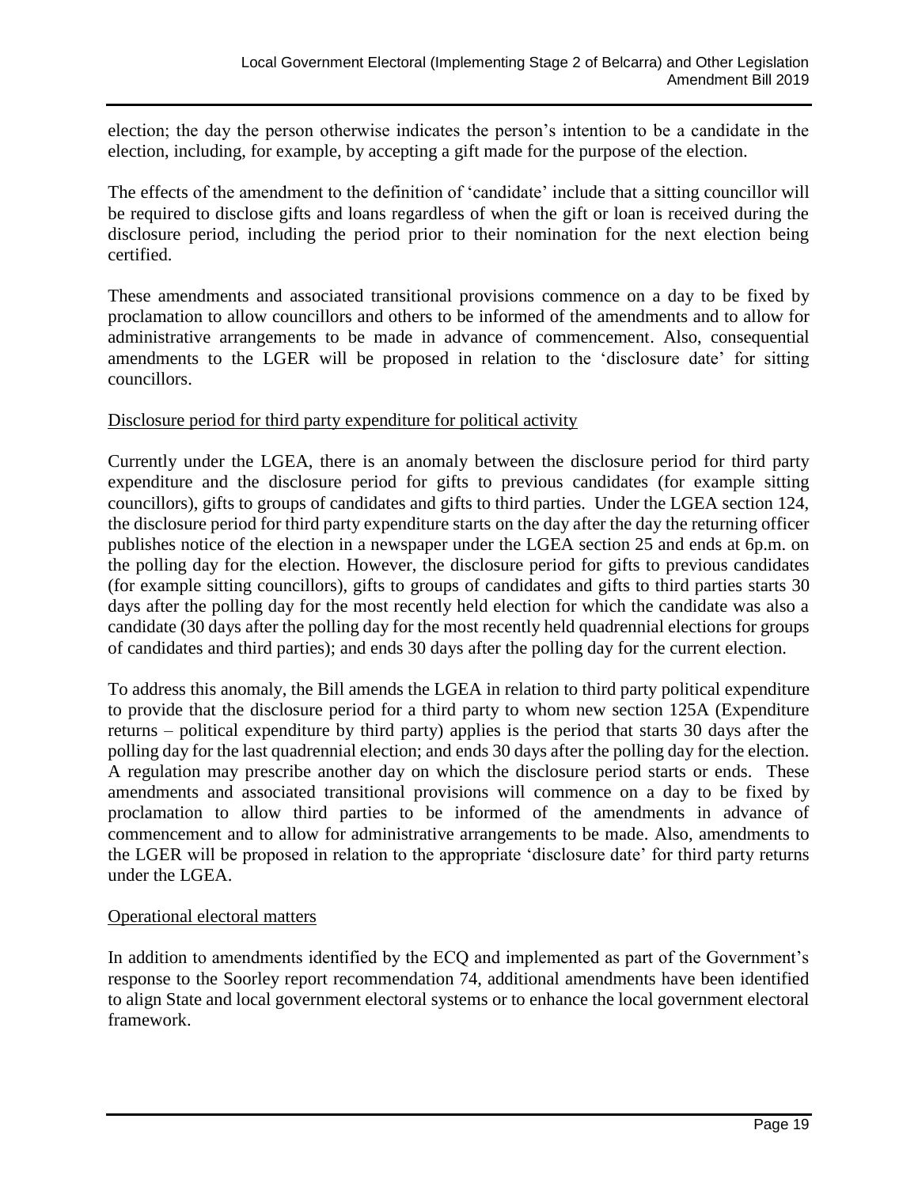election; the day the person otherwise indicates the person's intention to be a candidate in the election, including, for example, by accepting a gift made for the purpose of the election.

The effects of the amendment to the definition of 'candidate' include that a sitting councillor will be required to disclose gifts and loans regardless of when the gift or loan is received during the disclosure period, including the period prior to their nomination for the next election being certified.

These amendments and associated transitional provisions commence on a day to be fixed by proclamation to allow councillors and others to be informed of the amendments and to allow for administrative arrangements to be made in advance of commencement. Also, consequential amendments to the LGER will be proposed in relation to the 'disclosure date' for sitting councillors.

Disclosure period for third party expenditure for political activity

Currently under the LGEA, there is an anomaly between the disclosure period for third party expenditure and the disclosure period for gifts to previous candidates (for example sitting councillors), gifts to groups of candidates and gifts to third parties. Under the LGEA section 124, the disclosure period for third party expenditure starts on the day after the day the returning officer publishes notice of the election in a newspaper under the LGEA section 25 and ends at 6p.m. on the polling day for the election. However, the disclosure period for gifts to previous candidates (for example sitting councillors), gifts to groups of candidates and gifts to third parties starts 30 days after the polling day for the most recently held election for which the candidate was also a candidate (30 days after the polling day for the most recently held quadrennial elections for groups of candidates and third parties); and ends 30 days after the polling day for the current election.

To address this anomaly, the Bill amends the LGEA in relation to third party political expenditure to provide that the disclosure period for a third party to whom new section 125A (Expenditure returns – political expenditure by third party) applies is the period that starts 30 days after the polling day for the last quadrennial election; and ends 30 days after the polling day for the election. A regulation may prescribe another day on which the disclosure period starts or ends. These amendments and associated transitional provisions will commence on a day to be fixed by proclamation to allow third parties to be informed of the amendments in advance of commencement and to allow for administrative arrangements to be made. Also, amendments to the LGER will be proposed in relation to the appropriate 'disclosure date' for third party returns under the LGEA.

Operational electoral matters

In addition to amendments identified by the ECQ and implemented as part of the Government's response to the Soorley report recommendation 74, additional amendments have been identified to align State and local government electoral systems or to enhance the local government electoral framework.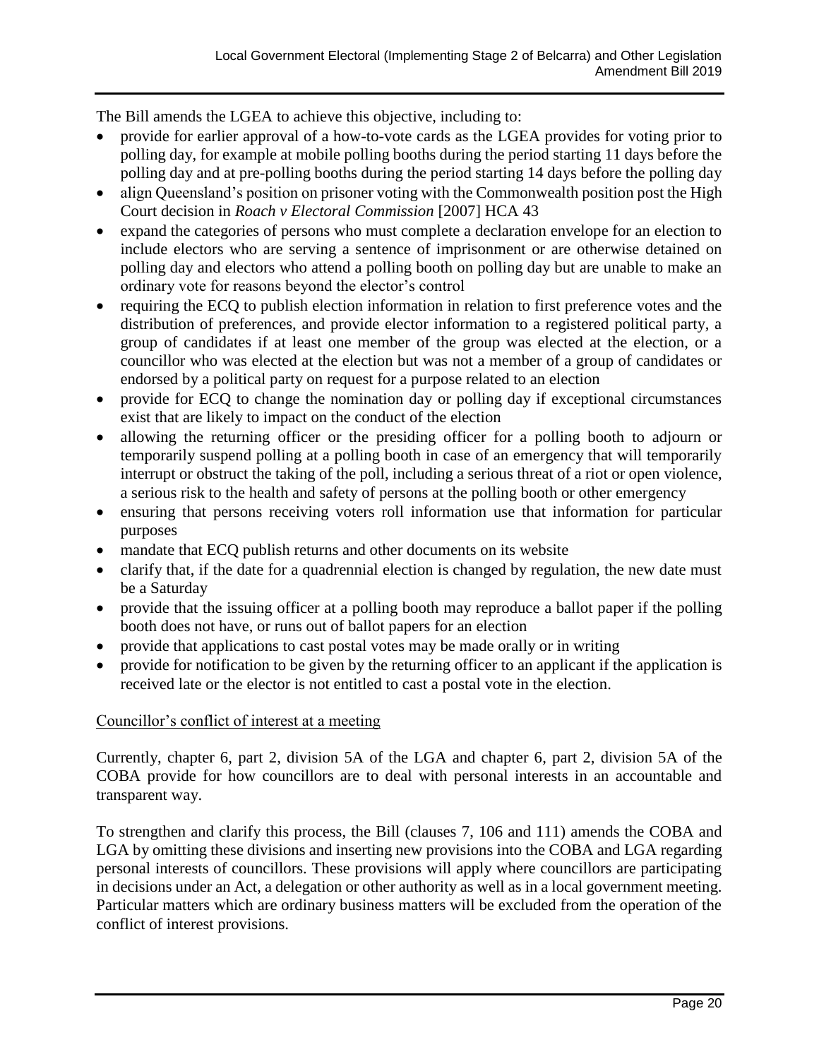The Bill amends the LGEA to achieve this objective, including to:

- provide for earlier approval of a how-to-vote cards as the LGEA provides for voting prior to polling day, for example at mobile polling booths during the period starting 11 days before the polling day and at pre-polling booths during the period starting 14 days before the polling day
- align Queensland's position on prisoner voting with the Commonwealth position post the High Court decision in *Roach v Electoral Commission* [2007] HCA 43
- expand the categories of persons who must complete a declaration envelope for an election to include electors who are serving a sentence of imprisonment or are otherwise detained on polling day and electors who attend a polling booth on polling day but are unable to make an ordinary vote for reasons beyond the elector's control
- requiring the ECQ to publish election information in relation to first preference votes and the distribution of preferences, and provide elector information to a registered political party, a group of candidates if at least one member of the group was elected at the election, or a councillor who was elected at the election but was not a member of a group of candidates or endorsed by a political party on request for a purpose related to an election
- provide for ECQ to change the nomination day or polling day if exceptional circumstances exist that are likely to impact on the conduct of the election
- allowing the returning officer or the presiding officer for a polling booth to adjourn or temporarily suspend polling at a polling booth in case of an emergency that will temporarily interrupt or obstruct the taking of the poll, including a serious threat of a riot or open violence, a serious risk to the health and safety of persons at the polling booth or other emergency
- ensuring that persons receiving voters roll information use that information for particular purposes
- mandate that ECQ publish returns and other documents on its website
- clarify that, if the date for a quadrennial election is changed by regulation, the new date must be a Saturday
- provide that the issuing officer at a polling booth may reproduce a ballot paper if the polling booth does not have, or runs out of ballot papers for an election
- provide that applications to cast postal votes may be made orally or in writing
- provide for notification to be given by the returning officer to an applicant if the application is received late or the elector is not entitled to cast a postal vote in the election.

## Councillor's conflict of interest at a meeting

Currently, chapter 6, part 2, division 5A of the LGA and chapter 6, part 2, division 5A of the COBA provide for how councillors are to deal with personal interests in an accountable and transparent way.

To strengthen and clarify this process, the Bill (clauses 7, 106 and 111) amends the COBA and LGA by omitting these divisions and inserting new provisions into the COBA and LGA regarding personal interests of councillors. These provisions will apply where councillors are participating in decisions under an Act, a delegation or other authority as well as in a local government meeting. Particular matters which are ordinary business matters will be excluded from the operation of the conflict of interest provisions.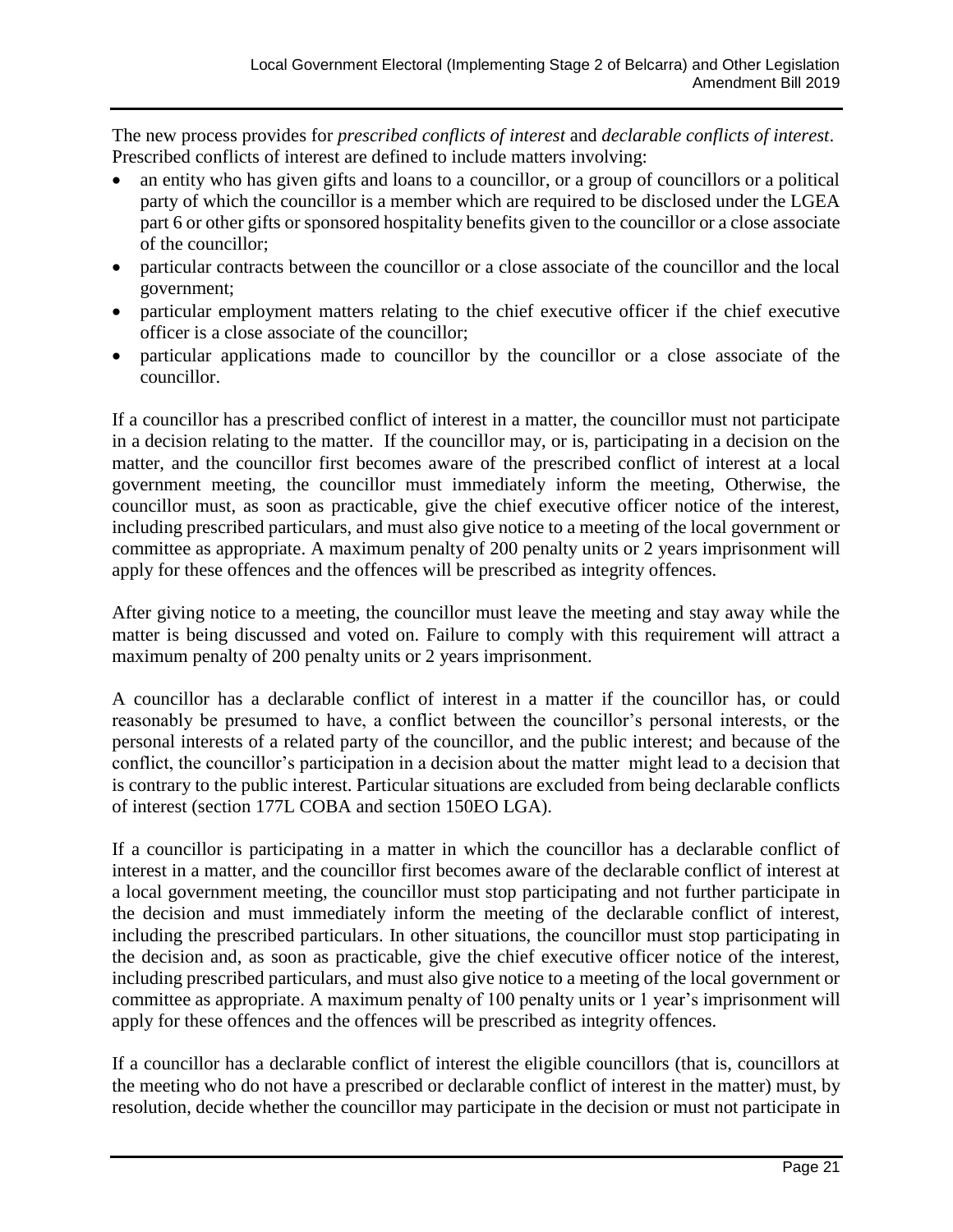The new process provides for *prescribed conflicts of interest* and *declarable conflicts of interest*. Prescribed conflicts of interest are defined to include matters involving:

- an entity who has given gifts and loans to a councillor, or a group of councillors or a political party of which the councillor is a member which are required to be disclosed under the LGEA part 6 or other gifts or sponsored hospitality benefits given to the councillor or a close associate of the councillor;
- particular contracts between the councillor or a close associate of the councillor and the local government;
- particular employment matters relating to the chief executive officer if the chief executive officer is a close associate of the councillor;
- particular applications made to councillor by the councillor or a close associate of the councillor.

If a councillor has a prescribed conflict of interest in a matter, the councillor must not participate in a decision relating to the matter. If the councillor may, or is, participating in a decision on the matter, and the councillor first becomes aware of the prescribed conflict of interest at a local government meeting, the councillor must immediately inform the meeting, Otherwise, the councillor must, as soon as practicable, give the chief executive officer notice of the interest, including prescribed particulars, and must also give notice to a meeting of the local government or committee as appropriate. A maximum penalty of 200 penalty units or 2 years imprisonment will apply for these offences and the offences will be prescribed as integrity offences.

After giving notice to a meeting, the councillor must leave the meeting and stay away while the matter is being discussed and voted on. Failure to comply with this requirement will attract a maximum penalty of 200 penalty units or 2 years imprisonment.

A councillor has a declarable conflict of interest in a matter if the councillor has, or could reasonably be presumed to have, a conflict between the councillor's personal interests, or the personal interests of a related party of the councillor, and the public interest; and because of the conflict, the councillor's participation in a decision about the matter might lead to a decision that is contrary to the public interest. Particular situations are excluded from being declarable conflicts of interest (section 177L COBA and section 150EO LGA).

If a councillor is participating in a matter in which the councillor has a declarable conflict of interest in a matter, and the councillor first becomes aware of the declarable conflict of interest at a local government meeting, the councillor must stop participating and not further participate in the decision and must immediately inform the meeting of the declarable conflict of interest, including the prescribed particulars. In other situations, the councillor must stop participating in the decision and, as soon as practicable, give the chief executive officer notice of the interest, including prescribed particulars, and must also give notice to a meeting of the local government or committee as appropriate. A maximum penalty of 100 penalty units or 1 year's imprisonment will apply for these offences and the offences will be prescribed as integrity offences.

If a councillor has a declarable conflict of interest the eligible councillors (that is, councillors at the meeting who do not have a prescribed or declarable conflict of interest in the matter) must, by resolution, decide whether the councillor may participate in the decision or must not participate in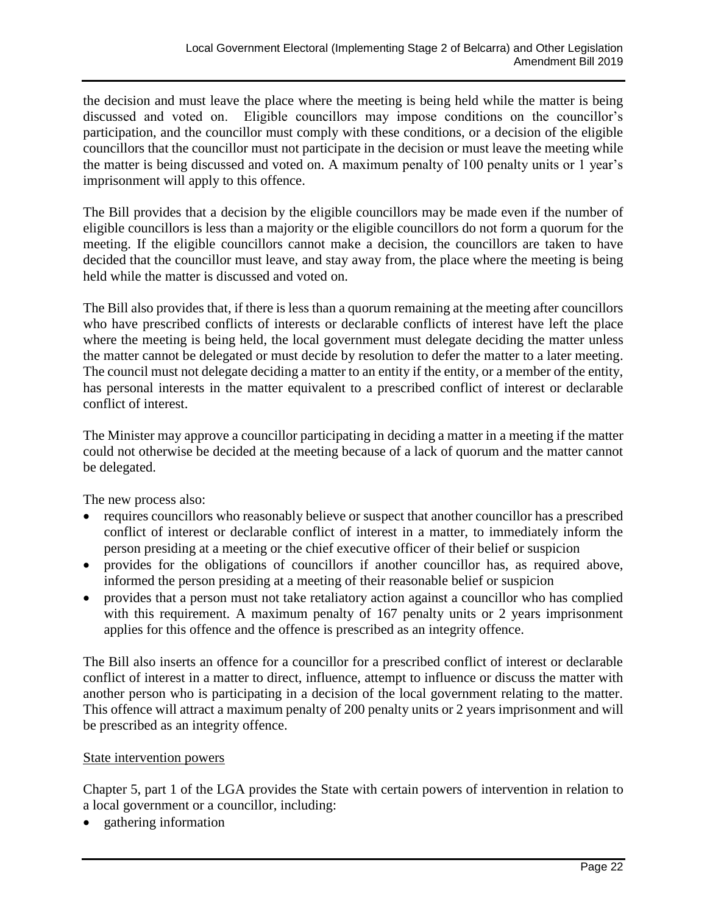the decision and must leave the place where the meeting is being held while the matter is being discussed and voted on. Eligible councillors may impose conditions on the councillor's participation, and the councillor must comply with these conditions, or a decision of the eligible councillors that the councillor must not participate in the decision or must leave the meeting while the matter is being discussed and voted on. A maximum penalty of 100 penalty units or 1 year's imprisonment will apply to this offence.

The Bill provides that a decision by the eligible councillors may be made even if the number of eligible councillors is less than a majority or the eligible councillors do not form a quorum for the meeting. If the eligible councillors cannot make a decision, the councillors are taken to have decided that the councillor must leave, and stay away from, the place where the meeting is being held while the matter is discussed and voted on.

The Bill also provides that, if there is less than a quorum remaining at the meeting after councillors who have prescribed conflicts of interests or declarable conflicts of interest have left the place where the meeting is being held, the local government must delegate deciding the matter unless the matter cannot be delegated or must decide by resolution to defer the matter to a later meeting. The council must not delegate deciding a matter to an entity if the entity, or a member of the entity, has personal interests in the matter equivalent to a prescribed conflict of interest or declarable conflict of interest.

The Minister may approve a councillor participating in deciding a matter in a meeting if the matter could not otherwise be decided at the meeting because of a lack of quorum and the matter cannot be delegated.

The new process also:

- requires councillors who reasonably believe or suspect that another councillor has a prescribed conflict of interest or declarable conflict of interest in a matter, to immediately inform the person presiding at a meeting or the chief executive officer of their belief or suspicion
- provides for the obligations of councillors if another councillor has, as required above, informed the person presiding at a meeting of their reasonable belief or suspicion
- provides that a person must not take retaliatory action against a councillor who has complied with this requirement. A maximum penalty of 167 penalty units or 2 years imprisonment applies for this offence and the offence is prescribed as an integrity offence.

The Bill also inserts an offence for a councillor for a prescribed conflict of interest or declarable conflict of interest in a matter to direct, influence, attempt to influence or discuss the matter with another person who is participating in a decision of the local government relating to the matter. This offence will attract a maximum penalty of 200 penalty units or 2 years imprisonment and will be prescribed as an integrity offence.

State intervention powers

Chapter 5, part 1 of the LGA provides the State with certain powers of intervention in relation to a local government or a councillor, including:

- gathering information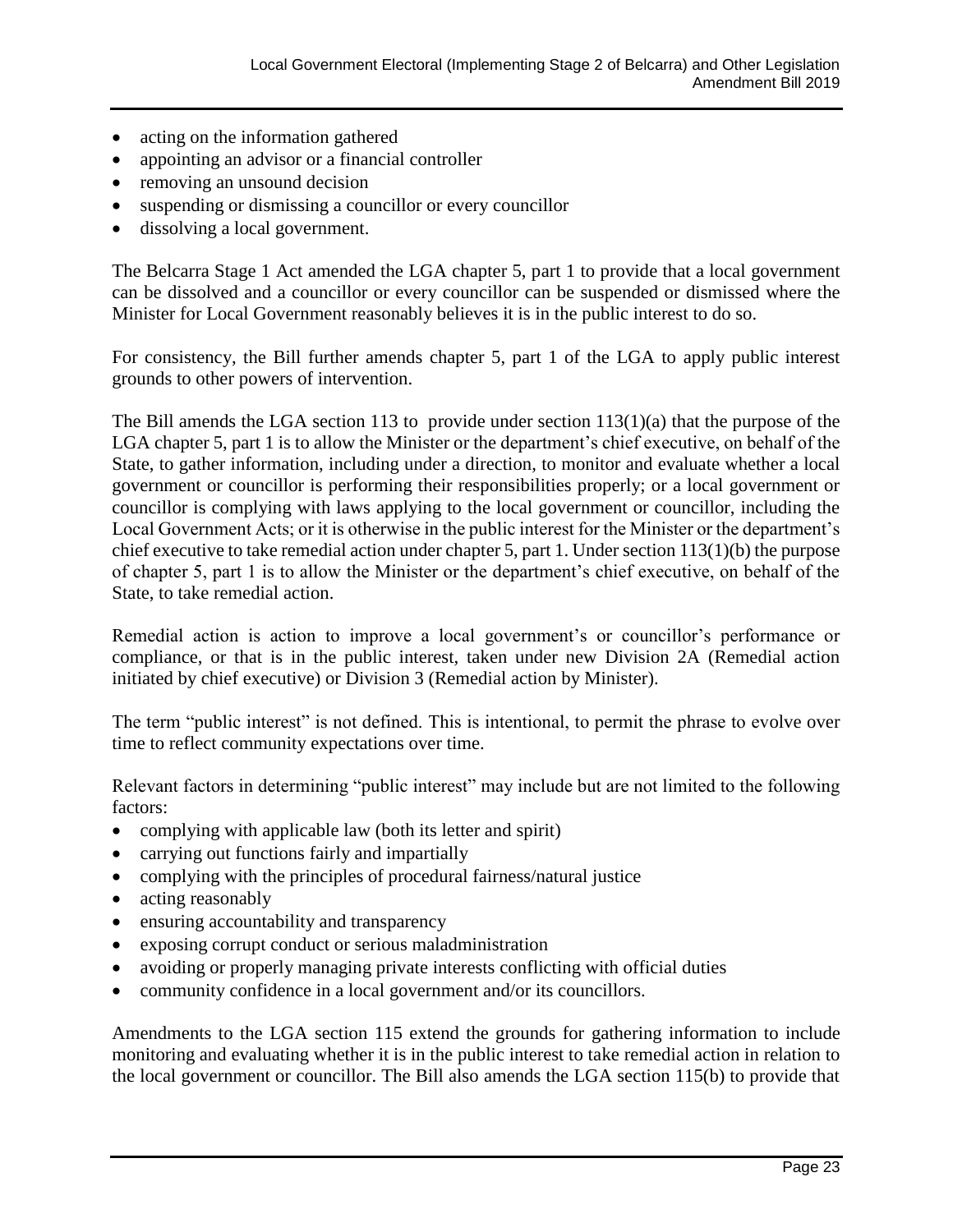- acting on the information gathered
- appointing an advisor or a financial controller
- removing an unsound decision
- suspending or dismissing a councillor or every councillor
- dissolving a local government.

The Belcarra Stage 1 Act amended the LGA chapter 5, part 1 to provide that a local government can be dissolved and a councillor or every councillor can be suspended or dismissed where the Minister for Local Government reasonably believes it is in the public interest to do so.

For consistency, the Bill further amends chapter 5, part 1 of the LGA to apply public interest grounds to other powers of intervention.

The Bill amends the LGA section 113 to provide under section 113(1)(a) that the purpose of the LGA chapter 5, part 1 is to allow the Minister or the department's chief executive, on behalf of the State, to gather information, including under a direction, to monitor and evaluate whether a local government or councillor is performing their responsibilities properly; or a local government or councillor is complying with laws applying to the local government or councillor, including the Local Government Acts; or it is otherwise in the public interest for the Minister or the department's chief executive to take remedial action under chapter 5, part 1. Under section 113(1)(b) the purpose of chapter 5, part 1 is to allow the Minister or the department's chief executive, on behalf of the State, to take remedial action.

Remedial action is action to improve a local government's or councillor's performance or compliance, or that is in the public interest, taken under new Division 2A (Remedial action initiated by chief executive) or Division 3 (Remedial action by Minister).

The term "public interest" is not defined. This is intentional, to permit the phrase to evolve over time to reflect community expectations over time.

Relevant factors in determining "public interest" may include but are not limited to the following factors:

- complying with applicable law (both its letter and spirit)
- carrying out functions fairly and impartially
- complying with the principles of procedural fairness/natural justice
- acting reasonably
- ensuring accountability and transparency
- exposing corrupt conduct or serious maladministration
- avoiding or properly managing private interests conflicting with official duties
- community confidence in a local government and/or its councillors.

Amendments to the LGA section 115 extend the grounds for gathering information to include monitoring and evaluating whether it is in the public interest to take remedial action in relation to the local government or councillor. The Bill also amends the LGA section 115(b) to provide that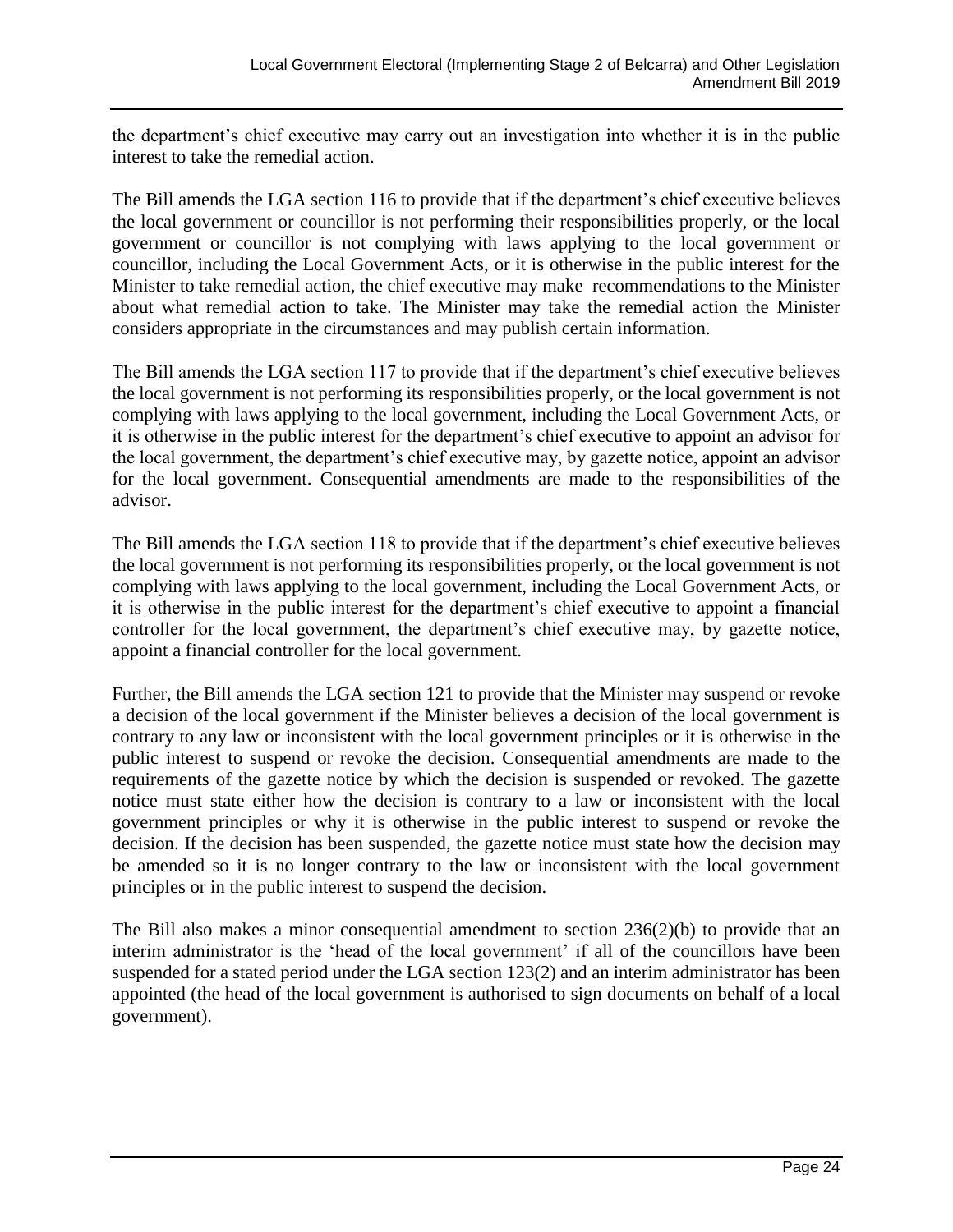the department's chief executive may carry out an investigation into whether it is in the public interest to take the remedial action.

The Bill amends the LGA section 116 to provide that if the department's chief executive believes the local government or councillor is not performing their responsibilities properly, or the local government or councillor is not complying with laws applying to the local government or councillor, including the Local Government Acts, or it is otherwise in the public interest for the Minister to take remedial action, the chief executive may make recommendations to the Minister about what remedial action to take. The Minister may take the remedial action the Minister considers appropriate in the circumstances and may publish certain information.

The Bill amends the LGA section 117 to provide that if the department's chief executive believes the local government is not performing its responsibilities properly, or the local government is not complying with laws applying to the local government, including the Local Government Acts, or it is otherwise in the public interest for the department's chief executive to appoint an advisor for the local government, the department's chief executive may, by gazette notice, appoint an advisor for the local government. Consequential amendments are made to the responsibilities of the advisor.

The Bill amends the LGA section 118 to provide that if the department's chief executive believes the local government is not performing its responsibilities properly, or the local government is not complying with laws applying to the local government, including the Local Government Acts, or it is otherwise in the public interest for the department's chief executive to appoint a financial controller for the local government, the department's chief executive may, by gazette notice, appoint a financial controller for the local government.

Further, the Bill amends the LGA section 121 to provide that the Minister may suspend or revoke a decision of the local government if the Minister believes a decision of the local government is contrary to any law or inconsistent with the local government principles or it is otherwise in the public interest to suspend or revoke the decision. Consequential amendments are made to the requirements of the gazette notice by which the decision is suspended or revoked. The gazette notice must state either how the decision is contrary to a law or inconsistent with the local government principles or why it is otherwise in the public interest to suspend or revoke the decision. If the decision has been suspended, the gazette notice must state how the decision may be amended so it is no longer contrary to the law or inconsistent with the local government principles or in the public interest to suspend the decision.

The Bill also makes a minor consequential amendment to section 236(2)(b) to provide that an interim administrator is the 'head of the local government' if all of the councillors have been suspended for a stated period under the LGA section 123(2) and an interim administrator has been appointed (the head of the local government is authorised to sign documents on behalf of a local government).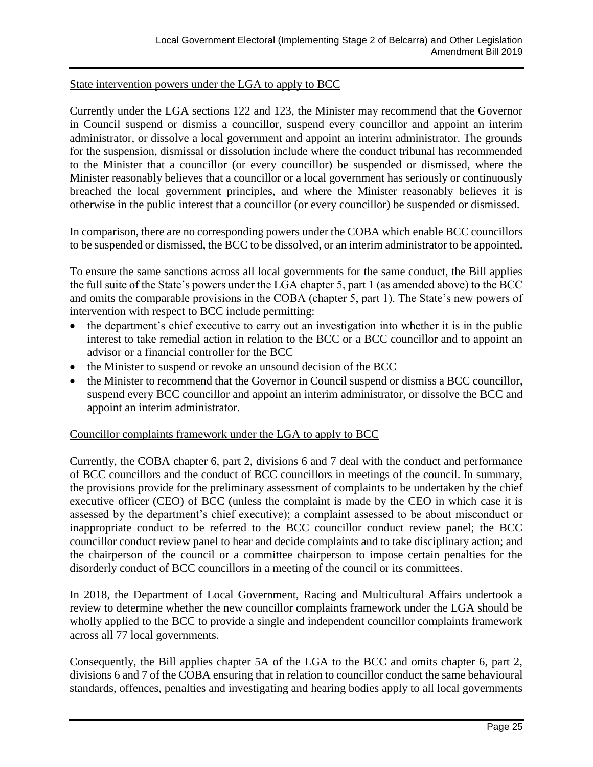State intervention powers under the LGA to apply to BCC

Currently under the LGA sections 122 and 123, the Minister may recommend that the Governor in Council suspend or dismiss a councillor, suspend every councillor and appoint an interim administrator, or dissolve a local government and appoint an interim administrator. The grounds for the suspension, dismissal or dissolution include where the conduct tribunal has recommended to the Minister that a councillor (or every councillor) be suspended or dismissed, where the Minister reasonably believes that a councillor or a local government has seriously or continuously breached the local government principles, and where the Minister reasonably believes it is otherwise in the public interest that a councillor (or every councillor) be suspended or dismissed.

In comparison, there are no corresponding powers under the COBA which enable BCC councillors to be suspended or dismissed, the BCC to be dissolved, or an interim administrator to be appointed.

To ensure the same sanctions across all local governments for the same conduct, the Bill applies the full suite of the State's powers under the LGA chapter 5, part 1 (as amended above) to the BCC and omits the comparable provisions in the COBA (chapter 5, part 1). The State's new powers of intervention with respect to BCC include permitting:

- the department's chief executive to carry out an investigation into whether it is in the public interest to take remedial action in relation to the BCC or a BCC councillor and to appoint an advisor or a financial controller for the BCC
- the Minister to suspend or revoke an unsound decision of the BCC
- the Minister to recommend that the Governor in Council suspend or dismiss a BCC councillor, suspend every BCC councillor and appoint an interim administrator, or dissolve the BCC and appoint an interim administrator.

Councillor complaints framework under the LGA to apply to BCC

Currently, the COBA chapter 6, part 2, divisions 6 and 7 deal with the conduct and performance of BCC councillors and the conduct of BCC councillors in meetings of the council. In summary, the provisions provide for the preliminary assessment of complaints to be undertaken by the chief executive officer (CEO) of BCC (unless the complaint is made by the CEO in which case it is assessed by the department's chief executive); a complaint assessed to be about misconduct or inappropriate conduct to be referred to the BCC councillor conduct review panel; the BCC councillor conduct review panel to hear and decide complaints and to take disciplinary action; and the chairperson of the council or a committee chairperson to impose certain penalties for the disorderly conduct of BCC councillors in a meeting of the council or its committees.

In 2018, the Department of Local Government, Racing and Multicultural Affairs undertook a review to determine whether the new councillor complaints framework under the LGA should be wholly applied to the BCC to provide a single and independent councillor complaints framework across all 77 local governments.

Consequently, the Bill applies chapter 5A of the LGA to the BCC and omits chapter 6, part 2, divisions 6 and 7 of the COBA ensuring that in relation to councillor conduct the same behavioural standards, offences, penalties and investigating and hearing bodies apply to all local governments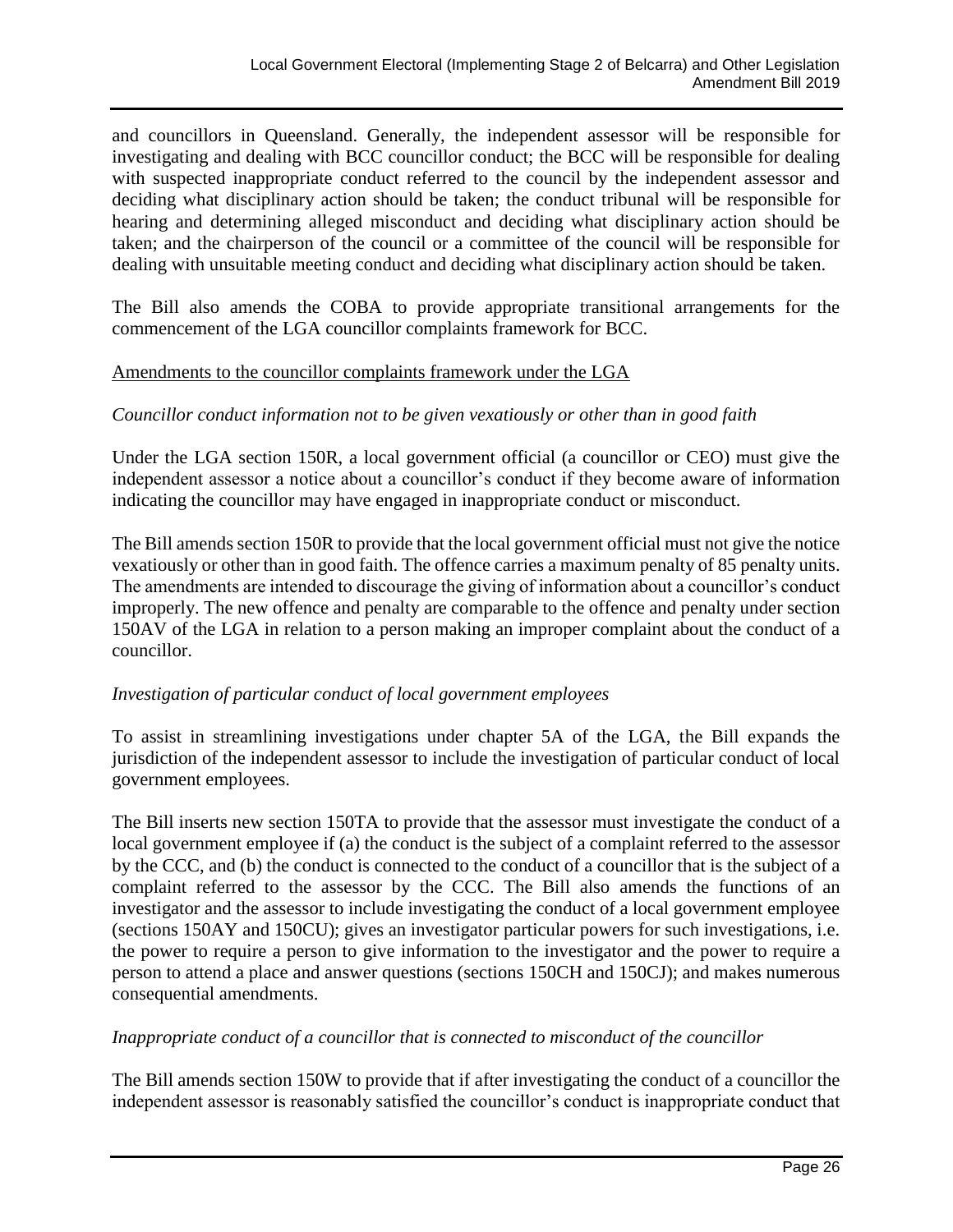and councillors in Queensland. Generally, the independent assessor will be responsible for investigating and dealing with BCC councillor conduct; the BCC will be responsible for dealing with suspected inappropriate conduct referred to the council by the independent assessor and deciding what disciplinary action should be taken; the conduct tribunal will be responsible for hearing and determining alleged misconduct and deciding what disciplinary action should be taken; and the chairperson of the council or a committee of the council will be responsible for dealing with unsuitable meeting conduct and deciding what disciplinary action should be taken.

The Bill also amends the COBA to provide appropriate transitional arrangements for the commencement of the LGA councillor complaints framework for BCC.

<u>Amendments to the councillor complaints framework under the LGA</u>

*Councillor conduct information not to be given vexatiously or other than in good faith*

Under the LGA section 150R, a local government official (a councillor or CEO) must give the independent assessor a notice about a councillor's conduct if they become aware of information indicating the councillor may have engaged in inappropriate conduct or misconduct.

The Bill amends section 150R to provide that the local government official must not give the notice vexatiously or other than in good faith. The offence carries a maximum penalty of 85 penalty units. The amendments are intended to discourage the giving of information about a councillor's conduct improperly. The new offence and penalty are comparable to the offence and penalty under section 150AV of the LGA in relation to a person making an improper complaint about the conduct of a councillor.

*Investigation of particular conduct of local government employees*

To assist in streamlining investigations under chapter 5A of the LGA, the Bill expands the jurisdiction of the independent assessor to include the investigation of particular conduct of local government employees.

The Bill inserts new section 150TA to provide that the assessor must investigate the conduct of a local government employee if (a) the conduct is the subject of a complaint referred to the assessor by the CCC, and (b) the conduct is connected to the conduct of a councillor that is the subject of a complaint referred to the assessor by the CCC. The Bill also amends the functions of an investigator and the assessor to include investigating the conduct of a local government employee (sections 150AY and 150CU); gives an investigator particular powers for such investigations, i.e. the power to require a person to give information to the investigator and the power to require a person to attend a place and answer questions (sections 150CH and 150CJ); and makes numerous consequential amendments.

*Inappropriate conduct of a councillor that is connected to misconduct of the councillor*

The Bill amends section 150W to provide that if after investigating the conduct of a councillor the independent assessor is reasonably satisfied the councillor's conduct is inappropriate conduct that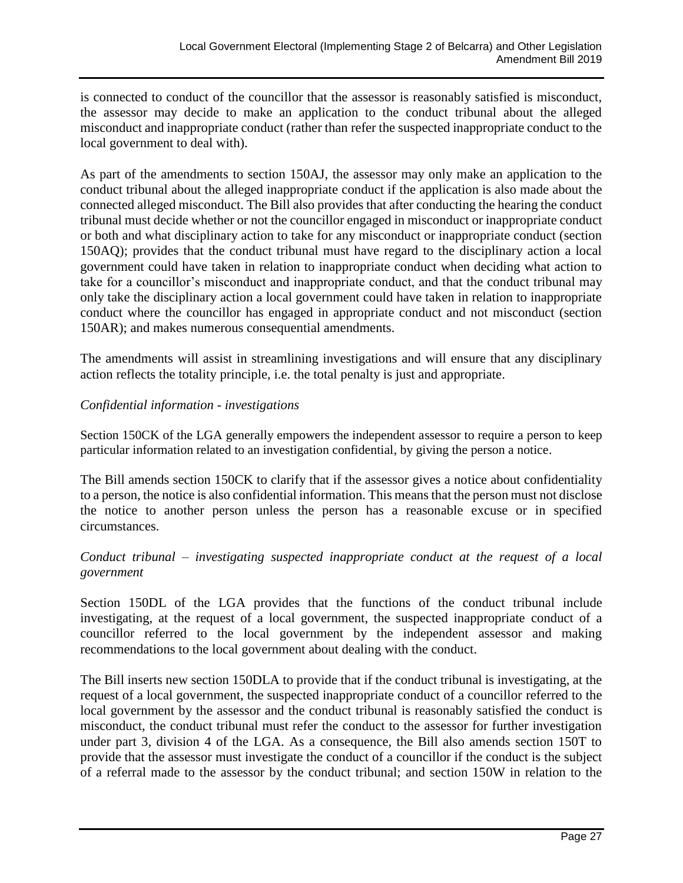is connected to conduct of the councillor that the assessor is reasonably satisfied is misconduct, the assessor may decide to make an application to the conduct tribunal about the alleged misconduct and inappropriate conduct (rather than refer the suspected inappropriate conduct to the local government to deal with).

As part of the amendments to section 150AJ, the assessor may only make an application to the conduct tribunal about the alleged inappropriate conduct if the application is also made about the connected alleged misconduct. The Bill also provides that after conducting the hearing the conduct tribunal must decide whether or not the councillor engaged in misconduct or inappropriate conduct or both and what disciplinary action to take for any misconduct or inappropriate conduct (section 150AQ); provides that the conduct tribunal must have regard to the disciplinary action a local government could have taken in relation to inappropriate conduct when deciding what action to take for a councillor's misconduct and inappropriate conduct, and that the conduct tribunal may only take the disciplinary action a local government could have taken in relation to inappropriate conduct where the councillor has engaged in appropriate conduct and not misconduct (section 150AR); and makes numerous consequential amendments.

The amendments will assist in streamlining investigations and will ensure that any disciplinary action reflects the totality principle, i.e. the total penalty is just and appropriate.

*Confidential information - investigations*

Section 150CK of the LGA generally empowers the independent assessor to require a person to keep particular information related to an investigation confidential, by giving the person a notice.

The Bill amends section 150CK to clarify that if the assessor gives a notice about confidentiality to a person, the notice is also confidential information. This means that the person must not disclose the notice to another person unless the person has a reasonable excuse or in specified circumstances.

*Conduct tribunal – investigating suspected inappropriate conduct at the request of a local government*

Section 150DL of the LGA provides that the functions of the conduct tribunal include investigating, at the request of a local government, the suspected inappropriate conduct of a councillor referred to the local government by the independent assessor and making recommendations to the local government about dealing with the conduct.

The Bill inserts new section 150DLA to provide that if the conduct tribunal is investigating, at the request of a local government, the suspected inappropriate conduct of a councillor referred to the local government by the assessor and the conduct tribunal is reasonably satisfied the conduct is misconduct, the conduct tribunal must refer the conduct to the assessor for further investigation under part 3, division 4 of the LGA. As a consequence, the Bill also amends section 150T to provide that the assessor must investigate the conduct of a councillor if the conduct is the subject of a referral made to the assessor by the conduct tribunal; and section 150W in relation to the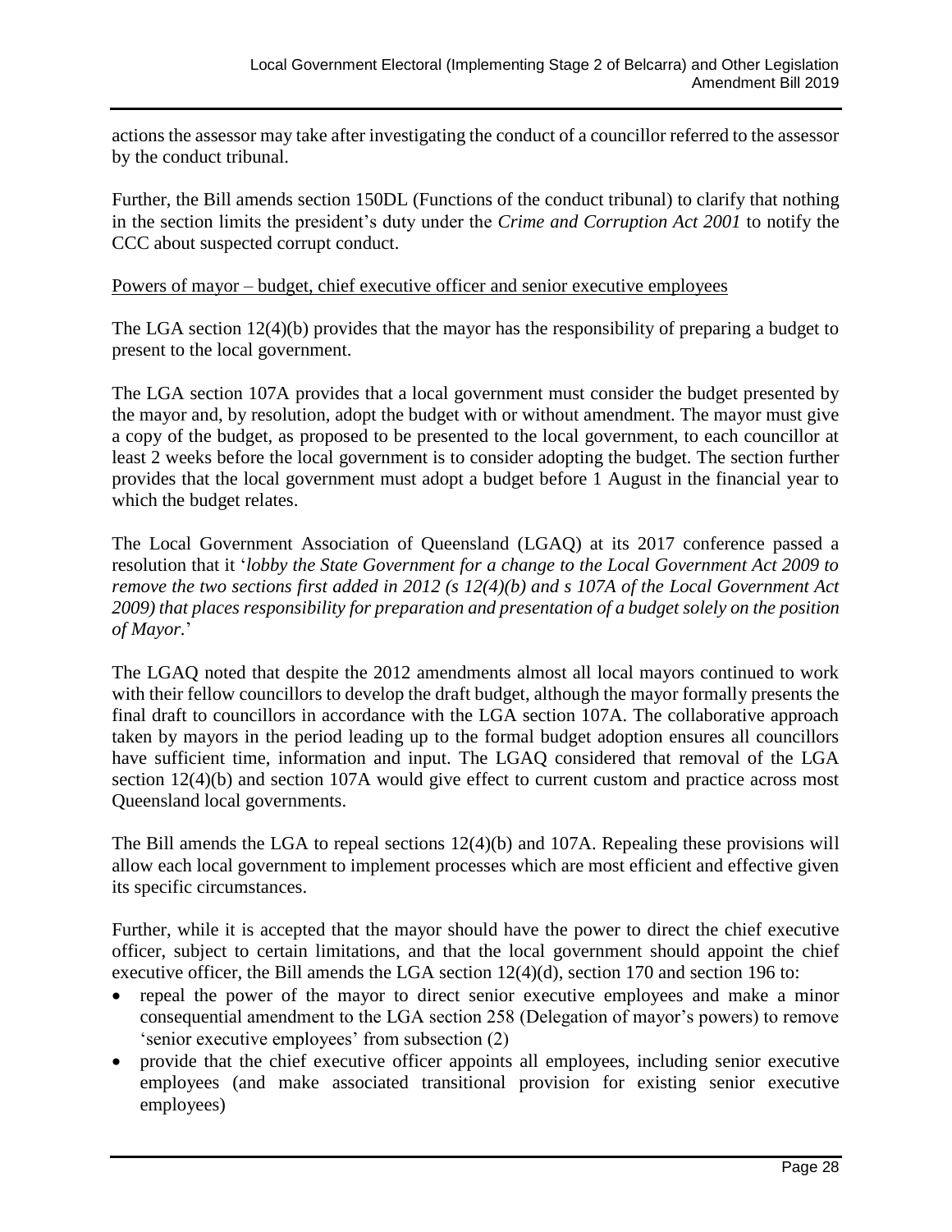actions the assessor may take after investigating the conduct of a councillor referred to the assessor by the conduct tribunal.

Further, the Bill amends section 150DL (Functions of the conduct tribunal) to clarify that nothing in the section limits the president's duty under the *Crime and Corruption Act 2001* to notify the CCC about suspected corrupt conduct.

<u>Powers of mayor – budget, chief executive officer and senior executive employees</u>

The LGA section 12(4)(b) provides that the mayor has the responsibility of preparing a budget to present to the local government.

The LGA section 107A provides that a local government must consider the budget presented by the mayor and, by resolution, adopt the budget with or without amendment. The mayor must give a copy of the budget, as proposed to be presented to the local government, to each councillor at least 2 weeks before the local government is to consider adopting the budget. The section further provides that the local government must adopt a budget before 1 August in the financial year to which the budget relates.

The Local Government Association of Queensland (LGAQ) at its 2017 conference passed a resolution that it '*lobby the State Government for a change to the Local Government Act 2009 to remove the two sections first added in 2012 (s 12(4)(b) and s 107A of the Local Government Act 2009) that places responsibility for preparation and presentation of a budget solely on the position of Mayor.*'

The LGAQ noted that despite the 2012 amendments almost all local mayors continued to work with their fellow councillors to develop the draft budget, although the mayor formally presents the final draft to councillors in accordance with the LGA section 107A. The collaborative approach taken by mayors in the period leading up to the formal budget adoption ensures all councillors have sufficient time, information and input. The LGAQ considered that removal of the LGA section 12(4)(b) and section 107A would give effect to current custom and practice across most Queensland local governments.

The Bill amends the LGA to repeal sections 12(4)(b) and 107A. Repealing these provisions will allow each local government to implement processes which are most efficient and effective given its specific circumstances.

Further, while it is accepted that the mayor should have the power to direct the chief executive officer, subject to certain limitations, and that the local government should appoint the chief executive officer, the Bill amends the LGA section 12(4)(d), section 170 and section 196 to:

- repeal the power of the mayor to direct senior executive employees and make a minor consequential amendment to the LGA section 258 (Delegation of mayor's powers) to remove 'senior executive employees' from subsection (2)
- provide that the chief executive officer appoints all employees, including senior executive employees (and make associated transitional provision for existing senior executive employees)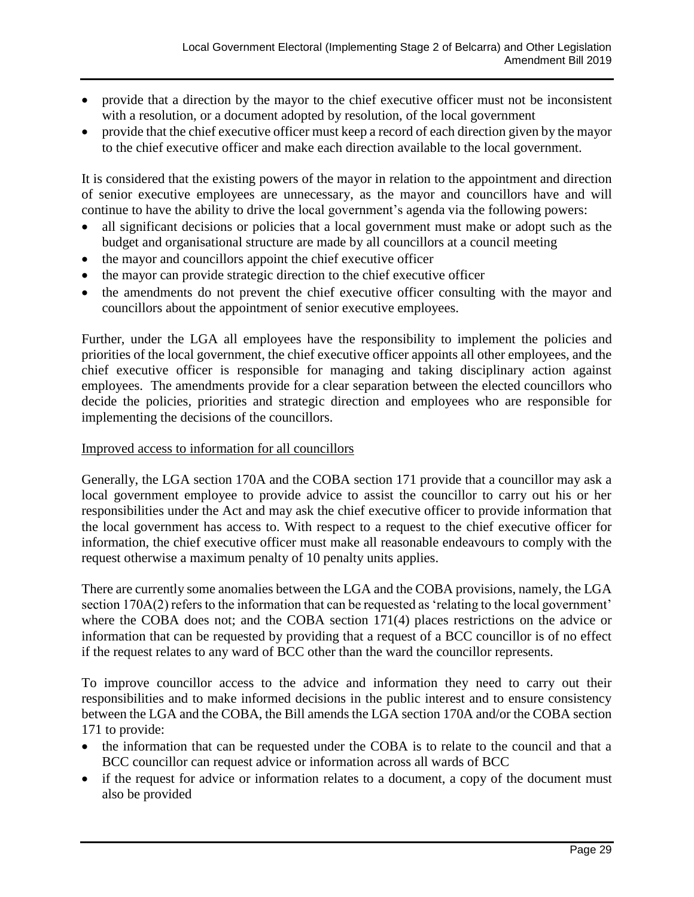- provide that a direction by the mayor to the chief executive officer must not be inconsistent with a resolution, or a document adopted by resolution, of the local government
- provide that the chief executive officer must keep a record of each direction given by the mayor to the chief executive officer and make each direction available to the local government.

It is considered that the existing powers of the mayor in relation to the appointment and direction of senior executive employees are unnecessary, as the mayor and councillors have and will continue to have the ability to drive the local government's agenda via the following powers:

- all significant decisions or policies that a local government must make or adopt such as the budget and organisational structure are made by all councillors at a council meeting
- the mayor and councillors appoint the chief executive officer
- the mayor can provide strategic direction to the chief executive officer
- the amendments do not prevent the chief executive officer consulting with the mayor and councillors about the appointment of senior executive employees.

Further, under the LGA all employees have the responsibility to implement the policies and priorities of the local government, the chief executive officer appoints all other employees, and the chief executive officer is responsible for managing and taking disciplinary action against employees. The amendments provide for a clear separation between the elected councillors who decide the policies, priorities and strategic direction and employees who are responsible for implementing the decisions of the councillors.

<u>Improved access to information for all councillors</u>

Generally, the LGA section 170A and the COBA section 171 provide that a councillor may ask a local government employee to provide advice to assist the councillor to carry out his or her responsibilities under the Act and may ask the chief executive officer to provide information that the local government has access to. With respect to a request to the chief executive officer for information, the chief executive officer must make all reasonable endeavours to comply with the request otherwise a maximum penalty of 10 penalty units applies.

There are currently some anomalies between the LGA and the COBA provisions, namely, the LGA section 170A(2) refers to the information that can be requested as 'relating to the local government' where the COBA does not; and the COBA section 171(4) places restrictions on the advice or information that can be requested by providing that a request of a BCC councillor is of no effect if the request relates to any ward of BCC other than the ward the councillor represents.

To improve councillor access to the advice and information they need to carry out their responsibilities and to make informed decisions in the public interest and to ensure consistency between the LGA and the COBA, the Bill amends the LGA section 170A and/or the COBA section 171 to provide:

- the information that can be requested under the COBA is to relate to the council and that a BCC councillor can request advice or information across all wards of BCC
- if the request for advice or information relates to a document, a copy of the document must also be provided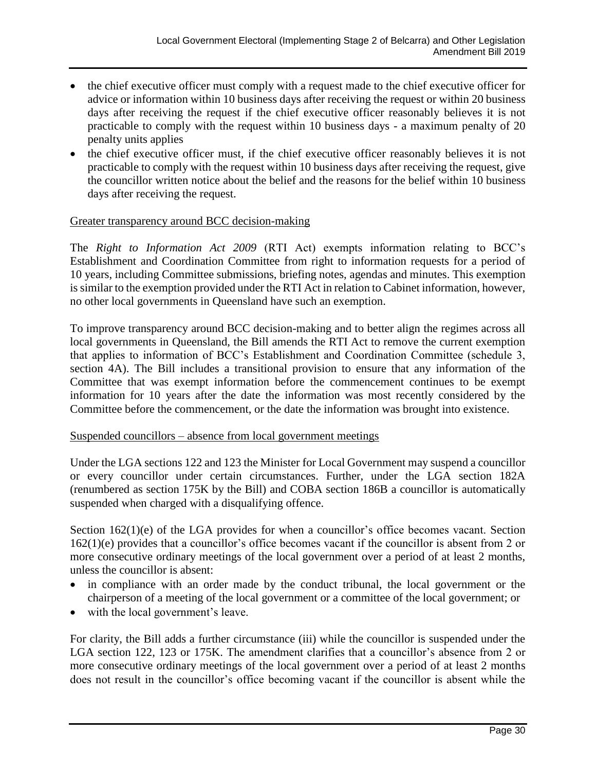- the chief executive officer must comply with a request made to the chief executive officer for advice or information within 10 business days after receiving the request or within 20 business days after receiving the request if the chief executive officer reasonably believes it is not practicable to comply with the request within 10 business days - a maximum penalty of 20 penalty units applies
- the chief executive officer must, if the chief executive officer reasonably believes it is not practicable to comply with the request within 10 business days after receiving the request, give the councillor written notice about the belief and the reasons for the belief within 10 business days after receiving the request.

Greater transparency around BCC decision-making

The *Right to Information Act 2009* (RTI Act) exempts information relating to BCC's Establishment and Coordination Committee from right to information requests for a period of 10 years, including Committee submissions, briefing notes, agendas and minutes. This exemption is similar to the exemption provided under the RTI Act in relation to Cabinet information, however, no other local governments in Queensland have such an exemption.

To improve transparency around BCC decision-making and to better align the regimes across all local governments in Queensland, the Bill amends the RTI Act to remove the current exemption that applies to information of BCC's Establishment and Coordination Committee (schedule 3, section 4A). The Bill includes a transitional provision to ensure that any information of the Committee that was exempt information before the commencement continues to be exempt information for 10 years after the date the information was most recently considered by the Committee before the commencement, or the date the information was brought into existence.

Suspended councillors – absence from local government meetings

Under the LGA sections 122 and 123 the Minister for Local Government may suspend a councillor or every councillor under certain circumstances. Further, under the LGA section 182A (renumbered as section 175K by the Bill) and COBA section 186B a councillor is automatically suspended when charged with a disqualifying offence.

Section 162(1)(e) of the LGA provides for when a councillor's office becomes vacant. Section 162(1)(e) provides that a councillor's office becomes vacant if the councillor is absent from 2 or more consecutive ordinary meetings of the local government over a period of at least 2 months, unless the councillor is absent:

- in compliance with an order made by the conduct tribunal, the local government or the chairperson of a meeting of the local government or a committee of the local government; or
- with the local government's leave.

For clarity, the Bill adds a further circumstance (iii) while the councillor is suspended under the LGA section 122, 123 or 175K. The amendment clarifies that a councillor's absence from 2 or more consecutive ordinary meetings of the local government over a period of at least 2 months does not result in the councillor's office becoming vacant if the councillor is absent while the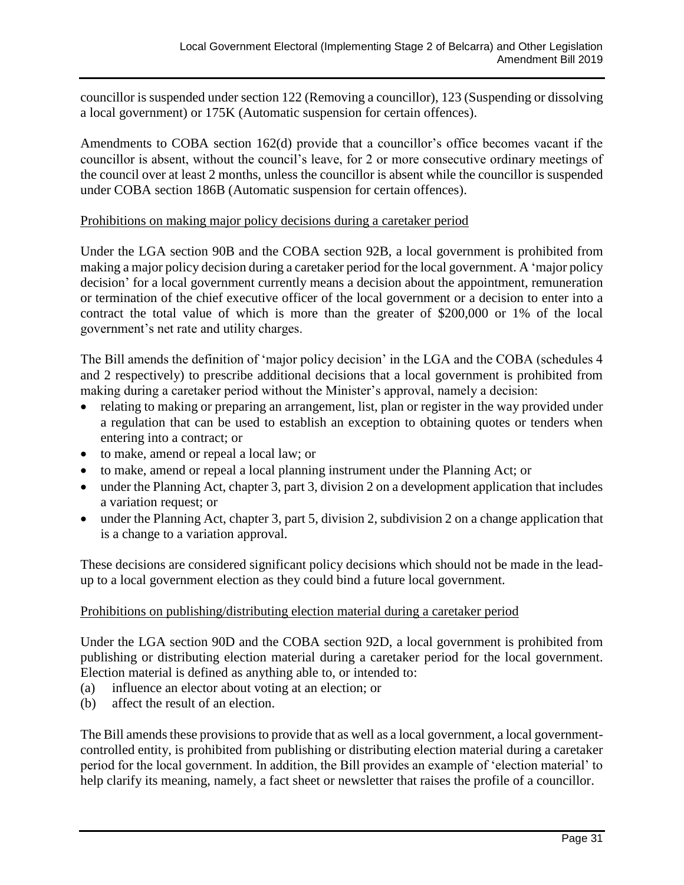councillor is suspended under section 122 (Removing a councillor), 123 (Suspending or dissolving a local government) or 175K (Automatic suspension for certain offences).

Amendments to COBA section 162(d) provide that a councillor's office becomes vacant if the councillor is absent, without the council's leave, for 2 or more consecutive ordinary meetings of the council over at least 2 months, unless the councillor is absent while the councillor is suspended under COBA section 186B (Automatic suspension for certain offences).

Prohibitions on making major policy decisions during a caretaker period

Under the LGA section 90B and the COBA section 92B, a local government is prohibited from making a major policy decision during a caretaker period for the local government. A 'major policy decision' for a local government currently means a decision about the appointment, remuneration or termination of the chief executive officer of the local government or a decision to enter into a contract the total value of which is more than the greater of $200,000 or 1% of the local government's net rate and utility charges.

The Bill amends the definition of 'major policy decision' in the LGA and the COBA (schedules 4 and 2 respectively) to prescribe additional decisions that a local government is prohibited from making during a caretaker period without the Minister's approval, namely a decision:

- relating to making or preparing an arrangement, list, plan or register in the way provided under a regulation that can be used to establish an exception to obtaining quotes or tenders when entering into a contract; or
- to make, amend or repeal a local law; or
- to make, amend or repeal a local planning instrument under the Planning Act; or
- under the Planning Act, chapter 3, part 3, division 2 on a development application that includes a variation request; or
- under the Planning Act, chapter 3, part 5, division 2, subdivision 2 on a change application that is a change to a variation approval.

These decisions are considered significant policy decisions which should not be made in the lead-up to a local government election as they could bind a future local government.

Prohibitions on publishing/distributing election material during a caretaker period

Under the LGA section 90D and the COBA section 92D, a local government is prohibited from publishing or distributing election material during a caretaker period for the local government. Election material is defined as anything able to, or intended to:

(a) influence an elector about voting at an election; or
(b) affect the result of an election.

The Bill amends these provisions to provide that as well as a local government, a local government-controlled entity, is prohibited from publishing or distributing election material during a caretaker period for the local government. In addition, the Bill provides an example of 'election material' to help clarify its meaning, namely, a fact sheet or newsletter that raises the profile of a councillor.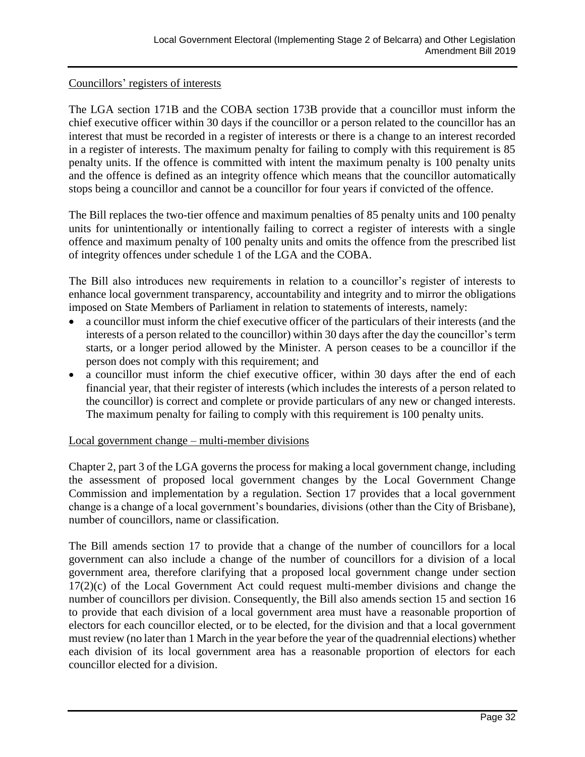Councillors' registers of interests

The LGA section 171B and the COBA section 173B provide that a councillor must inform the chief executive officer within 30 days if the councillor or a person related to the councillor has an interest that must be recorded in a register of interests or there is a change to an interest recorded in a register of interests. The maximum penalty for failing to comply with this requirement is 85 penalty units. If the offence is committed with intent the maximum penalty is 100 penalty units and the offence is defined as an integrity offence which means that the councillor automatically stops being a councillor and cannot be a councillor for four years if convicted of the offence.

The Bill replaces the two-tier offence and maximum penalties of 85 penalty units and 100 penalty units for unintentionally or intentionally failing to correct a register of interests with a single offence and maximum penalty of 100 penalty units and omits the offence from the prescribed list of integrity offences under schedule 1 of the LGA and the COBA.

The Bill also introduces new requirements in relation to a councillor's register of interests to enhance local government transparency, accountability and integrity and to mirror the obligations imposed on State Members of Parliament in relation to statements of interests, namely:

- a councillor must inform the chief executive officer of the particulars of their interests (and the interests of a person related to the councillor) within 30 days after the day the councillor's term starts, or a longer period allowed by the Minister. A person ceases to be a councillor if the person does not comply with this requirement; and
- a councillor must inform the chief executive officer, within 30 days after the end of each financial year, that their register of interests (which includes the interests of a person related to the councillor) is correct and complete or provide particulars of any new or changed interests. The maximum penalty for failing to comply with this requirement is 100 penalty units.

Local government change – multi-member divisions

Chapter 2, part 3 of the LGA governs the process for making a local government change, including the assessment of proposed local government changes by the Local Government Change Commission and implementation by a regulation. Section 17 provides that a local government change is a change of a local government's boundaries, divisions (other than the City of Brisbane), number of councillors, name or classification.

The Bill amends section 17 to provide that a change of the number of councillors for a local government can also include a change of the number of councillors for a division of a local government area, therefore clarifying that a proposed local government change under section 17(2)(c) of the Local Government Act could request multi-member divisions and change the number of councillors per division. Consequently, the Bill also amends section 15 and section 16 to provide that each division of a local government area must have a reasonable proportion of electors for each councillor elected, or to be elected, for the division and that a local government must review (no later than 1 March in the year before the year of the quadrennial elections) whether each division of its local government area has a reasonable proportion of electors for each councillor elected for a division.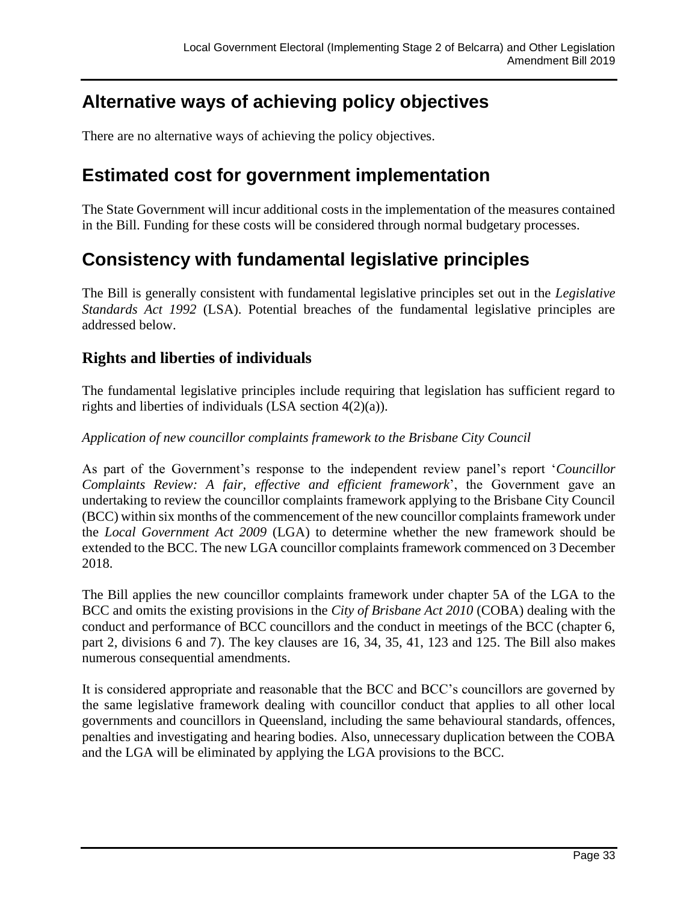## Alternative ways of achieving policy objectives

There are no alternative ways of achieving the policy objectives.

## Estimated cost for government implementation

The State Government will incur additional costs in the implementation of the measures contained in the Bill. Funding for these costs will be considered through normal budgetary processes.

## Consistency with fundamental legislative principles

The Bill is generally consistent with fundamental legislative principles set out in the *Legislative Standards Act 1992* (LSA). Potential breaches of the fundamental legislative principles are addressed below.

### Rights and liberties of individuals

The fundamental legislative principles include requiring that legislation has sufficient regard to rights and liberties of individuals (LSA section 4(2)(a)).

*Application of new councillor complaints framework to the Brisbane City Council*

As part of the Government's response to the independent review panel's report '*Councillor Complaints Review: A fair, effective and efficient framework*', the Government gave an undertaking to review the councillor complaints framework applying to the Brisbane City Council (BCC) within six months of the commencement of the new councillor complaints framework under the *Local Government Act 2009* (LGA) to determine whether the new framework should be extended to the BCC. The new LGA councillor complaints framework commenced on 3 December 2018.

The Bill applies the new councillor complaints framework under chapter 5A of the LGA to the BCC and omits the existing provisions in the *City of Brisbane Act 2010* (COBA) dealing with the conduct and performance of BCC councillors and the conduct in meetings of the BCC (chapter 6, part 2, divisions 6 and 7). The key clauses are 16, 34, 35, 41, 123 and 125. The Bill also makes numerous consequential amendments.

It is considered appropriate and reasonable that the BCC and BCC's councillors are governed by the same legislative framework dealing with councillor conduct that applies to all other local governments and councillors in Queensland, including the same behavioural standards, offences, penalties and investigating and hearing bodies. Also, unnecessary duplication between the COBA and the LGA will be eliminated by applying the LGA provisions to the BCC.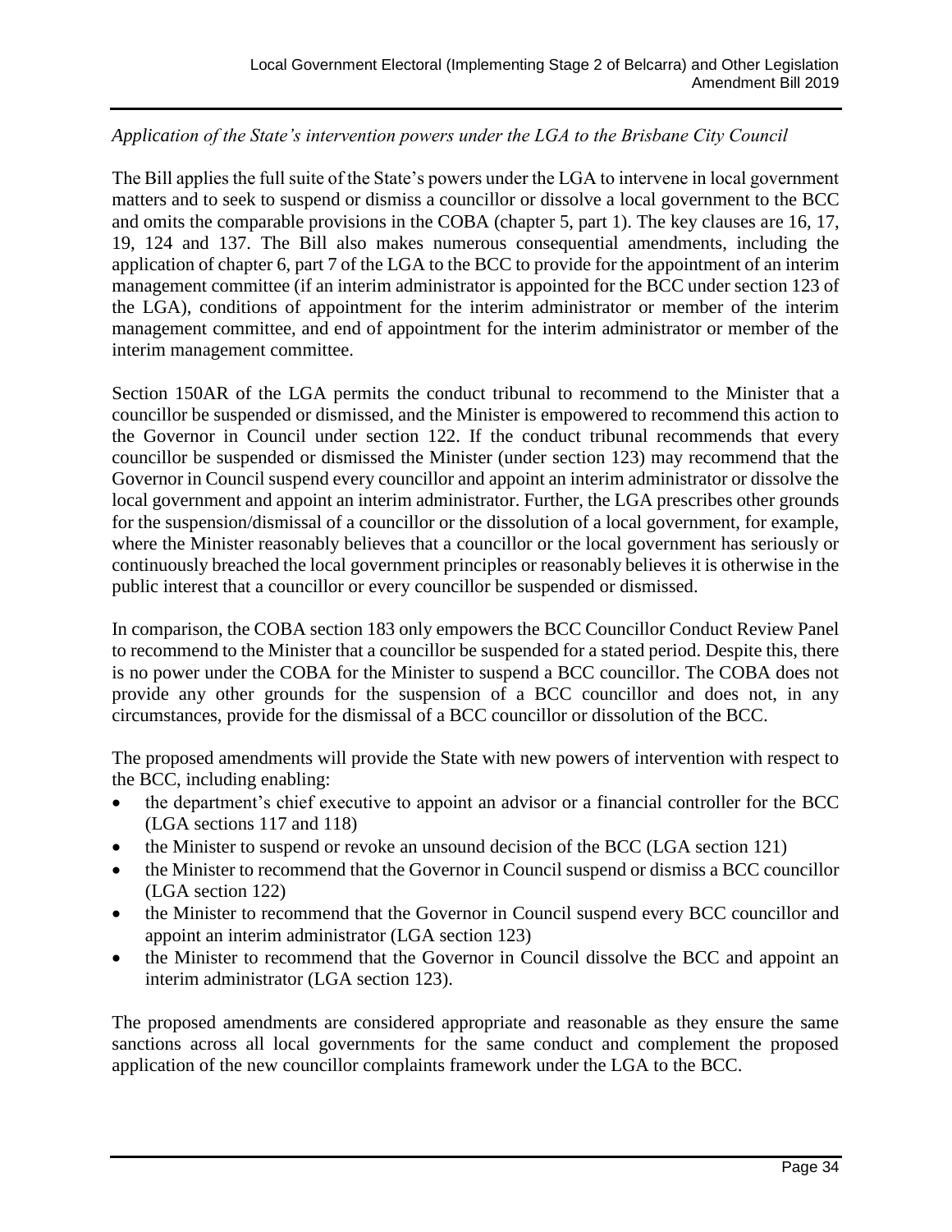*Application of the State's intervention powers under the LGA to the Brisbane City Council*

The Bill applies the full suite of the State's powers under the LGA to intervene in local government matters and to seek to suspend or dismiss a councillor or dissolve a local government to the BCC and omits the comparable provisions in the COBA (chapter 5, part 1). The key clauses are 16, 17, 19, 124 and 137. The Bill also makes numerous consequential amendments, including the application of chapter 6, part 7 of the LGA to the BCC to provide for the appointment of an interim management committee (if an interim administrator is appointed for the BCC under section 123 of the LGA), conditions of appointment for the interim administrator or member of the interim management committee, and end of appointment for the interim administrator or member of the interim management committee.

Section 150AR of the LGA permits the conduct tribunal to recommend to the Minister that a councillor be suspended or dismissed, and the Minister is empowered to recommend this action to the Governor in Council under section 122. If the conduct tribunal recommends that every councillor be suspended or dismissed the Minister (under section 123) may recommend that the Governor in Council suspend every councillor and appoint an interim administrator or dissolve the local government and appoint an interim administrator. Further, the LGA prescribes other grounds for the suspension/dismissal of a councillor or the dissolution of a local government, for example, where the Minister reasonably believes that a councillor or the local government has seriously or continuously breached the local government principles or reasonably believes it is otherwise in the public interest that a councillor or every councillor be suspended or dismissed.

In comparison, the COBA section 183 only empowers the BCC Councillor Conduct Review Panel to recommend to the Minister that a councillor be suspended for a stated period. Despite this, there is no power under the COBA for the Minister to suspend a BCC councillor. The COBA does not provide any other grounds for the suspension of a BCC councillor and does not, in any circumstances, provide for the dismissal of a BCC councillor or dissolution of the BCC.

The proposed amendments will provide the State with new powers of intervention with respect to the BCC, including enabling:

- the department's chief executive to appoint an advisor or a financial controller for the BCC (LGA sections 117 and 118)
- the Minister to suspend or revoke an unsound decision of the BCC (LGA section 121)
- the Minister to recommend that the Governor in Council suspend or dismiss a BCC councillor (LGA section 122)
- the Minister to recommend that the Governor in Council suspend every BCC councillor and appoint an interim administrator (LGA section 123)
- the Minister to recommend that the Governor in Council dissolve the BCC and appoint an interim administrator (LGA section 123).

The proposed amendments are considered appropriate and reasonable as they ensure the same sanctions across all local governments for the same conduct and complement the proposed application of the new councillor complaints framework under the LGA to the BCC.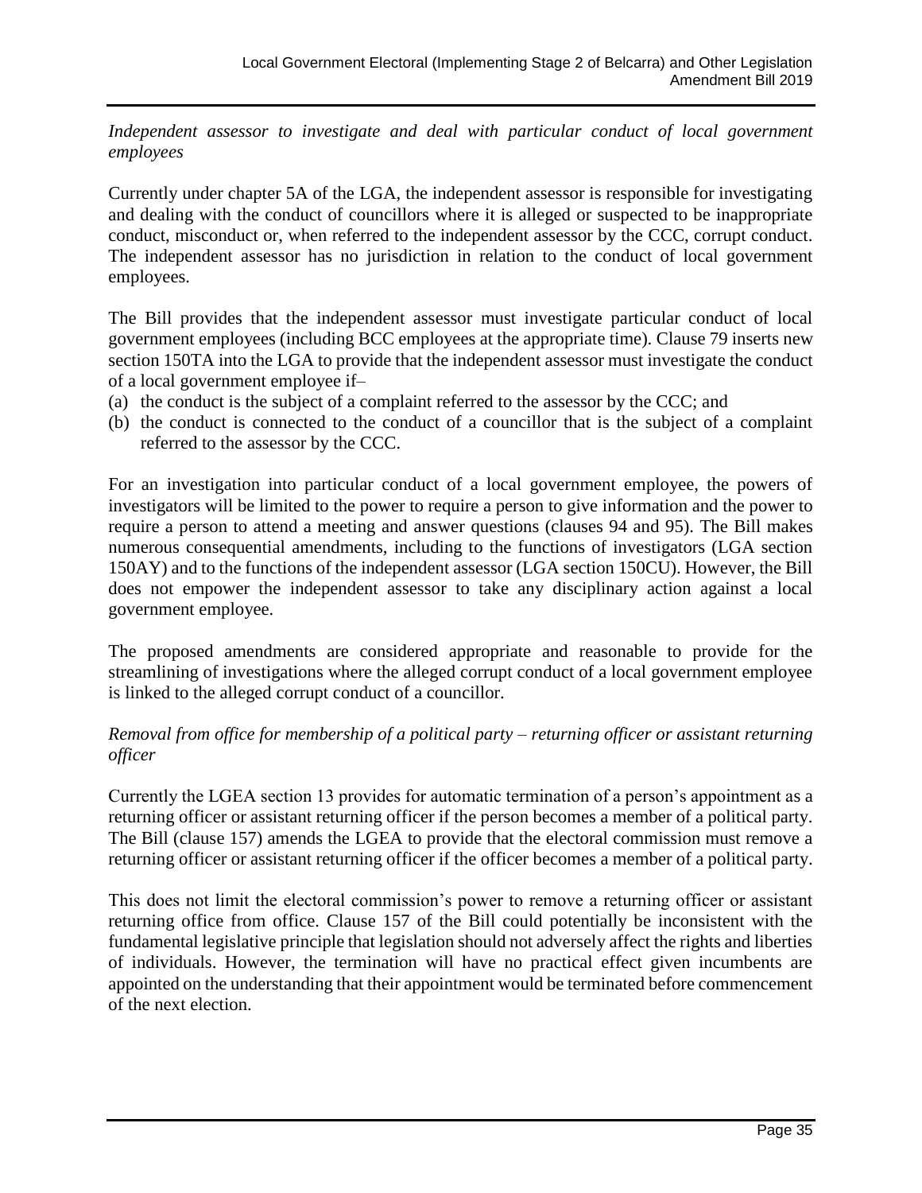*Independent assessor to investigate and deal with particular conduct of local government employees*

Currently under chapter 5A of the LGA, the independent assessor is responsible for investigating and dealing with the conduct of councillors where it is alleged or suspected to be inappropriate conduct, misconduct or, when referred to the independent assessor by the CCC, corrupt conduct. The independent assessor has no jurisdiction in relation to the conduct of local government employees.

The Bill provides that the independent assessor must investigate particular conduct of local government employees (including BCC employees at the appropriate time). Clause 79 inserts new section 150TA into the LGA to provide that the independent assessor must investigate the conduct of a local government employee if–

(a) the conduct is the subject of a complaint referred to the assessor by the CCC; and
(b) the conduct is connected to the conduct of a councillor that is the subject of a complaint referred to the assessor by the CCC.

For an investigation into particular conduct of a local government employee, the powers of investigators will be limited to the power to require a person to give information and the power to require a person to attend a meeting and answer questions (clauses 94 and 95). The Bill makes numerous consequential amendments, including to the functions of investigators (LGA section 150AY) and to the functions of the independent assessor (LGA section 150CU). However, the Bill does not empower the independent assessor to take any disciplinary action against a local government employee.

The proposed amendments are considered appropriate and reasonable to provide for the streamlining of investigations where the alleged corrupt conduct of a local government employee is linked to the alleged corrupt conduct of a councillor.

*Removal from office for membership of a political party – returning officer or assistant returning officer*

Currently the LGEA section 13 provides for automatic termination of a person's appointment as a returning officer or assistant returning officer if the person becomes a member of a political party. The Bill (clause 157) amends the LGEA to provide that the electoral commission must remove a returning officer or assistant returning officer if the officer becomes a member of a political party.

This does not limit the electoral commission's power to remove a returning officer or assistant returning office from office. Clause 157 of the Bill could potentially be inconsistent with the fundamental legislative principle that legislation should not adversely affect the rights and liberties of individuals. However, the termination will have no practical effect given incumbents are appointed on the understanding that their appointment would be terminated before commencement of the next election.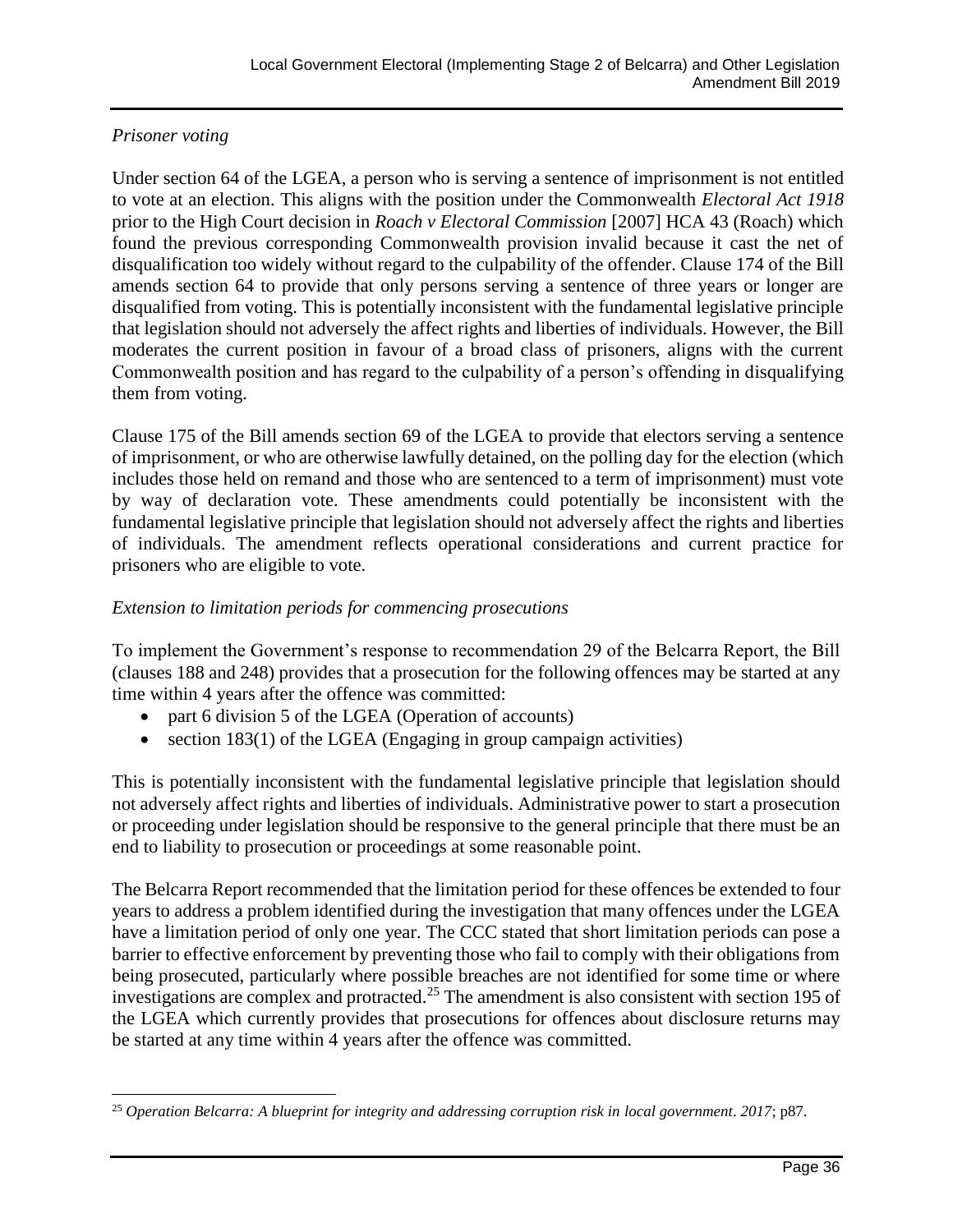*Prisoner voting*

Under section 64 of the LGEA, a person who is serving a sentence of imprisonment is not entitled to vote at an election. This aligns with the position under the Commonwealth *Electoral Act 1918* prior to the High Court decision in *Roach v Electoral Commission* [2007] HCA 43 (Roach) which found the previous corresponding Commonwealth provision invalid because it cast the net of disqualification too widely without regard to the culpability of the offender. Clause 174 of the Bill amends section 64 to provide that only persons serving a sentence of three years or longer are disqualified from voting. This is potentially inconsistent with the fundamental legislative principle that legislation should not adversely the affect rights and liberties of individuals. However, the Bill moderates the current position in favour of a broad class of prisoners, aligns with the current Commonwealth position and has regard to the culpability of a person's offending in disqualifying them from voting.

Clause 175 of the Bill amends section 69 of the LGEA to provide that electors serving a sentence of imprisonment, or who are otherwise lawfully detained, on the polling day for the election (which includes those held on remand and those who are sentenced to a term of imprisonment) must vote by way of declaration vote. These amendments could potentially be inconsistent with the fundamental legislative principle that legislation should not adversely affect the rights and liberties of individuals. The amendment reflects operational considerations and current practice for prisoners who are eligible to vote.

*Extension to limitation periods for commencing prosecutions*

To implement the Government's response to recommendation 29 of the Belcarra Report, the Bill (clauses 188 and 248) provides that a prosecution for the following offences may be started at any time within 4 years after the offence was committed:

- part 6 division 5 of the LGEA (Operation of accounts)
- section 183(1) of the LGEA (Engaging in group campaign activities)

This is potentially inconsistent with the fundamental legislative principle that legislation should not adversely affect rights and liberties of individuals. Administrative power to start a prosecution or proceeding under legislation should be responsive to the general principle that there must be an end to liability to prosecution or proceedings at some reasonable point.

The Belcarra Report recommended that the limitation period for these offences be extended to four years to address a problem identified during the investigation that many offences under the LGEA have a limitation period of only one year. The CCC stated that short limitation periods can pose a barrier to effective enforcement by preventing those who fail to comply with their obligations from being prosecuted, particularly where possible breaches are not identified for some time or where investigations are complex and protracted.[25] The amendment is also consistent with section 195 of the LGEA which currently provides that prosecutions for offences about disclosure returns may be started at any time within 4 years after the offence was committed.

---

[25] *Operation Belcarra: A blueprint for integrity and addressing corruption risk in local government*. *2017*; p87.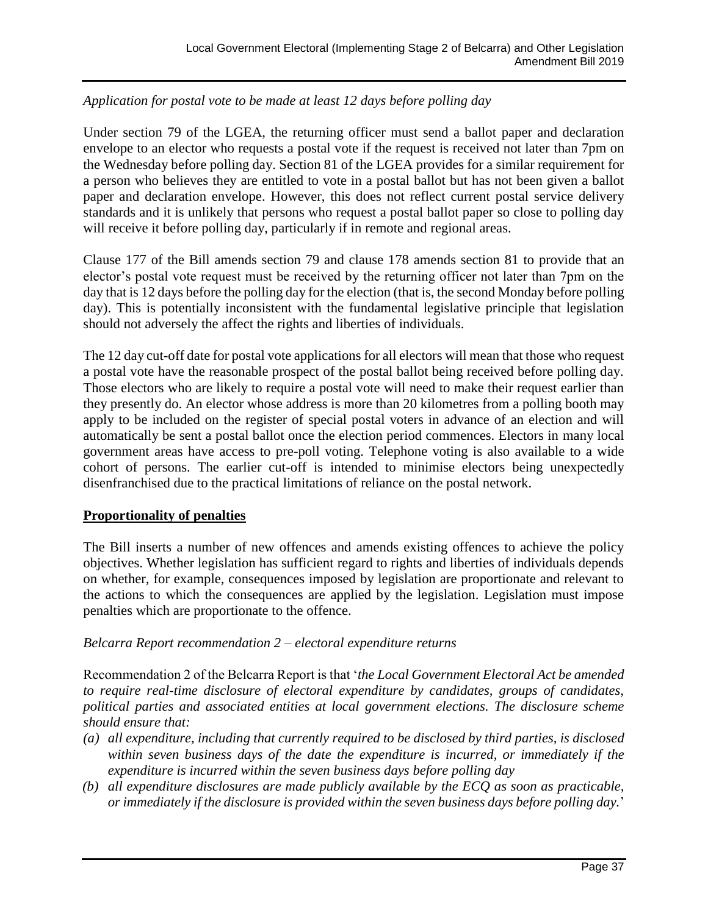*Application for postal vote to be made at least 12 days before polling day*

Under section 79 of the LGEA, the returning officer must send a ballot paper and declaration envelope to an elector who requests a postal vote if the request is received not later than 7pm on the Wednesday before polling day. Section 81 of the LGEA provides for a similar requirement for a person who believes they are entitled to vote in a postal ballot but has not been given a ballot paper and declaration envelope. However, this does not reflect current postal service delivery standards and it is unlikely that persons who request a postal ballot paper so close to polling day will receive it before polling day, particularly if in remote and regional areas.

Clause 177 of the Bill amends section 79 and clause 178 amends section 81 to provide that an elector's postal vote request must be received by the returning officer not later than 7pm on the day that is 12 days before the polling day for the election (that is, the second Monday before polling day). This is potentially inconsistent with the fundamental legislative principle that legislation should not adversely the affect the rights and liberties of individuals.

The 12 day cut-off date for postal vote applications for all electors will mean that those who request a postal vote have the reasonable prospect of the postal ballot being received before polling day. Those electors who are likely to require a postal vote will need to make their request earlier than they presently do. An elector whose address is more than 20 kilometres from a polling booth may apply to be included on the register of special postal voters in advance of an election and will automatically be sent a postal ballot once the election period commences. Electors in many local government areas have access to pre-poll voting. Telephone voting is also available to a wide cohort of persons. The earlier cut-off is intended to minimise electors being unexpectedly disenfranchised due to the practical limitations of reliance on the postal network.

**Proportionality of penalties**

The Bill inserts a number of new offences and amends existing offences to achieve the policy objectives. Whether legislation has sufficient regard to rights and liberties of individuals depends on whether, for example, consequences imposed by legislation are proportionate and relevant to the actions to which the consequences are applied by the legislation. Legislation must impose penalties which are proportionate to the offence.

*Belcarra Report recommendation 2 – electoral expenditure returns*

Recommendation 2 of the Belcarra Report is that '*the Local Government Electoral Act be amended to require real-time disclosure of electoral expenditure by candidates, groups of candidates, political parties and associated entities at local government elections. The disclosure scheme should ensure that:*

- *(a) all expenditure, including that currently required to be disclosed by third parties, is disclosed within seven business days of the date the expenditure is incurred, or immediately if the expenditure is incurred within the seven business days before polling day*
- *(b) all expenditure disclosures are made publicly available by the ECQ as soon as practicable, or immediately if the disclosure is provided within the seven business days before polling day.*'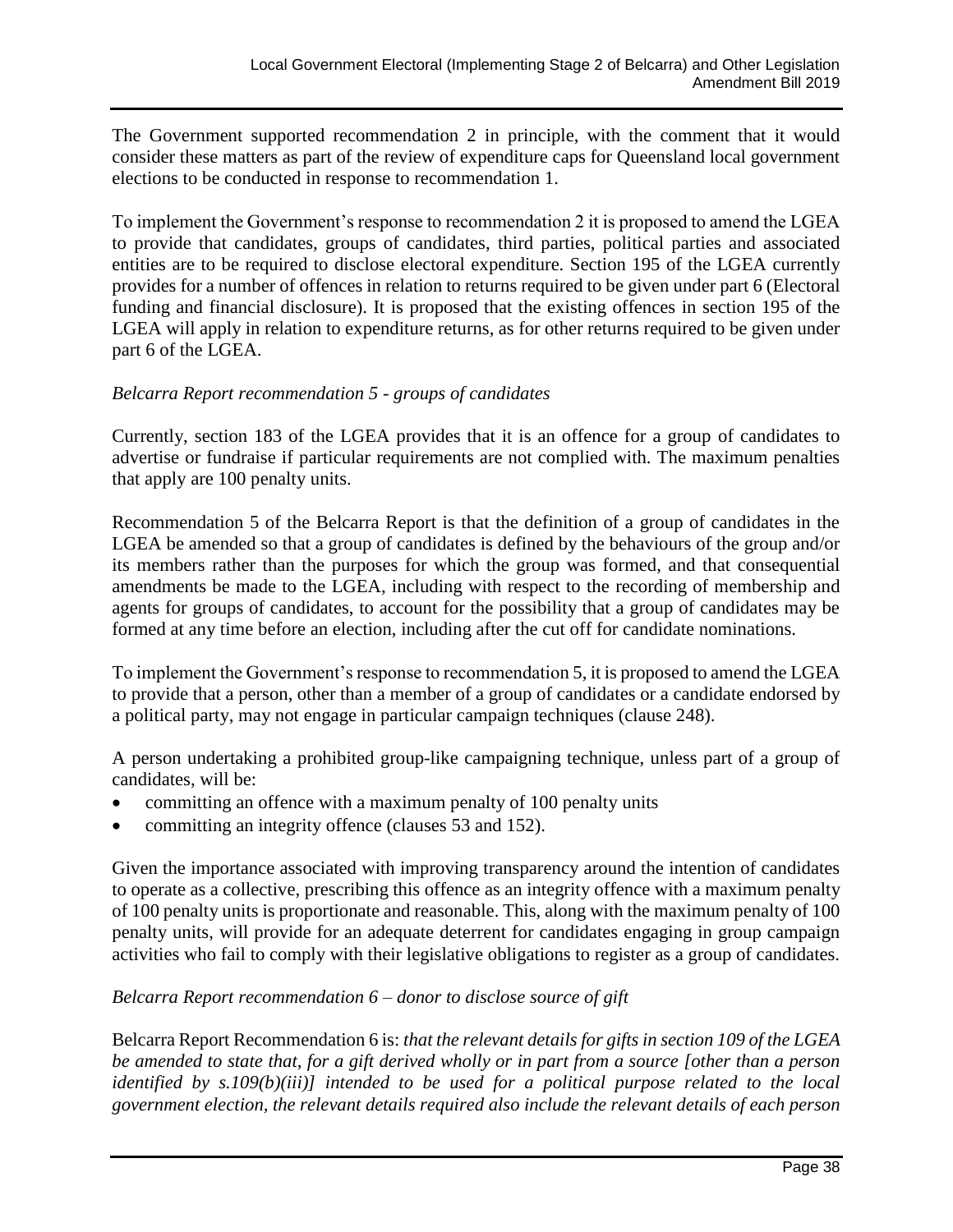The Government supported recommendation 2 in principle, with the comment that it would consider these matters as part of the review of expenditure caps for Queensland local government elections to be conducted in response to recommendation 1.

To implement the Government's response to recommendation 2 it is proposed to amend the LGEA to provide that candidates, groups of candidates, third parties, political parties and associated entities are to be required to disclose electoral expenditure. Section 195 of the LGEA currently provides for a number of offences in relation to returns required to be given under part 6 (Electoral funding and financial disclosure). It is proposed that the existing offences in section 195 of the LGEA will apply in relation to expenditure returns, as for other returns required to be given under part 6 of the LGEA.

*Belcarra Report recommendation 5 - groups of candidates*

Currently, section 183 of the LGEA provides that it is an offence for a group of candidates to advertise or fundraise if particular requirements are not complied with. The maximum penalties that apply are 100 penalty units.

Recommendation 5 of the Belcarra Report is that the definition of a group of candidates in the LGEA be amended so that a group of candidates is defined by the behaviours of the group and/or its members rather than the purposes for which the group was formed, and that consequential amendments be made to the LGEA, including with respect to the recording of membership and agents for groups of candidates, to account for the possibility that a group of candidates may be formed at any time before an election, including after the cut off for candidate nominations.

To implement the Government's response to recommendation 5, it is proposed to amend the LGEA to provide that a person, other than a member of a group of candidates or a candidate endorsed by a political party, may not engage in particular campaign techniques (clause 248).

A person undertaking a prohibited group-like campaigning technique, unless part of a group of candidates, will be:

- committing an offence with a maximum penalty of 100 penalty units
- committing an integrity offence (clauses 53 and 152).

Given the importance associated with improving transparency around the intention of candidates to operate as a collective, prescribing this offence as an integrity offence with a maximum penalty of 100 penalty units is proportionate and reasonable. This, along with the maximum penalty of 100 penalty units, will provide for an adequate deterrent for candidates engaging in group campaign activities who fail to comply with their legislative obligations to register as a group of candidates.

*Belcarra Report recommendation 6 – donor to disclose source of gift*

Belcarra Report Recommendation 6 is: *that the relevant details for gifts in section 109 of the LGEA be amended to state that, for a gift derived wholly or in part from a source [other than a person identified by s.109(b)(iii)] intended to be used for a political purpose related to the local government election, the relevant details required also include the relevant details of each person*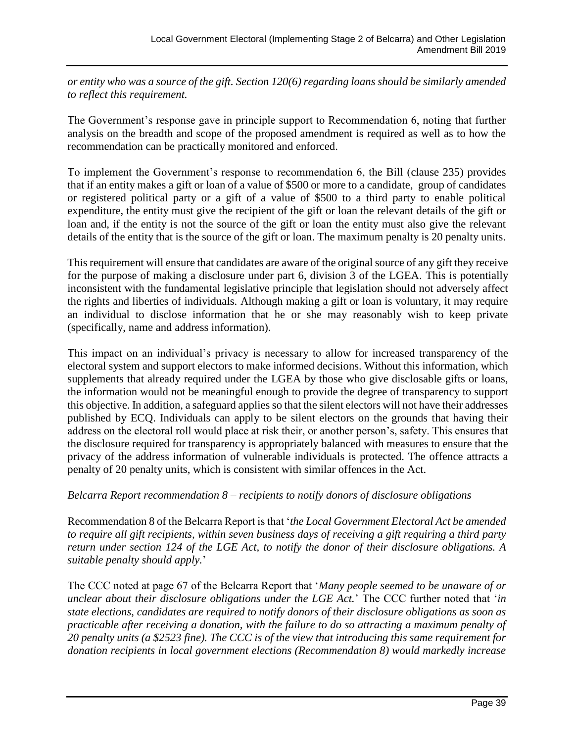*or entity who was a source of the gift. Section 120(6) regarding loans should be similarly amended to reflect this requirement.*

The Government's response gave in principle support to Recommendation 6, noting that further analysis on the breadth and scope of the proposed amendment is required as well as to how the recommendation can be practically monitored and enforced.

To implement the Government's response to recommendation 6, the Bill (clause 235) provides that if an entity makes a gift or loan of a value of \$500 or more to a candidate, group of candidates or registered political party or a gift of a value of \$500 to a third party to enable political expenditure, the entity must give the recipient of the gift or loan the relevant details of the gift or loan and, if the entity is not the source of the gift or loan the entity must also give the relevant details of the entity that is the source of the gift or loan. The maximum penalty is 20 penalty units.

This requirement will ensure that candidates are aware of the original source of any gift they receive for the purpose of making a disclosure under part 6, division 3 of the LGEA. This is potentially inconsistent with the fundamental legislative principle that legislation should not adversely affect the rights and liberties of individuals. Although making a gift or loan is voluntary, it may require an individual to disclose information that he or she may reasonably wish to keep private (specifically, name and address information).

This impact on an individual's privacy is necessary to allow for increased transparency of the electoral system and support electors to make informed decisions. Without this information, which supplements that already required under the LGEA by those who give disclosable gifts or loans, the information would not be meaningful enough to provide the degree of transparency to support this objective. In addition, a safeguard applies so that the silent electors will not have their addresses published by ECQ. Individuals can apply to be silent electors on the grounds that having their address on the electoral roll would place at risk their, or another person's, safety. This ensures that the disclosure required for transparency is appropriately balanced with measures to ensure that the privacy of the address information of vulnerable individuals is protected. The offence attracts a penalty of 20 penalty units, which is consistent with similar offences in the Act.

*Belcarra Report recommendation 8 – recipients to notify donors of disclosure obligations*

Recommendation 8 of the Belcarra Report is that '*the Local Government Electoral Act be amended to require all gift recipients, within seven business days of receiving a gift requiring a third party return under section 124 of the LGE Act, to notify the donor of their disclosure obligations. A suitable penalty should apply.*'

The CCC noted at page 67 of the Belcarra Report that '*Many people seemed to be unaware of or unclear about their disclosure obligations under the LGE Act.*' The CCC further noted that '*in state elections, candidates are required to notify donors of their disclosure obligations as soon as practicable after receiving a donation, with the failure to do so attracting a maximum penalty of 20 penalty units (a \$2523 fine). The CCC is of the view that introducing this same requirement for donation recipients in local government elections (Recommendation 8) would markedly increase*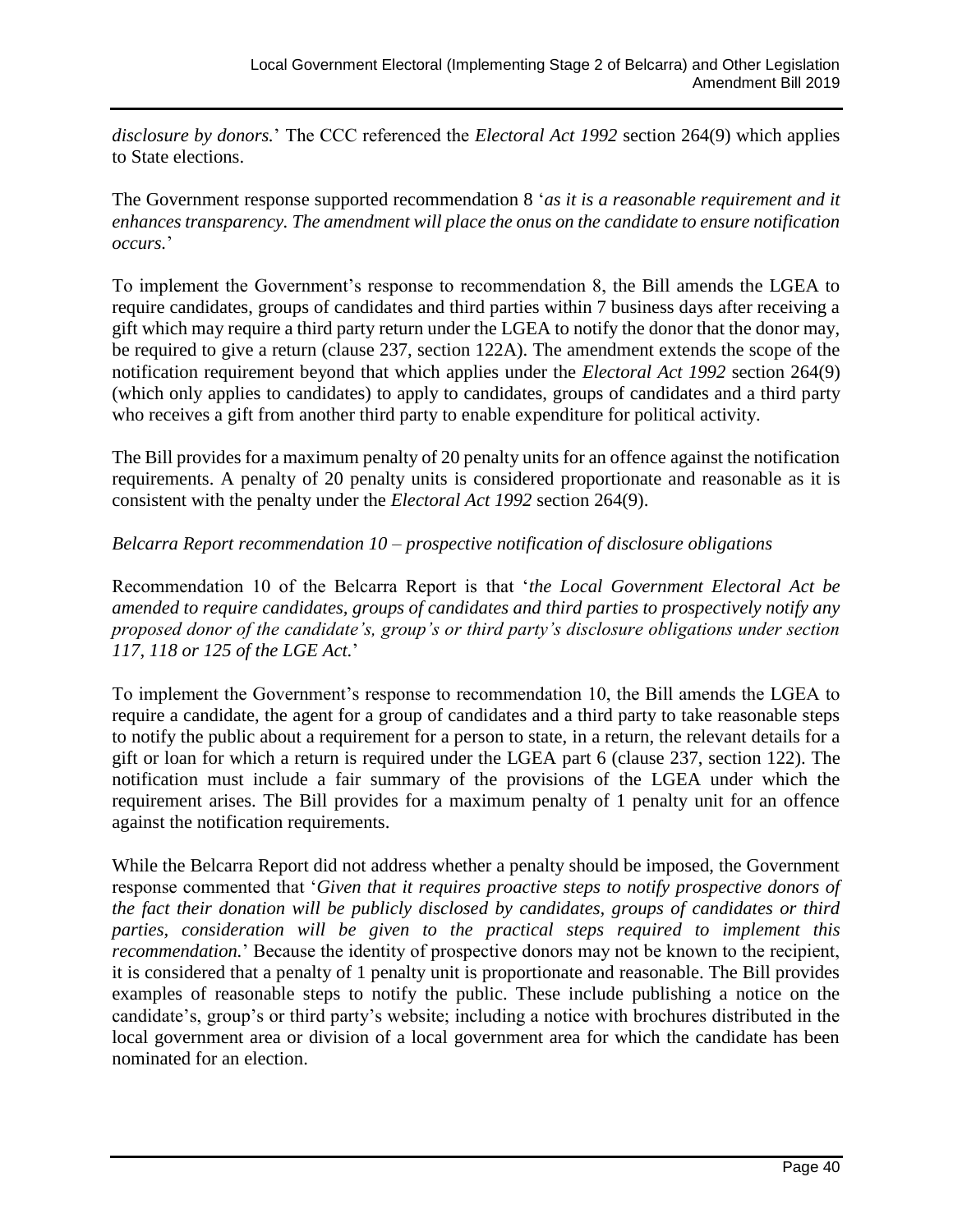*disclosure by donors.*' The CCC referenced the *Electoral Act 1992* section 264(9) which applies to State elections.

The Government response supported recommendation 8 '*as it is a reasonable requirement and it enhances transparency. The amendment will place the onus on the candidate to ensure notification occurs.*'

To implement the Government's response to recommendation 8, the Bill amends the LGEA to require candidates, groups of candidates and third parties within 7 business days after receiving a gift which may require a third party return under the LGEA to notify the donor that the donor may, be required to give a return (clause 237, section 122A). The amendment extends the scope of the notification requirement beyond that which applies under the *Electoral Act 1992* section 264(9) (which only applies to candidates) to apply to candidates, groups of candidates and a third party who receives a gift from another third party to enable expenditure for political activity.

The Bill provides for a maximum penalty of 20 penalty units for an offence against the notification requirements. A penalty of 20 penalty units is considered proportionate and reasonable as it is consistent with the penalty under the *Electoral Act 1992* section 264(9).

*Belcarra Report recommendation 10 – prospective notification of disclosure obligations*

Recommendation 10 of the Belcarra Report is that '*the Local Government Electoral Act be amended to require candidates, groups of candidates and third parties to prospectively notify any proposed donor of the candidate's, group's or third party's disclosure obligations under section 117, 118 or 125 of the LGE Act.*'

To implement the Government's response to recommendation 10, the Bill amends the LGEA to require a candidate, the agent for a group of candidates and a third party to take reasonable steps to notify the public about a requirement for a person to state, in a return, the relevant details for a gift or loan for which a return is required under the LGEA part 6 (clause 237, section 122). The notification must include a fair summary of the provisions of the LGEA under which the requirement arises. The Bill provides for a maximum penalty of 1 penalty unit for an offence against the notification requirements.

While the Belcarra Report did not address whether a penalty should be imposed, the Government response commented that '*Given that it requires proactive steps to notify prospective donors of the fact their donation will be publicly disclosed by candidates, groups of candidates or third parties, consideration will be given to the practical steps required to implement this recommendation.*' Because the identity of prospective donors may not be known to the recipient, it is considered that a penalty of 1 penalty unit is proportionate and reasonable. The Bill provides examples of reasonable steps to notify the public. These include publishing a notice on the candidate's, group's or third party's website; including a notice with brochures distributed in the local government area or division of a local government area for which the candidate has been nominated for an election.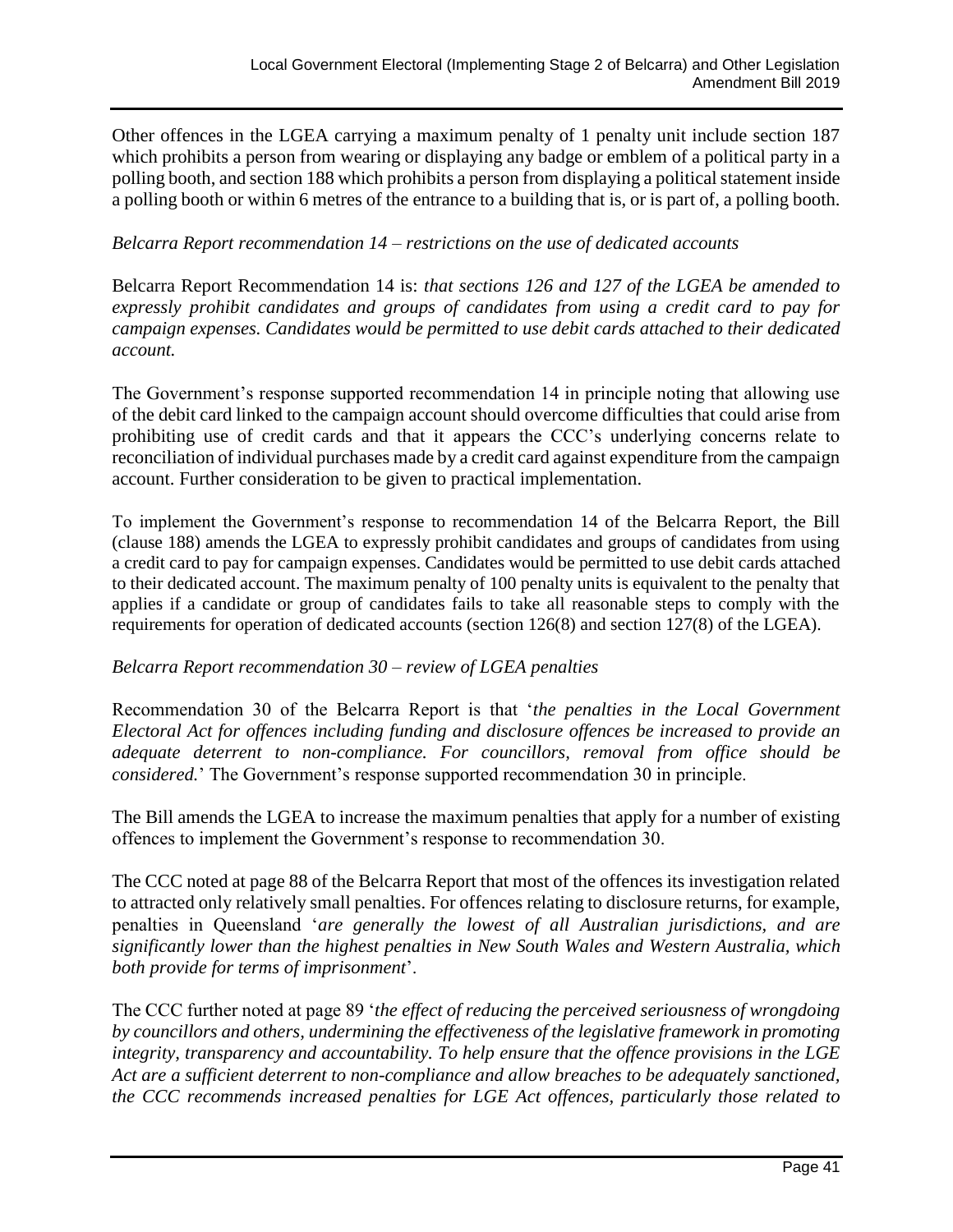Other offences in the LGEA carrying a maximum penalty of 1 penalty unit include section 187 which prohibits a person from wearing or displaying any badge or emblem of a political party in a polling booth, and section 188 which prohibits a person from displaying a political statement inside a polling booth or within 6 metres of the entrance to a building that is, or is part of, a polling booth.

*Belcarra Report recommendation 14 – restrictions on the use of dedicated accounts*

Belcarra Report Recommendation 14 is: *that sections 126 and 127 of the LGEA be amended to expressly prohibit candidates and groups of candidates from using a credit card to pay for campaign expenses. Candidates would be permitted to use debit cards attached to their dedicated account.*

The Government's response supported recommendation 14 in principle noting that allowing use of the debit card linked to the campaign account should overcome difficulties that could arise from prohibiting use of credit cards and that it appears the CCC's underlying concerns relate to reconciliation of individual purchases made by a credit card against expenditure from the campaign account. Further consideration to be given to practical implementation.

To implement the Government's response to recommendation 14 of the Belcarra Report, the Bill (clause 188) amends the LGEA to expressly prohibit candidates and groups of candidates from using a credit card to pay for campaign expenses. Candidates would be permitted to use debit cards attached to their dedicated account. The maximum penalty of 100 penalty units is equivalent to the penalty that applies if a candidate or group of candidates fails to take all reasonable steps to comply with the requirements for operation of dedicated accounts (section 126(8) and section 127(8) of the LGEA).

*Belcarra Report recommendation 30 – review of LGEA penalties*

Recommendation 30 of the Belcarra Report is that '*the penalties in the Local Government Electoral Act for offences including funding and disclosure offences be increased to provide an adequate deterrent to non-compliance. For councillors, removal from office should be considered.*' The Government's response supported recommendation 30 in principle.

The Bill amends the LGEA to increase the maximum penalties that apply for a number of existing offences to implement the Government's response to recommendation 30.

The CCC noted at page 88 of the Belcarra Report that most of the offences its investigation related to attracted only relatively small penalties. For offences relating to disclosure returns, for example, penalties in Queensland '*are generally the lowest of all Australian jurisdictions, and are significantly lower than the highest penalties in New South Wales and Western Australia, which both provide for terms of imprisonment*'.

The CCC further noted at page 89 '*the effect of reducing the perceived seriousness of wrongdoing by councillors and others, undermining the effectiveness of the legislative framework in promoting integrity, transparency and accountability. To help ensure that the offence provisions in the LGE Act are a sufficient deterrent to non-compliance and allow breaches to be adequately sanctioned, the CCC recommends increased penalties for LGE Act offences, particularly those related to*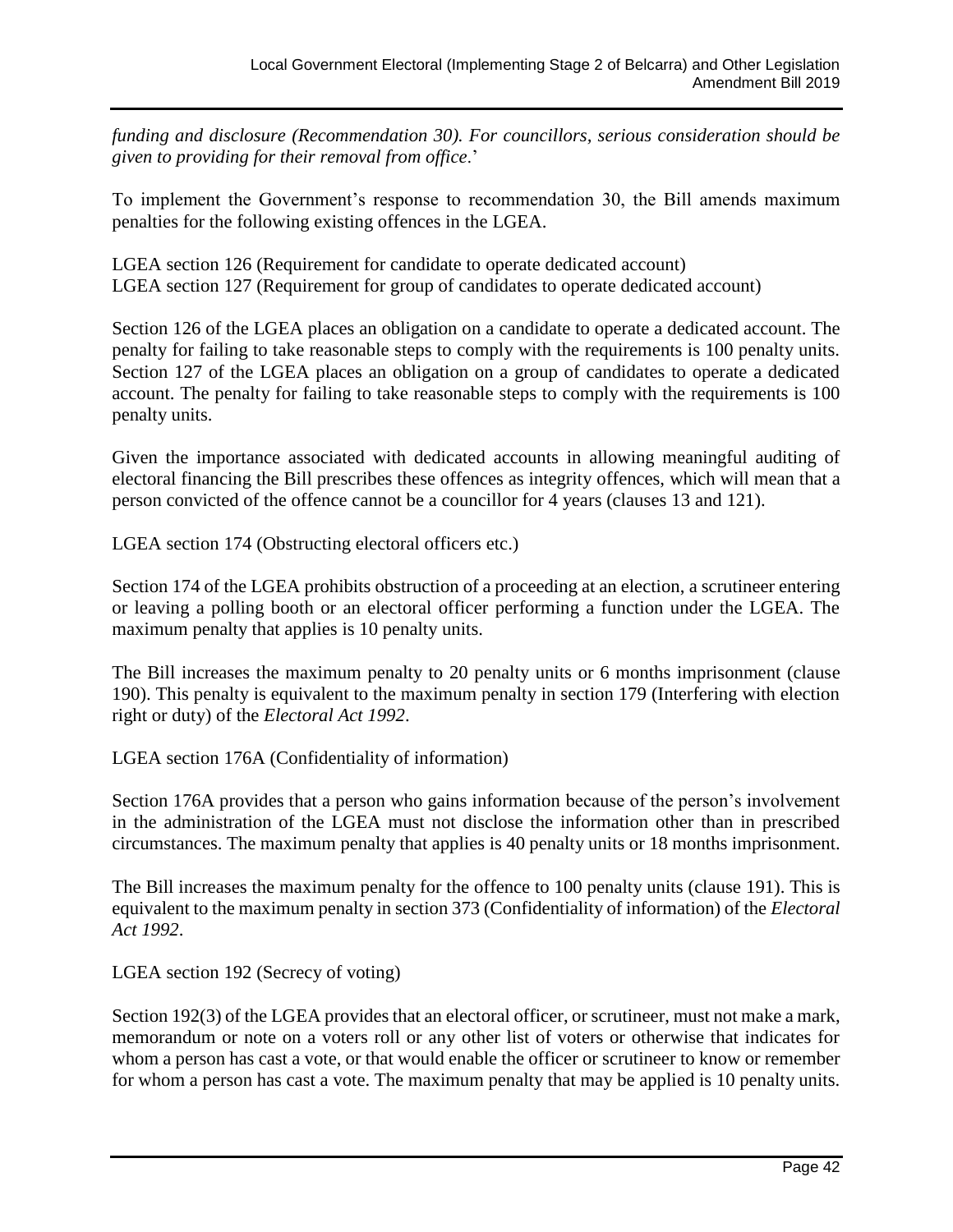*funding and disclosure (Recommendation 30). For councillors, serious consideration should be given to providing for their removal from office*.'

To implement the Government's response to recommendation 30, the Bill amends maximum penalties for the following existing offences in the LGEA.

LGEA section 126 (Requirement for candidate to operate dedicated account)
LGEA section 127 (Requirement for group of candidates to operate dedicated account)

Section 126 of the LGEA places an obligation on a candidate to operate a dedicated account. The penalty for failing to take reasonable steps to comply with the requirements is 100 penalty units. Section 127 of the LGEA places an obligation on a group of candidates to operate a dedicated account. The penalty for failing to take reasonable steps to comply with the requirements is 100 penalty units.

Given the importance associated with dedicated accounts in allowing meaningful auditing of electoral financing the Bill prescribes these offences as integrity offences, which will mean that a person convicted of the offence cannot be a councillor for 4 years (clauses 13 and 121).

LGEA section 174 (Obstructing electoral officers etc.)

Section 174 of the LGEA prohibits obstruction of a proceeding at an election, a scrutineer entering or leaving a polling booth or an electoral officer performing a function under the LGEA. The maximum penalty that applies is 10 penalty units.

The Bill increases the maximum penalty to 20 penalty units or 6 months imprisonment (clause 190). This penalty is equivalent to the maximum penalty in section 179 (Interfering with election right or duty) of the *Electoral Act 1992*.

LGEA section 176A (Confidentiality of information)

Section 176A provides that a person who gains information because of the person's involvement in the administration of the LGEA must not disclose the information other than in prescribed circumstances. The maximum penalty that applies is 40 penalty units or 18 months imprisonment.

The Bill increases the maximum penalty for the offence to 100 penalty units (clause 191). This is equivalent to the maximum penalty in section 373 (Confidentiality of information) of the *Electoral Act 1992*.

LGEA section 192 (Secrecy of voting)

Section 192(3) of the LGEA provides that an electoral officer, or scrutineer, must not make a mark, memorandum or note on a voters roll or any other list of voters or otherwise that indicates for whom a person has cast a vote, or that would enable the officer or scrutineer to know or remember for whom a person has cast a vote. The maximum penalty that may be applied is 10 penalty units.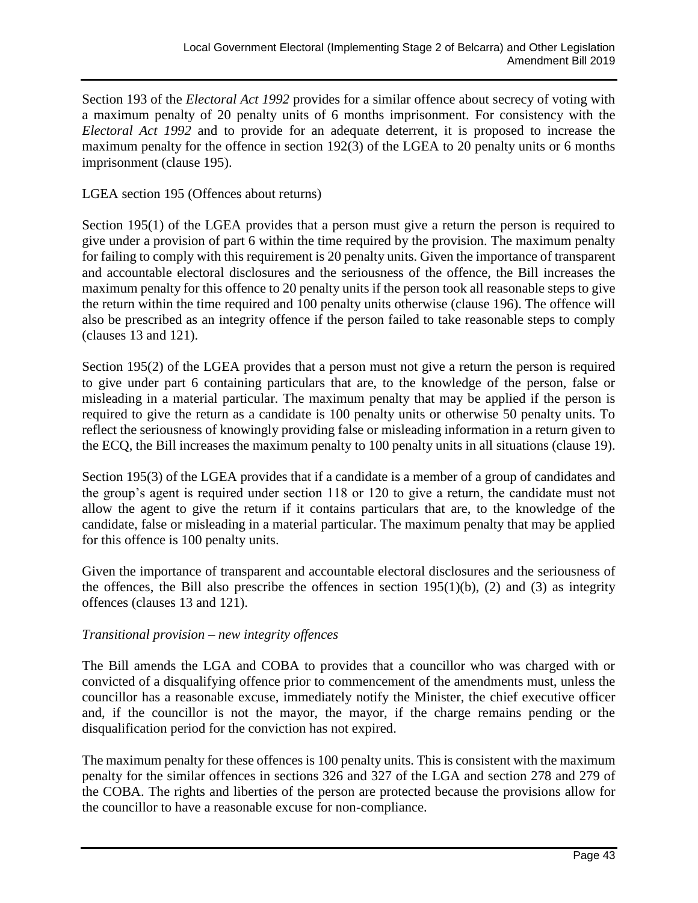Section 193 of the *Electoral Act 1992* provides for a similar offence about secrecy of voting with a maximum penalty of 20 penalty units of 6 months imprisonment. For consistency with the *Electoral Act 1992* and to provide for an adequate deterrent, it is proposed to increase the maximum penalty for the offence in section 192(3) of the LGEA to 20 penalty units or 6 months imprisonment (clause 195).

LGEA section 195 (Offences about returns)

Section 195(1) of the LGEA provides that a person must give a return the person is required to give under a provision of part 6 within the time required by the provision. The maximum penalty for failing to comply with this requirement is 20 penalty units. Given the importance of transparent and accountable electoral disclosures and the seriousness of the offence, the Bill increases the maximum penalty for this offence to 20 penalty units if the person took all reasonable steps to give the return within the time required and 100 penalty units otherwise (clause 196). The offence will also be prescribed as an integrity offence if the person failed to take reasonable steps to comply (clauses 13 and 121).

Section 195(2) of the LGEA provides that a person must not give a return the person is required to give under part 6 containing particulars that are, to the knowledge of the person, false or misleading in a material particular. The maximum penalty that may be applied if the person is required to give the return as a candidate is 100 penalty units or otherwise 50 penalty units. To reflect the seriousness of knowingly providing false or misleading information in a return given to the ECQ, the Bill increases the maximum penalty to 100 penalty units in all situations (clause 19).

Section 195(3) of the LGEA provides that if a candidate is a member of a group of candidates and the group's agent is required under section 118 or 120 to give a return, the candidate must not allow the agent to give the return if it contains particulars that are, to the knowledge of the candidate, false or misleading in a material particular. The maximum penalty that may be applied for this offence is 100 penalty units.

Given the importance of transparent and accountable electoral disclosures and the seriousness of the offences, the Bill also prescribe the offences in section 195(1)(b), (2) and (3) as integrity offences (clauses 13 and 121).

*Transitional provision – new integrity offences*

The Bill amends the LGA and COBA to provides that a councillor who was charged with or convicted of a disqualifying offence prior to commencement of the amendments must, unless the councillor has a reasonable excuse, immediately notify the Minister, the chief executive officer and, if the councillor is not the mayor, the mayor, if the charge remains pending or the disqualification period for the conviction has not expired.

The maximum penalty for these offences is 100 penalty units. This is consistent with the maximum penalty for the similar offences in sections 326 and 327 of the LGA and section 278 and 279 of the COBA. The rights and liberties of the person are protected because the provisions allow for the councillor to have a reasonable excuse for non-compliance.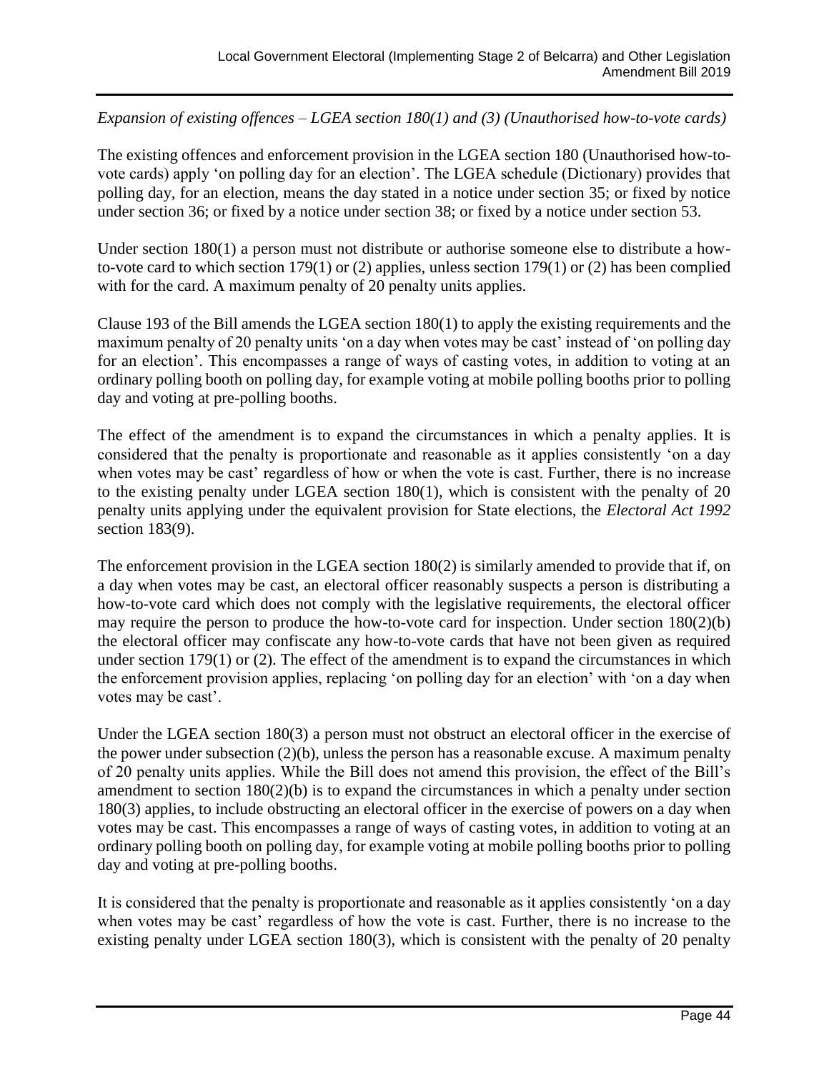*Expansion of existing offences – LGEA section 180(1) and (3) (Unauthorised how-to-vote cards)*

The existing offences and enforcement provision in the LGEA section 180 (Unauthorised how-to-vote cards) apply 'on polling day for an election'. The LGEA schedule (Dictionary) provides that polling day, for an election, means the day stated in a notice under section 35; or fixed by notice under section 36; or fixed by a notice under section 38; or fixed by a notice under section 53.

Under section 180(1) a person must not distribute or authorise someone else to distribute a how-to-vote card to which section 179(1) or (2) applies, unless section 179(1) or (2) has been complied with for the card. A maximum penalty of 20 penalty units applies.

Clause 193 of the Bill amends the LGEA section 180(1) to apply the existing requirements and the maximum penalty of 20 penalty units 'on a day when votes may be cast' instead of 'on polling day for an election'. This encompasses a range of ways of casting votes, in addition to voting at an ordinary polling booth on polling day, for example voting at mobile polling booths prior to polling day and voting at pre-polling booths.

The effect of the amendment is to expand the circumstances in which a penalty applies. It is considered that the penalty is proportionate and reasonable as it applies consistently 'on a day when votes may be cast' regardless of how or when the vote is cast. Further, there is no increase to the existing penalty under LGEA section 180(1), which is consistent with the penalty of 20 penalty units applying under the equivalent provision for State elections, the *Electoral Act 1992* section 183(9).

The enforcement provision in the LGEA section 180(2) is similarly amended to provide that if, on a day when votes may be cast, an electoral officer reasonably suspects a person is distributing a how-to-vote card which does not comply with the legislative requirements, the electoral officer may require the person to produce the how-to-vote card for inspection. Under section 180(2)(b) the electoral officer may confiscate any how-to-vote cards that have not been given as required under section 179(1) or (2). The effect of the amendment is to expand the circumstances in which the enforcement provision applies, replacing 'on polling day for an election' with 'on a day when votes may be cast'.

Under the LGEA section 180(3) a person must not obstruct an electoral officer in the exercise of the power under subsection (2)(b), unless the person has a reasonable excuse. A maximum penalty of 20 penalty units applies. While the Bill does not amend this provision, the effect of the Bill's amendment to section 180(2)(b) is to expand the circumstances in which a penalty under section 180(3) applies, to include obstructing an electoral officer in the exercise of powers on a day when votes may be cast. This encompasses a range of ways of casting votes, in addition to voting at an ordinary polling booth on polling day, for example voting at mobile polling booths prior to polling day and voting at pre-polling booths.

It is considered that the penalty is proportionate and reasonable as it applies consistently 'on a day when votes may be cast' regardless of how the vote is cast. Further, there is no increase to the existing penalty under LGEA section 180(3), which is consistent with the penalty of 20 penalty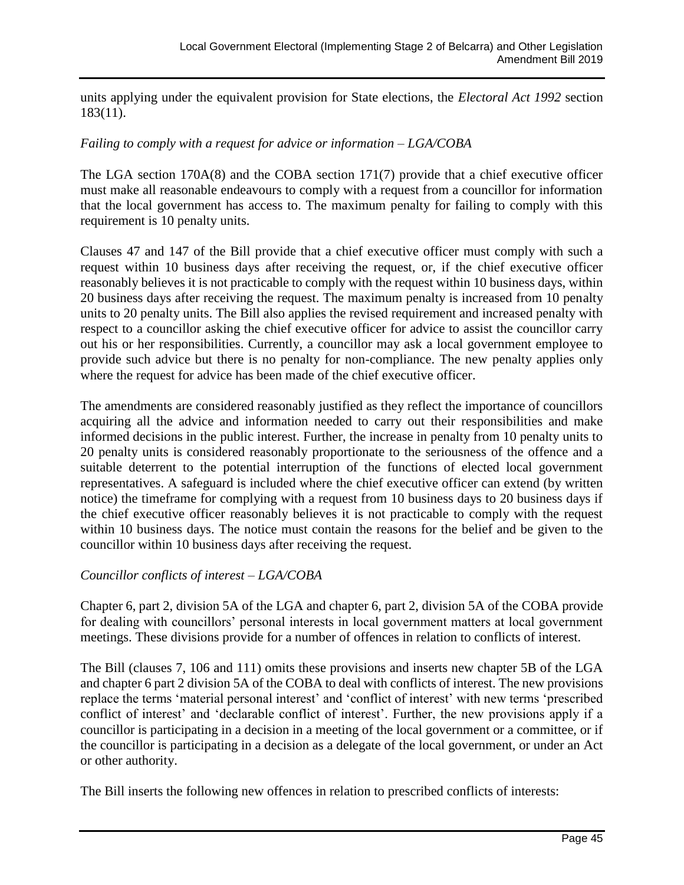units applying under the equivalent provision for State elections, the *Electoral Act 1992* section 183(11).

*Failing to comply with a request for advice or information – LGA/COBA*

The LGA section 170A(8) and the COBA section 171(7) provide that a chief executive officer must make all reasonable endeavours to comply with a request from a councillor for information that the local government has access to. The maximum penalty for failing to comply with this requirement is 10 penalty units.

Clauses 47 and 147 of the Bill provide that a chief executive officer must comply with such a request within 10 business days after receiving the request, or, if the chief executive officer reasonably believes it is not practicable to comply with the request within 10 business days, within 20 business days after receiving the request. The maximum penalty is increased from 10 penalty units to 20 penalty units. The Bill also applies the revised requirement and increased penalty with respect to a councillor asking the chief executive officer for advice to assist the councillor carry out his or her responsibilities. Currently, a councillor may ask a local government employee to provide such advice but there is no penalty for non-compliance. The new penalty applies only where the request for advice has been made of the chief executive officer.

The amendments are considered reasonably justified as they reflect the importance of councillors acquiring all the advice and information needed to carry out their responsibilities and make informed decisions in the public interest. Further, the increase in penalty from 10 penalty units to 20 penalty units is considered reasonably proportionate to the seriousness of the offence and a suitable deterrent to the potential interruption of the functions of elected local government representatives. A safeguard is included where the chief executive officer can extend (by written notice) the timeframe for complying with a request from 10 business days to 20 business days if the chief executive officer reasonably believes it is not practicable to comply with the request within 10 business days. The notice must contain the reasons for the belief and be given to the councillor within 10 business days after receiving the request.

*Councillor conflicts of interest – LGA/COBA*

Chapter 6, part 2, division 5A of the LGA and chapter 6, part 2, division 5A of the COBA provide for dealing with councillors' personal interests in local government matters at local government meetings. These divisions provide for a number of offences in relation to conflicts of interest.

The Bill (clauses 7, 106 and 111) omits these provisions and inserts new chapter 5B of the LGA and chapter 6 part 2 division 5A of the COBA to deal with conflicts of interest. The new provisions replace the terms 'material personal interest' and 'conflict of interest' with new terms 'prescribed conflict of interest' and 'declarable conflict of interest'. Further, the new provisions apply if a councillor is participating in a decision in a meeting of the local government or a committee, or if the councillor is participating in a decision as a delegate of the local government, or under an Act or other authority.

The Bill inserts the following new offences in relation to prescribed conflicts of interests: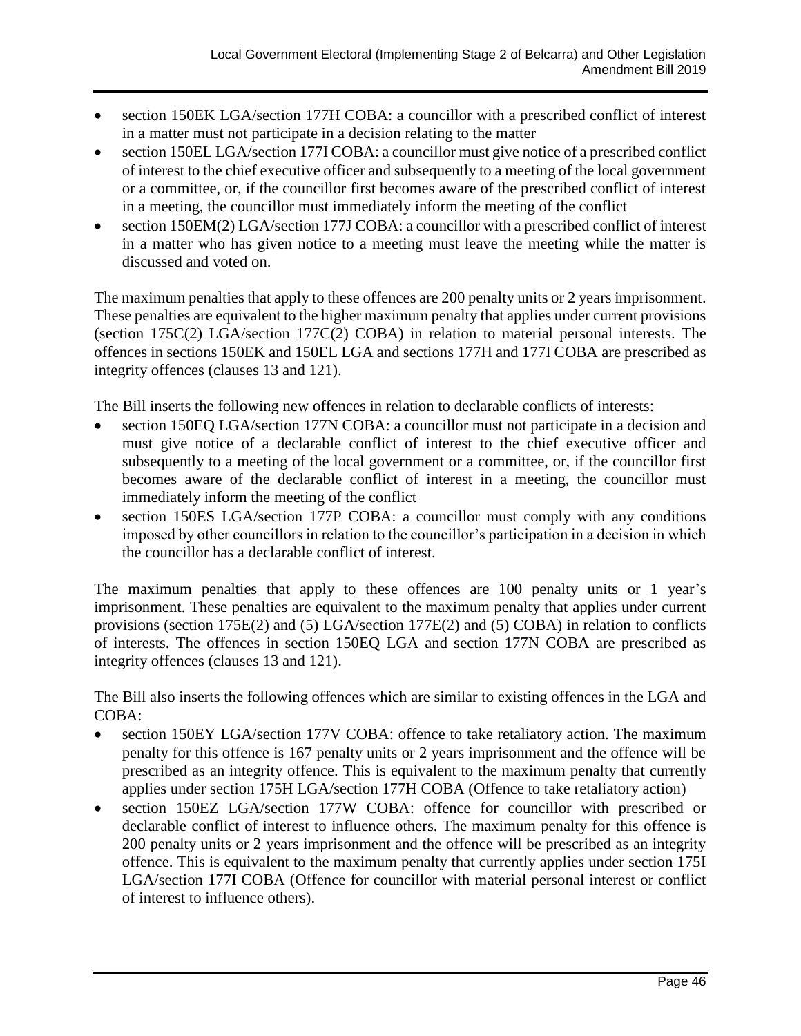- section 150EK LGA/section 177H COBA: a councillor with a prescribed conflict of interest in a matter must not participate in a decision relating to the matter
- section 150EL LGA/section 177I COBA: a councillor must give notice of a prescribed conflict of interest to the chief executive officer and subsequently to a meeting of the local government or a committee, or, if the councillor first becomes aware of the prescribed conflict of interest in a meeting, the councillor must immediately inform the meeting of the conflict
- section 150EM(2) LGA/section 177J COBA: a councillor with a prescribed conflict of interest in a matter who has given notice to a meeting must leave the meeting while the matter is discussed and voted on.

The maximum penalties that apply to these offences are 200 penalty units or 2 years imprisonment. These penalties are equivalent to the higher maximum penalty that applies under current provisions (section 175C(2) LGA/section 177C(2) COBA) in relation to material personal interests. The offences in sections 150EK and 150EL LGA and sections 177H and 177I COBA are prescribed as integrity offences (clauses 13 and 121).

The Bill inserts the following new offences in relation to declarable conflicts of interests:

- section 150EQ LGA/section 177N COBA: a councillor must not participate in a decision and must give notice of a declarable conflict of interest to the chief executive officer and subsequently to a meeting of the local government or a committee, or, if the councillor first becomes aware of the declarable conflict of interest in a meeting, the councillor must immediately inform the meeting of the conflict
- section 150ES LGA/section 177P COBA: a councillor must comply with any conditions imposed by other councillors in relation to the councillor's participation in a decision in which the councillor has a declarable conflict of interest.

The maximum penalties that apply to these offences are 100 penalty units or 1 year's imprisonment. These penalties are equivalent to the maximum penalty that applies under current provisions (section 175E(2) and (5) LGA/section 177E(2) and (5) COBA) in relation to conflicts of interests. The offences in section 150EQ LGA and section 177N COBA are prescribed as integrity offences (clauses 13 and 121).

The Bill also inserts the following offences which are similar to existing offences in the LGA and COBA:

- section 150EY LGA/section 177V COBA: offence to take retaliatory action. The maximum penalty for this offence is 167 penalty units or 2 years imprisonment and the offence will be prescribed as an integrity offence. This is equivalent to the maximum penalty that currently applies under section 175H LGA/section 177H COBA (Offence to take retaliatory action)
- section 150EZ LGA/section 177W COBA: offence for councillor with prescribed or declarable conflict of interest to influence others. The maximum penalty for this offence is 200 penalty units or 2 years imprisonment and the offence will be prescribed as an integrity offence. This is equivalent to the maximum penalty that currently applies under section 175I LGA/section 177I COBA (Offence for councillor with material personal interest or conflict of interest to influence others).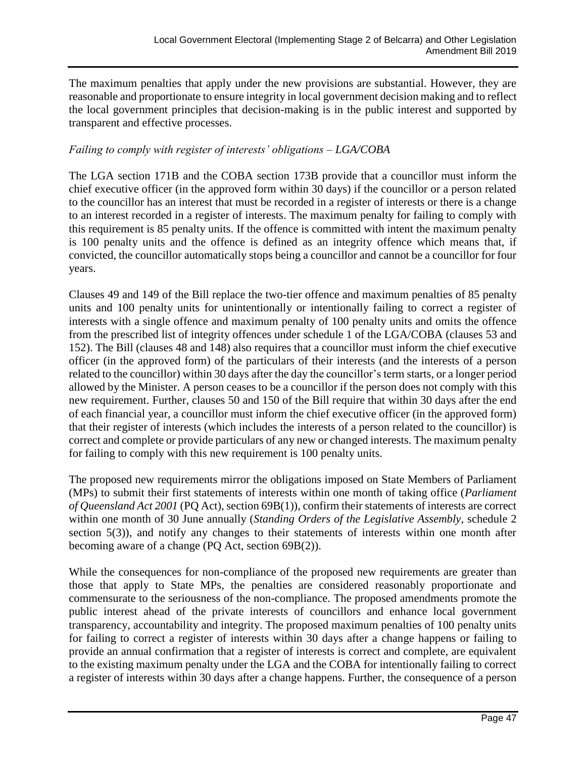The maximum penalties that apply under the new provisions are substantial. However, they are reasonable and proportionate to ensure integrity in local government decision making and to reflect the local government principles that decision-making is in the public interest and supported by transparent and effective processes.

*Failing to comply with register of interests' obligations – LGA/COBA*

The LGA section 171B and the COBA section 173B provide that a councillor must inform the chief executive officer (in the approved form within 30 days) if the councillor or a person related to the councillor has an interest that must be recorded in a register of interests or there is a change to an interest recorded in a register of interests. The maximum penalty for failing to comply with this requirement is 85 penalty units. If the offence is committed with intent the maximum penalty is 100 penalty units and the offence is defined as an integrity offence which means that, if convicted, the councillor automatically stops being a councillor and cannot be a councillor for four years.

Clauses 49 and 149 of the Bill replace the two-tier offence and maximum penalties of 85 penalty units and 100 penalty units for unintentionally or intentionally failing to correct a register of interests with a single offence and maximum penalty of 100 penalty units and omits the offence from the prescribed list of integrity offences under schedule 1 of the LGA/COBA (clauses 53 and 152). The Bill (clauses 48 and 148) also requires that a councillor must inform the chief executive officer (in the approved form) of the particulars of their interests (and the interests of a person related to the councillor) within 30 days after the day the councillor's term starts, or a longer period allowed by the Minister. A person ceases to be a councillor if the person does not comply with this new requirement. Further, clauses 50 and 150 of the Bill require that within 30 days after the end of each financial year, a councillor must inform the chief executive officer (in the approved form) that their register of interests (which includes the interests of a person related to the councillor) is correct and complete or provide particulars of any new or changed interests. The maximum penalty for failing to comply with this new requirement is 100 penalty units.

The proposed new requirements mirror the obligations imposed on State Members of Parliament (MPs) to submit their first statements of interests within one month of taking office (*Parliament of Queensland Act 2001* (PQ Act), section 69B(1)), confirm their statements of interests are correct within one month of 30 June annually (*Standing Orders of the Legislative Assembly*, schedule 2 section 5(3)), and notify any changes to their statements of interests within one month after becoming aware of a change (PQ Act, section 69B(2)).

While the consequences for non-compliance of the proposed new requirements are greater than those that apply to State MPs, the penalties are considered reasonably proportionate and commensurate to the seriousness of the non-compliance. The proposed amendments promote the public interest ahead of the private interests of councillors and enhance local government transparency, accountability and integrity. The proposed maximum penalties of 100 penalty units for failing to correct a register of interests within 30 days after a change happens or failing to provide an annual confirmation that a register of interests is correct and complete, are equivalent to the existing maximum penalty under the LGA and the COBA for intentionally failing to correct a register of interests within 30 days after a change happens. Further, the consequence of a person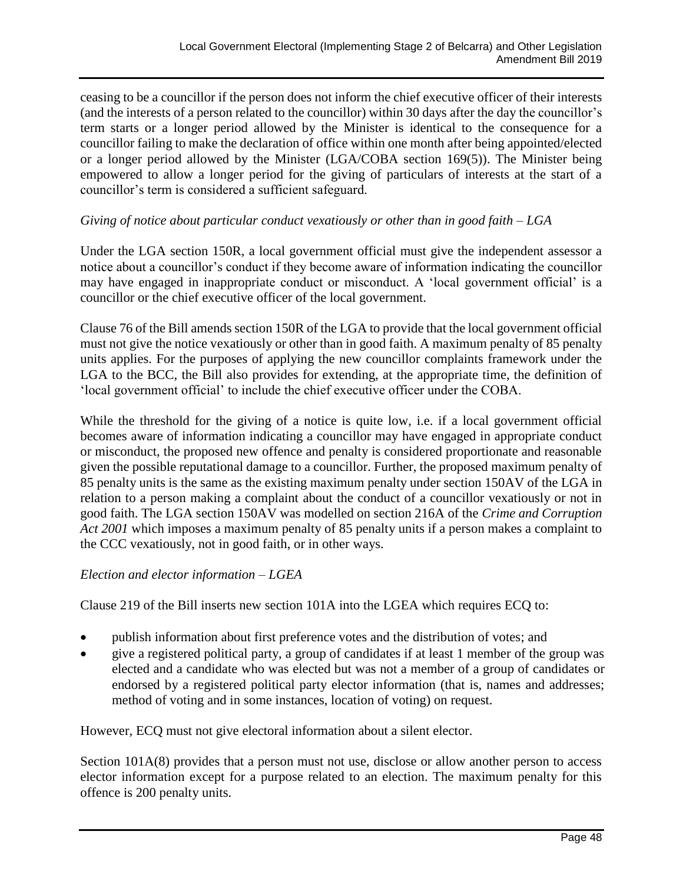ceasing to be a councillor if the person does not inform the chief executive officer of their interests (and the interests of a person related to the councillor) within 30 days after the day the councillor's term starts or a longer period allowed by the Minister is identical to the consequence for a councillor failing to make the declaration of office within one month after being appointed/elected or a longer period allowed by the Minister (LGA/COBA section 169(5)). The Minister being empowered to allow a longer period for the giving of particulars of interests at the start of a councillor's term is considered a sufficient safeguard.

*Giving of notice about particular conduct vexatiously or other than in good faith – LGA*

Under the LGA section 150R, a local government official must give the independent assessor a notice about a councillor's conduct if they become aware of information indicating the councillor may have engaged in inappropriate conduct or misconduct. A 'local government official' is a councillor or the chief executive officer of the local government.

Clause 76 of the Bill amends section 150R of the LGA to provide that the local government official must not give the notice vexatiously or other than in good faith. A maximum penalty of 85 penalty units applies. For the purposes of applying the new councillor complaints framework under the LGA to the BCC, the Bill also provides for extending, at the appropriate time, the definition of 'local government official' to include the chief executive officer under the COBA.

While the threshold for the giving of a notice is quite low, i.e. if a local government official becomes aware of information indicating a councillor may have engaged in appropriate conduct or misconduct, the proposed new offence and penalty is considered proportionate and reasonable given the possible reputational damage to a councillor. Further, the proposed maximum penalty of 85 penalty units is the same as the existing maximum penalty under section 150AV of the LGA in relation to a person making a complaint about the conduct of a councillor vexatiously or not in good faith. The LGA section 150AV was modelled on section 216A of the *Crime and Corruption Act 2001* which imposes a maximum penalty of 85 penalty units if a person makes a complaint to the CCC vexatiously, not in good faith, or in other ways.

*Election and elector information – LGEA*

Clause 219 of the Bill inserts new section 101A into the LGEA which requires ECQ to:

- publish information about first preference votes and the distribution of votes; and
- give a registered political party, a group of candidates if at least 1 member of the group was elected and a candidate who was elected but was not a member of a group of candidates or endorsed by a registered political party elector information (that is, names and addresses; method of voting and in some instances, location of voting) on request.

However, ECQ must not give electoral information about a silent elector.

Section 101A(8) provides that a person must not use, disclose or allow another person to access elector information except for a purpose related to an election. The maximum penalty for this offence is 200 penalty units.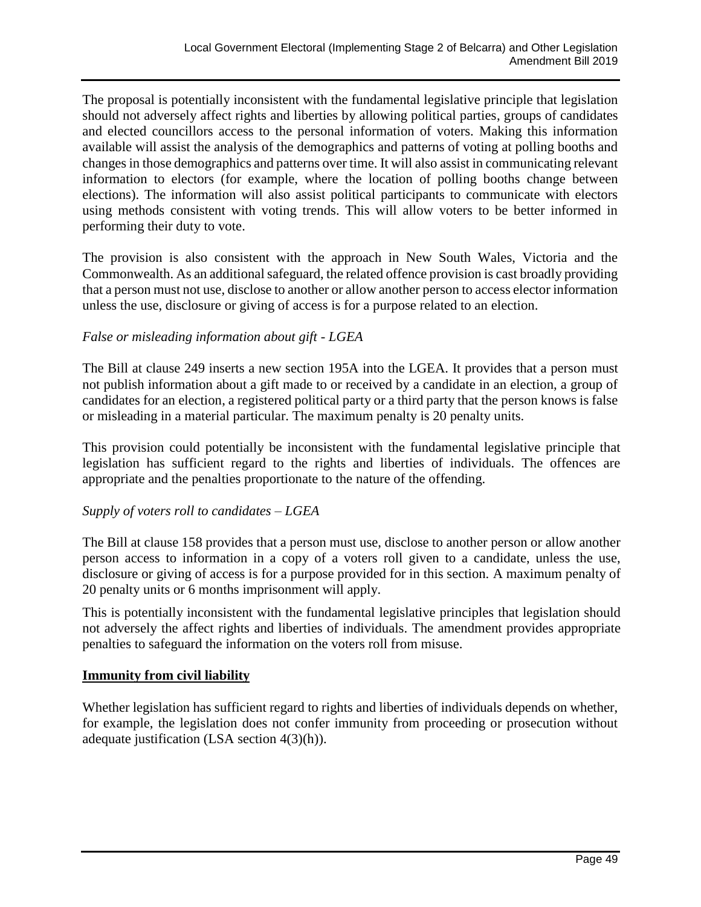The proposal is potentially inconsistent with the fundamental legislative principle that legislation should not adversely affect rights and liberties by allowing political parties, groups of candidates and elected councillors access to the personal information of voters. Making this information available will assist the analysis of the demographics and patterns of voting at polling booths and changes in those demographics and patterns over time. It will also assist in communicating relevant information to electors (for example, where the location of polling booths change between elections). The information will also assist political participants to communicate with electors using methods consistent with voting trends. This will allow voters to be better informed in performing their duty to vote.

The provision is also consistent with the approach in New South Wales, Victoria and the Commonwealth. As an additional safeguard, the related offence provision is cast broadly providing that a person must not use, disclose to another or allow another person to access elector information unless the use, disclosure or giving of access is for a purpose related to an election.

*False or misleading information about gift - LGEA*

The Bill at clause 249 inserts a new section 195A into the LGEA. It provides that a person must not publish information about a gift made to or received by a candidate in an election, a group of candidates for an election, a registered political party or a third party that the person knows is false or misleading in a material particular. The maximum penalty is 20 penalty units.

This provision could potentially be inconsistent with the fundamental legislative principle that legislation has sufficient regard to the rights and liberties of individuals. The offences are appropriate and the penalties proportionate to the nature of the offending.

*Supply of voters roll to candidates – LGEA*

The Bill at clause 158 provides that a person must use, disclose to another person or allow another person access to information in a copy of a voters roll given to a candidate, unless the use, disclosure or giving of access is for a purpose provided for in this section. A maximum penalty of 20 penalty units or 6 months imprisonment will apply.

This is potentially inconsistent with the fundamental legislative principles that legislation should not adversely the affect rights and liberties of individuals. The amendment provides appropriate penalties to safeguard the information on the voters roll from misuse.

**Immunity from civil liability**

Whether legislation has sufficient regard to rights and liberties of individuals depends on whether, for example, the legislation does not confer immunity from proceeding or prosecution without adequate justification (LSA section 4(3)(h)).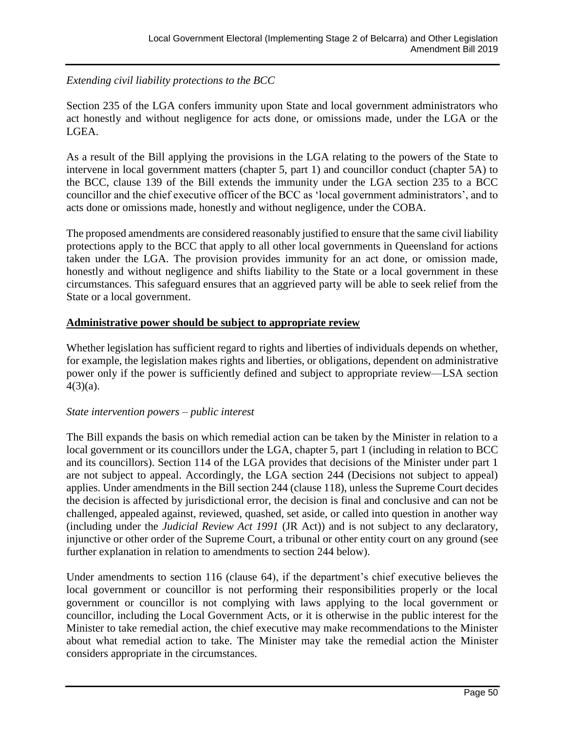*Extending civil liability protections to the BCC*

Section 235 of the LGA confers immunity upon State and local government administrators who act honestly and without negligence for acts done, or omissions made, under the LGA or the LGEA.

As a result of the Bill applying the provisions in the LGA relating to the powers of the State to intervene in local government matters (chapter 5, part 1) and councillor conduct (chapter 5A) to the BCC, clause 139 of the Bill extends the immunity under the LGA section 235 to a BCC councillor and the chief executive officer of the BCC as 'local government administrators', and to acts done or omissions made, honestly and without negligence, under the COBA.

The proposed amendments are considered reasonably justified to ensure that the same civil liability protections apply to the BCC that apply to all other local governments in Queensland for actions taken under the LGA. The provision provides immunity for an act done, or omission made, honestly and without negligence and shifts liability to the State or a local government in these circumstances. This safeguard ensures that an aggrieved party will be able to seek relief from the State or a local government.

**Administrative power should be subject to appropriate review**

Whether legislation has sufficient regard to rights and liberties of individuals depends on whether, for example, the legislation makes rights and liberties, or obligations, dependent on administrative power only if the power is sufficiently defined and subject to appropriate review—LSA section 4(3)(a).

*State intervention powers – public interest*

The Bill expands the basis on which remedial action can be taken by the Minister in relation to a local government or its councillors under the LGA, chapter 5, part 1 (including in relation to BCC and its councillors). Section 114 of the LGA provides that decisions of the Minister under part 1 are not subject to appeal. Accordingly, the LGA section 244 (Decisions not subject to appeal) applies. Under amendments in the Bill section 244 (clause 118), unless the Supreme Court decides the decision is affected by jurisdictional error, the decision is final and conclusive and can not be challenged, appealed against, reviewed, quashed, set aside, or called into question in another way (including under the *Judicial Review Act 1991* (JR Act)) and is not subject to any declaratory, injunctive or other order of the Supreme Court, a tribunal or other entity court on any ground (see further explanation in relation to amendments to section 244 below).

Under amendments to section 116 (clause 64), if the department's chief executive believes the local government or councillor is not performing their responsibilities properly or the local government or councillor is not complying with laws applying to the local government or councillor, including the Local Government Acts, or it is otherwise in the public interest for the Minister to take remedial action, the chief executive may make recommendations to the Minister about what remedial action to take. The Minister may take the remedial action the Minister considers appropriate in the circumstances.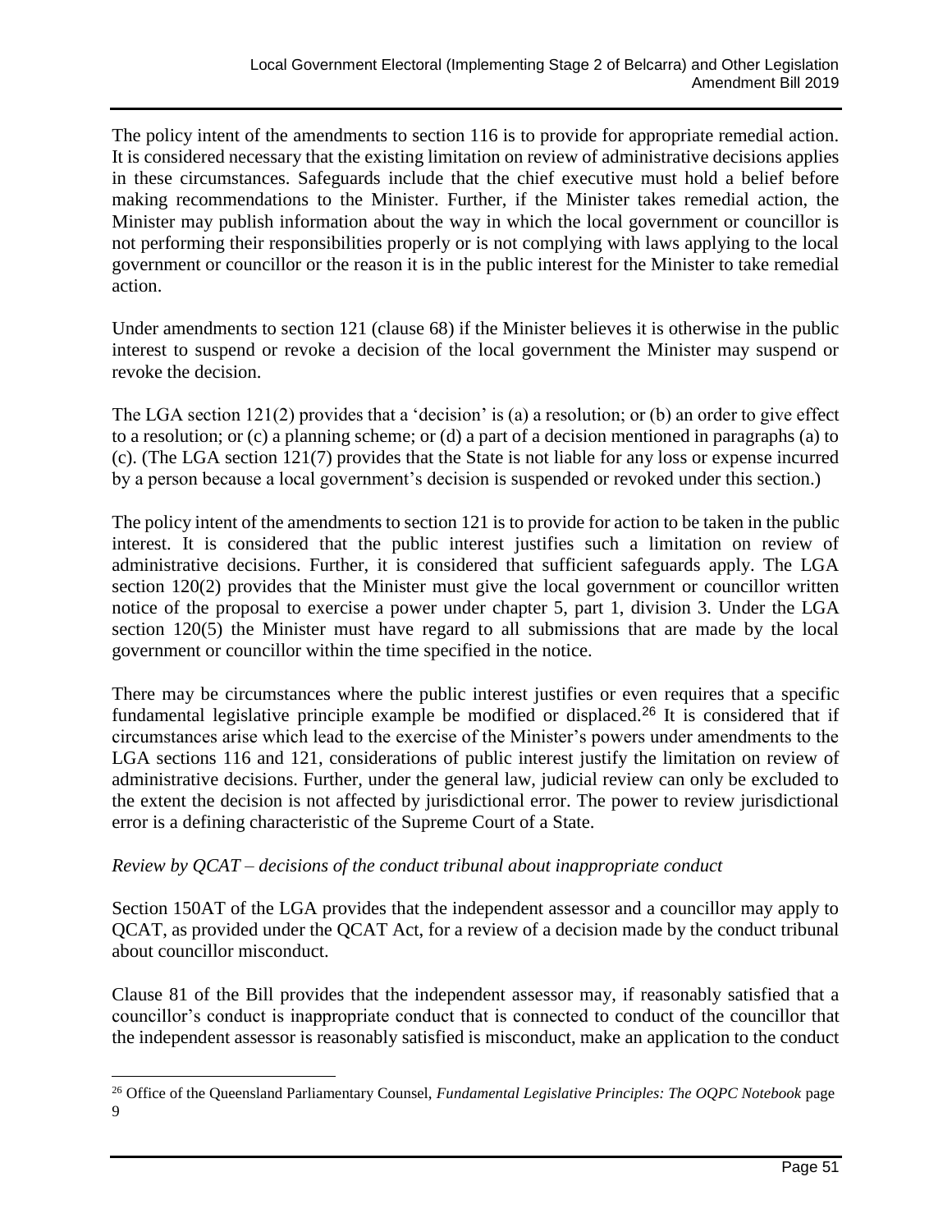The policy intent of the amendments to section 116 is to provide for appropriate remedial action. It is considered necessary that the existing limitation on review of administrative decisions applies in these circumstances. Safeguards include that the chief executive must hold a belief before making recommendations to the Minister. Further, if the Minister takes remedial action, the Minister may publish information about the way in which the local government or councillor is not performing their responsibilities properly or is not complying with laws applying to the local government or councillor or the reason it is in the public interest for the Minister to take remedial action.

Under amendments to section 121 (clause 68) if the Minister believes it is otherwise in the public interest to suspend or revoke a decision of the local government the Minister may suspend or revoke the decision.

The LGA section 121(2) provides that a 'decision' is (a) a resolution; or (b) an order to give effect to a resolution; or (c) a planning scheme; or (d) a part of a decision mentioned in paragraphs (a) to (c). (The LGA section 121(7) provides that the State is not liable for any loss or expense incurred by a person because a local government's decision is suspended or revoked under this section.)

The policy intent of the amendments to section 121 is to provide for action to be taken in the public interest. It is considered that the public interest justifies such a limitation on review of administrative decisions. Further, it is considered that sufficient safeguards apply. The LGA section 120(2) provides that the Minister must give the local government or councillor written notice of the proposal to exercise a power under chapter 5, part 1, division 3. Under the LGA section 120(5) the Minister must have regard to all submissions that are made by the local government or councillor within the time specified in the notice.

There may be circumstances where the public interest justifies or even requires that a specific fundamental legislative principle example be modified or displaced.[26] It is considered that if circumstances arise which lead to the exercise of the Minister's powers under amendments to the LGA sections 116 and 121, considerations of public interest justify the limitation on review of administrative decisions. Further, under the general law, judicial review can only be excluded to the extent the decision is not affected by jurisdictional error. The power to review jurisdictional error is a defining characteristic of the Supreme Court of a State.

*Review by QCAT – decisions of the conduct tribunal about inappropriate conduct*

Section 150AT of the LGA provides that the independent assessor and a councillor may apply to QCAT, as provided under the QCAT Act, for a review of a decision made by the conduct tribunal about councillor misconduct.

Clause 81 of the Bill provides that the independent assessor may, if reasonably satisfied that a councillor's conduct is inappropriate conduct that is connected to conduct of the councillor that the independent assessor is reasonably satisfied is misconduct, make an application to the conduct

---

[26] Office of the Queensland Parliamentary Counsel, *Fundamental Legislative Principles: The OQPC Notebook* page 9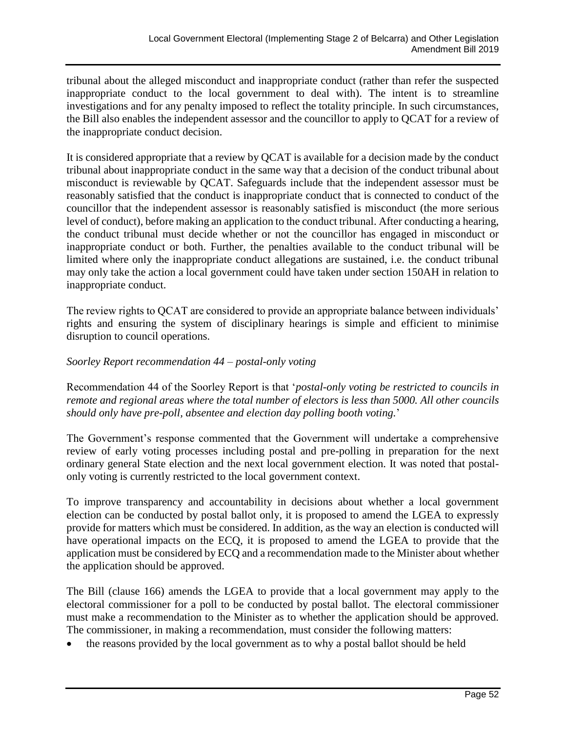tribunal about the alleged misconduct and inappropriate conduct (rather than refer the suspected inappropriate conduct to the local government to deal with). The intent is to streamline investigations and for any penalty imposed to reflect the totality principle. In such circumstances, the Bill also enables the independent assessor and the councillor to apply to QCAT for a review of the inappropriate conduct decision.

It is considered appropriate that a review by QCAT is available for a decision made by the conduct tribunal about inappropriate conduct in the same way that a decision of the conduct tribunal about misconduct is reviewable by QCAT. Safeguards include that the independent assessor must be reasonably satisfied that the conduct is inappropriate conduct that is connected to conduct of the councillor that the independent assessor is reasonably satisfied is misconduct (the more serious level of conduct), before making an application to the conduct tribunal. After conducting a hearing, the conduct tribunal must decide whether or not the councillor has engaged in misconduct or inappropriate conduct or both. Further, the penalties available to the conduct tribunal will be limited where only the inappropriate conduct allegations are sustained, i.e. the conduct tribunal may only take the action a local government could have taken under section 150AH in relation to inappropriate conduct.

The review rights to QCAT are considered to provide an appropriate balance between individuals' rights and ensuring the system of disciplinary hearings is simple and efficient to minimise disruption to council operations.

*Soorley Report recommendation 44 – postal-only voting*

Recommendation 44 of the Soorley Report is that '*postal-only voting be restricted to councils in remote and regional areas where the total number of electors is less than 5000. All other councils should only have pre-poll, absentee and election day polling booth voting.*'

The Government's response commented that the Government will undertake a comprehensive review of early voting processes including postal and pre-polling in preparation for the next ordinary general State election and the next local government election. It was noted that postal-only voting is currently restricted to the local government context.

To improve transparency and accountability in decisions about whether a local government election can be conducted by postal ballot only, it is proposed to amend the LGEA to expressly provide for matters which must be considered. In addition, as the way an election is conducted will have operational impacts on the ECQ, it is proposed to amend the LGEA to provide that the application must be considered by ECQ and a recommendation made to the Minister about whether the application should be approved.

The Bill (clause 166) amends the LGEA to provide that a local government may apply to the electoral commissioner for a poll to be conducted by postal ballot. The electoral commissioner must make a recommendation to the Minister as to whether the application should be approved. The commissioner, in making a recommendation, must consider the following matters:

- the reasons provided by the local government as to why a postal ballot should be held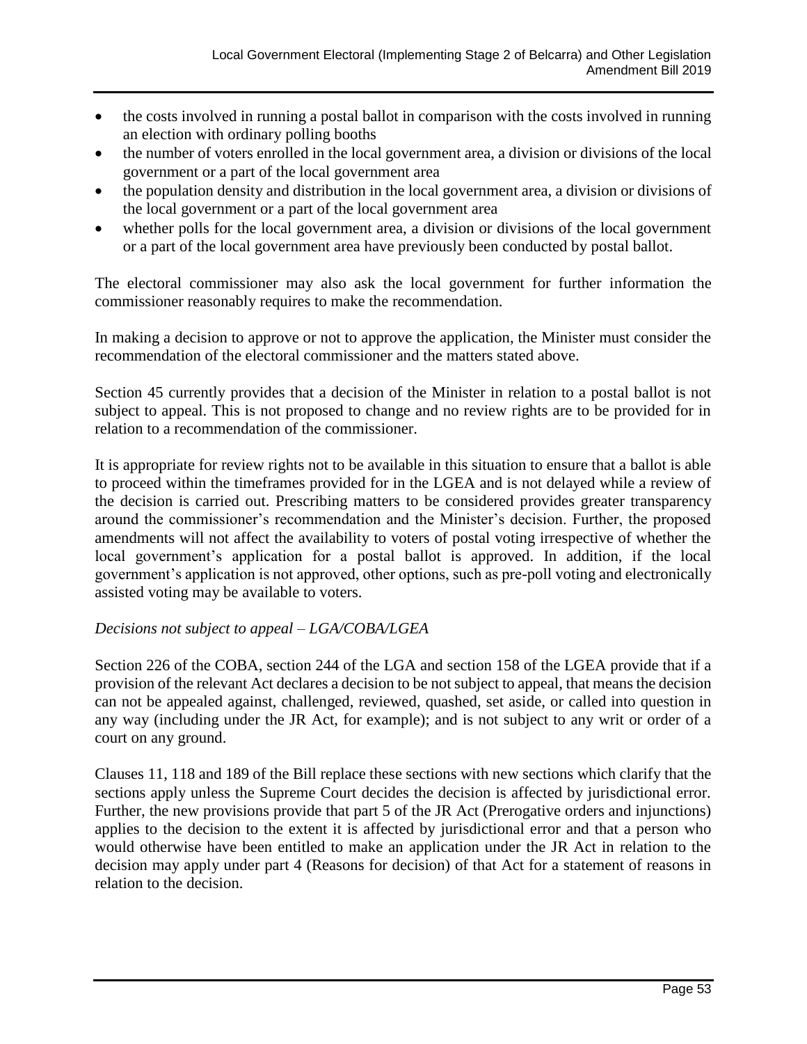- the costs involved in running a postal ballot in comparison with the costs involved in running an election with ordinary polling booths
- the number of voters enrolled in the local government area, a division or divisions of the local government or a part of the local government area
- the population density and distribution in the local government area, a division or divisions of the local government or a part of the local government area
- whether polls for the local government area, a division or divisions of the local government or a part of the local government area have previously been conducted by postal ballot.

The electoral commissioner may also ask the local government for further information the commissioner reasonably requires to make the recommendation.

In making a decision to approve or not to approve the application, the Minister must consider the recommendation of the electoral commissioner and the matters stated above.

Section 45 currently provides that a decision of the Minister in relation to a postal ballot is not subject to appeal. This is not proposed to change and no review rights are to be provided for in relation to a recommendation of the commissioner.

It is appropriate for review rights not to be available in this situation to ensure that a ballot is able to proceed within the timeframes provided for in the LGEA and is not delayed while a review of the decision is carried out. Prescribing matters to be considered provides greater transparency around the commissioner's recommendation and the Minister's decision. Further, the proposed amendments will not affect the availability to voters of postal voting irrespective of whether the local government's application for a postal ballot is approved. In addition, if the local government's application is not approved, other options, such as pre-poll voting and electronically assisted voting may be available to voters.

*Decisions not subject to appeal – LGA/COBA/LGEA*

Section 226 of the COBA, section 244 of the LGA and section 158 of the LGEA provide that if a provision of the relevant Act declares a decision to be not subject to appeal, that means the decision can not be appealed against, challenged, reviewed, quashed, set aside, or called into question in any way (including under the JR Act, for example); and is not subject to any writ or order of a court on any ground.

Clauses 11, 118 and 189 of the Bill replace these sections with new sections which clarify that the sections apply unless the Supreme Court decides the decision is affected by jurisdictional error. Further, the new provisions provide that part 5 of the JR Act (Prerogative orders and injunctions) applies to the decision to the extent it is affected by jurisdictional error and that a person who would otherwise have been entitled to make an application under the JR Act in relation to the decision may apply under part 4 (Reasons for decision) of that Act for a statement of reasons in relation to the decision.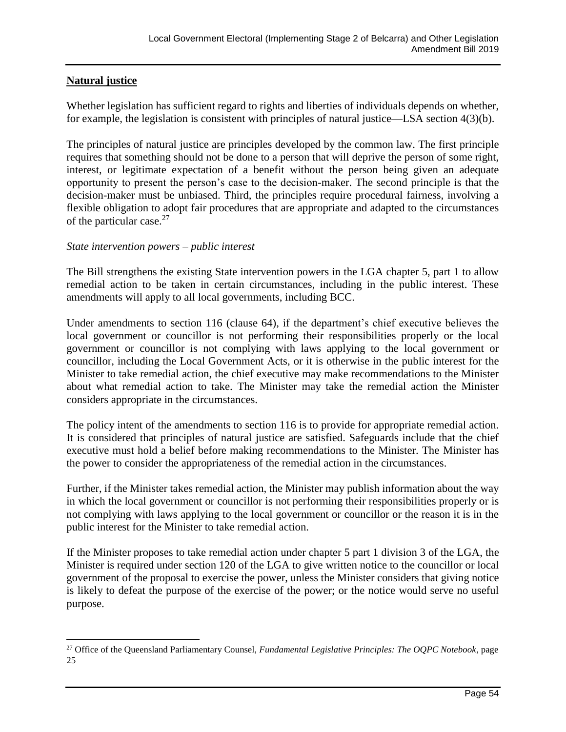## **Natural justice**

Whether legislation has sufficient regard to rights and liberties of individuals depends on whether, for example, the legislation is consistent with principles of natural justice—LSA section 4(3)(b).

The principles of natural justice are principles developed by the common law. The first principle requires that something should not be done to a person that will deprive the person of some right, interest, or legitimate expectation of a benefit without the person being given an adequate opportunity to present the person's case to the decision-maker. The second principle is that the decision-maker must be unbiased. Third, the principles require procedural fairness, involving a flexible obligation to adopt fair procedures that are appropriate and adapted to the circumstances of the particular case.[27]

*State intervention powers – public interest*

The Bill strengthens the existing State intervention powers in the LGA chapter 5, part 1 to allow remedial action to be taken in certain circumstances, including in the public interest. These amendments will apply to all local governments, including BCC.

Under amendments to section 116 (clause 64), if the department's chief executive believes the local government or councillor is not performing their responsibilities properly or the local government or councillor is not complying with laws applying to the local government or councillor, including the Local Government Acts, or it is otherwise in the public interest for the Minister to take remedial action, the chief executive may make recommendations to the Minister about what remedial action to take. The Minister may take the remedial action the Minister considers appropriate in the circumstances.

The policy intent of the amendments to section 116 is to provide for appropriate remedial action. It is considered that principles of natural justice are satisfied. Safeguards include that the chief executive must hold a belief before making recommendations to the Minister. The Minister has the power to consider the appropriateness of the remedial action in the circumstances.

Further, if the Minister takes remedial action, the Minister may publish information about the way in which the local government or councillor is not performing their responsibilities properly or is not complying with laws applying to the local government or councillor or the reason it is in the public interest for the Minister to take remedial action.

If the Minister proposes to take remedial action under chapter 5 part 1 division 3 of the LGA, the Minister is required under section 120 of the LGA to give written notice to the councillor or local government of the proposal to exercise the power, unless the Minister considers that giving notice is likely to defeat the purpose of the exercise of the power; or the notice would serve no useful purpose.

[27] Office of the Queensland Parliamentary Counsel, *Fundamental Legislative Principles: The OQPC Notebook*, page 25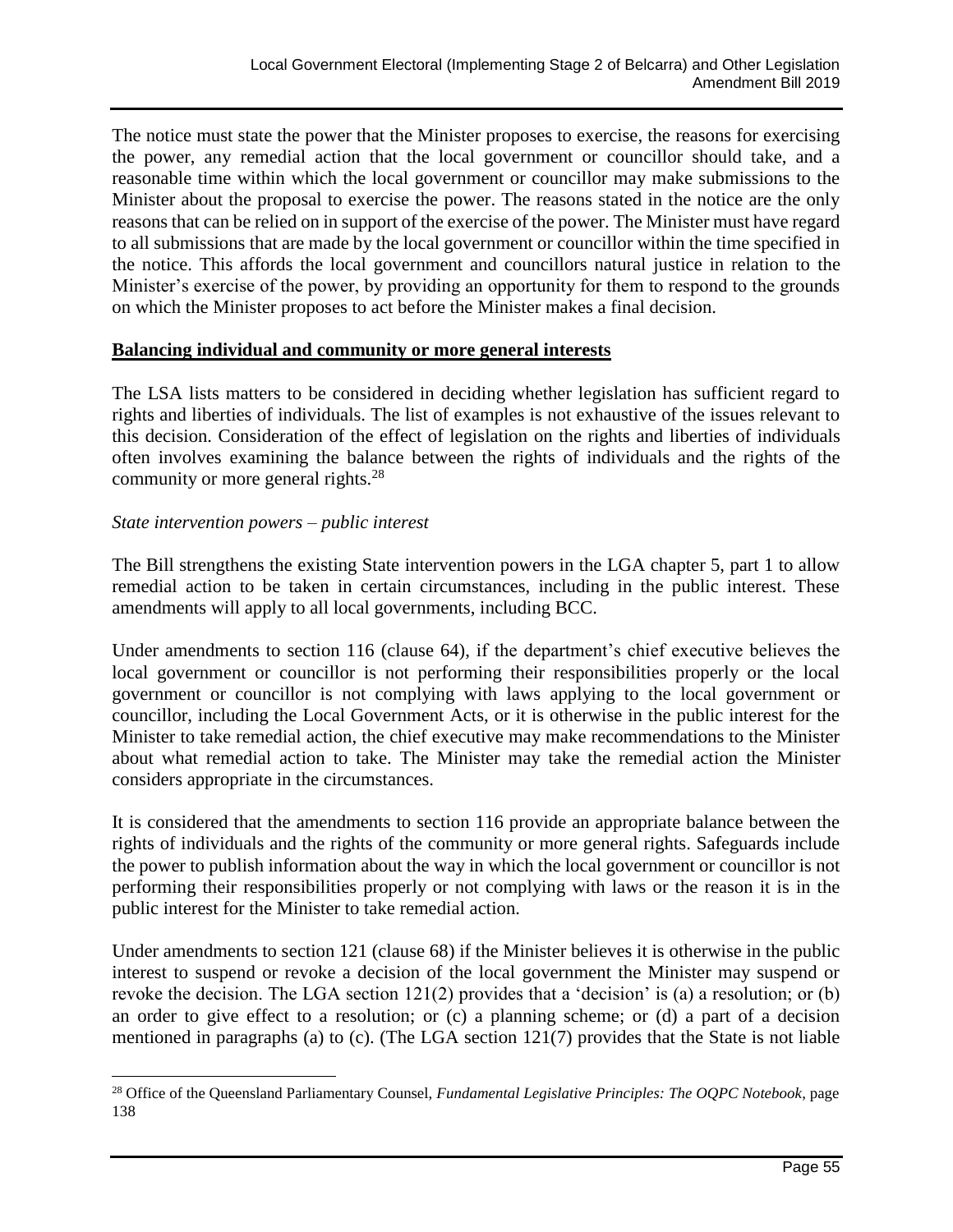The notice must state the power that the Minister proposes to exercise, the reasons for exercising the power, any remedial action that the local government or councillor should take, and a reasonable time within which the local government or councillor may make submissions to the Minister about the proposal to exercise the power. The reasons stated in the notice are the only reasons that can be relied on in support of the exercise of the power. The Minister must have regard to all submissions that are made by the local government or councillor within the time specified in the notice. This affords the local government and councillors natural justice in relation to the Minister's exercise of the power, by providing an opportunity for them to respond to the grounds on which the Minister proposes to act before the Minister makes a final decision.

**Balancing individual and community or more general interests**

The LSA lists matters to be considered in deciding whether legislation has sufficient regard to rights and liberties of individuals. The list of examples is not exhaustive of the issues relevant to this decision. Consideration of the effect of legislation on the rights and liberties of individuals often involves examining the balance between the rights of individuals and the rights of the community or more general rights.[28]

*State intervention powers – public interest*

The Bill strengthens the existing State intervention powers in the LGA chapter 5, part 1 to allow remedial action to be taken in certain circumstances, including in the public interest. These amendments will apply to all local governments, including BCC.

Under amendments to section 116 (clause 64), if the department's chief executive believes the local government or councillor is not performing their responsibilities properly or the local government or councillor is not complying with laws applying to the local government or councillor, including the Local Government Acts, or it is otherwise in the public interest for the Minister to take remedial action, the chief executive may make recommendations to the Minister about what remedial action to take. The Minister may take the remedial action the Minister considers appropriate in the circumstances.

It is considered that the amendments to section 116 provide an appropriate balance between the rights of individuals and the rights of the community or more general rights. Safeguards include the power to publish information about the way in which the local government or councillor is not performing their responsibilities properly or not complying with laws or the reason it is in the public interest for the Minister to take remedial action.

Under amendments to section 121 (clause 68) if the Minister believes it is otherwise in the public interest to suspend or revoke a decision of the local government the Minister may suspend or revoke the decision. The LGA section 121(2) provides that a 'decision' is (a) a resolution; or (b) an order to give effect to a resolution; or (c) a planning scheme; or (d) a part of a decision mentioned in paragraphs (a) to (c). (The LGA section 121(7) provides that the State is not liable

---

[28] Office of the Queensland Parliamentary Counsel, *Fundamental Legislative Principles: The OQPC Notebook*, page 138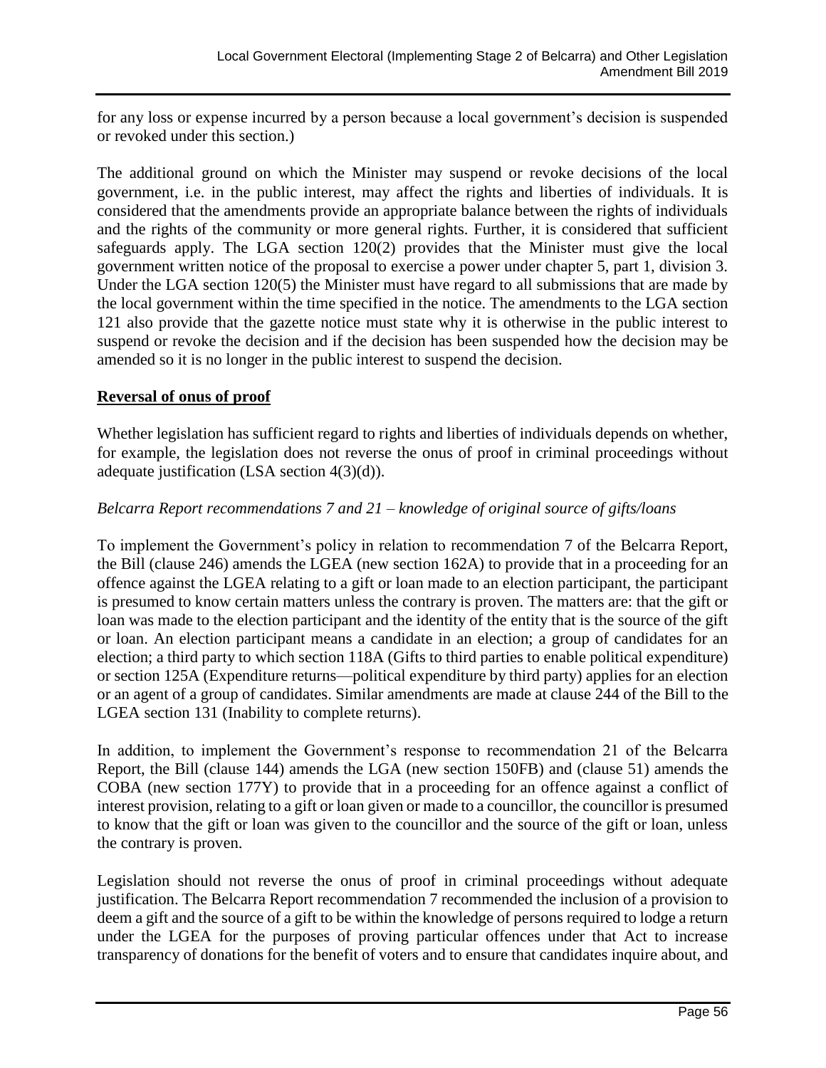for any loss or expense incurred by a person because a local government's decision is suspended or revoked under this section.)

The additional ground on which the Minister may suspend or revoke decisions of the local government, i.e. in the public interest, may affect the rights and liberties of individuals. It is considered that the amendments provide an appropriate balance between the rights of individuals and the rights of the community or more general rights. Further, it is considered that sufficient safeguards apply. The LGA section 120(2) provides that the Minister must give the local government written notice of the proposal to exercise a power under chapter 5, part 1, division 3. Under the LGA section 120(5) the Minister must have regard to all submissions that are made by the local government within the time specified in the notice. The amendments to the LGA section 121 also provide that the gazette notice must state why it is otherwise in the public interest to suspend or revoke the decision and if the decision has been suspended how the decision may be amended so it is no longer in the public interest to suspend the decision.

**Reversal of onus of proof**

Whether legislation has sufficient regard to rights and liberties of individuals depends on whether, for example, the legislation does not reverse the onus of proof in criminal proceedings without adequate justification (LSA section 4(3)(d)).

*Belcarra Report recommendations 7 and 21 – knowledge of original source of gifts/loans*

To implement the Government's policy in relation to recommendation 7 of the Belcarra Report, the Bill (clause 246) amends the LGEA (new section 162A) to provide that in a proceeding for an offence against the LGEA relating to a gift or loan made to an election participant, the participant is presumed to know certain matters unless the contrary is proven. The matters are: that the gift or loan was made to the election participant and the identity of the entity that is the source of the gift or loan. An election participant means a candidate in an election; a group of candidates for an election; a third party to which section 118A (Gifts to third parties to enable political expenditure) or section 125A (Expenditure returns—political expenditure by third party) applies for an election or an agent of a group of candidates. Similar amendments are made at clause 244 of the Bill to the LGEA section 131 (Inability to complete returns).

In addition, to implement the Government's response to recommendation 21 of the Belcarra Report, the Bill (clause 144) amends the LGA (new section 150FB) and (clause 51) amends the COBA (new section 177Y) to provide that in a proceeding for an offence against a conflict of interest provision, relating to a gift or loan given or made to a councillor, the councillor is presumed to know that the gift or loan was given to the councillor and the source of the gift or loan, unless the contrary is proven.

Legislation should not reverse the onus of proof in criminal proceedings without adequate justification. The Belcarra Report recommendation 7 recommended the inclusion of a provision to deem a gift and the source of a gift to be within the knowledge of persons required to lodge a return under the LGEA for the purposes of proving particular offences under that Act to increase transparency of donations for the benefit of voters and to ensure that candidates inquire about, and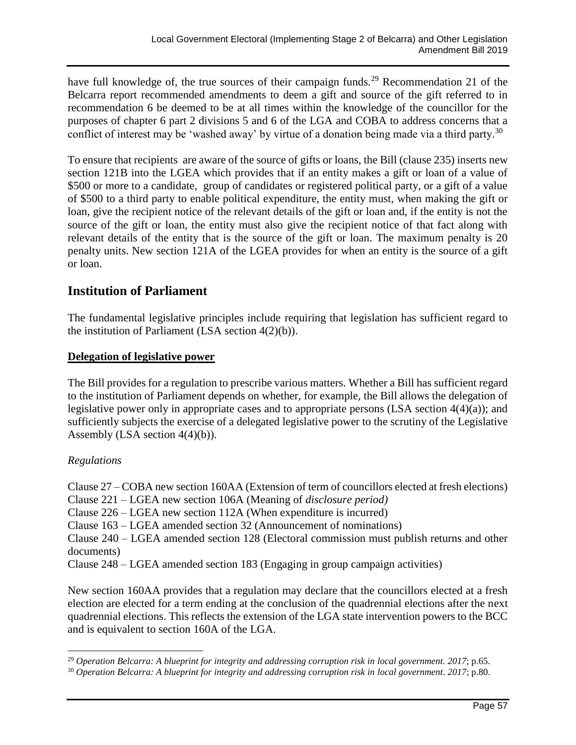have full knowledge of, the true sources of their campaign funds.[29] Recommendation 21 of the Belcarra report recommended amendments to deem a gift and source of the gift referred to in recommendation 6 be deemed to be at all times within the knowledge of the councillor for the purposes of chapter 6 part 2 divisions 5 and 6 of the LGA and COBA to address concerns that a conflict of interest may be 'washed away' by virtue of a donation being made via a third party.[30]

To ensure that recipients are aware of the source of gifts or loans, the Bill (clause 235) inserts new section 121B into the LGEA which provides that if an entity makes a gift or loan of a value of $500 or more to a candidate, group of candidates or registered political party, or a gift of a value of $500 to a third party to enable political expenditure, the entity must, when making the gift or loan, give the recipient notice of the relevant details of the gift or loan and, if the entity is not the source of the gift or loan, the entity must also give the recipient notice of that fact along with relevant details of the entity that is the source of the gift or loan. The maximum penalty is 20 penalty units. New section 121A of the LGEA provides for when an entity is the source of a gift or loan.

## Institution of Parliament

The fundamental legislative principles include requiring that legislation has sufficient regard to the institution of Parliament (LSA section 4(2)(b)).

### Delegation of legislative power

The Bill provides for a regulation to prescribe various matters. Whether a Bill has sufficient regard to the institution of Parliament depends on whether, for example, the Bill allows the delegation of legislative power only in appropriate cases and to appropriate persons (LSA section 4(4)(a)); and sufficiently subjects the exercise of a delegated legislative power to the scrutiny of the Legislative Assembly (LSA section 4(4)(b)).

*Regulations*

Clause 27 – COBA new section 160AA (Extension of term of councillors elected at fresh elections)
Clause 221 – LGEA new section 106A (Meaning of *disclosure period)*
Clause 226 – LGEA new section 112A (When expenditure is incurred)
Clause 163 – LGEA amended section 32 (Announcement of nominations)
Clause 240 – LGEA amended section 128 (Electoral commission must publish returns and other documents)
Clause 248 – LGEA amended section 183 (Engaging in group campaign activities)

New section 160AA provides that a regulation may declare that the councillors elected at a fresh election are elected for a term ending at the conclusion of the quadrennial elections after the next quadrennial elections. This reflects the extension of the LGA state intervention powers to the BCC and is equivalent to section 160A of the LGA.

[29] *Operation Belcarra: A blueprint for integrity and addressing corruption risk in local government. 2017*; p.65.
[30] *Operation Belcarra: A blueprint for integrity and addressing corruption risk in local government. 2017*; p.80.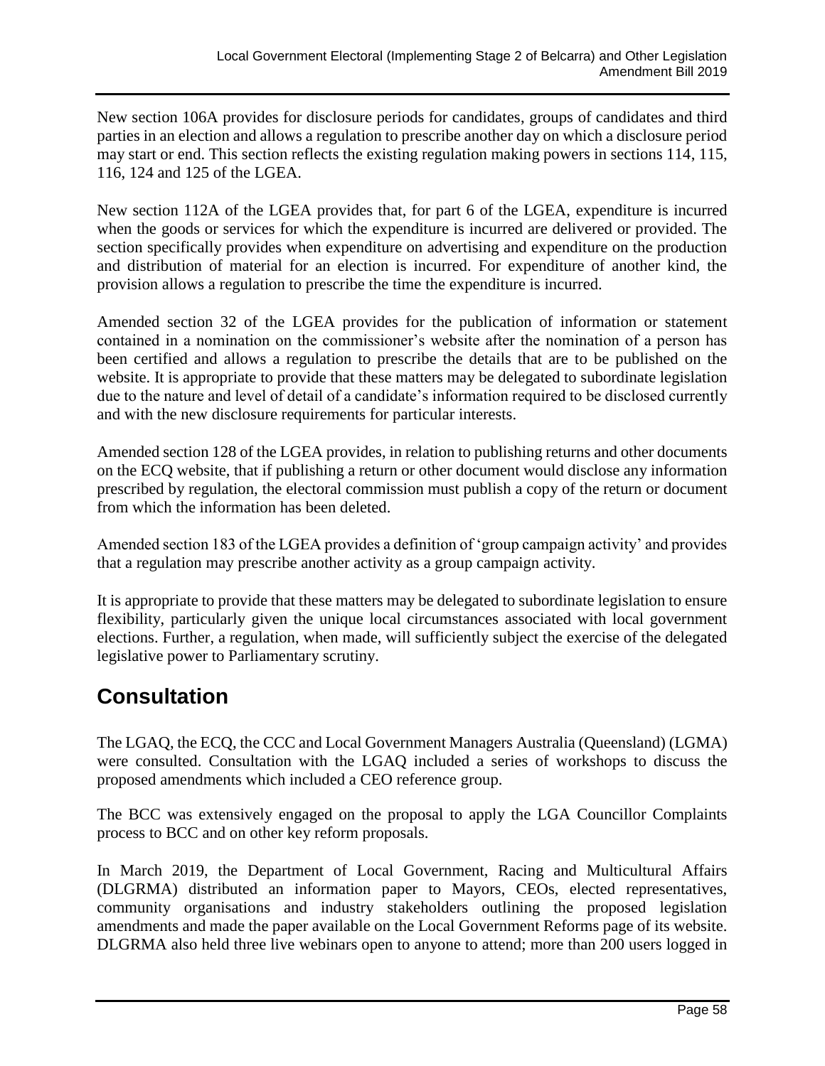New section 106A provides for disclosure periods for candidates, groups of candidates and third parties in an election and allows a regulation to prescribe another day on which a disclosure period may start or end. This section reflects the existing regulation making powers in sections 114, 115, 116, 124 and 125 of the LGEA.

New section 112A of the LGEA provides that, for part 6 of the LGEA, expenditure is incurred when the goods or services for which the expenditure is incurred are delivered or provided. The section specifically provides when expenditure on advertising and expenditure on the production and distribution of material for an election is incurred. For expenditure of another kind, the provision allows a regulation to prescribe the time the expenditure is incurred.

Amended section 32 of the LGEA provides for the publication of information or statement contained in a nomination on the commissioner's website after the nomination of a person has been certified and allows a regulation to prescribe the details that are to be published on the website. It is appropriate to provide that these matters may be delegated to subordinate legislation due to the nature and level of detail of a candidate's information required to be disclosed currently and with the new disclosure requirements for particular interests.

Amended section 128 of the LGEA provides, in relation to publishing returns and other documents on the ECQ website, that if publishing a return or other document would disclose any information prescribed by regulation, the electoral commission must publish a copy of the return or document from which the information has been deleted.

Amended section 183 of the LGEA provides a definition of 'group campaign activity' and provides that a regulation may prescribe another activity as a group campaign activity.

It is appropriate to provide that these matters may be delegated to subordinate legislation to ensure flexibility, particularly given the unique local circumstances associated with local government elections. Further, a regulation, when made, will sufficiently subject the exercise of the delegated legislative power to Parliamentary scrutiny.

# Consultation

The LGAQ, the ECQ, the CCC and Local Government Managers Australia (Queensland) (LGMA) were consulted. Consultation with the LGAQ included a series of workshops to discuss the proposed amendments which included a CEO reference group.

The BCC was extensively engaged on the proposal to apply the LGA Councillor Complaints process to BCC and on other key reform proposals.

In March 2019, the Department of Local Government, Racing and Multicultural Affairs (DLGRMA) distributed an information paper to Mayors, CEOs, elected representatives, community organisations and industry stakeholders outlining the proposed legislation amendments and made the paper available on the Local Government Reforms page of its website. DLGRMA also held three live webinars open to anyone to attend; more than 200 users logged in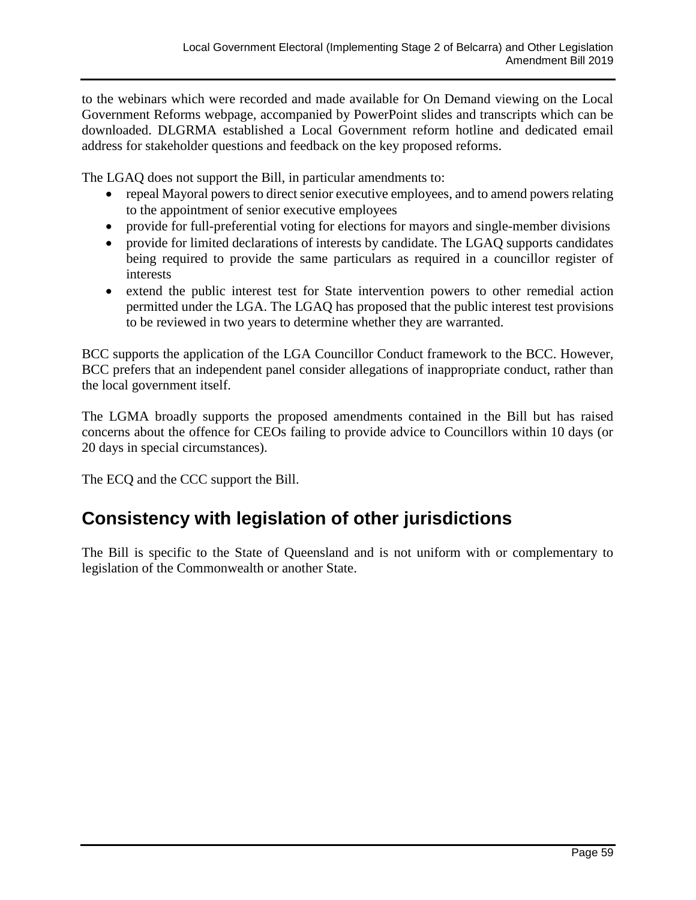to the webinars which were recorded and made available for On Demand viewing on the Local Government Reforms webpage, accompanied by PowerPoint slides and transcripts which can be downloaded. DLGRMA established a Local Government reform hotline and dedicated email address for stakeholder questions and feedback on the key proposed reforms.

The LGAQ does not support the Bill, in particular amendments to:

- repeal Mayoral powers to direct senior executive employees, and to amend powers relating to the appointment of senior executive employees
- provide for full-preferential voting for elections for mayors and single-member divisions
- provide for limited declarations of interests by candidate. The LGAQ supports candidates being required to provide the same particulars as required in a councillor register of interests
- extend the public interest test for State intervention powers to other remedial action permitted under the LGA. The LGAQ has proposed that the public interest test provisions to be reviewed in two years to determine whether they are warranted.

BCC supports the application of the LGA Councillor Conduct framework to the BCC. However, BCC prefers that an independent panel consider allegations of inappropriate conduct, rather than the local government itself.

The LGMA broadly supports the proposed amendments contained in the Bill but has raised concerns about the offence for CEOs failing to provide advice to Councillors within 10 days (or 20 days in special circumstances).

The ECQ and the CCC support the Bill.

## Consistency with legislation of other jurisdictions

The Bill is specific to the State of Queensland and is not uniform with or complementary to legislation of the Commonwealth or another State.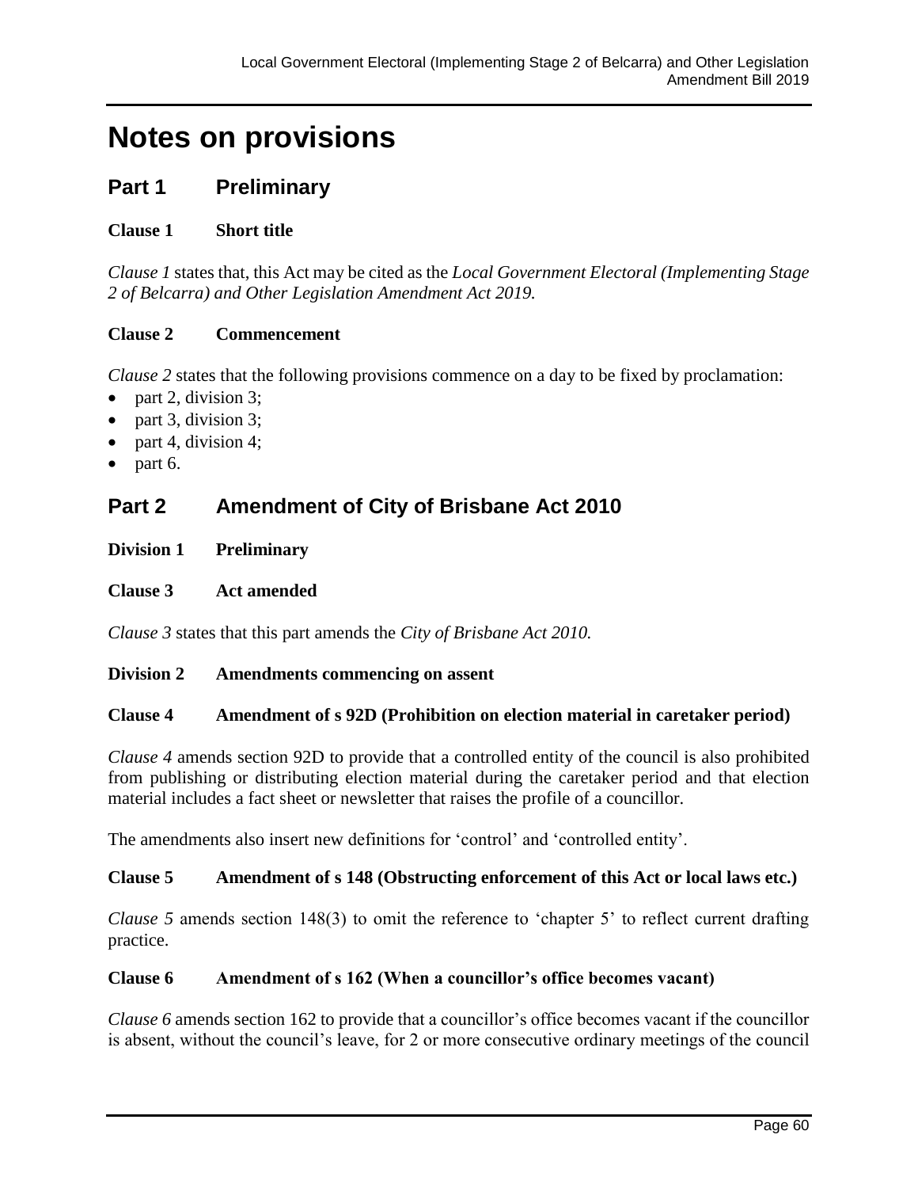# Notes on provisions

## Part 1 Preliminary

### Clause 1 Short title

*Clause 1* states that, this Act may be cited as the *Local Government Electoral (Implementing Stage 2 of Belcarra) and Other Legislation Amendment Act 2019.*

### Clause 2 Commencement

*Clause 2* states that the following provisions commence on a day to be fixed by proclamation:

- part 2, division 3;
- part 3, division 3;
- part 4, division 4;
- part 6.

## Part 2 Amendment of City of Brisbane Act 2010

### Division 1 Preliminary

### Clause 3 Act amended

*Clause 3* states that this part amends the *City of Brisbane Act 2010.*

### Division 2 Amendments commencing on assent

### Clause 4 Amendment of s 92D (Prohibition on election material in caretaker period)

*Clause 4* amends section 92D to provide that a controlled entity of the council is also prohibited from publishing or distributing election material during the caretaker period and that election material includes a fact sheet or newsletter that raises the profile of a councillor.

The amendments also insert new definitions for 'control' and 'controlled entity'.

### Clause 5 Amendment of s 148 (Obstructing enforcement of this Act or local laws etc.)

*Clause 5* amends section 148(3) to omit the reference to 'chapter 5' to reflect current drafting practice.

### Clause 6 Amendment of s 162 (When a councillor's office becomes vacant)

*Clause 6* amends section 162 to provide that a councillor's office becomes vacant if the councillor is absent, without the council's leave, for 2 or more consecutive ordinary meetings of the council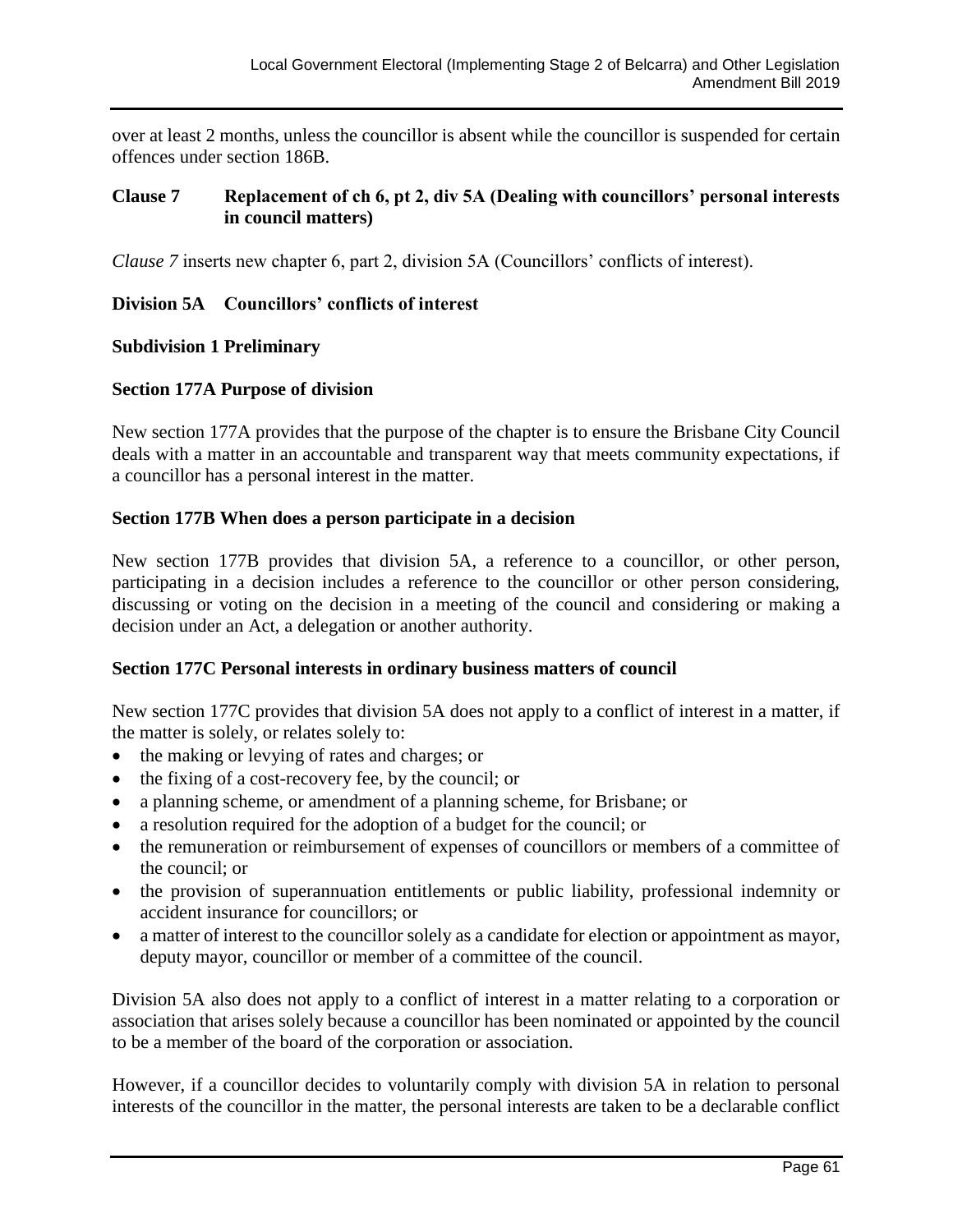over at least 2 months, unless the councillor is absent while the councillor is suspended for certain offences under section 186B.

### Clause 7 Replacement of ch 6, pt 2, div 5A (Dealing with councillors' personal interests in council matters)

*Clause 7* inserts new chapter 6, part 2, division 5A (Councillors' conflicts of interest).

**Division 5A Councillors' conflicts of interest**

**Subdivision 1 Preliminary**

**Section 177A Purpose of division**

New section 177A provides that the purpose of the chapter is to ensure the Brisbane City Council deals with a matter in an accountable and transparent way that meets community expectations, if a councillor has a personal interest in the matter.

**Section 177B When does a person participate in a decision**

New section 177B provides that division 5A, a reference to a councillor, or other person, participating in a decision includes a reference to the councillor or other person considering, discussing or voting on the decision in a meeting of the council and considering or making a decision under an Act, a delegation or another authority.

**Section 177C Personal interests in ordinary business matters of council**

New section 177C provides that division 5A does not apply to a conflict of interest in a matter, if the matter is solely, or relates solely to:

- the making or levying of rates and charges; or
- the fixing of a cost-recovery fee, by the council; or
- a planning scheme, or amendment of a planning scheme, for Brisbane; or
- a resolution required for the adoption of a budget for the council; or
- the remuneration or reimbursement of expenses of councillors or members of a committee of the council; or
- the provision of superannuation entitlements or public liability, professional indemnity or accident insurance for councillors; or
- a matter of interest to the councillor solely as a candidate for election or appointment as mayor, deputy mayor, councillor or member of a committee of the council.

Division 5A also does not apply to a conflict of interest in a matter relating to a corporation or association that arises solely because a councillor has been nominated or appointed by the council to be a member of the board of the corporation or association.

However, if a councillor decides to voluntarily comply with division 5A in relation to personal interests of the councillor in the matter, the personal interests are taken to be a declarable conflict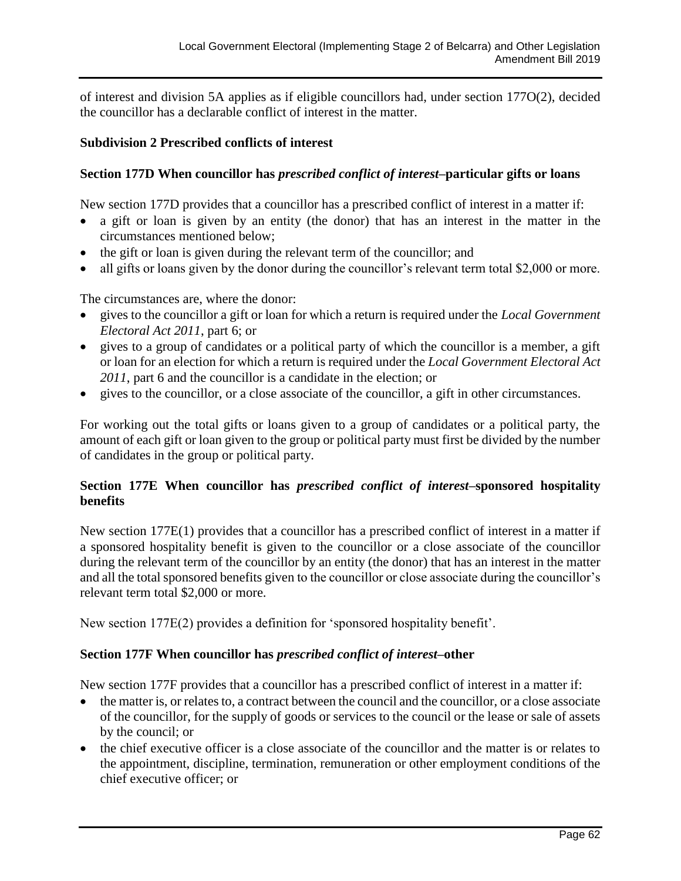of interest and division 5A applies as if eligible councillors had, under section 177O(2), decided the councillor has a declarable conflict of interest in the matter.

### Subdivision 2 Prescribed conflicts of interest

### Section 177D When councillor has *prescribed conflict of interest*–particular gifts or loans

New section 177D provides that a councillor has a prescribed conflict of interest in a matter if:

- a gift or loan is given by an entity (the donor) that has an interest in the matter in the circumstances mentioned below;
- the gift or loan is given during the relevant term of the councillor; and
- all gifts or loans given by the donor during the councillor's relevant term total $2,000 or more.

The circumstances are, where the donor:

- gives to the councillor a gift or loan for which a return is required under the *Local Government Electoral Act 2011*, part 6; or
- gives to a group of candidates or a political party of which the councillor is a member, a gift or loan for an election for which a return is required under the *Local Government Electoral Act 2011*, part 6 and the councillor is a candidate in the election; or
- gives to the councillor, or a close associate of the councillor, a gift in other circumstances.

For working out the total gifts or loans given to a group of candidates or a political party, the amount of each gift or loan given to the group or political party must first be divided by the number of candidates in the group or political party.

### Section 177E When councillor has *prescribed conflict of interest*–sponsored hospitality benefits

New section 177E(1) provides that a councillor has a prescribed conflict of interest in a matter if a sponsored hospitality benefit is given to the councillor or a close associate of the councillor during the relevant term of the councillor by an entity (the donor) that has an interest in the matter and all the total sponsored benefits given to the councillor or close associate during the councillor's relevant term total $2,000 or more.

New section 177E(2) provides a definition for 'sponsored hospitality benefit'.

### Section 177F When councillor has *prescribed conflict of interest*–other

New section 177F provides that a councillor has a prescribed conflict of interest in a matter if:

- the matter is, or relates to, a contract between the council and the councillor, or a close associate of the councillor, for the supply of goods or services to the council or the lease or sale of assets by the council; or
- the chief executive officer is a close associate of the councillor and the matter is or relates to the appointment, discipline, termination, remuneration or other employment conditions of the chief executive officer; or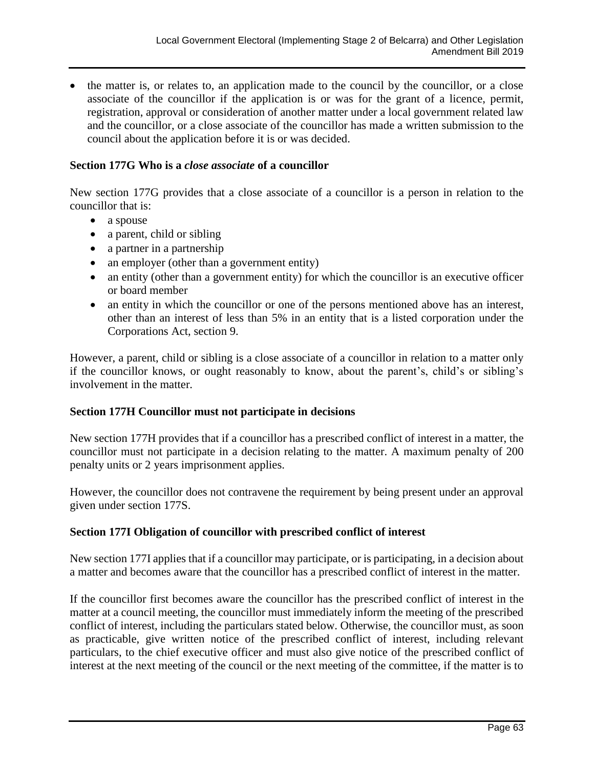- the matter is, or relates to, an application made to the council by the councillor, or a close associate of the councillor if the application is or was for the grant of a licence, permit, registration, approval or consideration of another matter under a local government related law and the councillor, or a close associate of the councillor has made a written submission to the council about the application before it is or was decided.

**Section 177G Who is a *close associate* of a councillor**

New section 177G provides that a close associate of a councillor is a person in relation to the councillor that is:

- a spouse
- a parent, child or sibling
- a partner in a partnership
- an employer (other than a government entity)
- an entity (other than a government entity) for which the councillor is an executive officer or board member
- an entity in which the councillor or one of the persons mentioned above has an interest, other than an interest of less than 5% in an entity that is a listed corporation under the Corporations Act, section 9.

However, a parent, child or sibling is a close associate of a councillor in relation to a matter only if the councillor knows, or ought reasonably to know, about the parent's, child's or sibling's involvement in the matter.

**Section 177H Councillor must not participate in decisions**

New section 177H provides that if a councillor has a prescribed conflict of interest in a matter, the councillor must not participate in a decision relating to the matter. A maximum penalty of 200 penalty units or 2 years imprisonment applies.

However, the councillor does not contravene the requirement by being present under an approval given under section 177S.

**Section 177I Obligation of councillor with prescribed conflict of interest**

New section 177I applies that if a councillor may participate, or is participating, in a decision about a matter and becomes aware that the councillor has a prescribed conflict of interest in the matter.

If the councillor first becomes aware the councillor has the prescribed conflict of interest in the matter at a council meeting, the councillor must immediately inform the meeting of the prescribed conflict of interest, including the particulars stated below. Otherwise, the councillor must, as soon as practicable, give written notice of the prescribed conflict of interest, including relevant particulars, to the chief executive officer and must also give notice of the prescribed conflict of interest at the next meeting of the council or the next meeting of the committee, if the matter is to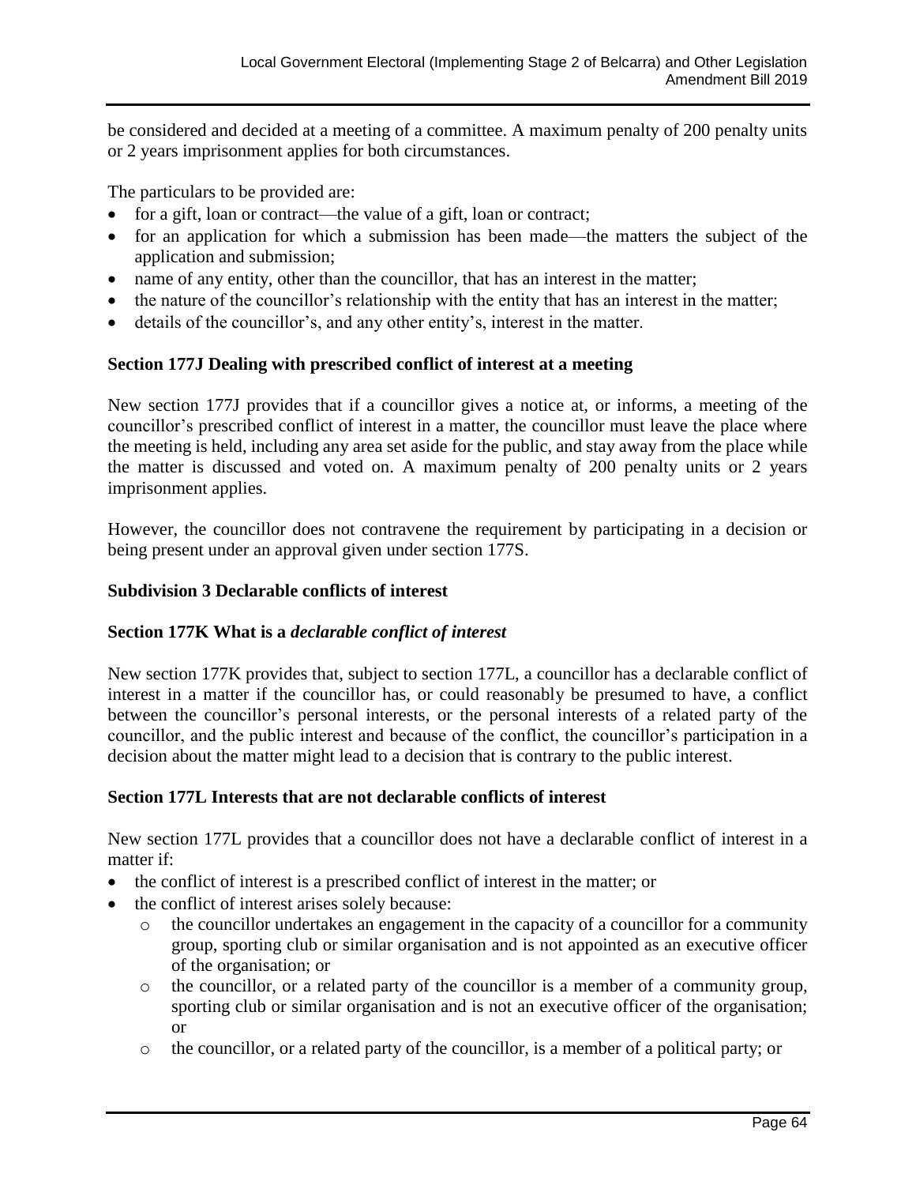be considered and decided at a meeting of a committee. A maximum penalty of 200 penalty units or 2 years imprisonment applies for both circumstances.

The particulars to be provided are:

- for a gift, loan or contract—the value of a gift, loan or contract;
- for an application for which a submission has been made—the matters the subject of the application and submission;
- name of any entity, other than the councillor, that has an interest in the matter;
- the nature of the councillor's relationship with the entity that has an interest in the matter;
- details of the councillor's, and any other entity's, interest in the matter.

**Section 177J Dealing with prescribed conflict of interest at a meeting**

New section 177J provides that if a councillor gives a notice at, or informs, a meeting of the councillor's prescribed conflict of interest in a matter, the councillor must leave the place where the meeting is held, including any area set aside for the public, and stay away from the place while the matter is discussed and voted on. A maximum penalty of 200 penalty units or 2 years imprisonment applies.

However, the councillor does not contravene the requirement by participating in a decision or being present under an approval given under section 177S.

**Subdivision 3 Declarable conflicts of interest**

**Section 177K What is a *declarable conflict of interest***

New section 177K provides that, subject to section 177L, a councillor has a declarable conflict of interest in a matter if the councillor has, or could reasonably be presumed to have, a conflict between the councillor's personal interests, or the personal interests of a related party of the councillor, and the public interest and because of the conflict, the councillor's participation in a decision about the matter might lead to a decision that is contrary to the public interest.

**Section 177L Interests that are not declarable conflicts of interest**

New section 177L provides that a councillor does not have a declarable conflict of interest in a matter if:

- the conflict of interest is a prescribed conflict of interest in the matter; or
- the conflict of interest arises solely because:
  - the councillor undertakes an engagement in the capacity of a councillor for a community group, sporting club or similar organisation and is not appointed as an executive officer of the organisation; or
  - the councillor, or a related party of the councillor is a member of a community group, sporting club or similar organisation and is not an executive officer of the organisation; or
  - the councillor, or a related party of the councillor, is a member of a political party; or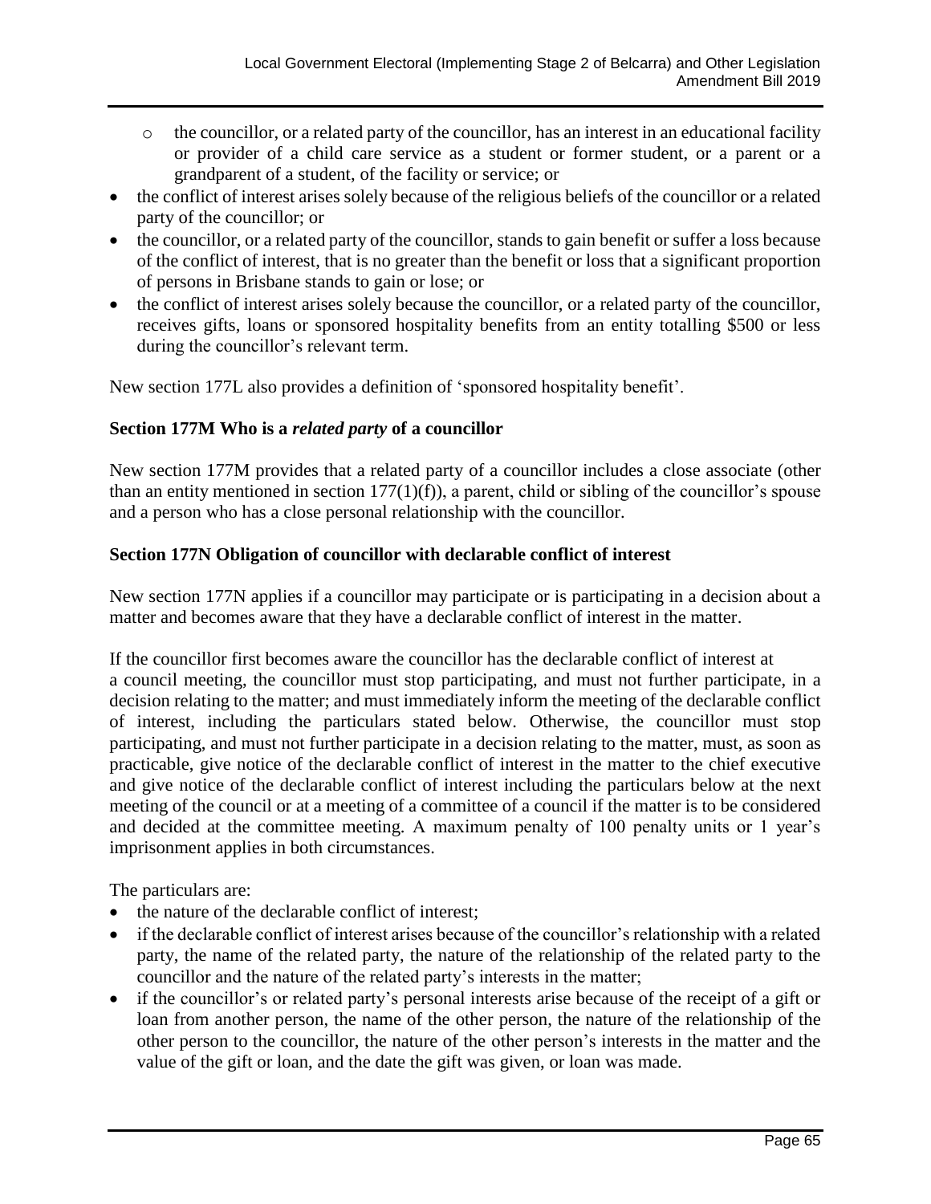- the councillor, or a related party of the councillor, has an interest in an educational facility or provider of a child care service as a student or former student, or a parent or a grandparent of a student, of the facility or service; or

- the conflict of interest arises solely because of the religious beliefs of the councillor or a related party of the councillor; or
- the councillor, or a related party of the councillor, stands to gain benefit or suffer a loss because of the conflict of interest, that is no greater than the benefit or loss that a significant proportion of persons in Brisbane stands to gain or lose; or
- the conflict of interest arises solely because the councillor, or a related party of the councillor, receives gifts, loans or sponsored hospitality benefits from an entity totalling $500 or less during the councillor's relevant term.

New section 177L also provides a definition of 'sponsored hospitality benefit'.

**Section 177M Who is a *related party* of a councillor**

New section 177M provides that a related party of a councillor includes a close associate (other than an entity mentioned in section 177(1)(f)), a parent, child or sibling of the councillor's spouse and a person who has a close personal relationship with the councillor.

**Section 177N Obligation of councillor with declarable conflict of interest**

New section 177N applies if a councillor may participate or is participating in a decision about a matter and becomes aware that they have a declarable conflict of interest in the matter.

If the councillor first becomes aware the councillor has the declarable conflict of interest at a council meeting, the councillor must stop participating, and must not further participate, in a decision relating to the matter; and must immediately inform the meeting of the declarable conflict of interest, including the particulars stated below. Otherwise, the councillor must stop participating, and must not further participate in a decision relating to the matter, must, as soon as practicable, give notice of the declarable conflict of interest in the matter to the chief executive and give notice of the declarable conflict of interest including the particulars below at the next meeting of the council or at a meeting of a committee of a council if the matter is to be considered and decided at the committee meeting. A maximum penalty of 100 penalty units or 1 year's imprisonment applies in both circumstances.

The particulars are:

- the nature of the declarable conflict of interest;
- if the declarable conflict of interest arises because of the councillor's relationship with a related party, the name of the related party, the nature of the relationship of the related party to the councillor and the nature of the related party's interests in the matter;
- if the councillor's or related party's personal interests arise because of the receipt of a gift or loan from another person, the name of the other person, the nature of the relationship of the other person to the councillor, the nature of the other person's interests in the matter and the value of the gift or loan, and the date the gift was given, or loan was made.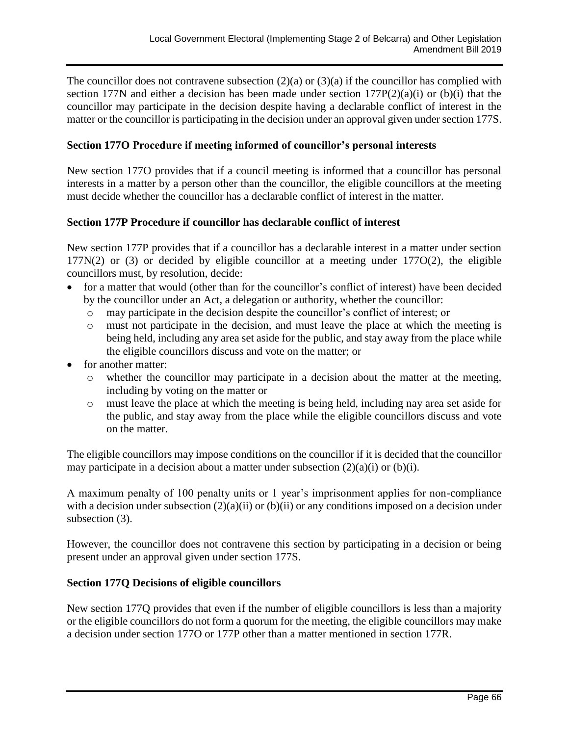The councillor does not contravene subsection (2)(a) or (3)(a) if the councillor has complied with section 177N and either a decision has been made under section 177P(2)(a)(i) or (b)(i) that the councillor may participate in the decision despite having a declarable conflict of interest in the matter or the councillor is participating in the decision under an approval given under section 177S.

**Section 177O Procedure if meeting informed of councillor's personal interests**

New section 177O provides that if a council meeting is informed that a councillor has personal interests in a matter by a person other than the councillor, the eligible councillors at the meeting must decide whether the councillor has a declarable conflict of interest in the matter.

**Section 177P Procedure if councillor has declarable conflict of interest**

New section 177P provides that if a councillor has a declarable interest in a matter under section 177N(2) or (3) or decided by eligible councillor at a meeting under 177O(2), the eligible councillors must, by resolution, decide:

- for a matter that would (other than for the councillor's conflict of interest) have been decided by the councillor under an Act, a delegation or authority, whether the councillor:
  - may participate in the decision despite the councillor's conflict of interest; or
  - must not participate in the decision, and must leave the place at which the meeting is being held, including any area set aside for the public, and stay away from the place while the eligible councillors discuss and vote on the matter; or
- for another matter:
  - whether the councillor may participate in a decision about the matter at the meeting, including by voting on the matter or
  - must leave the place at which the meeting is being held, including nay area set aside for the public, and stay away from the place while the eligible councillors discuss and vote on the matter.

The eligible councillors may impose conditions on the councillor if it is decided that the councillor may participate in a decision about a matter under subsection (2)(a)(i) or (b)(i).

A maximum penalty of 100 penalty units or 1 year's imprisonment applies for non-compliance with a decision under subsection (2)(a)(ii) or (b)(ii) or any conditions imposed on a decision under subsection (3).

However, the councillor does not contravene this section by participating in a decision or being present under an approval given under section 177S.

**Section 177Q Decisions of eligible councillors**

New section 177Q provides that even if the number of eligible councillors is less than a majority or the eligible councillors do not form a quorum for the meeting, the eligible councillors may make a decision under section 177O or 177P other than a matter mentioned in section 177R.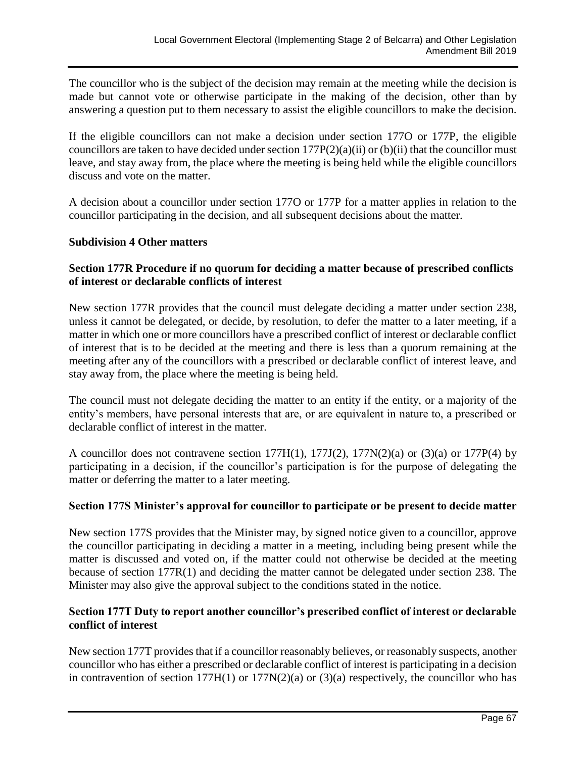The councillor who is the subject of the decision may remain at the meeting while the decision is made but cannot vote or otherwise participate in the making of the decision, other than by answering a question put to them necessary to assist the eligible councillors to make the decision.

If the eligible councillors can not make a decision under section 177O or 177P, the eligible councillors are taken to have decided under section 177P(2)(a)(ii) or (b)(ii) that the councillor must leave, and stay away from, the place where the meeting is being held while the eligible councillors discuss and vote on the matter.

A decision about a councillor under section 177O or 177P for a matter applies in relation to the councillor participating in the decision, and all subsequent decisions about the matter.

**Subdivision 4 Other matters**

**Section 177R Procedure if no quorum for deciding a matter because of prescribed conflicts of interest or declarable conflicts of interest**

New section 177R provides that the council must delegate deciding a matter under section 238, unless it cannot be delegated, or decide, by resolution, to defer the matter to a later meeting, if a matter in which one or more councillors have a prescribed conflict of interest or declarable conflict of interest that is to be decided at the meeting and there is less than a quorum remaining at the meeting after any of the councillors with a prescribed or declarable conflict of interest leave, and stay away from, the place where the meeting is being held.

The council must not delegate deciding the matter to an entity if the entity, or a majority of the entity's members, have personal interests that are, or are equivalent in nature to, a prescribed or declarable conflict of interest in the matter.

A councillor does not contravene section 177H(1), 177J(2), 177N(2)(a) or (3)(a) or 177P(4) by participating in a decision, if the councillor's participation is for the purpose of delegating the matter or deferring the matter to a later meeting.

**Section 177S Minister's approval for councillor to participate or be present to decide matter**

New section 177S provides that the Minister may, by signed notice given to a councillor, approve the councillor participating in deciding a matter in a meeting, including being present while the matter is discussed and voted on, if the matter could not otherwise be decided at the meeting because of section 177R(1) and deciding the matter cannot be delegated under section 238. The Minister may also give the approval subject to the conditions stated in the notice.

**Section 177T Duty to report another councillor's prescribed conflict of interest or declarable conflict of interest**

New section 177T provides that if a councillor reasonably believes, or reasonably suspects, another councillor who has either a prescribed or declarable conflict of interest is participating in a decision in contravention of section 177H(1) or 177N(2)(a) or (3)(a) respectively, the councillor who has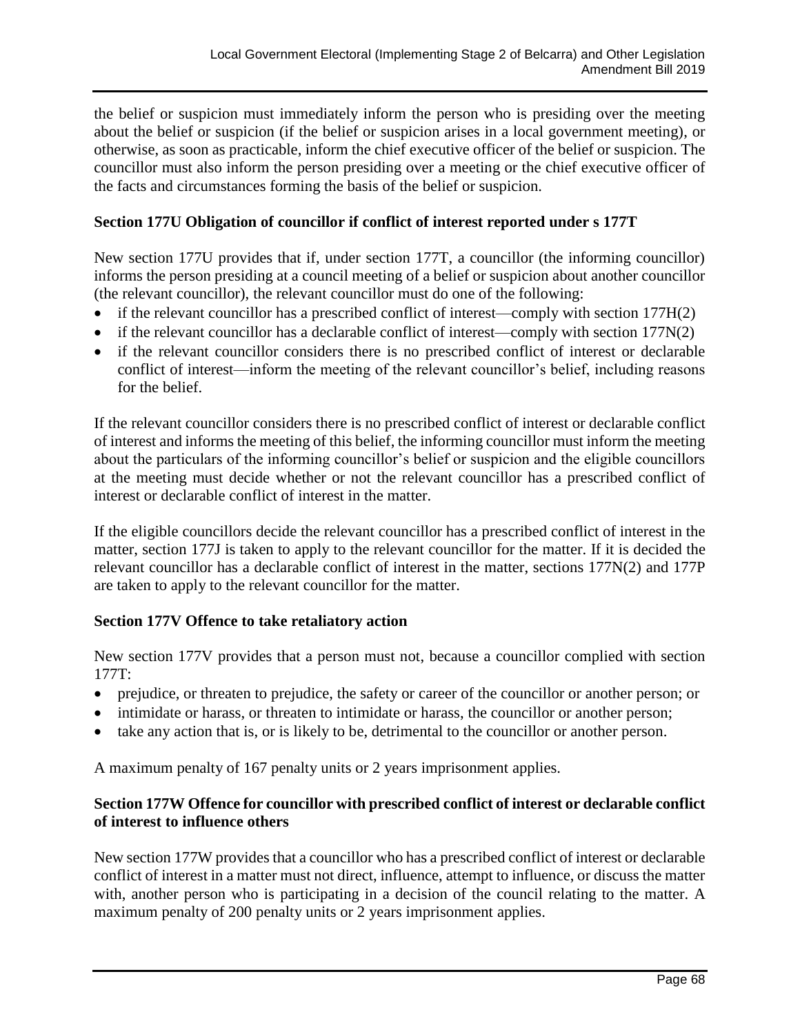the belief or suspicion must immediately inform the person who is presiding over the meeting about the belief or suspicion (if the belief or suspicion arises in a local government meeting), or otherwise, as soon as practicable, inform the chief executive officer of the belief or suspicion. The councillor must also inform the person presiding over a meeting or the chief executive officer of the facts and circumstances forming the basis of the belief or suspicion.

**Section 177U Obligation of councillor if conflict of interest reported under s 177T**

New section 177U provides that if, under section 177T, a councillor (the informing councillor) informs the person presiding at a council meeting of a belief or suspicion about another councillor (the relevant councillor), the relevant councillor must do one of the following:

- if the relevant councillor has a prescribed conflict of interest—comply with section 177H(2)
- if the relevant councillor has a declarable conflict of interest—comply with section 177N(2)
- if the relevant councillor considers there is no prescribed conflict of interest or declarable conflict of interest—inform the meeting of the relevant councillor's belief, including reasons for the belief.

If the relevant councillor considers there is no prescribed conflict of interest or declarable conflict of interest and informs the meeting of this belief, the informing councillor must inform the meeting about the particulars of the informing councillor's belief or suspicion and the eligible councillors at the meeting must decide whether or not the relevant councillor has a prescribed conflict of interest or declarable conflict of interest in the matter.

If the eligible councillors decide the relevant councillor has a prescribed conflict of interest in the matter, section 177J is taken to apply to the relevant councillor for the matter. If it is decided the relevant councillor has a declarable conflict of interest in the matter, sections 177N(2) and 177P are taken to apply to the relevant councillor for the matter.

**Section 177V Offence to take retaliatory action**

New section 177V provides that a person must not, because a councillor complied with section 177T:

- prejudice, or threaten to prejudice, the safety or career of the councillor or another person; or
- intimidate or harass, or threaten to intimidate or harass, the councillor or another person;
- take any action that is, or is likely to be, detrimental to the councillor or another person.

A maximum penalty of 167 penalty units or 2 years imprisonment applies.

**Section 177W Offence for councillor with prescribed conflict of interest or declarable conflict of interest to influence others**

New section 177W provides that a councillor who has a prescribed conflict of interest or declarable conflict of interest in a matter must not direct, influence, attempt to influence, or discuss the matter with, another person who is participating in a decision of the council relating to the matter. A maximum penalty of 200 penalty units or 2 years imprisonment applies.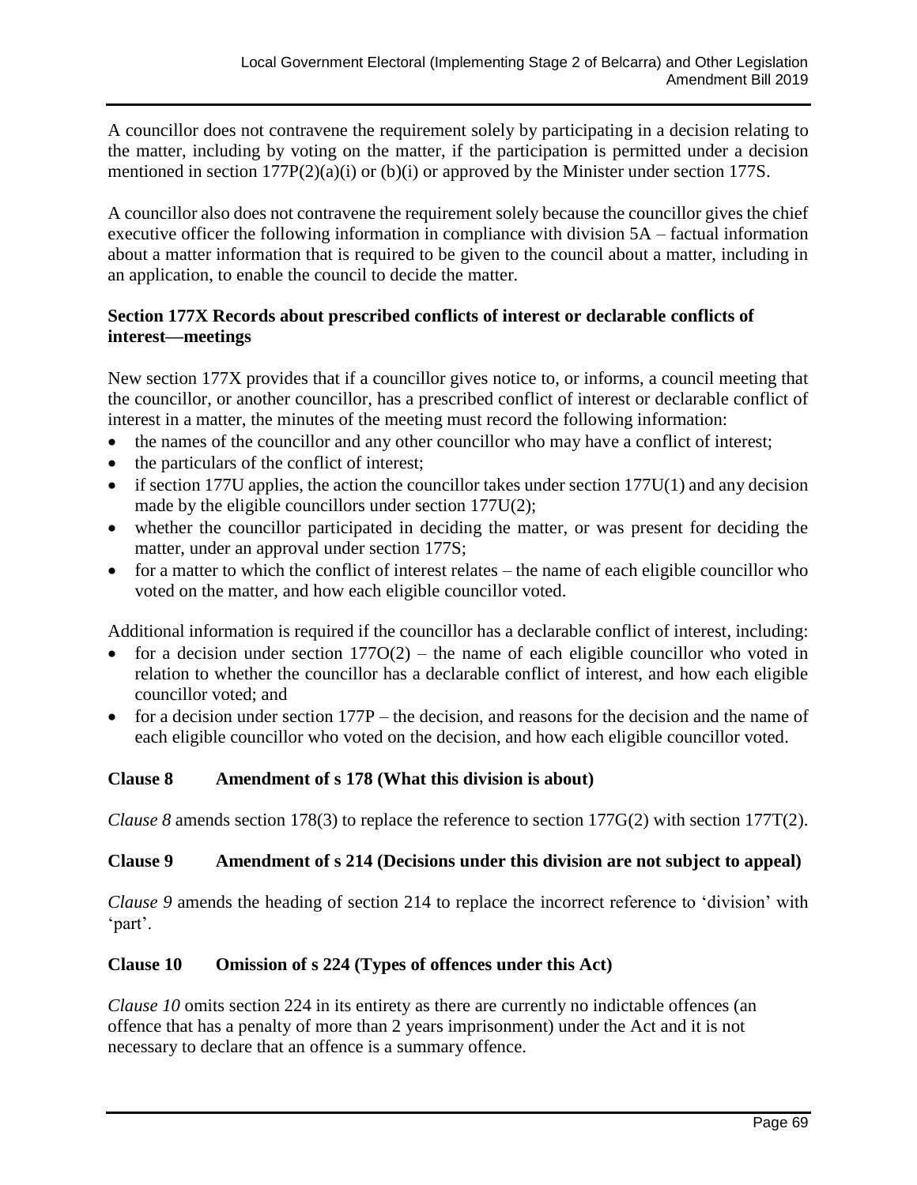A councillor does not contravene the requirement solely by participating in a decision relating to the matter, including by voting on the matter, if the participation is permitted under a decision mentioned in section 177P(2)(a)(i) or (b)(i) or approved by the Minister under section 177S.

A councillor also does not contravene the requirement solely because the councillor gives the chief executive officer the following information in compliance with division 5A – factual information about a matter information that is required to be given to the council about a matter, including in an application, to enable the council to decide the matter.

**Section 177X Records about prescribed conflicts of interest or declarable conflicts of interest—meetings**

New section 177X provides that if a councillor gives notice to, or informs, a council meeting that the councillor, or another councillor, has a prescribed conflict of interest or declarable conflict of interest in a matter, the minutes of the meeting must record the following information:

- the names of the councillor and any other councillor who may have a conflict of interest;
- the particulars of the conflict of interest;
- if section 177U applies, the action the councillor takes under section 177U(1) and any decision made by the eligible councillors under section 177U(2);
- whether the councillor participated in deciding the matter, or was present for deciding the matter, under an approval under section 177S;
- for a matter to which the conflict of interest relates – the name of each eligible councillor who voted on the matter, and how each eligible councillor voted.

Additional information is required if the councillor has a declarable conflict of interest, including:

- for a decision under section 177O(2) – the name of each eligible councillor who voted in relation to whether the councillor has a declarable conflict of interest, and how each eligible councillor voted; and
- for a decision under section 177P – the decision, and reasons for the decision and the name of each eligible councillor who voted on the decision, and how each eligible councillor voted.

### Clause 8 Amendment of s 178 (What this division is about)

*Clause 8* amends section 178(3) to replace the reference to section 177G(2) with section 177T(2).

### Clause 9 Amendment of s 214 (Decisions under this division are not subject to appeal)

*Clause 9* amends the heading of section 214 to replace the incorrect reference to 'division' with 'part'.

### Clause 10 Omission of s 224 (Types of offences under this Act)

*Clause 10* omits section 224 in its entirety as there are currently no indictable offences (an offence that has a penalty of more than 2 years imprisonment) under the Act and it is not necessary to declare that an offence is a summary offence.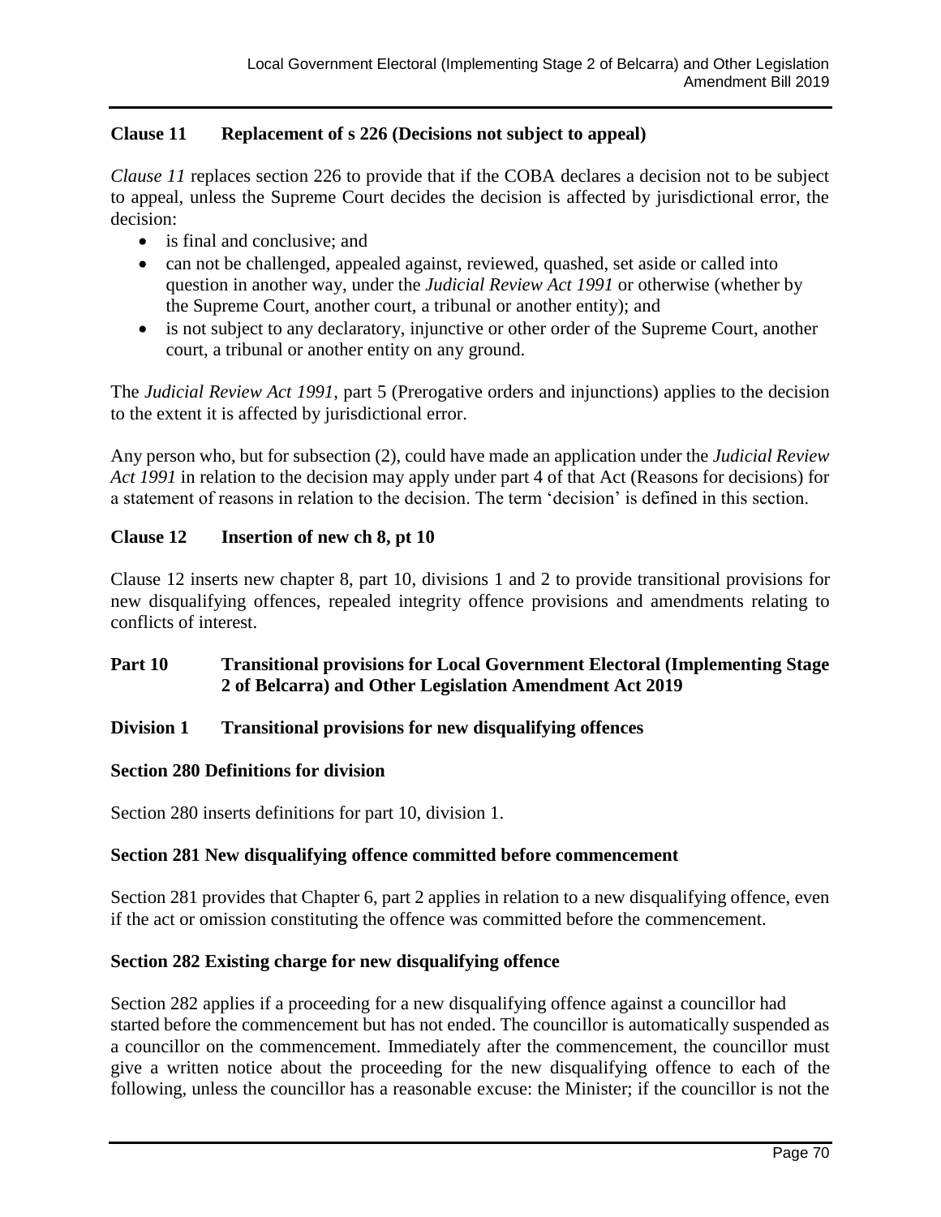### Clause 11 Replacement of s 226 (Decisions not subject to appeal)

*Clause 11* replaces section 226 to provide that if the COBA declares a decision not to be subject to appeal, unless the Supreme Court decides the decision is affected by jurisdictional error, the decision:

- is final and conclusive; and
- can not be challenged, appealed against, reviewed, quashed, set aside or called into question in another way, under the *Judicial Review Act 1991* or otherwise (whether by the Supreme Court, another court, a tribunal or another entity); and
- is not subject to any declaratory, injunctive or other order of the Supreme Court, another court, a tribunal or another entity on any ground.

The *Judicial Review Act 1991*, part 5 (Prerogative orders and injunctions) applies to the decision to the extent it is affected by jurisdictional error.

Any person who, but for subsection (2), could have made an application under the *Judicial Review Act 1991* in relation to the decision may apply under part 4 of that Act (Reasons for decisions) for a statement of reasons in relation to the decision. The term 'decision' is defined in this section.

### Clause 12 Insertion of new ch 8, pt 10

Clause 12 inserts new chapter 8, part 10, divisions 1 and 2 to provide transitional provisions for new disqualifying offences, repealed integrity offence provisions and amendments relating to conflicts of interest.

### Part 10 Transitional provisions for Local Government Electoral (Implementing Stage 2 of Belcarra) and Other Legislation Amendment Act 2019

### Division 1 Transitional provisions for new disqualifying offences

#### Section 280 Definitions for division

Section 280 inserts definitions for part 10, division 1.

#### Section 281 New disqualifying offence committed before commencement

Section 281 provides that Chapter 6, part 2 applies in relation to a new disqualifying offence, even if the act or omission constituting the offence was committed before the commencement.

#### Section 282 Existing charge for new disqualifying offence

Section 282 applies if a proceeding for a new disqualifying offence against a councillor had started before the commencement but has not ended. The councillor is automatically suspended as a councillor on the commencement. Immediately after the commencement, the councillor must give a written notice about the proceeding for the new disqualifying offence to each of the following, unless the councillor has a reasonable excuse: the Minister; if the councillor is not the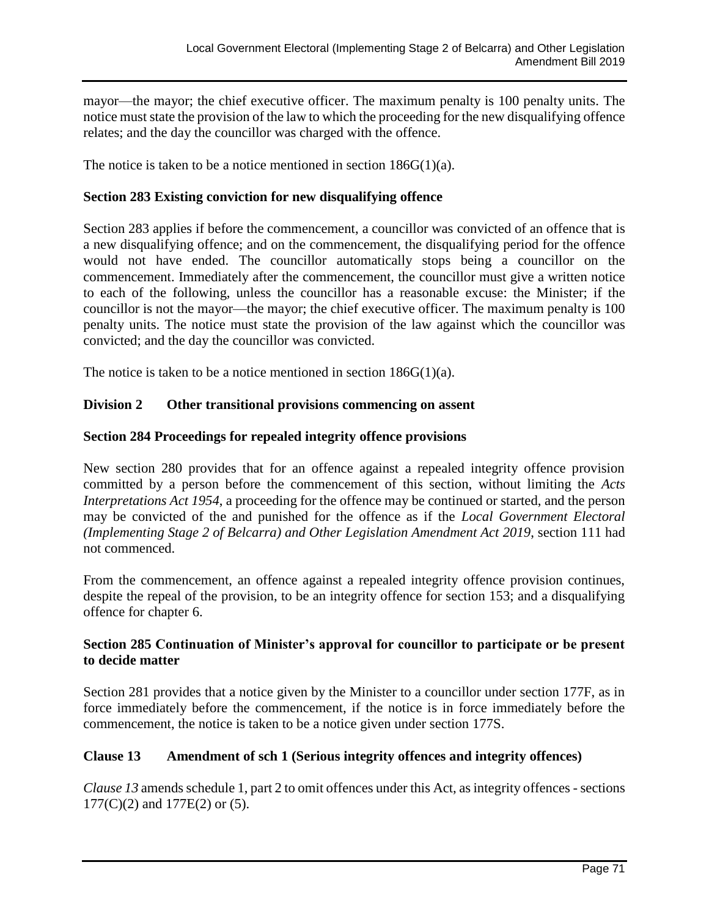mayor—the mayor; the chief executive officer. The maximum penalty is 100 penalty units. The notice must state the provision of the law to which the proceeding for the new disqualifying offence relates; and the day the councillor was charged with the offence.

The notice is taken to be a notice mentioned in section 186G(1)(a).

**Section 283 Existing conviction for new disqualifying offence**

Section 283 applies if before the commencement, a councillor was convicted of an offence that is a new disqualifying offence; and on the commencement, the disqualifying period for the offence would not have ended. The councillor automatically stops being a councillor on the commencement. Immediately after the commencement, the councillor must give a written notice to each of the following, unless the councillor has a reasonable excuse: the Minister; if the councillor is not the mayor—the mayor; the chief executive officer. The maximum penalty is 100 penalty units. The notice must state the provision of the law against which the councillor was convicted; and the day the councillor was convicted.

The notice is taken to be a notice mentioned in section 186G(1)(a).

**Division 2 Other transitional provisions commencing on assent**

**Section 284 Proceedings for repealed integrity offence provisions**

New section 280 provides that for an offence against a repealed integrity offence provision committed by a person before the commencement of this section, without limiting the *Acts Interpretations Act 1954*, a proceeding for the offence may be continued or started, and the person may be convicted of the and punished for the offence as if the *Local Government Electoral (Implementing Stage 2 of Belcarra) and Other Legislation Amendment Act 2019*, section 111 had not commenced.

From the commencement, an offence against a repealed integrity offence provision continues, despite the repeal of the provision, to be an integrity offence for section 153; and a disqualifying offence for chapter 6.

**Section 285 Continuation of Minister's approval for councillor to participate or be present to decide matter**

Section 281 provides that a notice given by the Minister to a councillor under section 177F, as in force immediately before the commencement, if the notice is in force immediately before the commencement, the notice is taken to be a notice given under section 177S.

**Clause 13 Amendment of sch 1 (Serious integrity offences and integrity offences)**

*Clause 13* amends schedule 1, part 2 to omit offences under this Act, as integrity offences - sections 177(C)(2) and 177E(2) or (5).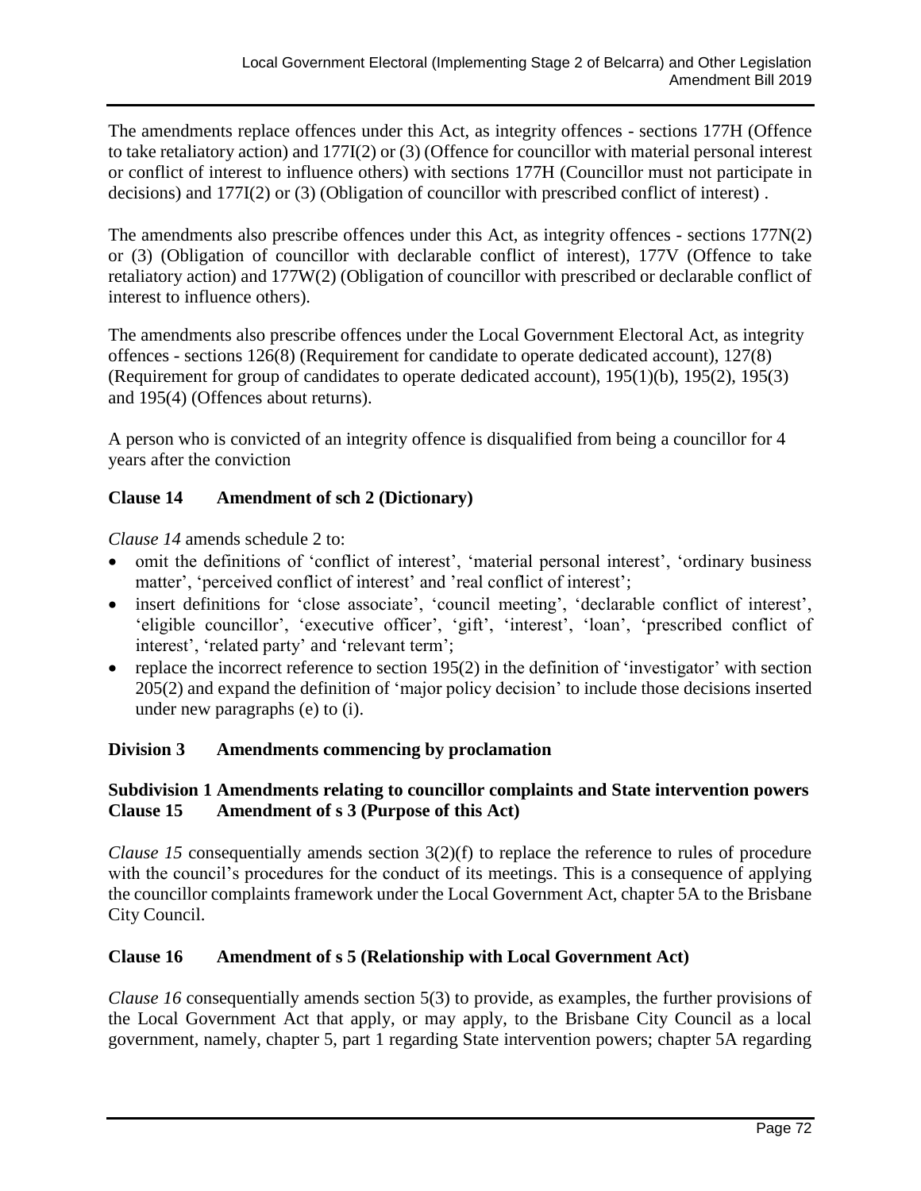The amendments replace offences under this Act, as integrity offences - sections 177H (Offence to take retaliatory action) and 177I(2) or (3) (Offence for councillor with material personal interest or conflict of interest to influence others) with sections 177H (Councillor must not participate in decisions) and 177I(2) or (3) (Obligation of councillor with prescribed conflict of interest) .

The amendments also prescribe offences under this Act, as integrity offences - sections 177N(2) or (3) (Obligation of councillor with declarable conflict of interest), 177V (Offence to take retaliatory action) and 177W(2) (Obligation of councillor with prescribed or declarable conflict of interest to influence others).

The amendments also prescribe offences under the Local Government Electoral Act, as integrity offences - sections 126(8) (Requirement for candidate to operate dedicated account), 127(8) (Requirement for group of candidates to operate dedicated account), 195(1)(b), 195(2), 195(3) and 195(4) (Offences about returns).

A person who is convicted of an integrity offence is disqualified from being a councillor for 4 years after the conviction

### Clause 14 Amendment of sch 2 (Dictionary)

*Clause 14* amends schedule 2 to:

- omit the definitions of 'conflict of interest', 'material personal interest', 'ordinary business matter', 'perceived conflict of interest' and 'real conflict of interest';
- insert definitions for 'close associate', 'council meeting', 'declarable conflict of interest', 'eligible councillor', 'executive officer', 'gift', 'interest', 'loan', 'prescribed conflict of interest', 'related party' and 'relevant term';
- replace the incorrect reference to section 195(2) in the definition of 'investigator' with section 205(2) and expand the definition of 'major policy decision' to include those decisions inserted under new paragraphs (e) to (i).

## Division 3 Amendments commencing by proclamation

### Subdivision 1 Amendments relating to councillor complaints and State intervention powers

### Clause 15 Amendment of s 3 (Purpose of this Act)

*Clause 15* consequentially amends section 3(2)(f) to replace the reference to rules of procedure with the council's procedures for the conduct of its meetings. This is a consequence of applying the councillor complaints framework under the Local Government Act, chapter 5A to the Brisbane City Council.

### Clause 16 Amendment of s 5 (Relationship with Local Government Act)

*Clause 16* consequentially amends section 5(3) to provide, as examples, the further provisions of the Local Government Act that apply, or may apply, to the Brisbane City Council as a local government, namely, chapter 5, part 1 regarding State intervention powers; chapter 5A regarding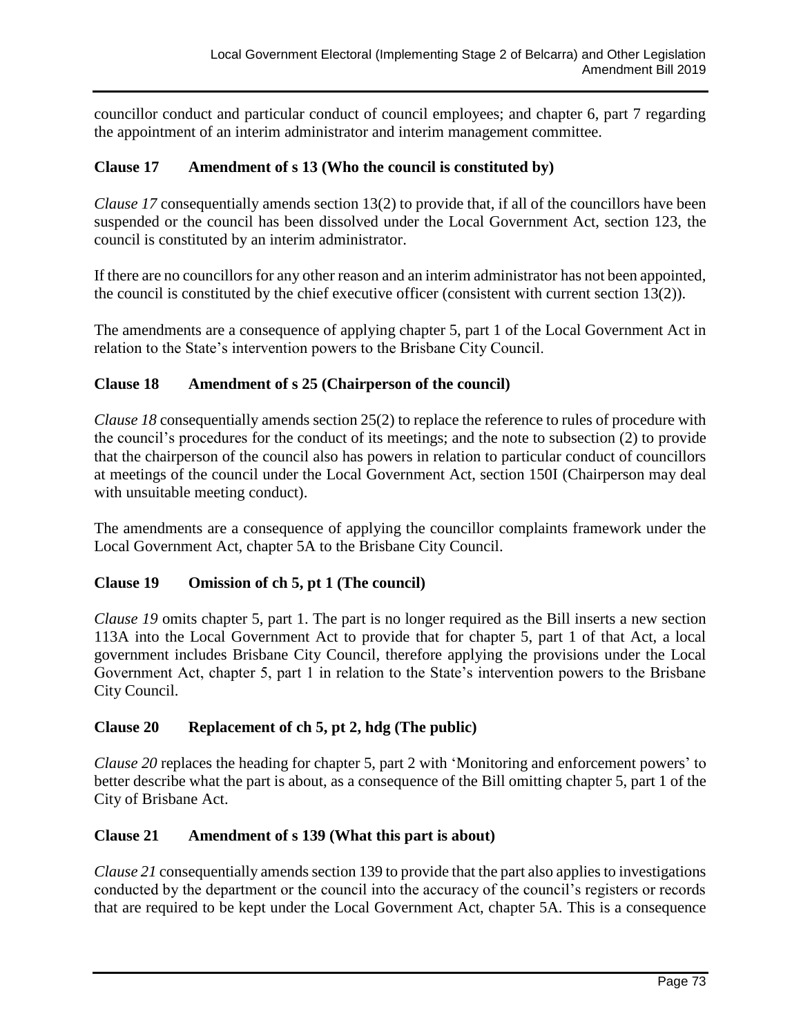councillor conduct and particular conduct of council employees; and chapter 6, part 7 regarding the appointment of an interim administrator and interim management committee.

### Clause 17 Amendment of s 13 (Who the council is constituted by)

*Clause 17* consequentially amends section 13(2) to provide that, if all of the councillors have been suspended or the council has been dissolved under the Local Government Act, section 123, the council is constituted by an interim administrator.

If there are no councillors for any other reason and an interim administrator has not been appointed, the council is constituted by the chief executive officer (consistent with current section 13(2)).

The amendments are a consequence of applying chapter 5, part 1 of the Local Government Act in relation to the State's intervention powers to the Brisbane City Council.

### Clause 18 Amendment of s 25 (Chairperson of the council)

*Clause 18* consequentially amends section 25(2) to replace the reference to rules of procedure with the council's procedures for the conduct of its meetings; and the note to subsection (2) to provide that the chairperson of the council also has powers in relation to particular conduct of councillors at meetings of the council under the Local Government Act, section 150I (Chairperson may deal with unsuitable meeting conduct).

The amendments are a consequence of applying the councillor complaints framework under the Local Government Act, chapter 5A to the Brisbane City Council.

### Clause 19 Omission of ch 5, pt 1 (The council)

*Clause 19* omits chapter 5, part 1. The part is no longer required as the Bill inserts a new section 113A into the Local Government Act to provide that for chapter 5, part 1 of that Act, a local government includes Brisbane City Council, therefore applying the provisions under the Local Government Act, chapter 5, part 1 in relation to the State's intervention powers to the Brisbane City Council.

### Clause 20 Replacement of ch 5, pt 2, hdg (The public)

*Clause 20* replaces the heading for chapter 5, part 2 with 'Monitoring and enforcement powers' to better describe what the part is about, as a consequence of the Bill omitting chapter 5, part 1 of the City of Brisbane Act.

### Clause 21 Amendment of s 139 (What this part is about)

*Clause 21* consequentially amends section 139 to provide that the part also applies to investigations conducted by the department or the council into the accuracy of the council's registers or records that are required to be kept under the Local Government Act, chapter 5A. This is a consequence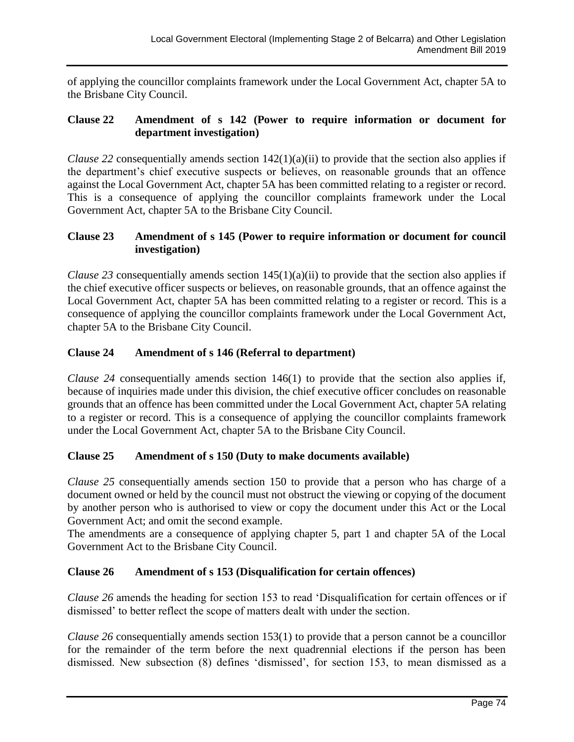of applying the councillor complaints framework under the Local Government Act, chapter 5A to the Brisbane City Council.

### Clause 22 Amendment of s 142 (Power to require information or document for department investigation)

*Clause 22* consequentially amends section 142(1)(a)(ii) to provide that the section also applies if the department's chief executive suspects or believes, on reasonable grounds that an offence against the Local Government Act, chapter 5A has been committed relating to a register or record. This is a consequence of applying the councillor complaints framework under the Local Government Act, chapter 5A to the Brisbane City Council.

### Clause 23 Amendment of s 145 (Power to require information or document for council investigation)

*Clause 23* consequentially amends section 145(1)(a)(ii) to provide that the section also applies if the chief executive officer suspects or believes, on reasonable grounds, that an offence against the Local Government Act, chapter 5A has been committed relating to a register or record. This is a consequence of applying the councillor complaints framework under the Local Government Act, chapter 5A to the Brisbane City Council.

### Clause 24 Amendment of s 146 (Referral to department)

*Clause 24* consequentially amends section 146(1) to provide that the section also applies if, because of inquiries made under this division, the chief executive officer concludes on reasonable grounds that an offence has been committed under the Local Government Act, chapter 5A relating to a register or record. This is a consequence of applying the councillor complaints framework under the Local Government Act, chapter 5A to the Brisbane City Council.

### Clause 25 Amendment of s 150 (Duty to make documents available)

*Clause 25* consequentially amends section 150 to provide that a person who has charge of a document owned or held by the council must not obstruct the viewing or copying of the document by another person who is authorised to view or copy the document under this Act or the Local Government Act; and omit the second example.

The amendments are a consequence of applying chapter 5, part 1 and chapter 5A of the Local Government Act to the Brisbane City Council.

### Clause 26 Amendment of s 153 (Disqualification for certain offences)

*Clause 26* amends the heading for section 153 to read 'Disqualification for certain offences or if dismissed' to better reflect the scope of matters dealt with under the section.

*Clause 26* consequentially amends section 153(1) to provide that a person cannot be a councillor for the remainder of the term before the next quadrennial elections if the person has been dismissed. New subsection (8) defines 'dismissed', for section 153, to mean dismissed as a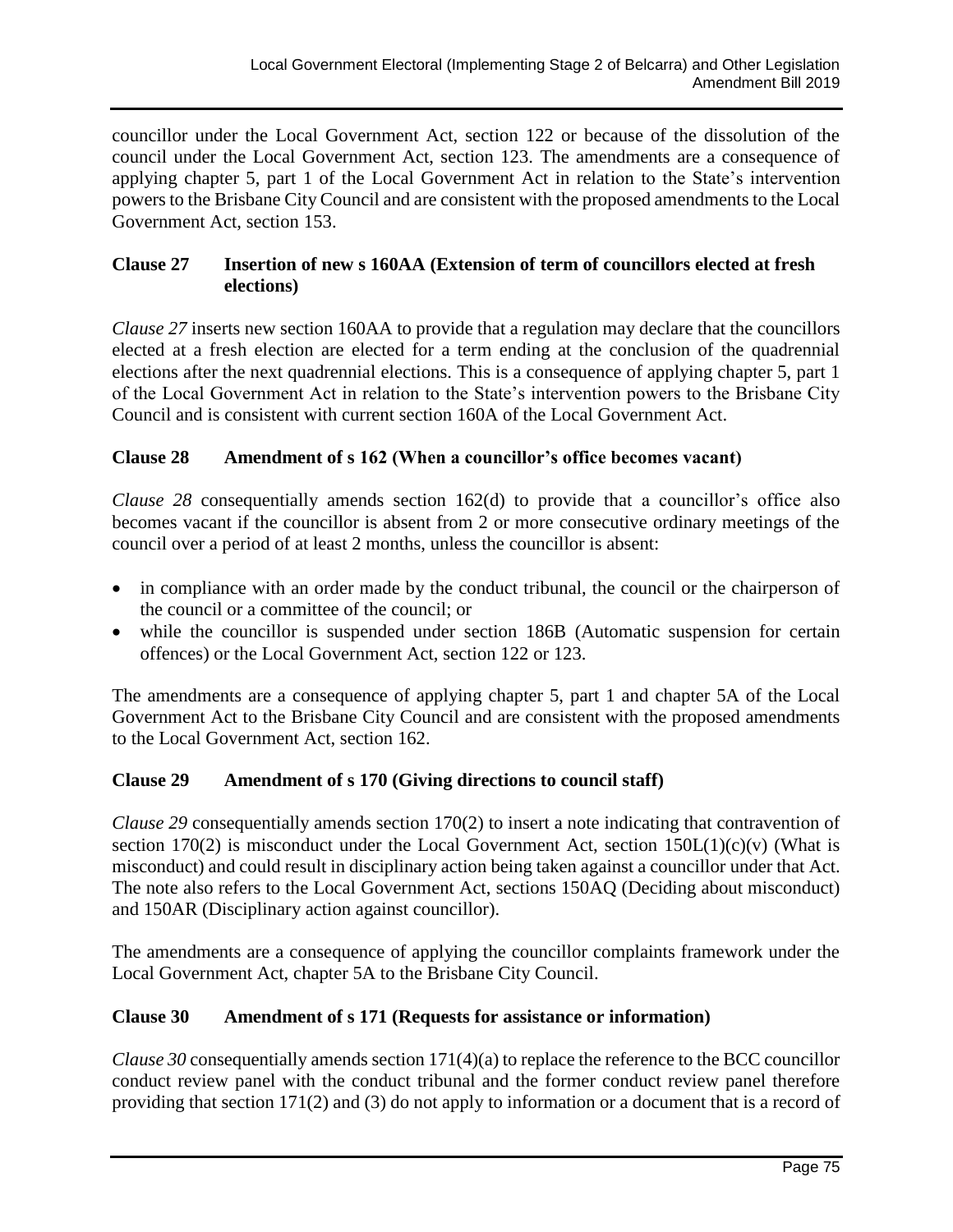councillor under the Local Government Act, section 122 or because of the dissolution of the council under the Local Government Act, section 123. The amendments are a consequence of applying chapter 5, part 1 of the Local Government Act in relation to the State's intervention powers to the Brisbane City Council and are consistent with the proposed amendments to the Local Government Act, section 153.

### Clause 27 Insertion of new s 160AA (Extension of term of councillors elected at fresh elections)

*Clause 27* inserts new section 160AA to provide that a regulation may declare that the councillors elected at a fresh election are elected for a term ending at the conclusion of the quadrennial elections after the next quadrennial elections. This is a consequence of applying chapter 5, part 1 of the Local Government Act in relation to the State's intervention powers to the Brisbane City Council and is consistent with current section 160A of the Local Government Act.

### Clause 28 Amendment of s 162 (When a councillor's office becomes vacant)

*Clause 28* consequentially amends section 162(d) to provide that a councillor's office also becomes vacant if the councillor is absent from 2 or more consecutive ordinary meetings of the council over a period of at least 2 months, unless the councillor is absent:

- in compliance with an order made by the conduct tribunal, the council or the chairperson of the council or a committee of the council; or
- while the councillor is suspended under section 186B (Automatic suspension for certain offences) or the Local Government Act, section 122 or 123.

The amendments are a consequence of applying chapter 5, part 1 and chapter 5A of the Local Government Act to the Brisbane City Council and are consistent with the proposed amendments to the Local Government Act, section 162.

### Clause 29 Amendment of s 170 (Giving directions to council staff)

*Clause 29* consequentially amends section 170(2) to insert a note indicating that contravention of section 170(2) is misconduct under the Local Government Act, section 150L(1)(c)(v) (What is misconduct) and could result in disciplinary action being taken against a councillor under that Act. The note also refers to the Local Government Act, sections 150AQ (Deciding about misconduct) and 150AR (Disciplinary action against councillor).

The amendments are a consequence of applying the councillor complaints framework under the Local Government Act, chapter 5A to the Brisbane City Council.

### Clause 30 Amendment of s 171 (Requests for assistance or information)

*Clause 30* consequentially amends section 171(4)(a) to replace the reference to the BCC councillor conduct review panel with the conduct tribunal and the former conduct review panel therefore providing that section 171(2) and (3) do not apply to information or a document that is a record of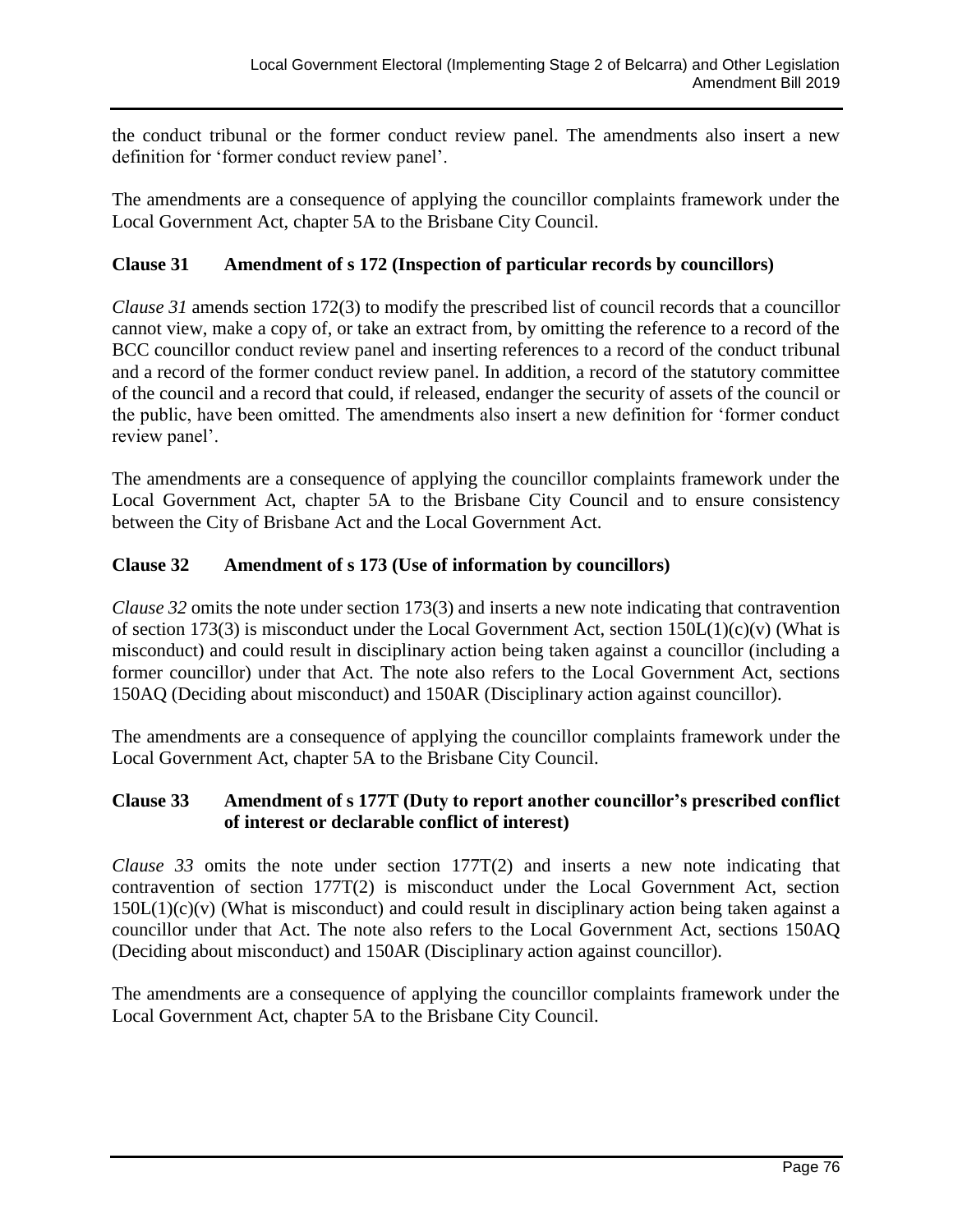the conduct tribunal or the former conduct review panel. The amendments also insert a new definition for 'former conduct review panel'.

The amendments are a consequence of applying the councillor complaints framework under the Local Government Act, chapter 5A to the Brisbane City Council.

### Clause 31 Amendment of s 172 (Inspection of particular records by councillors)

*Clause 31* amends section 172(3) to modify the prescribed list of council records that a councillor cannot view, make a copy of, or take an extract from, by omitting the reference to a record of the BCC councillor conduct review panel and inserting references to a record of the conduct tribunal and a record of the former conduct review panel. In addition, a record of the statutory committee of the council and a record that could, if released, endanger the security of assets of the council or the public, have been omitted. The amendments also insert a new definition for 'former conduct review panel'.

The amendments are a consequence of applying the councillor complaints framework under the Local Government Act, chapter 5A to the Brisbane City Council and to ensure consistency between the City of Brisbane Act and the Local Government Act.

### Clause 32 Amendment of s 173 (Use of information by councillors)

*Clause 32* omits the note under section 173(3) and inserts a new note indicating that contravention of section 173(3) is misconduct under the Local Government Act, section 150L(1)(c)(v) (What is misconduct) and could result in disciplinary action being taken against a councillor (including a former councillor) under that Act. The note also refers to the Local Government Act, sections 150AQ (Deciding about misconduct) and 150AR (Disciplinary action against councillor).

The amendments are a consequence of applying the councillor complaints framework under the Local Government Act, chapter 5A to the Brisbane City Council.

### Clause 33 Amendment of s 177T (Duty to report another councillor's prescribed conflict of interest or declarable conflict of interest)

*Clause 33* omits the note under section 177T(2) and inserts a new note indicating that contravention of section 177T(2) is misconduct under the Local Government Act, section 150L(1)(c)(v) (What is misconduct) and could result in disciplinary action being taken against a councillor under that Act. The note also refers to the Local Government Act, sections 150AQ (Deciding about misconduct) and 150AR (Disciplinary action against councillor).

The amendments are a consequence of applying the councillor complaints framework under the Local Government Act, chapter 5A to the Brisbane City Council.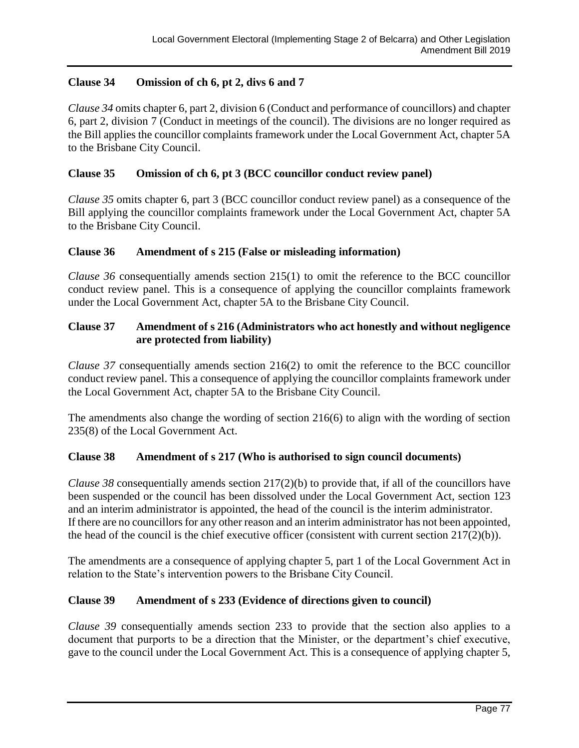### Clause 34 Omission of ch 6, pt 2, divs 6 and 7

*Clause 34* omits chapter 6, part 2, division 6 (Conduct and performance of councillors) and chapter 6, part 2, division 7 (Conduct in meetings of the council). The divisions are no longer required as the Bill applies the councillor complaints framework under the Local Government Act, chapter 5A to the Brisbane City Council.

### Clause 35 Omission of ch 6, pt 3 (BCC councillor conduct review panel)

*Clause 35* omits chapter 6, part 3 (BCC councillor conduct review panel) as a consequence of the Bill applying the councillor complaints framework under the Local Government Act, chapter 5A to the Brisbane City Council.

### Clause 36 Amendment of s 215 (False or misleading information)

*Clause 36* consequentially amends section 215(1) to omit the reference to the BCC councillor conduct review panel. This is a consequence of applying the councillor complaints framework under the Local Government Act, chapter 5A to the Brisbane City Council.

### Clause 37 Amendment of s 216 (Administrators who act honestly and without negligence are protected from liability)

*Clause 37* consequentially amends section 216(2) to omit the reference to the BCC councillor conduct review panel. This a consequence of applying the councillor complaints framework under the Local Government Act, chapter 5A to the Brisbane City Council.

The amendments also change the wording of section 216(6) to align with the wording of section 235(8) of the Local Government Act.

### Clause 38 Amendment of s 217 (Who is authorised to sign council documents)

*Clause 38* consequentially amends section 217(2)(b) to provide that, if all of the councillors have been suspended or the council has been dissolved under the Local Government Act, section 123 and an interim administrator is appointed, the head of the council is the interim administrator. If there are no councillors for any other reason and an interim administrator has not been appointed, the head of the council is the chief executive officer (consistent with current section 217(2)(b)).

The amendments are a consequence of applying chapter 5, part 1 of the Local Government Act in relation to the State's intervention powers to the Brisbane City Council.

### Clause 39 Amendment of s 233 (Evidence of directions given to council)

*Clause 39* consequentially amends section 233 to provide that the section also applies to a document that purports to be a direction that the Minister, or the department's chief executive, gave to the council under the Local Government Act. This is a consequence of applying chapter 5,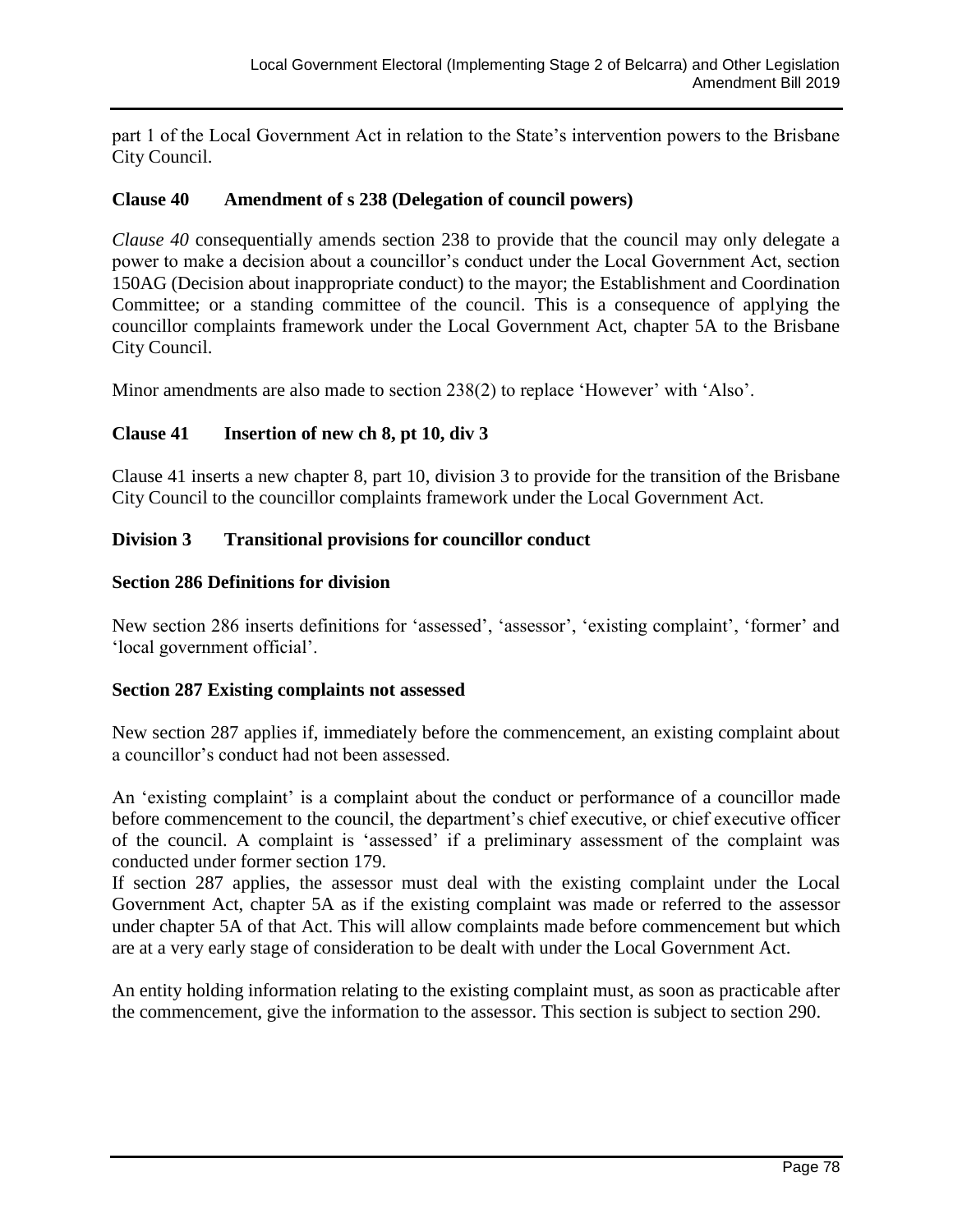part 1 of the Local Government Act in relation to the State's intervention powers to the Brisbane City Council.

### Clause 40 Amendment of s 238 (Delegation of council powers)

*Clause 40* consequentially amends section 238 to provide that the council may only delegate a power to make a decision about a councillor's conduct under the Local Government Act, section 150AG (Decision about inappropriate conduct) to the mayor; the Establishment and Coordination Committee; or a standing committee of the council. This is a consequence of applying the councillor complaints framework under the Local Government Act, chapter 5A to the Brisbane City Council.

Minor amendments are also made to section 238(2) to replace 'However' with 'Also'.

### Clause 41 Insertion of new ch 8, pt 10, div 3

Clause 41 inserts a new chapter 8, part 10, division 3 to provide for the transition of the Brisbane City Council to the councillor complaints framework under the Local Government Act.

### Division 3 Transitional provisions for councillor conduct

#### Section 286 Definitions for division

New section 286 inserts definitions for 'assessed', 'assessor', 'existing complaint', 'former' and 'local government official'.

#### Section 287 Existing complaints not assessed

New section 287 applies if, immediately before the commencement, an existing complaint about a councillor's conduct had not been assessed.

An 'existing complaint' is a complaint about the conduct or performance of a councillor made before commencement to the council, the department's chief executive, or chief executive officer of the council. A complaint is 'assessed' if a preliminary assessment of the complaint was conducted under former section 179.

If section 287 applies, the assessor must deal with the existing complaint under the Local Government Act, chapter 5A as if the existing complaint was made or referred to the assessor under chapter 5A of that Act. This will allow complaints made before commencement but which are at a very early stage of consideration to be dealt with under the Local Government Act.

An entity holding information relating to the existing complaint must, as soon as practicable after the commencement, give the information to the assessor. This section is subject to section 290.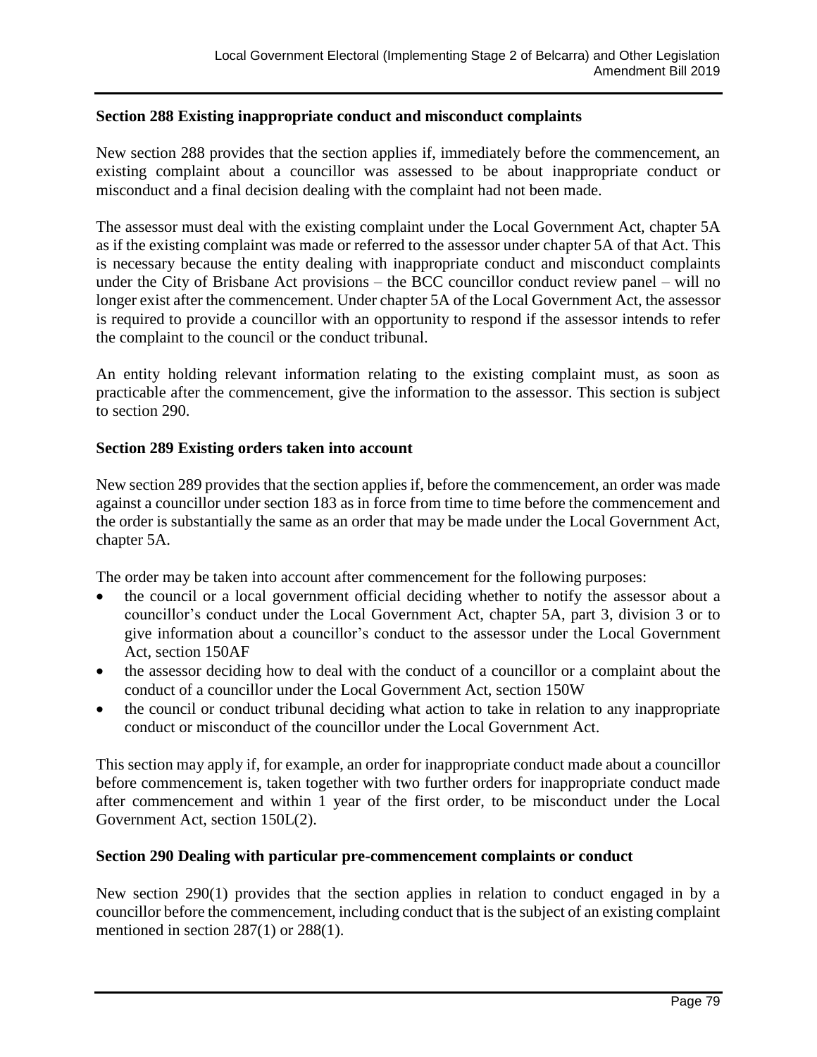### Section 288 Existing inappropriate conduct and misconduct complaints

New section 288 provides that the section applies if, immediately before the commencement, an existing complaint about a councillor was assessed to be about inappropriate conduct or misconduct and a final decision dealing with the complaint had not been made.

The assessor must deal with the existing complaint under the Local Government Act, chapter 5A as if the existing complaint was made or referred to the assessor under chapter 5A of that Act. This is necessary because the entity dealing with inappropriate conduct and misconduct complaints under the City of Brisbane Act provisions – the BCC councillor conduct review panel – will no longer exist after the commencement. Under chapter 5A of the Local Government Act, the assessor is required to provide a councillor with an opportunity to respond if the assessor intends to refer the complaint to the council or the conduct tribunal.

An entity holding relevant information relating to the existing complaint must, as soon as practicable after the commencement, give the information to the assessor. This section is subject to section 290.

### Section 289 Existing orders taken into account

New section 289 provides that the section applies if, before the commencement, an order was made against a councillor under section 183 as in force from time to time before the commencement and the order is substantially the same as an order that may be made under the Local Government Act, chapter 5A.

The order may be taken into account after commencement for the following purposes:

- the council or a local government official deciding whether to notify the assessor about a councillor's conduct under the Local Government Act, chapter 5A, part 3, division 3 or to give information about a councillor's conduct to the assessor under the Local Government Act, section 150AF
- the assessor deciding how to deal with the conduct of a councillor or a complaint about the conduct of a councillor under the Local Government Act, section 150W
- the council or conduct tribunal deciding what action to take in relation to any inappropriate conduct or misconduct of the councillor under the Local Government Act.

This section may apply if, for example, an order for inappropriate conduct made about a councillor before commencement is, taken together with two further orders for inappropriate conduct made after commencement and within 1 year of the first order, to be misconduct under the Local Government Act, section 150L(2).

### Section 290 Dealing with particular pre-commencement complaints or conduct

New section 290(1) provides that the section applies in relation to conduct engaged in by a councillor before the commencement, including conduct that is the subject of an existing complaint mentioned in section 287(1) or 288(1).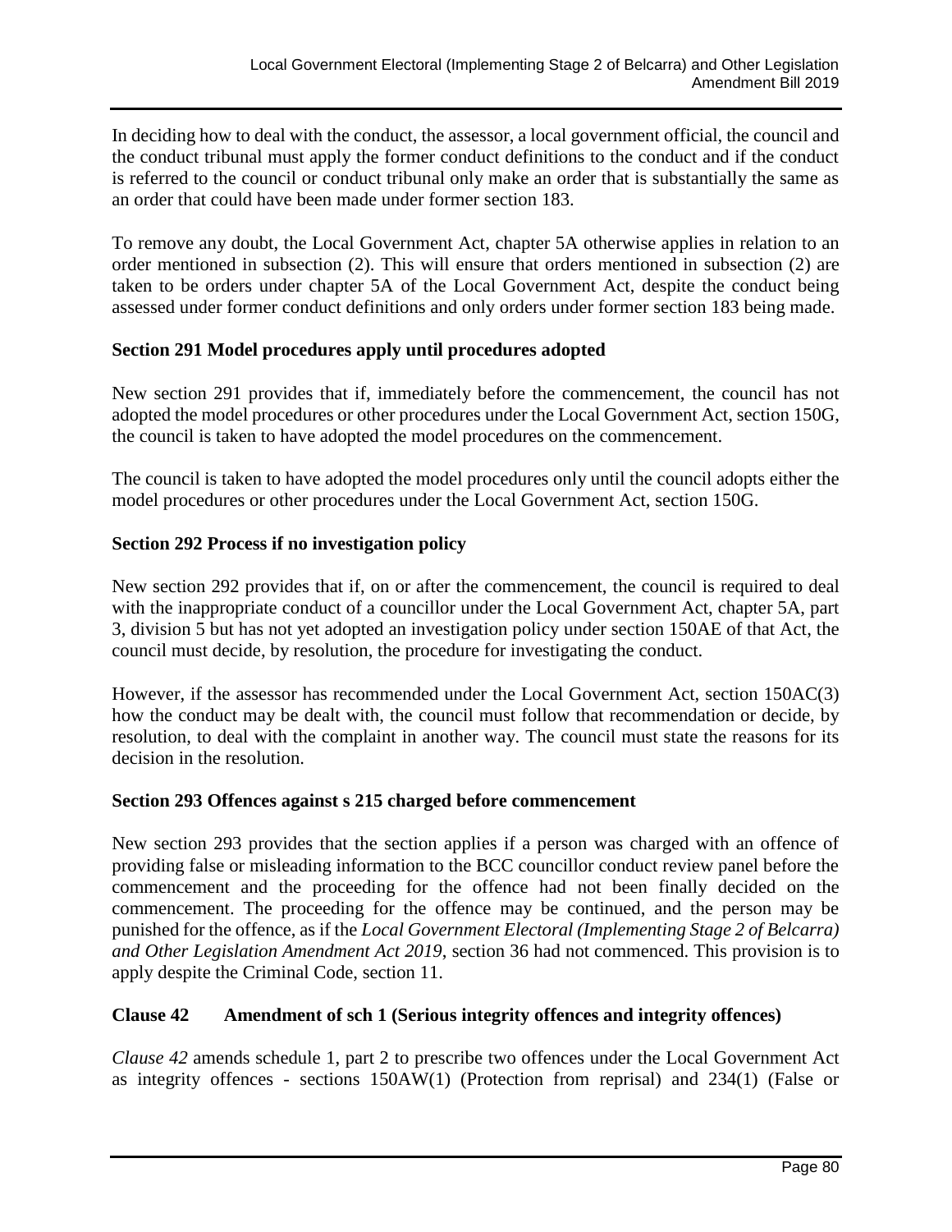In deciding how to deal with the conduct, the assessor, a local government official, the council and the conduct tribunal must apply the former conduct definitions to the conduct and if the conduct is referred to the council or conduct tribunal only make an order that is substantially the same as an order that could have been made under former section 183.

To remove any doubt, the Local Government Act, chapter 5A otherwise applies in relation to an order mentioned in subsection (2). This will ensure that orders mentioned in subsection (2) are taken to be orders under chapter 5A of the Local Government Act, despite the conduct being assessed under former conduct definitions and only orders under former section 183 being made.

**Section 291 Model procedures apply until procedures adopted**

New section 291 provides that if, immediately before the commencement, the council has not adopted the model procedures or other procedures under the Local Government Act, section 150G, the council is taken to have adopted the model procedures on the commencement.

The council is taken to have adopted the model procedures only until the council adopts either the model procedures or other procedures under the Local Government Act, section 150G.

**Section 292 Process if no investigation policy**

New section 292 provides that if, on or after the commencement, the council is required to deal with the inappropriate conduct of a councillor under the Local Government Act, chapter 5A, part 3, division 5 but has not yet adopted an investigation policy under section 150AE of that Act, the council must decide, by resolution, the procedure for investigating the conduct.

However, if the assessor has recommended under the Local Government Act, section 150AC(3) how the conduct may be dealt with, the council must follow that recommendation or decide, by resolution, to deal with the complaint in another way. The council must state the reasons for its decision in the resolution.

**Section 293 Offences against s 215 charged before commencement**

New section 293 provides that the section applies if a person was charged with an offence of providing false or misleading information to the BCC councillor conduct review panel before the commencement and the proceeding for the offence had not been finally decided on the commencement. The proceeding for the offence may be continued, and the person may be punished for the offence, as if the *Local Government Electoral (Implementing Stage 2 of Belcarra) and Other Legislation Amendment Act 2019*, section 36 had not commenced. This provision is to apply despite the Criminal Code, section 11.

**Clause 42 Amendment of sch 1 (Serious integrity offences and integrity offences)**

*Clause 42* amends schedule 1, part 2 to prescribe two offences under the Local Government Act as integrity offences - sections 150AW(1) (Protection from reprisal) and 234(1) (False or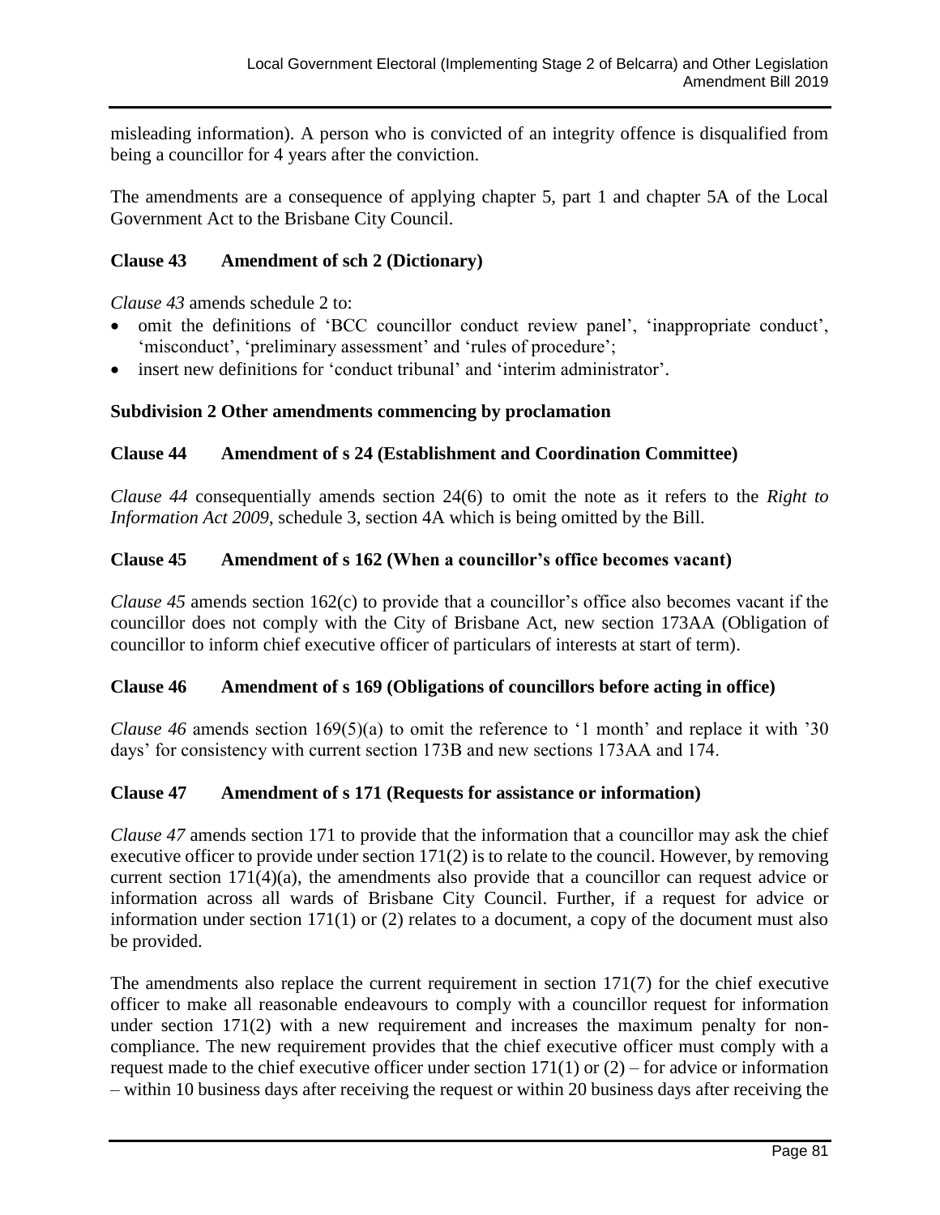misleading information). A person who is convicted of an integrity offence is disqualified from being a councillor for 4 years after the conviction.

The amendments are a consequence of applying chapter 5, part 1 and chapter 5A of the Local Government Act to the Brisbane City Council.

### Clause 43 Amendment of sch 2 (Dictionary)

*Clause 43* amends schedule 2 to:

- omit the definitions of 'BCC councillor conduct review panel', 'inappropriate conduct', 'misconduct', 'preliminary assessment' and 'rules of procedure';
- insert new definitions for 'conduct tribunal' and 'interim administrator'.

### Subdivision 2 Other amendments commencing by proclamation

### Clause 44 Amendment of s 24 (Establishment and Coordination Committee)

*Clause 44* consequentially amends section 24(6) to omit the note as it refers to the *Right to Information Act 2009*, schedule 3, section 4A which is being omitted by the Bill.

### Clause 45 Amendment of s 162 (When a councillor's office becomes vacant)

*Clause 45* amends section 162(c) to provide that a councillor's office also becomes vacant if the councillor does not comply with the City of Brisbane Act, new section 173AA (Obligation of councillor to inform chief executive officer of particulars of interests at start of term).

### Clause 46 Amendment of s 169 (Obligations of councillors before acting in office)

*Clause 46* amends section 169(5)(a) to omit the reference to '1 month' and replace it with '30 days' for consistency with current section 173B and new sections 173AA and 174.

### Clause 47 Amendment of s 171 (Requests for assistance or information)

*Clause 47* amends section 171 to provide that the information that a councillor may ask the chief executive officer to provide under section 171(2) is to relate to the council. However, by removing current section 171(4)(a), the amendments also provide that a councillor can request advice or information across all wards of Brisbane City Council. Further, if a request for advice or information under section 171(1) or (2) relates to a document, a copy of the document must also be provided.

The amendments also replace the current requirement in section 171(7) for the chief executive officer to make all reasonable endeavours to comply with a councillor request for information under section 171(2) with a new requirement and increases the maximum penalty for non-compliance. The new requirement provides that the chief executive officer must comply with a request made to the chief executive officer under section 171(1) or (2) – for advice or information – within 10 business days after receiving the request or within 20 business days after receiving the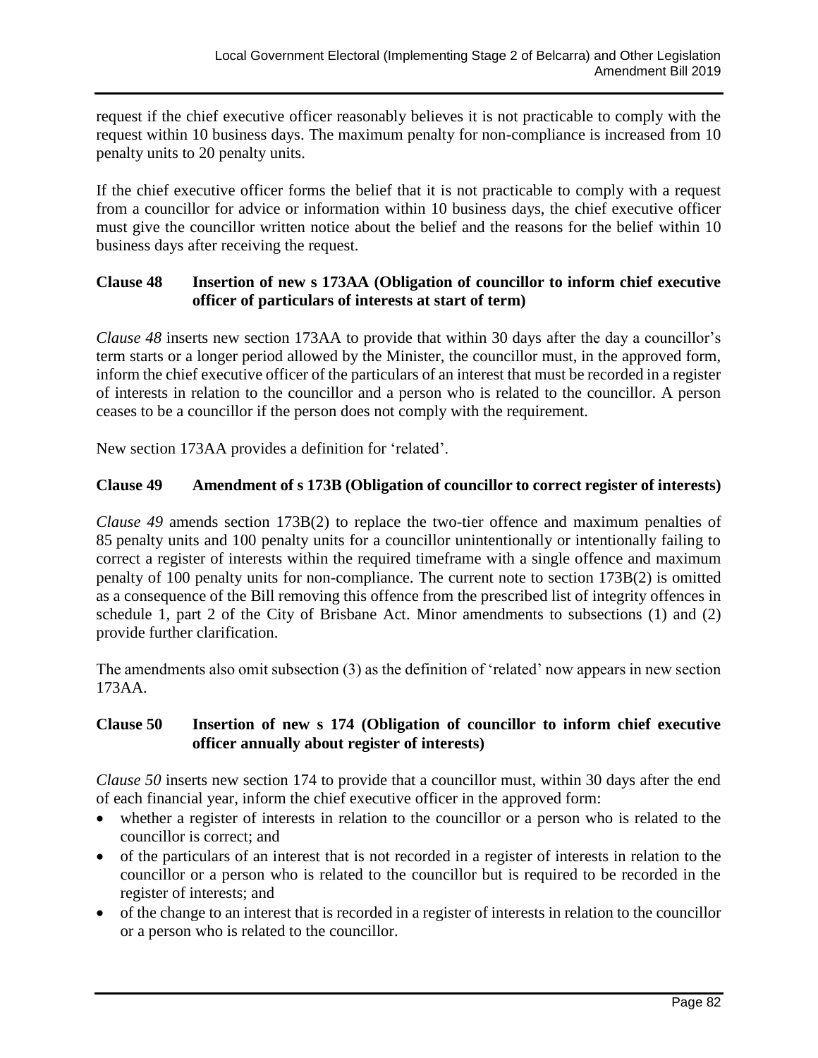request if the chief executive officer reasonably believes it is not practicable to comply with the request within 10 business days. The maximum penalty for non-compliance is increased from 10 penalty units to 20 penalty units.

If the chief executive officer forms the belief that it is not practicable to comply with a request from a councillor for advice or information within 10 business days, the chief executive officer must give the councillor written notice about the belief and the reasons for the belief within 10 business days after receiving the request.

### Clause 48 Insertion of new s 173AA (Obligation of councillor to inform chief executive officer of particulars of interests at start of term)

*Clause 48* inserts new section 173AA to provide that within 30 days after the day a councillor's term starts or a longer period allowed by the Minister, the councillor must, in the approved form, inform the chief executive officer of the particulars of an interest that must be recorded in a register of interests in relation to the councillor and a person who is related to the councillor. A person ceases to be a councillor if the person does not comply with the requirement.

New section 173AA provides a definition for 'related'.

### Clause 49 Amendment of s 173B (Obligation of councillor to correct register of interests)

*Clause 49* amends section 173B(2) to replace the two-tier offence and maximum penalties of 85 penalty units and 100 penalty units for a councillor unintentionally or intentionally failing to correct a register of interests within the required timeframe with a single offence and maximum penalty of 100 penalty units for non-compliance. The current note to section 173B(2) is omitted as a consequence of the Bill removing this offence from the prescribed list of integrity offences in schedule 1, part 2 of the City of Brisbane Act. Minor amendments to subsections (1) and (2) provide further clarification.

The amendments also omit subsection (3) as the definition of 'related' now appears in new section 173AA.

### Clause 50 Insertion of new s 174 (Obligation of councillor to inform chief executive officer annually about register of interests)

*Clause 50* inserts new section 174 to provide that a councillor must, within 30 days after the end of each financial year, inform the chief executive officer in the approved form:

- whether a register of interests in relation to the councillor or a person who is related to the councillor is correct; and
- of the particulars of an interest that is not recorded in a register of interests in relation to the councillor or a person who is related to the councillor but is required to be recorded in the register of interests; and
- of the change to an interest that is recorded in a register of interests in relation to the councillor or a person who is related to the councillor.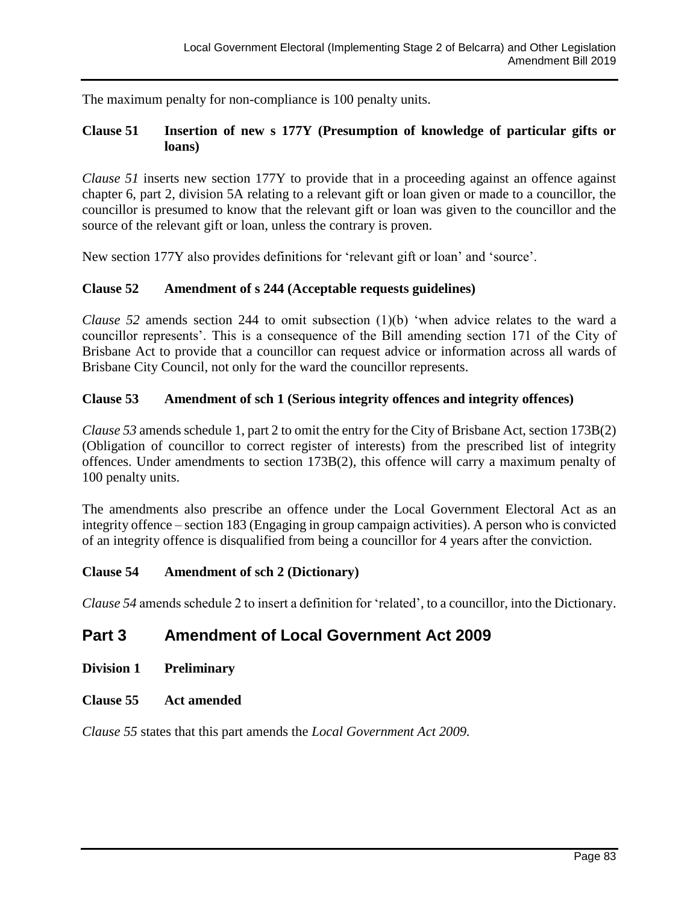The maximum penalty for non-compliance is 100 penalty units.

### Clause 51 Insertion of new s 177Y (Presumption of knowledge of particular gifts or loans)

*Clause 51* inserts new section 177Y to provide that in a proceeding against an offence against chapter 6, part 2, division 5A relating to a relevant gift or loan given or made to a councillor, the councillor is presumed to know that the relevant gift or loan was given to the councillor and the source of the relevant gift or loan, unless the contrary is proven.

New section 177Y also provides definitions for 'relevant gift or loan' and 'source'.

### Clause 52 Amendment of s 244 (Acceptable requests guidelines)

*Clause 52* amends section 244 to omit subsection (1)(b) 'when advice relates to the ward a councillor represents'. This is a consequence of the Bill amending section 171 of the City of Brisbane Act to provide that a councillor can request advice or information across all wards of Brisbane City Council, not only for the ward the councillor represents.

### Clause 53 Amendment of sch 1 (Serious integrity offences and integrity offences)

*Clause 53* amends schedule 1, part 2 to omit the entry for the City of Brisbane Act, section 173B(2) (Obligation of councillor to correct register of interests) from the prescribed list of integrity offences. Under amendments to section 173B(2), this offence will carry a maximum penalty of 100 penalty units.

The amendments also prescribe an offence under the Local Government Electoral Act as an integrity offence – section 183 (Engaging in group campaign activities). A person who is convicted of an integrity offence is disqualified from being a councillor for 4 years after the conviction.

### Clause 54 Amendment of sch 2 (Dictionary)

*Clause 54* amends schedule 2 to insert a definition for 'related', to a councillor, into the Dictionary.

## Part 3 Amendment of Local Government Act 2009

### Division 1 Preliminary

### Clause 55 Act amended

*Clause 55* states that this part amends the *Local Government Act 2009.*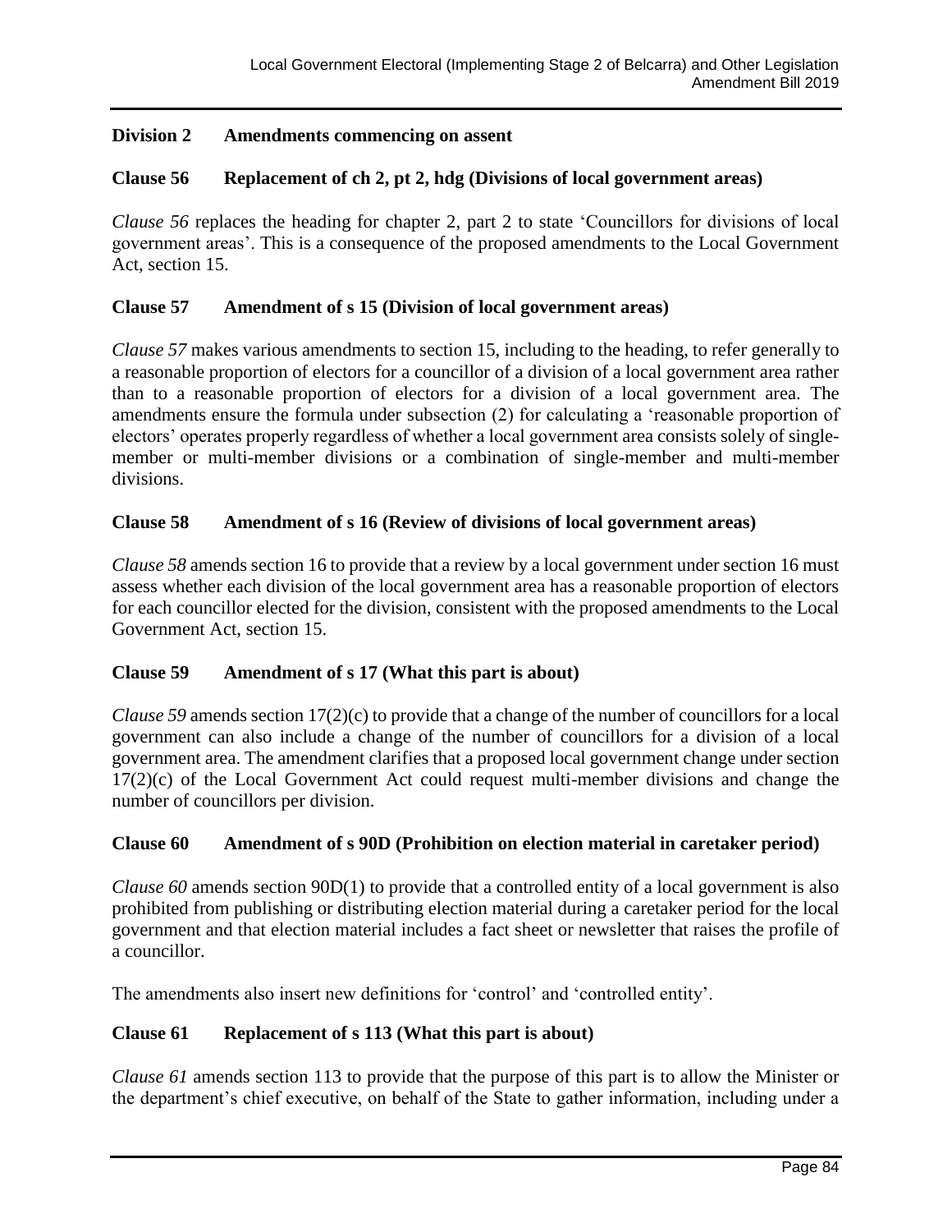## Division 2 Amendments commencing on assent

### Clause 56 Replacement of ch 2, pt 2, hdg (Divisions of local government areas)

*Clause 56* replaces the heading for chapter 2, part 2 to state 'Councillors for divisions of local government areas'. This is a consequence of the proposed amendments to the Local Government Act, section 15.

### Clause 57 Amendment of s 15 (Division of local government areas)

*Clause 57* makes various amendments to section 15, including to the heading, to refer generally to a reasonable proportion of electors for a councillor of a division of a local government area rather than to a reasonable proportion of electors for a division of a local government area. The amendments ensure the formula under subsection (2) for calculating a 'reasonable proportion of electors' operates properly regardless of whether a local government area consists solely of single-member or multi-member divisions or a combination of single-member and multi-member divisions.

### Clause 58 Amendment of s 16 (Review of divisions of local government areas)

*Clause 58* amends section 16 to provide that a review by a local government under section 16 must assess whether each division of the local government area has a reasonable proportion of electors for each councillor elected for the division, consistent with the proposed amendments to the Local Government Act, section 15.

### Clause 59 Amendment of s 17 (What this part is about)

*Clause 59* amends section 17(2)(c) to provide that a change of the number of councillors for a local government can also include a change of the number of councillors for a division of a local government area. The amendment clarifies that a proposed local government change under section 17(2)(c) of the Local Government Act could request multi-member divisions and change the number of councillors per division.

### Clause 60 Amendment of s 90D (Prohibition on election material in caretaker period)

*Clause 60* amends section 90D(1) to provide that a controlled entity of a local government is also prohibited from publishing or distributing election material during a caretaker period for the local government and that election material includes a fact sheet or newsletter that raises the profile of a councillor.

The amendments also insert new definitions for 'control' and 'controlled entity'.

### Clause 61 Replacement of s 113 (What this part is about)

*Clause 61* amends section 113 to provide that the purpose of this part is to allow the Minister or the department's chief executive, on behalf of the State to gather information, including under a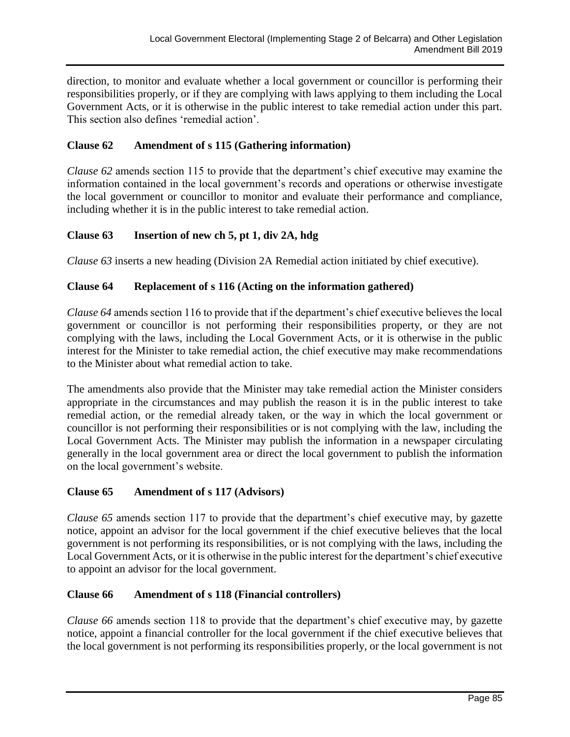direction, to monitor and evaluate whether a local government or councillor is performing their responsibilities properly, or if they are complying with laws applying to them including the Local Government Acts, or it is otherwise in the public interest to take remedial action under this part. This section also defines 'remedial action'.

### Clause 62 Amendment of s 115 (Gathering information)

*Clause 62* amends section 115 to provide that the department's chief executive may examine the information contained in the local government's records and operations or otherwise investigate the local government or councillor to monitor and evaluate their performance and compliance, including whether it is in the public interest to take remedial action.

### Clause 63 Insertion of new ch 5, pt 1, div 2A, hdg

*Clause 63* inserts a new heading (Division 2A Remedial action initiated by chief executive).

### Clause 64 Replacement of s 116 (Acting on the information gathered)

*Clause 64* amends section 116 to provide that if the department's chief executive believes the local government or councillor is not performing their responsibilities property, or they are not complying with the laws, including the Local Government Acts, or it is otherwise in the public interest for the Minister to take remedial action, the chief executive may make recommendations to the Minister about what remedial action to take.

The amendments also provide that the Minister may take remedial action the Minister considers appropriate in the circumstances and may publish the reason it is in the public interest to take remedial action, or the remedial already taken, or the way in which the local government or councillor is not performing their responsibilities or is not complying with the law, including the Local Government Acts. The Minister may publish the information in a newspaper circulating generally in the local government area or direct the local government to publish the information on the local government's website.

### Clause 65 Amendment of s 117 (Advisors)

*Clause 65* amends section 117 to provide that the department's chief executive may, by gazette notice, appoint an advisor for the local government if the chief executive believes that the local government is not performing its responsibilities, or is not complying with the laws, including the Local Government Acts, or it is otherwise in the public interest for the department's chief executive to appoint an advisor for the local government.

### Clause 66 Amendment of s 118 (Financial controllers)

*Clause 66* amends section 118 to provide that the department's chief executive may, by gazette notice, appoint a financial controller for the local government if the chief executive believes that the local government is not performing its responsibilities properly, or the local government is not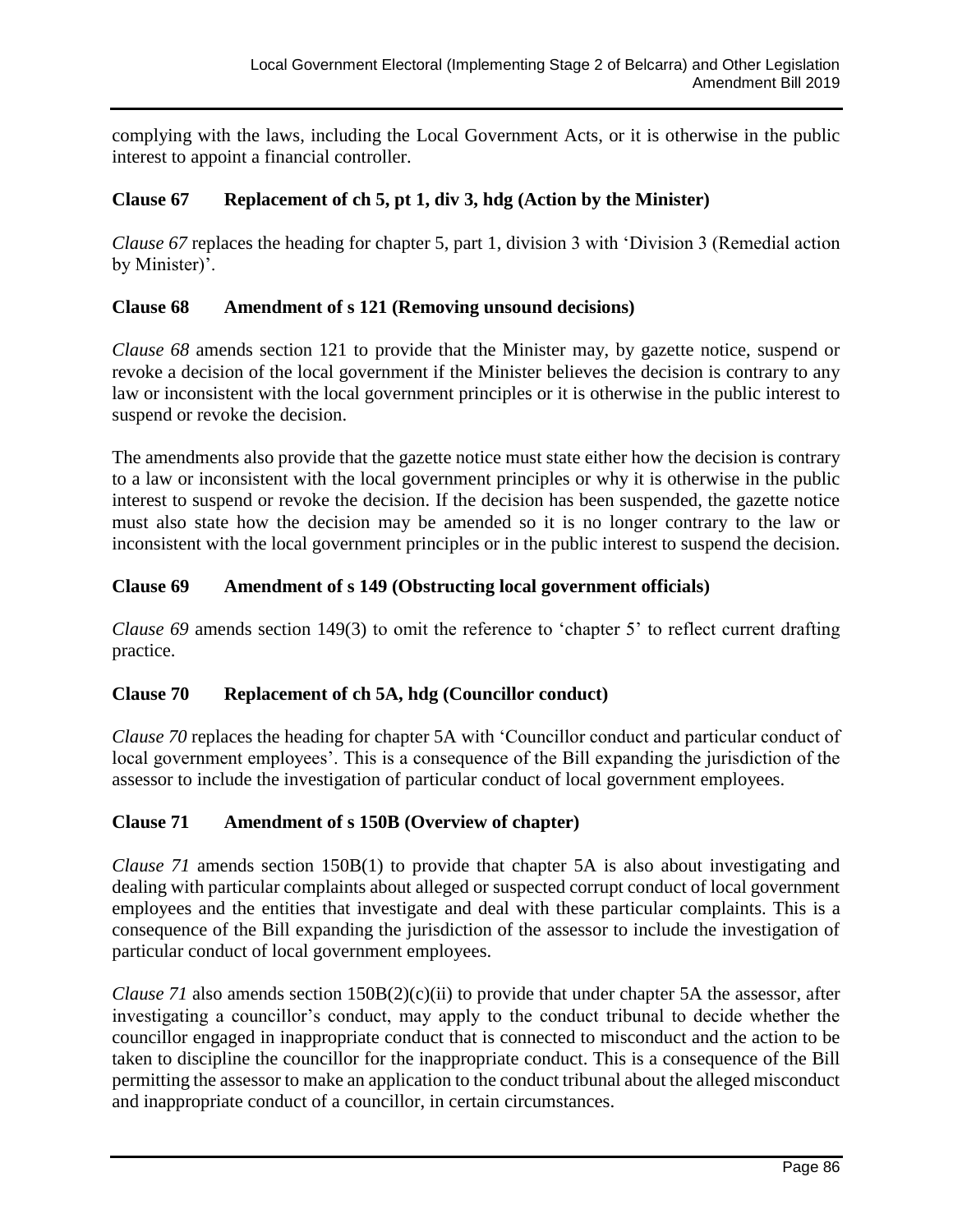complying with the laws, including the Local Government Acts, or it is otherwise in the public interest to appoint a financial controller.

### Clause 67 Replacement of ch 5, pt 1, div 3, hdg (Action by the Minister)

*Clause 67* replaces the heading for chapter 5, part 1, division 3 with 'Division 3 (Remedial action by Minister)'.

### Clause 68 Amendment of s 121 (Removing unsound decisions)

*Clause 68* amends section 121 to provide that the Minister may, by gazette notice, suspend or revoke a decision of the local government if the Minister believes the decision is contrary to any law or inconsistent with the local government principles or it is otherwise in the public interest to suspend or revoke the decision.

The amendments also provide that the gazette notice must state either how the decision is contrary to a law or inconsistent with the local government principles or why it is otherwise in the public interest to suspend or revoke the decision. If the decision has been suspended, the gazette notice must also state how the decision may be amended so it is no longer contrary to the law or inconsistent with the local government principles or in the public interest to suspend the decision.

### Clause 69 Amendment of s 149 (Obstructing local government officials)

*Clause 69* amends section 149(3) to omit the reference to 'chapter 5' to reflect current drafting practice.

### Clause 70 Replacement of ch 5A, hdg (Councillor conduct)

*Clause 70* replaces the heading for chapter 5A with 'Councillor conduct and particular conduct of local government employees'. This is a consequence of the Bill expanding the jurisdiction of the assessor to include the investigation of particular conduct of local government employees.

### Clause 71 Amendment of s 150B (Overview of chapter)

*Clause 71* amends section 150B(1) to provide that chapter 5A is also about investigating and dealing with particular complaints about alleged or suspected corrupt conduct of local government employees and the entities that investigate and deal with these particular complaints. This is a consequence of the Bill expanding the jurisdiction of the assessor to include the investigation of particular conduct of local government employees.

*Clause 71* also amends section 150B(2)(c)(ii) to provide that under chapter 5A the assessor, after investigating a councillor's conduct, may apply to the conduct tribunal to decide whether the councillor engaged in inappropriate conduct that is connected to misconduct and the action to be taken to discipline the councillor for the inappropriate conduct. This is a consequence of the Bill permitting the assessor to make an application to the conduct tribunal about the alleged misconduct and inappropriate conduct of a councillor, in certain circumstances.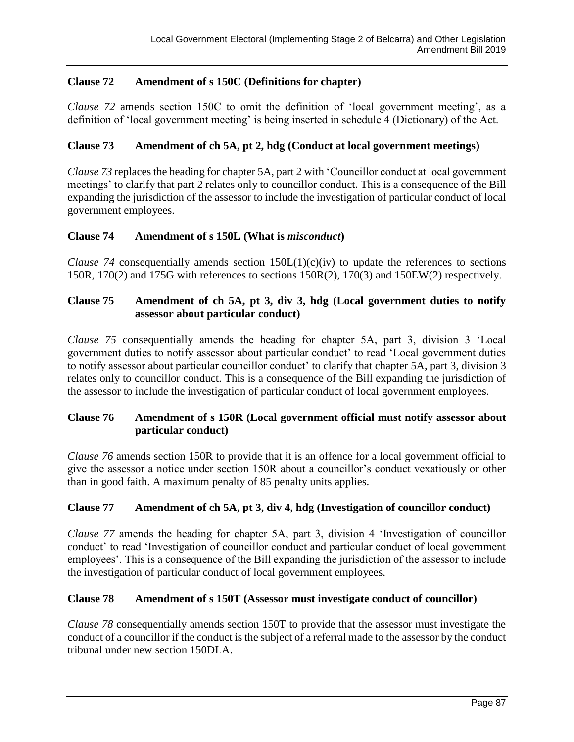### Clause 72 Amendment of s 150C (Definitions for chapter)

*Clause 72* amends section 150C to omit the definition of 'local government meeting', as a definition of 'local government meeting' is being inserted in schedule 4 (Dictionary) of the Act.

### Clause 73 Amendment of ch 5A, pt 2, hdg (Conduct at local government meetings)

*Clause 73* replaces the heading for chapter 5A, part 2 with 'Councillor conduct at local government meetings' to clarify that part 2 relates only to councillor conduct. This is a consequence of the Bill expanding the jurisdiction of the assessor to include the investigation of particular conduct of local government employees.

### Clause 74 Amendment of s 150L (What is *misconduct*)

*Clause 74* consequentially amends section 150L(1)(c)(iv) to update the references to sections 150R, 170(2) and 175G with references to sections 150R(2), 170(3) and 150EW(2) respectively.

### Clause 75 Amendment of ch 5A, pt 3, div 3, hdg (Local government duties to notify assessor about particular conduct)

*Clause 75* consequentially amends the heading for chapter 5A, part 3, division 3 'Local government duties to notify assessor about particular conduct' to read 'Local government duties to notify assessor about particular councillor conduct' to clarify that chapter 5A, part 3, division 3 relates only to councillor conduct. This is a consequence of the Bill expanding the jurisdiction of the assessor to include the investigation of particular conduct of local government employees.

### Clause 76 Amendment of s 150R (Local government official must notify assessor about particular conduct)

*Clause 76* amends section 150R to provide that it is an offence for a local government official to give the assessor a notice under section 150R about a councillor's conduct vexatiously or other than in good faith. A maximum penalty of 85 penalty units applies.

### Clause 77 Amendment of ch 5A, pt 3, div 4, hdg (Investigation of councillor conduct)

*Clause 77* amends the heading for chapter 5A, part 3, division 4 'Investigation of councillor conduct' to read 'Investigation of councillor conduct and particular conduct of local government employees'. This is a consequence of the Bill expanding the jurisdiction of the assessor to include the investigation of particular conduct of local government employees.

### Clause 78 Amendment of s 150T (Assessor must investigate conduct of councillor)

*Clause 78* consequentially amends section 150T to provide that the assessor must investigate the conduct of a councillor if the conduct is the subject of a referral made to the assessor by the conduct tribunal under new section 150DLA.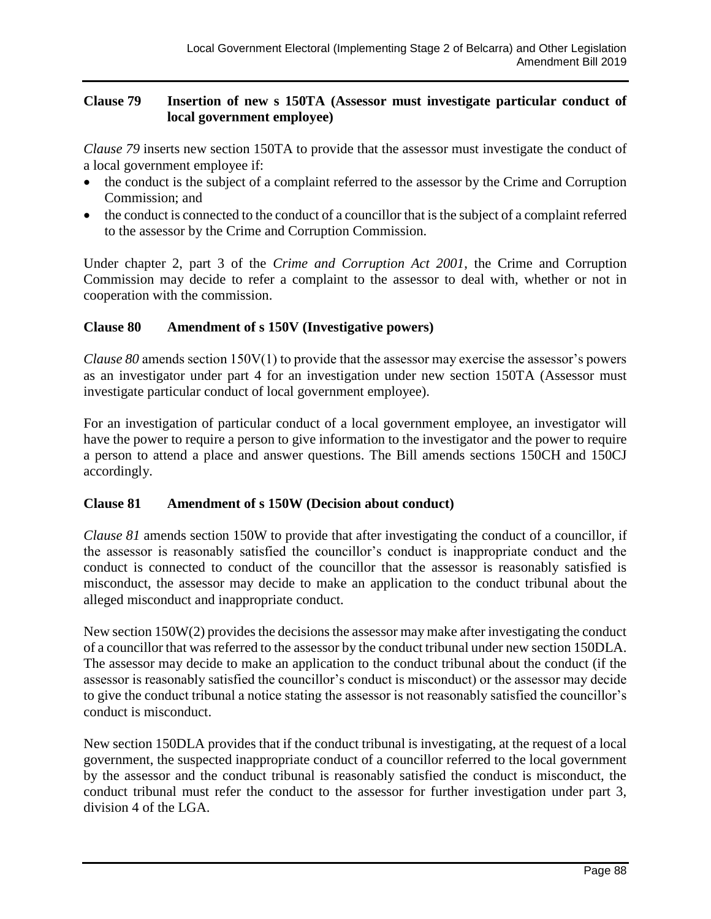### Clause 79 Insertion of new s 150TA (Assessor must investigate particular conduct of local government employee)

*Clause 79* inserts new section 150TA to provide that the assessor must investigate the conduct of a local government employee if:

- the conduct is the subject of a complaint referred to the assessor by the Crime and Corruption Commission; and
- the conduct is connected to the conduct of a councillor that is the subject of a complaint referred to the assessor by the Crime and Corruption Commission.

Under chapter 2, part 3 of the *Crime and Corruption Act 2001*, the Crime and Corruption Commission may decide to refer a complaint to the assessor to deal with, whether or not in cooperation with the commission.

### Clause 80 Amendment of s 150V (Investigative powers)

*Clause 80* amends section 150V(1) to provide that the assessor may exercise the assessor's powers as an investigator under part 4 for an investigation under new section 150TA (Assessor must investigate particular conduct of local government employee).

For an investigation of particular conduct of a local government employee, an investigator will have the power to require a person to give information to the investigator and the power to require a person to attend a place and answer questions. The Bill amends sections 150CH and 150CJ accordingly.

### Clause 81 Amendment of s 150W (Decision about conduct)

*Clause 81* amends section 150W to provide that after investigating the conduct of a councillor, if the assessor is reasonably satisfied the councillor's conduct is inappropriate conduct and the conduct is connected to conduct of the councillor that the assessor is reasonably satisfied is misconduct, the assessor may decide to make an application to the conduct tribunal about the alleged misconduct and inappropriate conduct.

New section 150W(2) provides the decisions the assessor may make after investigating the conduct of a councillor that was referred to the assessor by the conduct tribunal under new section 150DLA. The assessor may decide to make an application to the conduct tribunal about the conduct (if the assessor is reasonably satisfied the councillor's conduct is misconduct) or the assessor may decide to give the conduct tribunal a notice stating the assessor is not reasonably satisfied the councillor's conduct is misconduct.

New section 150DLA provides that if the conduct tribunal is investigating, at the request of a local government, the suspected inappropriate conduct of a councillor referred to the local government by the assessor and the conduct tribunal is reasonably satisfied the conduct is misconduct, the conduct tribunal must refer the conduct to the assessor for further investigation under part 3, division 4 of the LGA.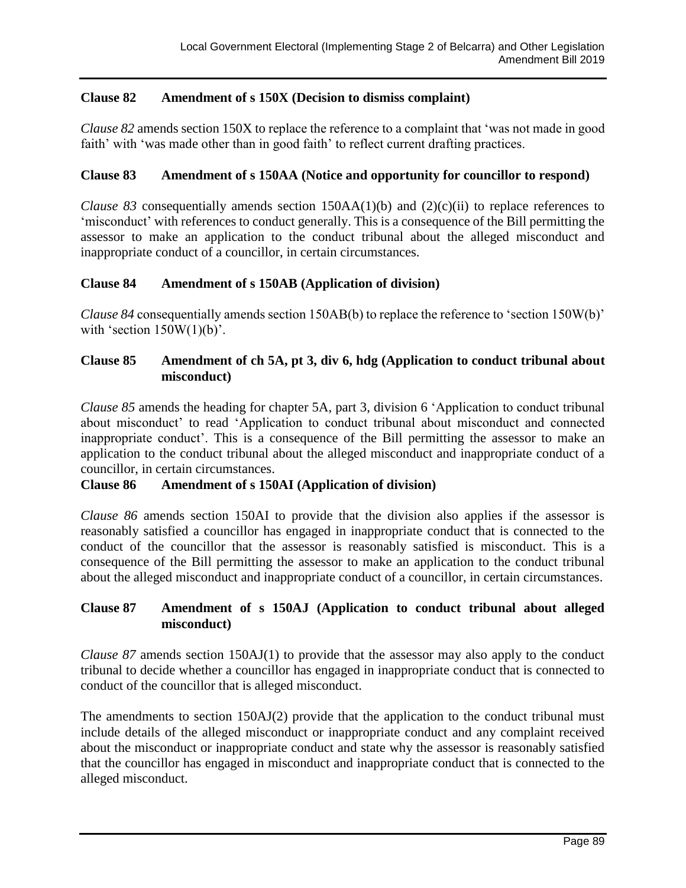### Clause 82 Amendment of s 150X (Decision to dismiss complaint)

*Clause 82* amends section 150X to replace the reference to a complaint that 'was not made in good faith' with 'was made other than in good faith' to reflect current drafting practices.

### Clause 83 Amendment of s 150AA (Notice and opportunity for councillor to respond)

*Clause 83* consequentially amends section 150AA(1)(b) and (2)(c)(ii) to replace references to 'misconduct' with references to conduct generally. This is a consequence of the Bill permitting the assessor to make an application to the conduct tribunal about the alleged misconduct and inappropriate conduct of a councillor, in certain circumstances.

### Clause 84 Amendment of s 150AB (Application of division)

*Clause 84* consequentially amends section 150AB(b) to replace the reference to 'section 150W(b)' with 'section 150W(1)(b)'.

### Clause 85 Amendment of ch 5A, pt 3, div 6, hdg (Application to conduct tribunal about misconduct)

*Clause 85* amends the heading for chapter 5A, part 3, division 6 'Application to conduct tribunal about misconduct' to read 'Application to conduct tribunal about misconduct and connected inappropriate conduct'. This is a consequence of the Bill permitting the assessor to make an application to the conduct tribunal about the alleged misconduct and inappropriate conduct of a councillor, in certain circumstances.

### Clause 86 Amendment of s 150AI (Application of division)

*Clause 86* amends section 150AI to provide that the division also applies if the assessor is reasonably satisfied a councillor has engaged in inappropriate conduct that is connected to the conduct of the councillor that the assessor is reasonably satisfied is misconduct. This is a consequence of the Bill permitting the assessor to make an application to the conduct tribunal about the alleged misconduct and inappropriate conduct of a councillor, in certain circumstances.

### Clause 87 Amendment of s 150AJ (Application to conduct tribunal about alleged misconduct)

*Clause 87* amends section 150AJ(1) to provide that the assessor may also apply to the conduct tribunal to decide whether a councillor has engaged in inappropriate conduct that is connected to conduct of the councillor that is alleged misconduct.

The amendments to section 150AJ(2) provide that the application to the conduct tribunal must include details of the alleged misconduct or inappropriate conduct and any complaint received about the misconduct or inappropriate conduct and state why the assessor is reasonably satisfied that the councillor has engaged in misconduct and inappropriate conduct that is connected to the alleged misconduct.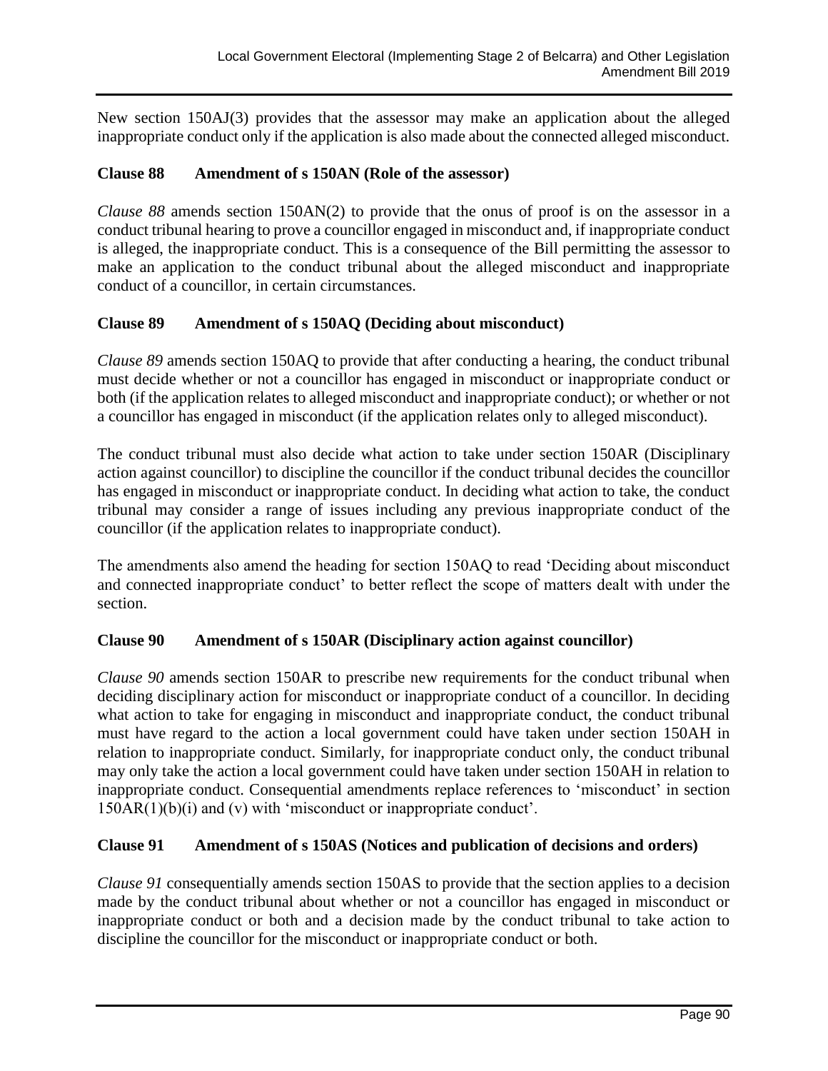New section 150AJ(3) provides that the assessor may make an application about the alleged inappropriate conduct only if the application is also made about the connected alleged misconduct.

### Clause 88 Amendment of s 150AN (Role of the assessor)

*Clause 88* amends section 150AN(2) to provide that the onus of proof is on the assessor in a conduct tribunal hearing to prove a councillor engaged in misconduct and, if inappropriate conduct is alleged, the inappropriate conduct. This is a consequence of the Bill permitting the assessor to make an application to the conduct tribunal about the alleged misconduct and inappropriate conduct of a councillor, in certain circumstances.

### Clause 89 Amendment of s 150AQ (Deciding about misconduct)

*Clause 89* amends section 150AQ to provide that after conducting a hearing, the conduct tribunal must decide whether or not a councillor has engaged in misconduct or inappropriate conduct or both (if the application relates to alleged misconduct and inappropriate conduct); or whether or not a councillor has engaged in misconduct (if the application relates only to alleged misconduct).

The conduct tribunal must also decide what action to take under section 150AR (Disciplinary action against councillor) to discipline the councillor if the conduct tribunal decides the councillor has engaged in misconduct or inappropriate conduct. In deciding what action to take, the conduct tribunal may consider a range of issues including any previous inappropriate conduct of the councillor (if the application relates to inappropriate conduct).

The amendments also amend the heading for section 150AQ to read 'Deciding about misconduct and connected inappropriate conduct' to better reflect the scope of matters dealt with under the section.

### Clause 90 Amendment of s 150AR (Disciplinary action against councillor)

*Clause 90* amends section 150AR to prescribe new requirements for the conduct tribunal when deciding disciplinary action for misconduct or inappropriate conduct of a councillor. In deciding what action to take for engaging in misconduct and inappropriate conduct, the conduct tribunal must have regard to the action a local government could have taken under section 150AH in relation to inappropriate conduct. Similarly, for inappropriate conduct only, the conduct tribunal may only take the action a local government could have taken under section 150AH in relation to inappropriate conduct. Consequential amendments replace references to 'misconduct' in section 150AR(1)(b)(i) and (v) with 'misconduct or inappropriate conduct'.

### Clause 91 Amendment of s 150AS (Notices and publication of decisions and orders)

*Clause 91* consequentially amends section 150AS to provide that the section applies to a decision made by the conduct tribunal about whether or not a councillor has engaged in misconduct or inappropriate conduct or both and a decision made by the conduct tribunal to take action to discipline the councillor for the misconduct or inappropriate conduct or both.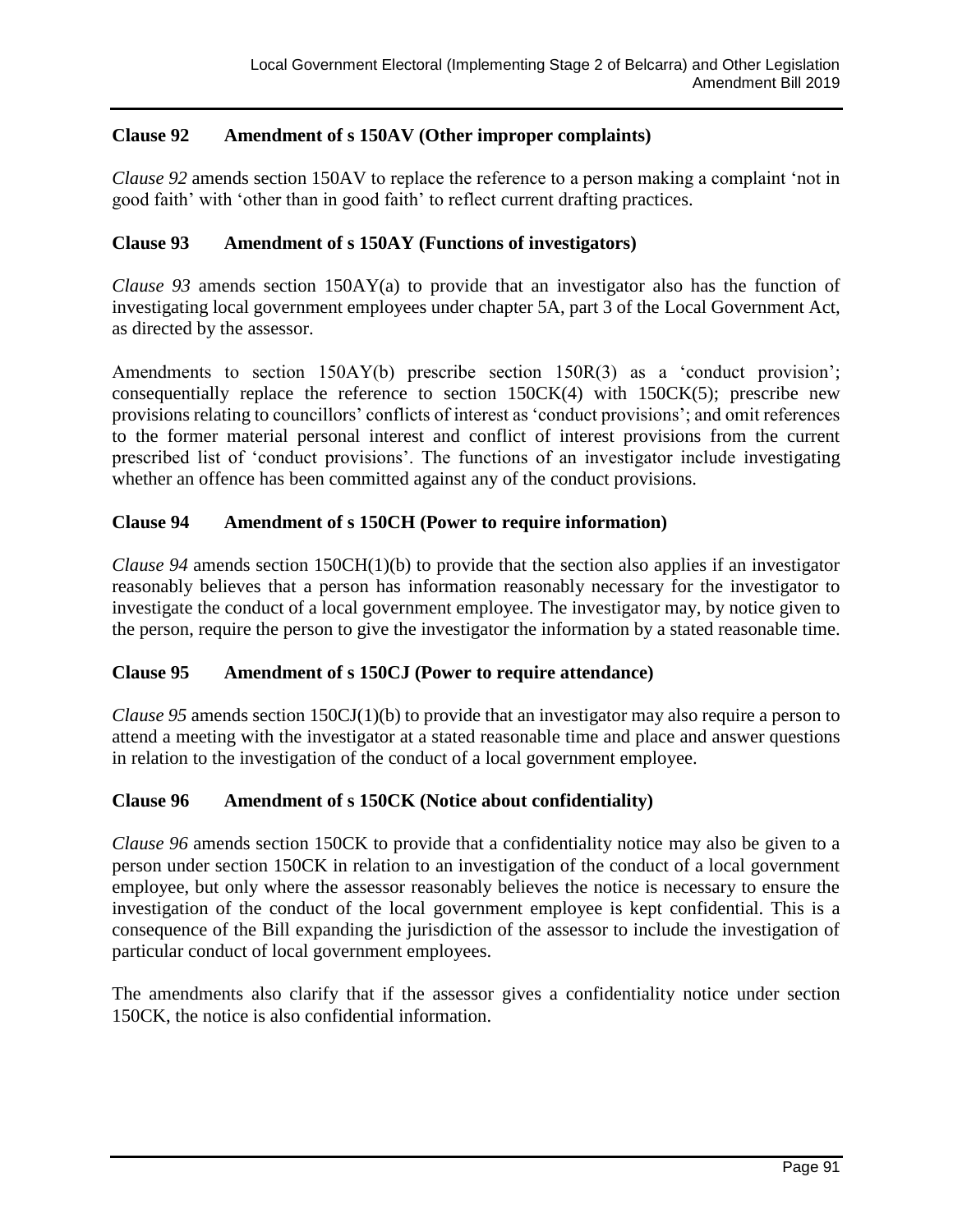### Clause 92 Amendment of s 150AV (Other improper complaints)

*Clause 92* amends section 150AV to replace the reference to a person making a complaint 'not in good faith' with 'other than in good faith' to reflect current drafting practices.

### Clause 93 Amendment of s 150AY (Functions of investigators)

*Clause 93* amends section 150AY(a) to provide that an investigator also has the function of investigating local government employees under chapter 5A, part 3 of the Local Government Act, as directed by the assessor.

Amendments to section 150AY(b) prescribe section 150R(3) as a 'conduct provision'; consequentially replace the reference to section 150CK(4) with 150CK(5); prescribe new provisions relating to councillors' conflicts of interest as 'conduct provisions'; and omit references to the former material personal interest and conflict of interest provisions from the current prescribed list of 'conduct provisions'. The functions of an investigator include investigating whether an offence has been committed against any of the conduct provisions.

### Clause 94 Amendment of s 150CH (Power to require information)

*Clause 94* amends section 150CH(1)(b) to provide that the section also applies if an investigator reasonably believes that a person has information reasonably necessary for the investigator to investigate the conduct of a local government employee. The investigator may, by notice given to the person, require the person to give the investigator the information by a stated reasonable time.

### Clause 95 Amendment of s 150CJ (Power to require attendance)

*Clause 95* amends section 150CJ(1)(b) to provide that an investigator may also require a person to attend a meeting with the investigator at a stated reasonable time and place and answer questions in relation to the investigation of the conduct of a local government employee.

### Clause 96 Amendment of s 150CK (Notice about confidentiality)

*Clause 96* amends section 150CK to provide that a confidentiality notice may also be given to a person under section 150CK in relation to an investigation of the conduct of a local government employee, but only where the assessor reasonably believes the notice is necessary to ensure the investigation of the conduct of the local government employee is kept confidential. This is a consequence of the Bill expanding the jurisdiction of the assessor to include the investigation of particular conduct of local government employees.

The amendments also clarify that if the assessor gives a confidentiality notice under section 150CK, the notice is also confidential information.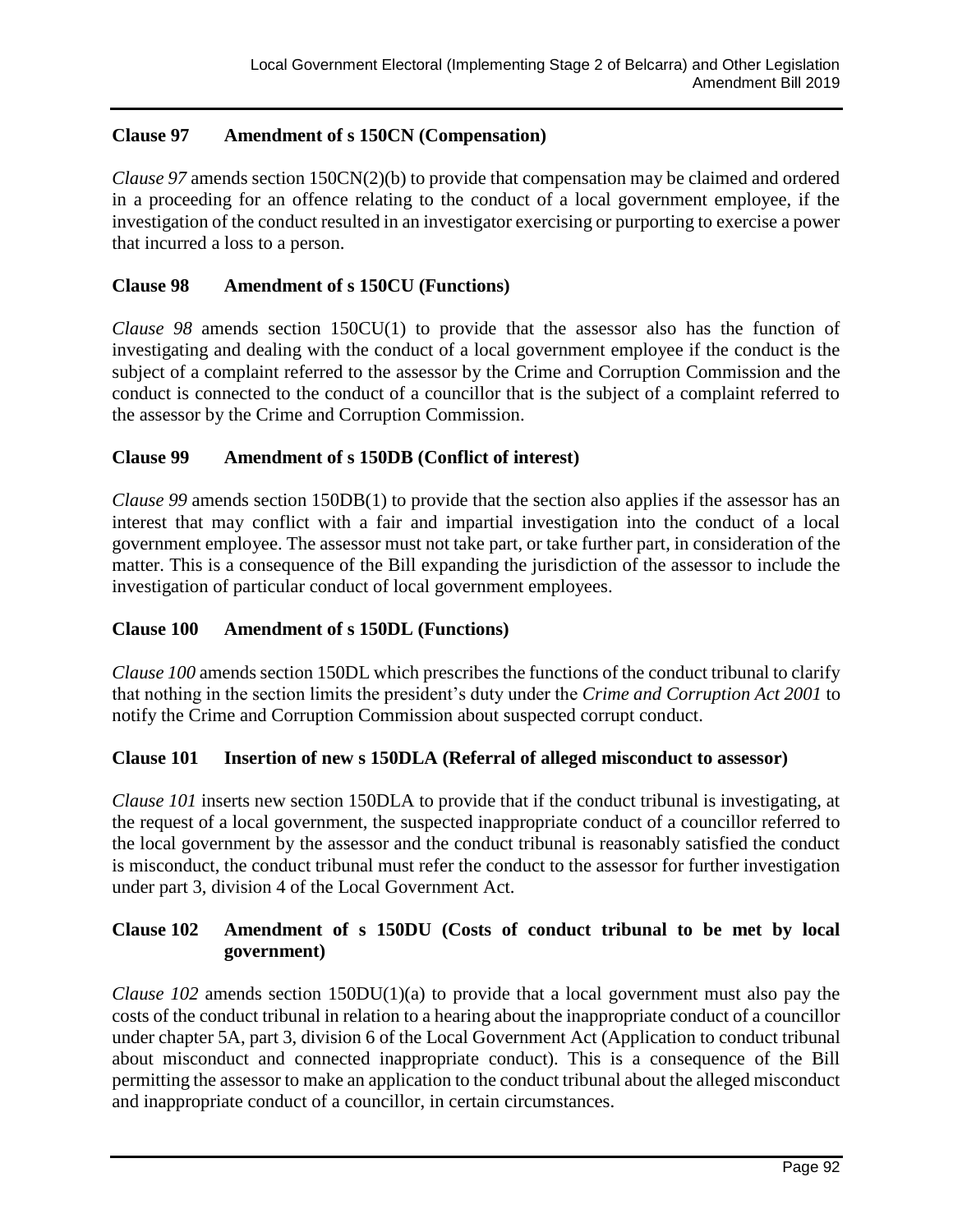### Clause 97 Amendment of s 150CN (Compensation)

*Clause 97* amends section 150CN(2)(b) to provide that compensation may be claimed and ordered in a proceeding for an offence relating to the conduct of a local government employee, if the investigation of the conduct resulted in an investigator exercising or purporting to exercise a power that incurred a loss to a person.

### Clause 98 Amendment of s 150CU (Functions)

*Clause 98* amends section 150CU(1) to provide that the assessor also has the function of investigating and dealing with the conduct of a local government employee if the conduct is the subject of a complaint referred to the assessor by the Crime and Corruption Commission and the conduct is connected to the conduct of a councillor that is the subject of a complaint referred to the assessor by the Crime and Corruption Commission.

### Clause 99 Amendment of s 150DB (Conflict of interest)

*Clause 99* amends section 150DB(1) to provide that the section also applies if the assessor has an interest that may conflict with a fair and impartial investigation into the conduct of a local government employee. The assessor must not take part, or take further part, in consideration of the matter. This is a consequence of the Bill expanding the jurisdiction of the assessor to include the investigation of particular conduct of local government employees.

### Clause 100 Amendment of s 150DL (Functions)

*Clause 100* amends section 150DL which prescribes the functions of the conduct tribunal to clarify that nothing in the section limits the president's duty under the *Crime and Corruption Act 2001* to notify the Crime and Corruption Commission about suspected corrupt conduct.

### Clause 101 Insertion of new s 150DLA (Referral of alleged misconduct to assessor)

*Clause 101* inserts new section 150DLA to provide that if the conduct tribunal is investigating, at the request of a local government, the suspected inappropriate conduct of a councillor referred to the local government by the assessor and the conduct tribunal is reasonably satisfied the conduct is misconduct, the conduct tribunal must refer the conduct to the assessor for further investigation under part 3, division 4 of the Local Government Act.

### Clause 102 Amendment of s 150DU (Costs of conduct tribunal to be met by local government)

*Clause 102* amends section 150DU(1)(a) to provide that a local government must also pay the costs of the conduct tribunal in relation to a hearing about the inappropriate conduct of a councillor under chapter 5A, part 3, division 6 of the Local Government Act (Application to conduct tribunal about misconduct and connected inappropriate conduct). This is a consequence of the Bill permitting the assessor to make an application to the conduct tribunal about the alleged misconduct and inappropriate conduct of a councillor, in certain circumstances.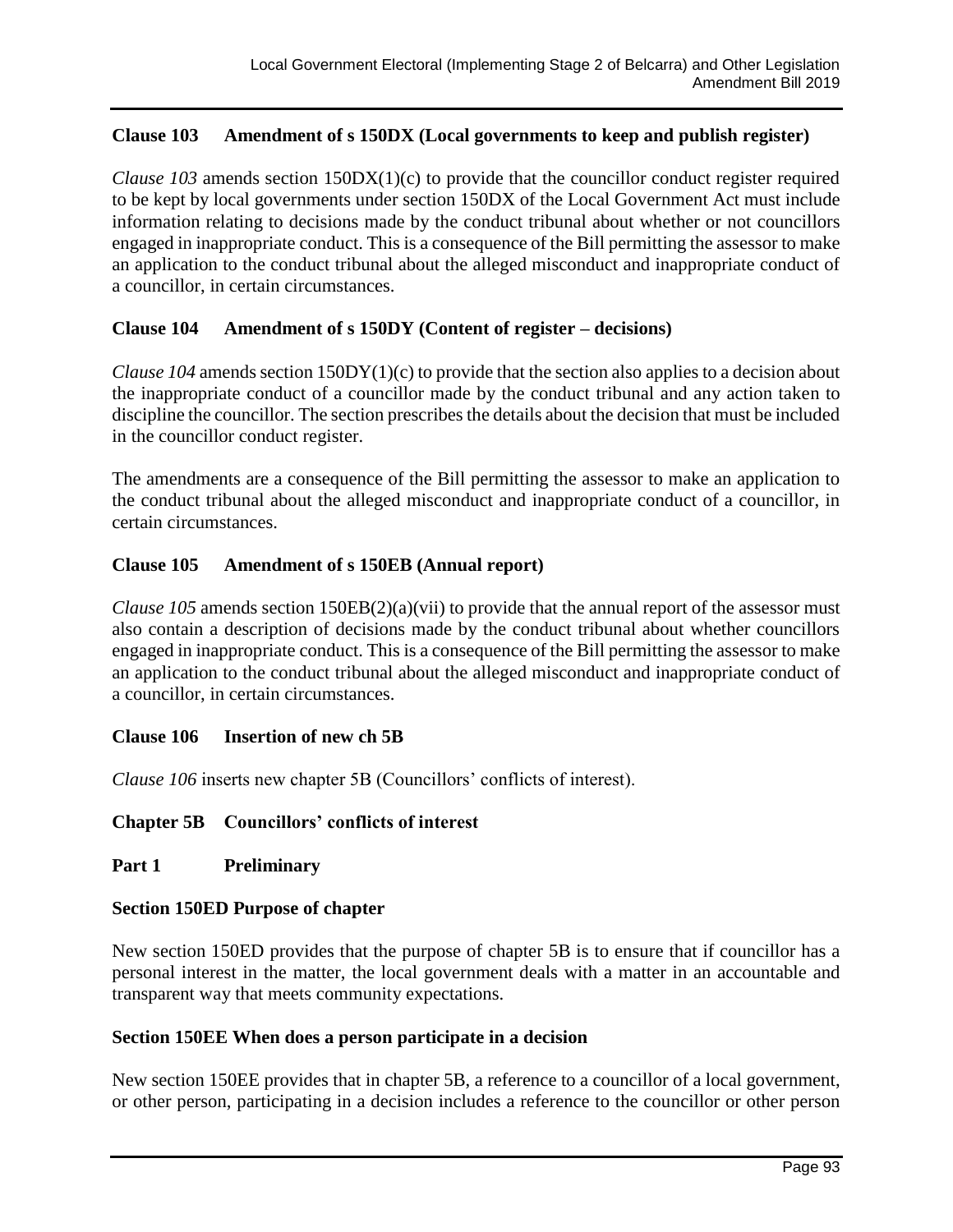### Clause 103 Amendment of s 150DX (Local governments to keep and publish register)

*Clause 103* amends section 150DX(1)(c) to provide that the councillor conduct register required to be kept by local governments under section 150DX of the Local Government Act must include information relating to decisions made by the conduct tribunal about whether or not councillors engaged in inappropriate conduct. This is a consequence of the Bill permitting the assessor to make an application to the conduct tribunal about the alleged misconduct and inappropriate conduct of a councillor, in certain circumstances.

### Clause 104 Amendment of s 150DY (Content of register – decisions)

*Clause 104* amends section 150DY(1)(c) to provide that the section also applies to a decision about the inappropriate conduct of a councillor made by the conduct tribunal and any action taken to discipline the councillor. The section prescribes the details about the decision that must be included in the councillor conduct register.

The amendments are a consequence of the Bill permitting the assessor to make an application to the conduct tribunal about the alleged misconduct and inappropriate conduct of a councillor, in certain circumstances.

### Clause 105 Amendment of s 150EB (Annual report)

*Clause 105* amends section 150EB(2)(a)(vii) to provide that the annual report of the assessor must also contain a description of decisions made by the conduct tribunal about whether councillors engaged in inappropriate conduct. This is a consequence of the Bill permitting the assessor to make an application to the conduct tribunal about the alleged misconduct and inappropriate conduct of a councillor, in certain circumstances.

### Clause 106 Insertion of new ch 5B

*Clause 106* inserts new chapter 5B (Councillors' conflicts of interest).

### Chapter 5B Councillors' conflicts of interest

### Part 1 Preliminary

#### Section 150ED Purpose of chapter

New section 150ED provides that the purpose of chapter 5B is to ensure that if councillor has a personal interest in the matter, the local government deals with a matter in an accountable and transparent way that meets community expectations.

#### Section 150EE When does a person participate in a decision

New section 150EE provides that in chapter 5B, a reference to a councillor of a local government, or other person, participating in a decision includes a reference to the councillor or other person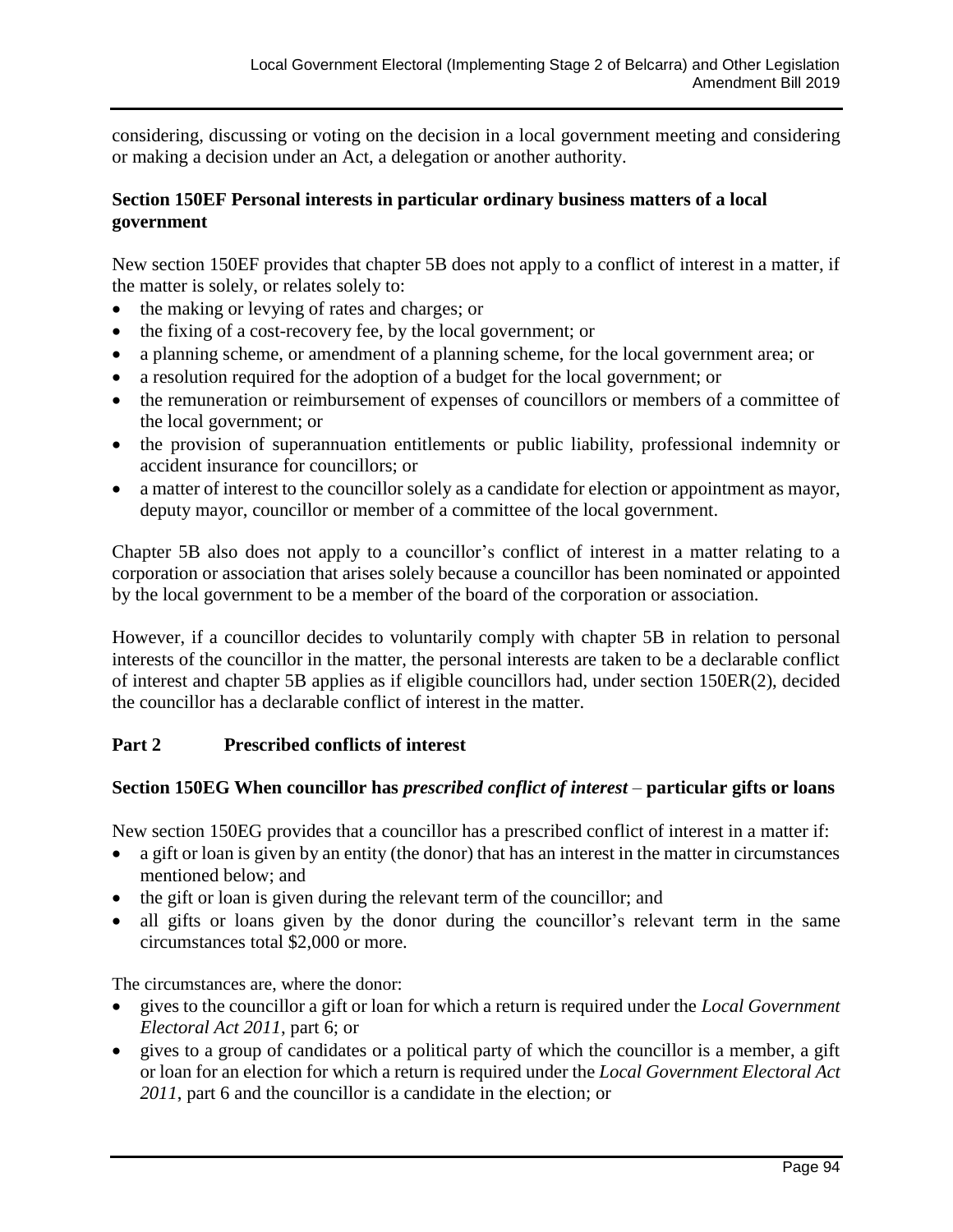considering, discussing or voting on the decision in a local government meeting and considering or making a decision under an Act, a delegation or another authority.

### Section 150EF Personal interests in particular ordinary business matters of a local government

New section 150EF provides that chapter 5B does not apply to a conflict of interest in a matter, if the matter is solely, or relates solely to:

- the making or levying of rates and charges; or
- the fixing of a cost-recovery fee, by the local government; or
- a planning scheme, or amendment of a planning scheme, for the local government area; or
- a resolution required for the adoption of a budget for the local government; or
- the remuneration or reimbursement of expenses of councillors or members of a committee of the local government; or
- the provision of superannuation entitlements or public liability, professional indemnity or accident insurance for councillors; or
- a matter of interest to the councillor solely as a candidate for election or appointment as mayor, deputy mayor, councillor or member of a committee of the local government.

Chapter 5B also does not apply to a councillor's conflict of interest in a matter relating to a corporation or association that arises solely because a councillor has been nominated or appointed by the local government to be a member of the board of the corporation or association.

However, if a councillor decides to voluntarily comply with chapter 5B in relation to personal interests of the councillor in the matter, the personal interests are taken to be a declarable conflict of interest and chapter 5B applies as if eligible councillors had, under section 150ER(2), decided the councillor has a declarable conflict of interest in the matter.

## Part 2 Prescribed conflicts of interest

### Section 150EG When councillor has *prescribed conflict of interest* – particular gifts or loans

New section 150EG provides that a councillor has a prescribed conflict of interest in a matter if:

- a gift or loan is given by an entity (the donor) that has an interest in the matter in circumstances mentioned below; and
- the gift or loan is given during the relevant term of the councillor; and
- all gifts or loans given by the donor during the councillor's relevant term in the same circumstances total $2,000 or more.

The circumstances are, where the donor:

- gives to the councillor a gift or loan for which a return is required under the *Local Government Electoral Act 2011*, part 6; or
- gives to a group of candidates or a political party of which the councillor is a member, a gift or loan for an election for which a return is required under the *Local Government Electoral Act 2011*, part 6 and the councillor is a candidate in the election; or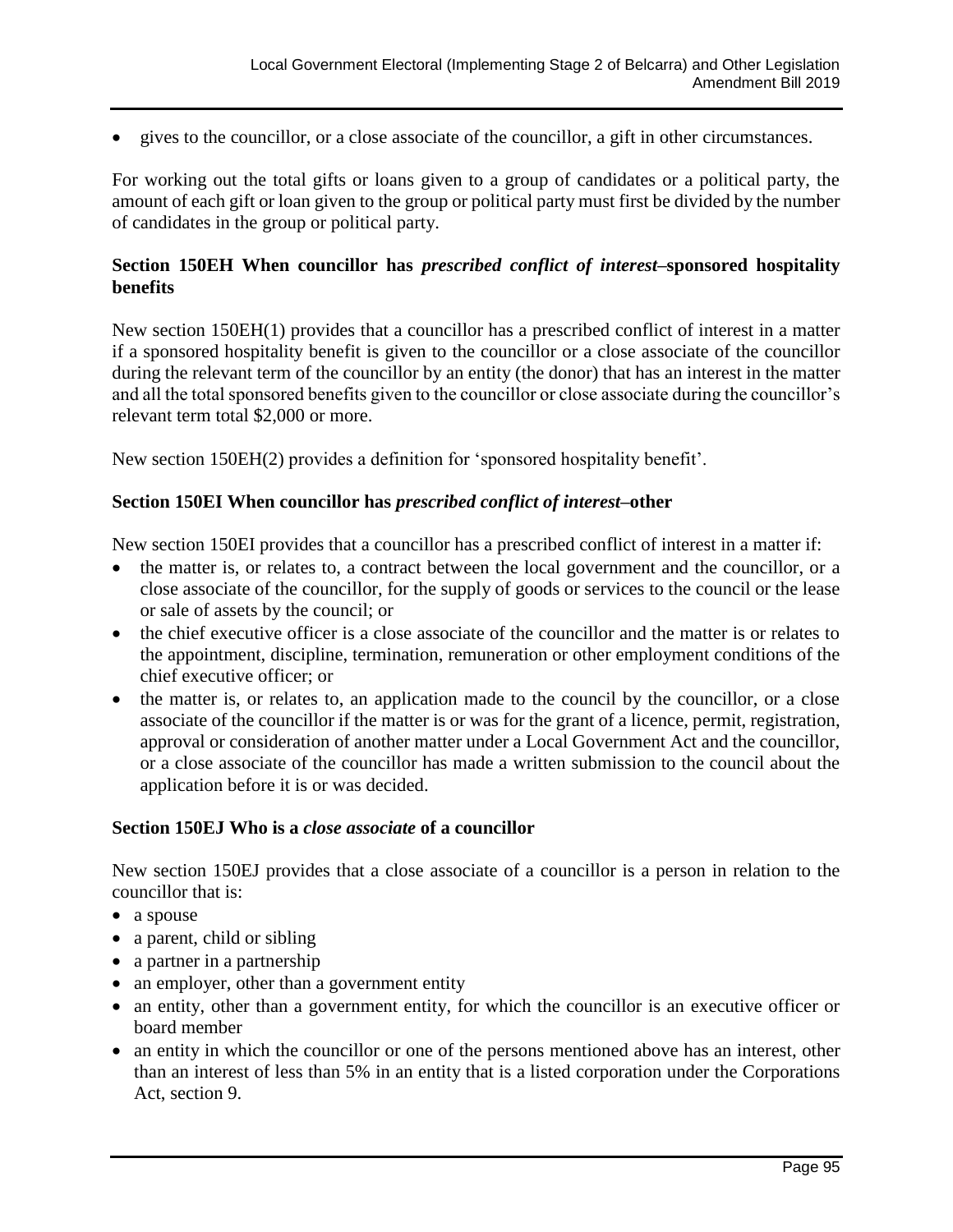- gives to the councillor, or a close associate of the councillor, a gift in other circumstances.

For working out the total gifts or loans given to a group of candidates or a political party, the amount of each gift or loan given to the group or political party must first be divided by the number of candidates in the group or political party.

### Section 150EH When councillor has *prescribed conflict of interest*–sponsored hospitality benefits

New section 150EH(1) provides that a councillor has a prescribed conflict of interest in a matter if a sponsored hospitality benefit is given to the councillor or a close associate of the councillor during the relevant term of the councillor by an entity (the donor) that has an interest in the matter and all the total sponsored benefits given to the councillor or close associate during the councillor's relevant term total $2,000 or more.

New section 150EH(2) provides a definition for 'sponsored hospitality benefit'.

### Section 150EI When councillor has *prescribed conflict of interest*–other

New section 150EI provides that a councillor has a prescribed conflict of interest in a matter if:

- the matter is, or relates to, a contract between the local government and the councillor, or a close associate of the councillor, for the supply of goods or services to the council or the lease or sale of assets by the council; or
- the chief executive officer is a close associate of the councillor and the matter is or relates to the appointment, discipline, termination, remuneration or other employment conditions of the chief executive officer; or
- the matter is, or relates to, an application made to the council by the councillor, or a close associate of the councillor if the matter is or was for the grant of a licence, permit, registration, approval or consideration of another matter under a Local Government Act and the councillor, or a close associate of the councillor has made a written submission to the council about the application before it is or was decided.

### Section 150EJ Who is a *close associate* of a councillor

New section 150EJ provides that a close associate of a councillor is a person in relation to the councillor that is:

- a spouse
- a parent, child or sibling
- a partner in a partnership
- an employer, other than a government entity
- an entity, other than a government entity, for which the councillor is an executive officer or board member
- an entity in which the councillor or one of the persons mentioned above has an interest, other than an interest of less than 5% in an entity that is a listed corporation under the Corporations Act, section 9.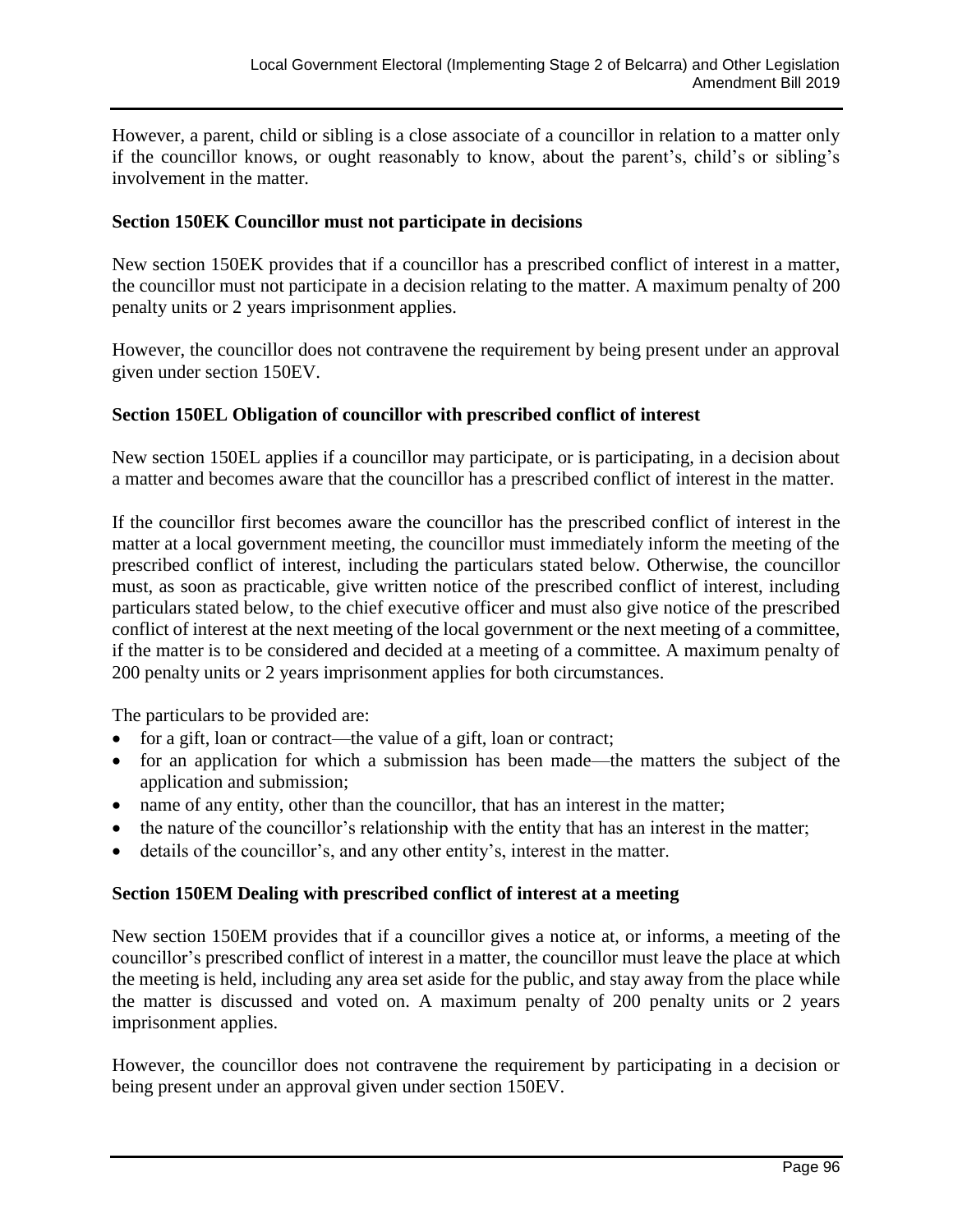However, a parent, child or sibling is a close associate of a councillor in relation to a matter only if the councillor knows, or ought reasonably to know, about the parent's, child's or sibling's involvement in the matter.

**Section 150EK Councillor must not participate in decisions**

New section 150EK provides that if a councillor has a prescribed conflict of interest in a matter, the councillor must not participate in a decision relating to the matter. A maximum penalty of 200 penalty units or 2 years imprisonment applies.

However, the councillor does not contravene the requirement by being present under an approval given under section 150EV.

**Section 150EL Obligation of councillor with prescribed conflict of interest**

New section 150EL applies if a councillor may participate, or is participating, in a decision about a matter and becomes aware that the councillor has a prescribed conflict of interest in the matter.

If the councillor first becomes aware the councillor has the prescribed conflict of interest in the matter at a local government meeting, the councillor must immediately inform the meeting of the prescribed conflict of interest, including the particulars stated below. Otherwise, the councillor must, as soon as practicable, give written notice of the prescribed conflict of interest, including particulars stated below, to the chief executive officer and must also give notice of the prescribed conflict of interest at the next meeting of the local government or the next meeting of a committee, if the matter is to be considered and decided at a meeting of a committee. A maximum penalty of 200 penalty units or 2 years imprisonment applies for both circumstances.

The particulars to be provided are:

- for a gift, loan or contract—the value of a gift, loan or contract;
- for an application for which a submission has been made—the matters the subject of the application and submission;
- name of any entity, other than the councillor, that has an interest in the matter;
- the nature of the councillor's relationship with the entity that has an interest in the matter;
- details of the councillor's, and any other entity's, interest in the matter.

**Section 150EM Dealing with prescribed conflict of interest at a meeting**

New section 150EM provides that if a councillor gives a notice at, or informs, a meeting of the councillor's prescribed conflict of interest in a matter, the councillor must leave the place at which the meeting is held, including any area set aside for the public, and stay away from the place while the matter is discussed and voted on. A maximum penalty of 200 penalty units or 2 years imprisonment applies.

However, the councillor does not contravene the requirement by participating in a decision or being present under an approval given under section 150EV.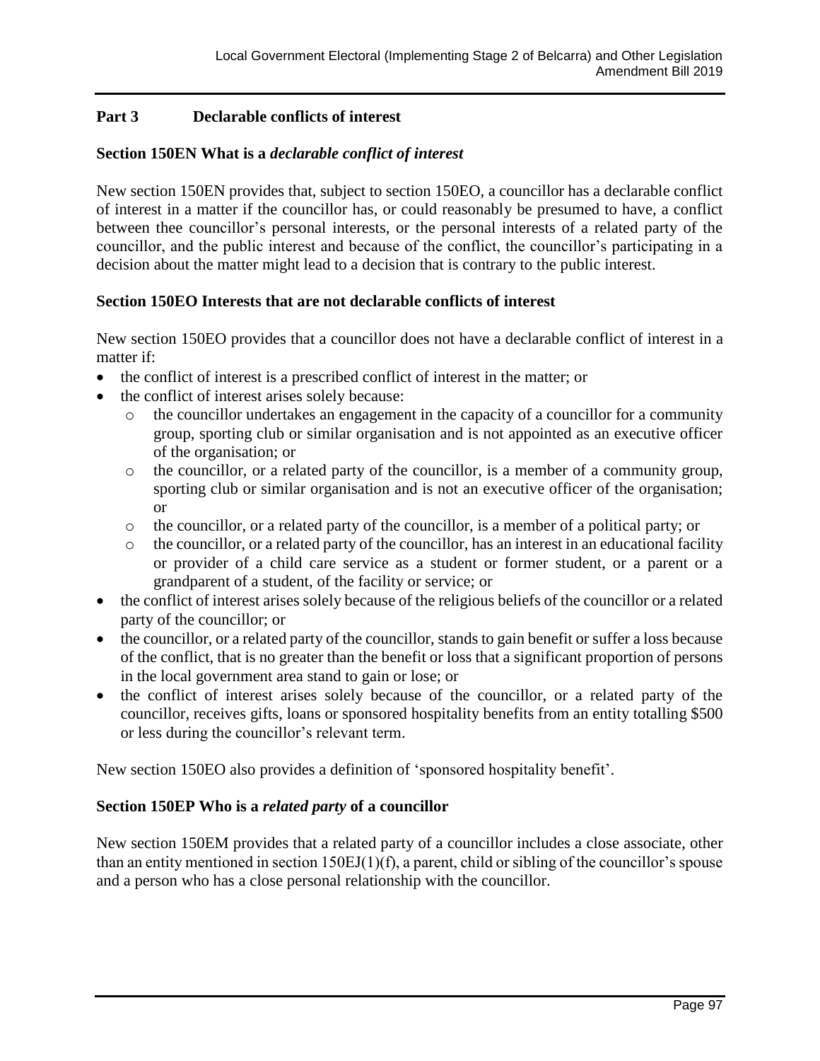## Part 3 Declarable conflicts of interest

### Section 150EN What is a *declarable conflict of interest*

New section 150EN provides that, subject to section 150EO, a councillor has a declarable conflict of interest in a matter if the councillor has, or could reasonably be presumed to have, a conflict between thee councillor's personal interests, or the personal interests of a related party of the councillor, and the public interest and because of the conflict, the councillor's participating in a decision about the matter might lead to a decision that is contrary to the public interest.

### Section 150EO Interests that are not declarable conflicts of interest

New section 150EO provides that a councillor does not have a declarable conflict of interest in a matter if:

- the conflict of interest is a prescribed conflict of interest in the matter; or
- the conflict of interest arises solely because:
  - the councillor undertakes an engagement in the capacity of a councillor for a community group, sporting club or similar organisation and is not appointed as an executive officer of the organisation; or
  - the councillor, or a related party of the councillor, is a member of a community group, sporting club or similar organisation and is not an executive officer of the organisation; or
  - the councillor, or a related party of the councillor, is a member of a political party; or
  - the councillor, or a related party of the councillor, has an interest in an educational facility or provider of a child care service as a student or former student, or a parent or a grandparent of a student, of the facility or service; or
- the conflict of interest arises solely because of the religious beliefs of the councillor or a related party of the councillor; or
- the councillor, or a related party of the councillor, stands to gain benefit or suffer a loss because of the conflict, that is no greater than the benefit or loss that a significant proportion of persons in the local government area stand to gain or lose; or
- the conflict of interest arises solely because of the councillor, or a related party of the councillor, receives gifts, loans or sponsored hospitality benefits from an entity totalling $500 or less during the councillor's relevant term.

New section 150EO also provides a definition of 'sponsored hospitality benefit'.

### Section 150EP Who is a *related party* of a councillor

New section 150EM provides that a related party of a councillor includes a close associate, other than an entity mentioned in section 150EJ(1)(f), a parent, child or sibling of the councillor's spouse and a person who has a close personal relationship with the councillor.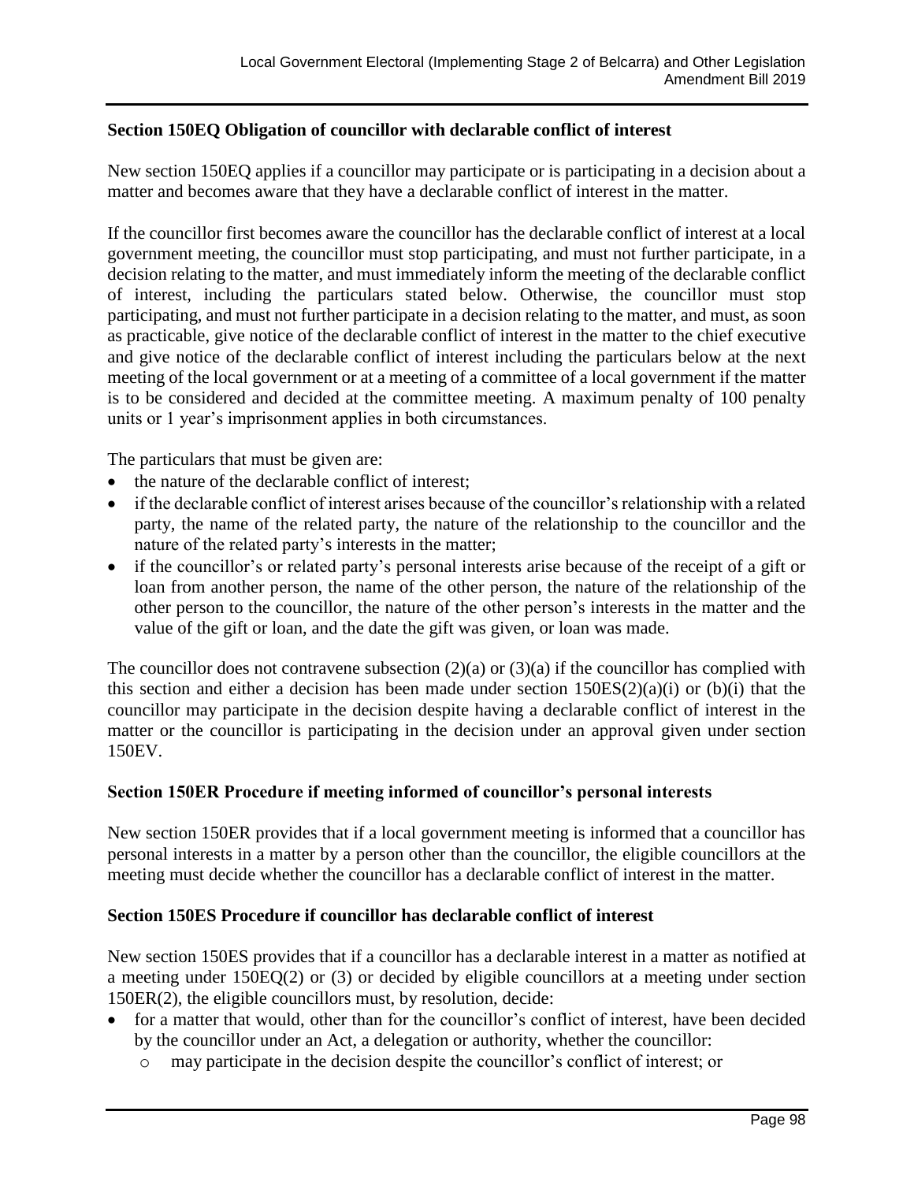**Section 150EQ Obligation of councillor with declarable conflict of interest**

New section 150EQ applies if a councillor may participate or is participating in a decision about a matter and becomes aware that they have a declarable conflict of interest in the matter.

If the councillor first becomes aware the councillor has the declarable conflict of interest at a local government meeting, the councillor must stop participating, and must not further participate, in a decision relating to the matter, and must immediately inform the meeting of the declarable conflict of interest, including the particulars stated below. Otherwise, the councillor must stop participating, and must not further participate in a decision relating to the matter, and must, as soon as practicable, give notice of the declarable conflict of interest in the matter to the chief executive and give notice of the declarable conflict of interest including the particulars below at the next meeting of the local government or at a meeting of a committee of a local government if the matter is to be considered and decided at the committee meeting. A maximum penalty of 100 penalty units or 1 year's imprisonment applies in both circumstances.

The particulars that must be given are:

- the nature of the declarable conflict of interest;
- if the declarable conflict of interest arises because of the councillor's relationship with a related party, the name of the related party, the nature of the relationship to the councillor and the nature of the related party's interests in the matter;
- if the councillor's or related party's personal interests arise because of the receipt of a gift or loan from another person, the name of the other person, the nature of the relationship of the other person to the councillor, the nature of the other person's interests in the matter and the value of the gift or loan, and the date the gift was given, or loan was made.

The councillor does not contravene subsection (2)(a) or (3)(a) if the councillor has complied with this section and either a decision has been made under section 150ES(2)(a)(i) or (b)(i) that the councillor may participate in the decision despite having a declarable conflict of interest in the matter or the councillor is participating in the decision under an approval given under section 150EV.

**Section 150ER Procedure if meeting informed of councillor's personal interests**

New section 150ER provides that if a local government meeting is informed that a councillor has personal interests in a matter by a person other than the councillor, the eligible councillors at the meeting must decide whether the councillor has a declarable conflict of interest in the matter.

**Section 150ES Procedure if councillor has declarable conflict of interest**

New section 150ES provides that if a councillor has a declarable interest in a matter as notified at a meeting under 150EQ(2) or (3) or decided by eligible councillors at a meeting under section 150ER(2), the eligible councillors must, by resolution, decide:

- for a matter that would, other than for the councillor's conflict of interest, have been decided by the councillor under an Act, a delegation or authority, whether the councillor:
  - may participate in the decision despite the councillor's conflict of interest; or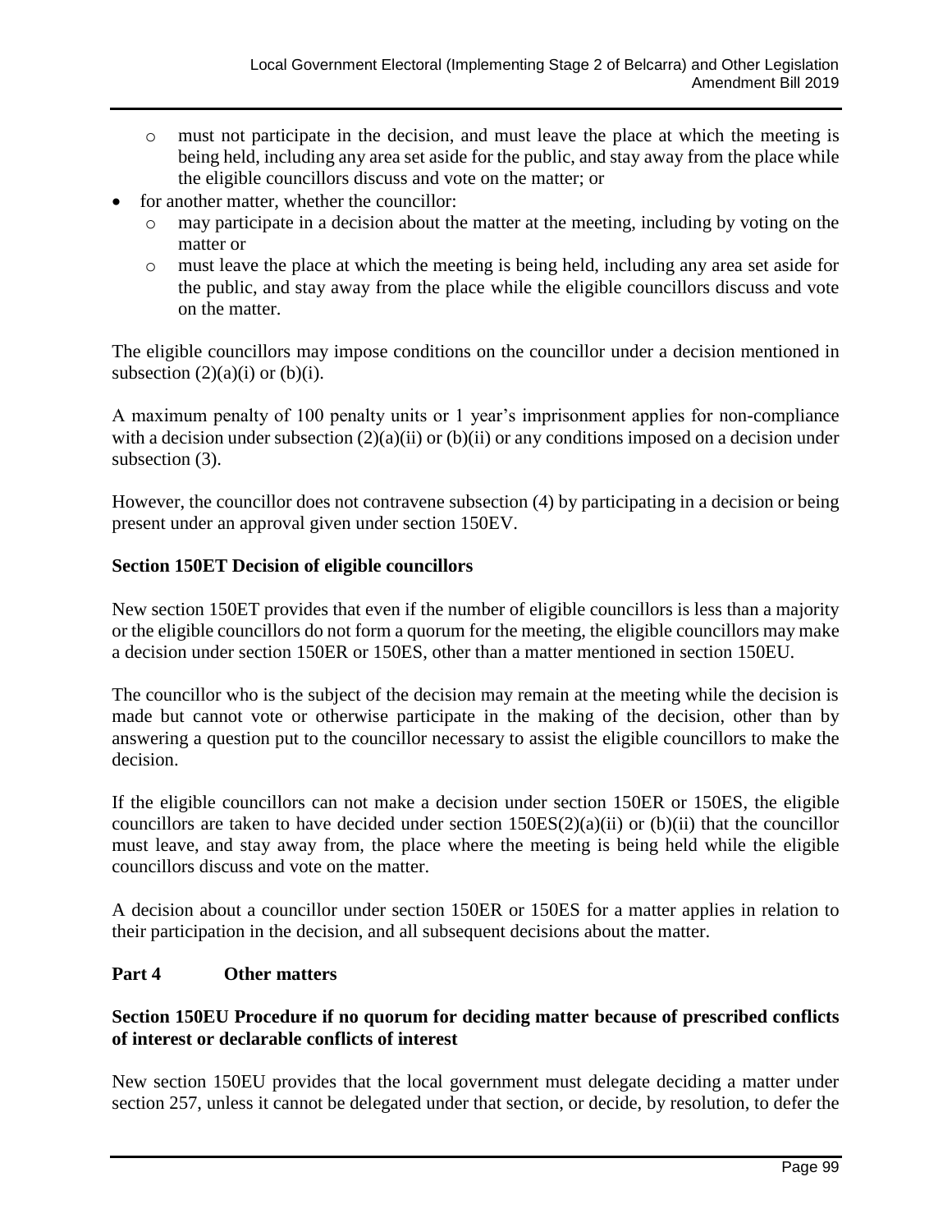- must not participate in the decision, and must leave the place at which the meeting is being held, including any area set aside for the public, and stay away from the place while the eligible councillors discuss and vote on the matter; or
- for another matter, whether the councillor:
  - may participate in a decision about the matter at the meeting, including by voting on the matter or
  - must leave the place at which the meeting is being held, including any area set aside for the public, and stay away from the place while the eligible councillors discuss and vote on the matter.

The eligible councillors may impose conditions on the councillor under a decision mentioned in subsection (2)(a)(i) or (b)(i).

A maximum penalty of 100 penalty units or 1 year's imprisonment applies for non-compliance with a decision under subsection (2)(a)(ii) or (b)(ii) or any conditions imposed on a decision under subsection (3).

However, the councillor does not contravene subsection (4) by participating in a decision or being present under an approval given under section 150EV.

**Section 150ET Decision of eligible councillors**

New section 150ET provides that even if the number of eligible councillors is less than a majority or the eligible councillors do not form a quorum for the meeting, the eligible councillors may make a decision under section 150ER or 150ES, other than a matter mentioned in section 150EU.

The councillor who is the subject of the decision may remain at the meeting while the decision is made but cannot vote or otherwise participate in the making of the decision, other than by answering a question put to the councillor necessary to assist the eligible councillors to make the decision.

If the eligible councillors can not make a decision under section 150ER or 150ES, the eligible councillors are taken to have decided under section 150ES(2)(a)(ii) or (b)(ii) that the councillor must leave, and stay away from, the place where the meeting is being held while the eligible councillors discuss and vote on the matter.

A decision about a councillor under section 150ER or 150ES for a matter applies in relation to their participation in the decision, and all subsequent decisions about the matter.

**Part 4 Other matters**

**Section 150EU Procedure if no quorum for deciding matter because of prescribed conflicts of interest or declarable conflicts of interest**

New section 150EU provides that the local government must delegate deciding a matter under section 257, unless it cannot be delegated under that section, or decide, by resolution, to defer the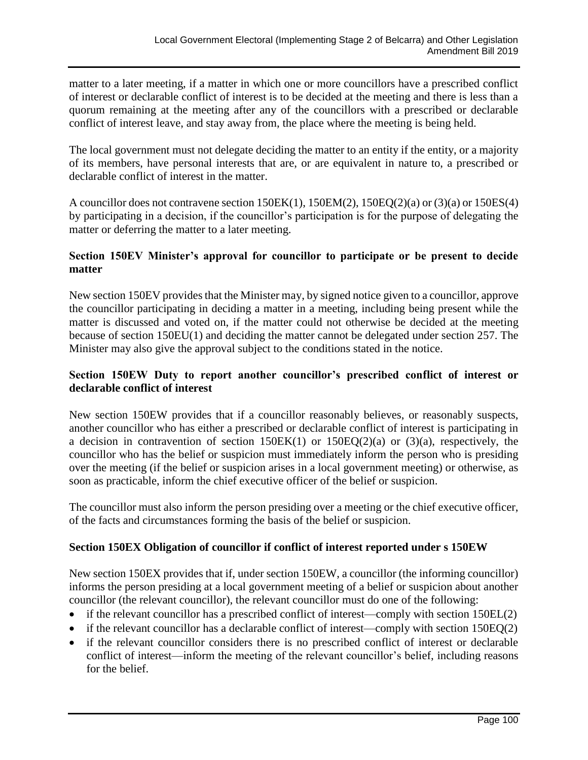matter to a later meeting, if a matter in which one or more councillors have a prescribed conflict of interest or declarable conflict of interest is to be decided at the meeting and there is less than a quorum remaining at the meeting after any of the councillors with a prescribed or declarable conflict of interest leave, and stay away from, the place where the meeting is being held.

The local government must not delegate deciding the matter to an entity if the entity, or a majority of its members, have personal interests that are, or are equivalent in nature to, a prescribed or declarable conflict of interest in the matter.

A councillor does not contravene section 150EK(1), 150EM(2), 150EQ(2)(a) or (3)(a) or 150ES(4) by participating in a decision, if the councillor's participation is for the purpose of delegating the matter or deferring the matter to a later meeting.

### Section 150EV Minister's approval for councillor to participate or be present to decide matter

New section 150EV provides that the Minister may, by signed notice given to a councillor, approve the councillor participating in deciding a matter in a meeting, including being present while the matter is discussed and voted on, if the matter could not otherwise be decided at the meeting because of section 150EU(1) and deciding the matter cannot be delegated under section 257. The Minister may also give the approval subject to the conditions stated in the notice.

### Section 150EW Duty to report another councillor's prescribed conflict of interest or declarable conflict of interest

New section 150EW provides that if a councillor reasonably believes, or reasonably suspects, another councillor who has either a prescribed or declarable conflict of interest is participating in a decision in contravention of section 150EK(1) or 150EQ(2)(a) or (3)(a), respectively, the councillor who has the belief or suspicion must immediately inform the person who is presiding over the meeting (if the belief or suspicion arises in a local government meeting) or otherwise, as soon as practicable, inform the chief executive officer of the belief or suspicion.

The councillor must also inform the person presiding over a meeting or the chief executive officer, of the facts and circumstances forming the basis of the belief or suspicion.

### Section 150EX Obligation of councillor if conflict of interest reported under s 150EW

New section 150EX provides that if, under section 150EW, a councillor (the informing councillor) informs the person presiding at a local government meeting of a belief or suspicion about another councillor (the relevant councillor), the relevant councillor must do one of the following:

- if the relevant councillor has a prescribed conflict of interest—comply with section 150EL(2)
- if the relevant councillor has a declarable conflict of interest—comply with section 150EQ(2)
- if the relevant councillor considers there is no prescribed conflict of interest or declarable conflict of interest—inform the meeting of the relevant councillor's belief, including reasons for the belief.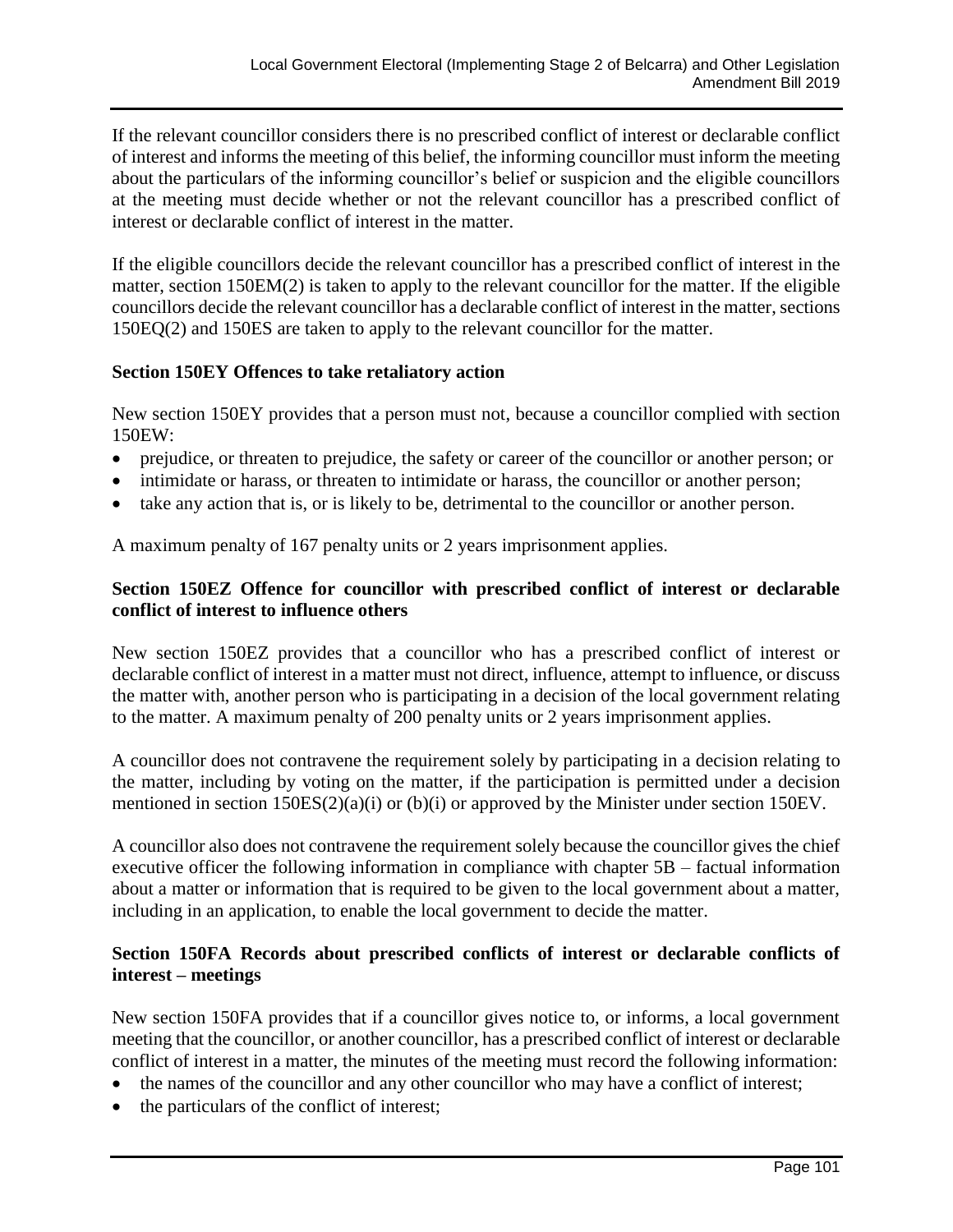If the relevant councillor considers there is no prescribed conflict of interest or declarable conflict of interest and informs the meeting of this belief, the informing councillor must inform the meeting about the particulars of the informing councillor's belief or suspicion and the eligible councillors at the meeting must decide whether or not the relevant councillor has a prescribed conflict of interest or declarable conflict of interest in the matter.

If the eligible councillors decide the relevant councillor has a prescribed conflict of interest in the matter, section 150EM(2) is taken to apply to the relevant councillor for the matter. If the eligible councillors decide the relevant councillor has a declarable conflict of interest in the matter, sections 150EQ(2) and 150ES are taken to apply to the relevant councillor for the matter.

**Section 150EY Offences to take retaliatory action**

New section 150EY provides that a person must not, because a councillor complied with section 150EW:

- prejudice, or threaten to prejudice, the safety or career of the councillor or another person; or
- intimidate or harass, or threaten to intimidate or harass, the councillor or another person;
- take any action that is, or is likely to be, detrimental to the councillor or another person.

A maximum penalty of 167 penalty units or 2 years imprisonment applies.

**Section 150EZ Offence for councillor with prescribed conflict of interest or declarable conflict of interest to influence others**

New section 150EZ provides that a councillor who has a prescribed conflict of interest or declarable conflict of interest in a matter must not direct, influence, attempt to influence, or discuss the matter with, another person who is participating in a decision of the local government relating to the matter. A maximum penalty of 200 penalty units or 2 years imprisonment applies.

A councillor does not contravene the requirement solely by participating in a decision relating to the matter, including by voting on the matter, if the participation is permitted under a decision mentioned in section 150ES(2)(a)(i) or (b)(i) or approved by the Minister under section 150EV.

A councillor also does not contravene the requirement solely because the councillor gives the chief executive officer the following information in compliance with chapter 5B – factual information about a matter or information that is required to be given to the local government about a matter, including in an application, to enable the local government to decide the matter.

**Section 150FA Records about prescribed conflicts of interest or declarable conflicts of interest – meetings**

New section 150FA provides that if a councillor gives notice to, or informs, a local government meeting that the councillor, or another councillor, has a prescribed conflict of interest or declarable conflict of interest in a matter, the minutes of the meeting must record the following information:

- the names of the councillor and any other councillor who may have a conflict of interest;
- the particulars of the conflict of interest;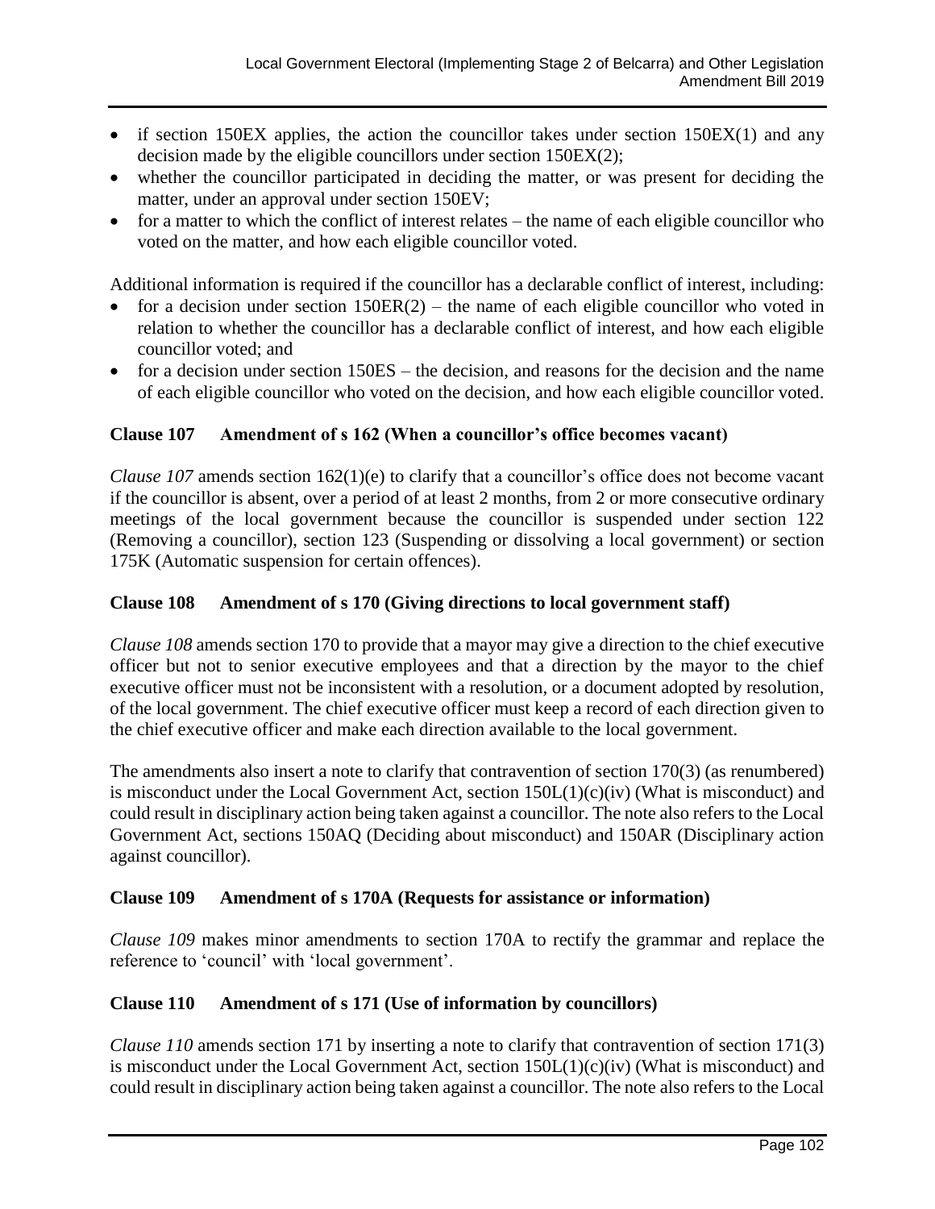- if section 150EX applies, the action the councillor takes under section 150EX(1) and any decision made by the eligible councillors under section 150EX(2);
- whether the councillor participated in deciding the matter, or was present for deciding the matter, under an approval under section 150EV;
- for a matter to which the conflict of interest relates – the name of each eligible councillor who voted on the matter, and how each eligible councillor voted.

Additional information is required if the councillor has a declarable conflict of interest, including:

- for a decision under section 150ER(2) – the name of each eligible councillor who voted in relation to whether the councillor has a declarable conflict of interest, and how each eligible councillor voted; and
- for a decision under section 150ES – the decision, and reasons for the decision and the name of each eligible councillor who voted on the decision, and how each eligible councillor voted.

### Clause 107 Amendment of s 162 (When a councillor's office becomes vacant)

*Clause 107* amends section 162(1)(e) to clarify that a councillor's office does not become vacant if the councillor is absent, over a period of at least 2 months, from 2 or more consecutive ordinary meetings of the local government because the councillor is suspended under section 122 (Removing a councillor), section 123 (Suspending or dissolving a local government) or section 175K (Automatic suspension for certain offences).

### Clause 108 Amendment of s 170 (Giving directions to local government staff)

*Clause 108* amends section 170 to provide that a mayor may give a direction to the chief executive officer but not to senior executive employees and that a direction by the mayor to the chief executive officer must not be inconsistent with a resolution, or a document adopted by resolution, of the local government. The chief executive officer must keep a record of each direction given to the chief executive officer and make each direction available to the local government.

The amendments also insert a note to clarify that contravention of section 170(3) (as renumbered) is misconduct under the Local Government Act, section 150L(1)(c)(iv) (What is misconduct) and could result in disciplinary action being taken against a councillor. The note also refers to the Local Government Act, sections 150AQ (Deciding about misconduct) and 150AR (Disciplinary action against councillor).

### Clause 109 Amendment of s 170A (Requests for assistance or information)

*Clause 109* makes minor amendments to section 170A to rectify the grammar and replace the reference to 'council' with 'local government'.

### Clause 110 Amendment of s 171 (Use of information by councillors)

*Clause 110* amends section 171 by inserting a note to clarify that contravention of section 171(3) is misconduct under the Local Government Act, section 150L(1)(c)(iv) (What is misconduct) and could result in disciplinary action being taken against a councillor. The note also refers to the Local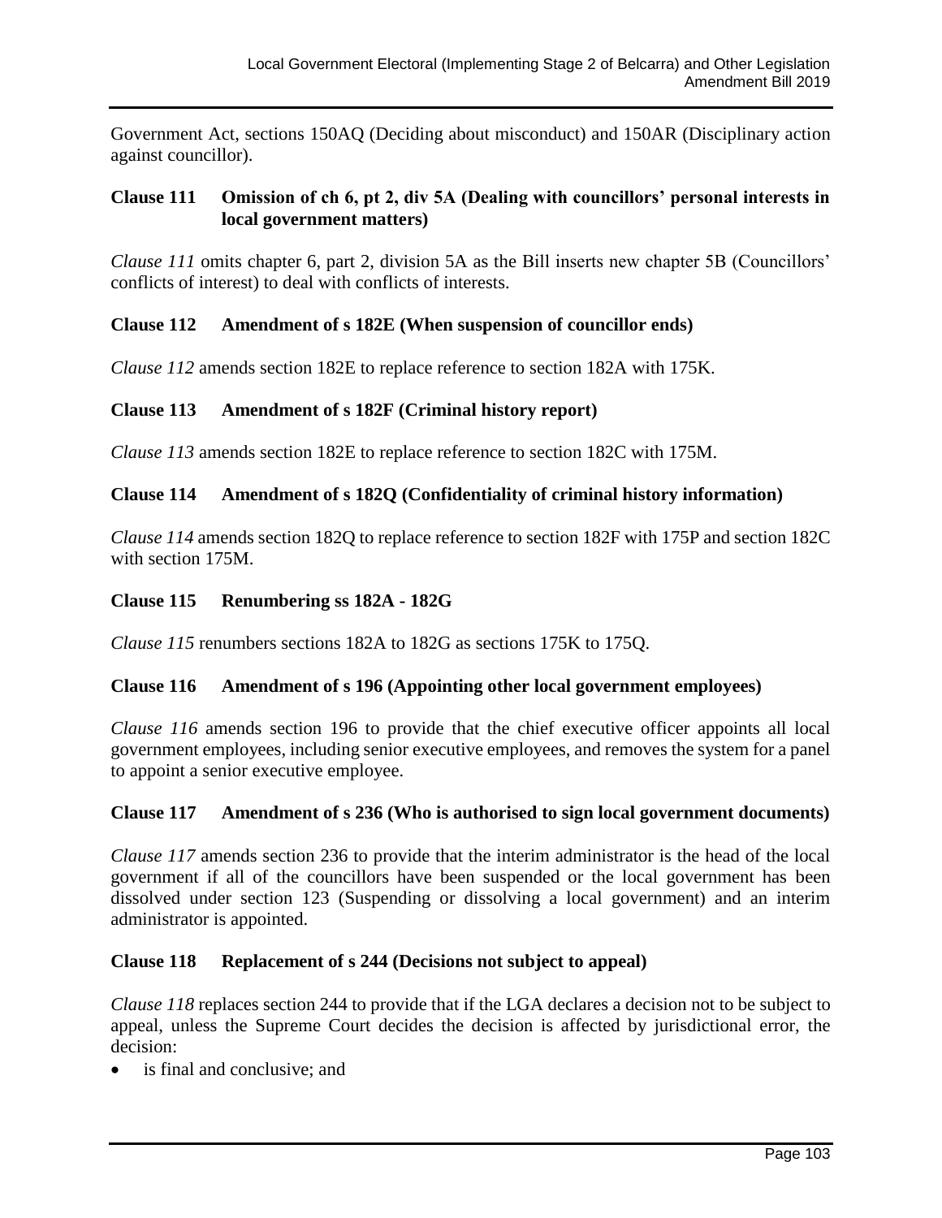Government Act, sections 150AQ (Deciding about misconduct) and 150AR (Disciplinary action against councillor).

### Clause 111 Omission of ch 6, pt 2, div 5A (Dealing with councillors' personal interests in local government matters)

*Clause 111* omits chapter 6, part 2, division 5A as the Bill inserts new chapter 5B (Councillors' conflicts of interest) to deal with conflicts of interests.

### Clause 112 Amendment of s 182E (When suspension of councillor ends)

*Clause 112* amends section 182E to replace reference to section 182A with 175K.

### Clause 113 Amendment of s 182F (Criminal history report)

*Clause 113* amends section 182E to replace reference to section 182C with 175M.

### Clause 114 Amendment of s 182Q (Confidentiality of criminal history information)

*Clause 114* amends section 182Q to replace reference to section 182F with 175P and section 182C with section 175M.

### Clause 115 Renumbering ss 182A - 182G

*Clause 115* renumbers sections 182A to 182G as sections 175K to 175Q.

### Clause 116 Amendment of s 196 (Appointing other local government employees)

*Clause 116* amends section 196 to provide that the chief executive officer appoints all local government employees, including senior executive employees, and removes the system for a panel to appoint a senior executive employee.

### Clause 117 Amendment of s 236 (Who is authorised to sign local government documents)

*Clause 117* amends section 236 to provide that the interim administrator is the head of the local government if all of the councillors have been suspended or the local government has been dissolved under section 123 (Suspending or dissolving a local government) and an interim administrator is appointed.

### Clause 118 Replacement of s 244 (Decisions not subject to appeal)

*Clause 118* replaces section 244 to provide that if the LGA declares a decision not to be subject to appeal, unless the Supreme Court decides the decision is affected by jurisdictional error, the decision:

- is final and conclusive; and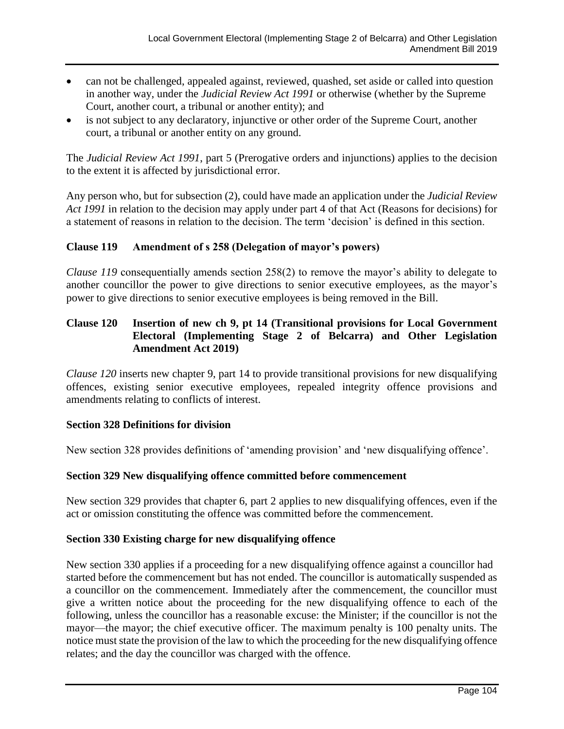- can not be challenged, appealed against, reviewed, quashed, set aside or called into question in another way, under the *Judicial Review Act 1991* or otherwise (whether by the Supreme Court, another court, a tribunal or another entity); and
- is not subject to any declaratory, injunctive or other order of the Supreme Court, another court, a tribunal or another entity on any ground.

The *Judicial Review Act 1991*, part 5 (Prerogative orders and injunctions) applies to the decision to the extent it is affected by jurisdictional error.

Any person who, but for subsection (2), could have made an application under the *Judicial Review Act 1991* in relation to the decision may apply under part 4 of that Act (Reasons for decisions) for a statement of reasons in relation to the decision. The term 'decision' is defined in this section.

**Clause 119 Amendment of s 258 (Delegation of mayor's powers)**

*Clause 119* consequentially amends section 258(2) to remove the mayor's ability to delegate to another councillor the power to give directions to senior executive employees, as the mayor's power to give directions to senior executive employees is being removed in the Bill.

**Clause 120 Insertion of new ch 9, pt 14 (Transitional provisions for Local Government Electoral (Implementing Stage 2 of Belcarra) and Other Legislation Amendment Act 2019)**

*Clause 120* inserts new chapter 9, part 14 to provide transitional provisions for new disqualifying offences, existing senior executive employees, repealed integrity offence provisions and amendments relating to conflicts of interest.

**Section 328 Definitions for division**

New section 328 provides definitions of 'amending provision' and 'new disqualifying offence'.

**Section 329 New disqualifying offence committed before commencement**

New section 329 provides that chapter 6, part 2 applies to new disqualifying offences, even if the act or omission constituting the offence was committed before the commencement.

**Section 330 Existing charge for new disqualifying offence**

New section 330 applies if a proceeding for a new disqualifying offence against a councillor had started before the commencement but has not ended. The councillor is automatically suspended as a councillor on the commencement. Immediately after the commencement, the councillor must give a written notice about the proceeding for the new disqualifying offence to each of the following, unless the councillor has a reasonable excuse: the Minister; if the councillor is not the mayor—the mayor; the chief executive officer. The maximum penalty is 100 penalty units. The notice must state the provision of the law to which the proceeding for the new disqualifying offence relates; and the day the councillor was charged with the offence.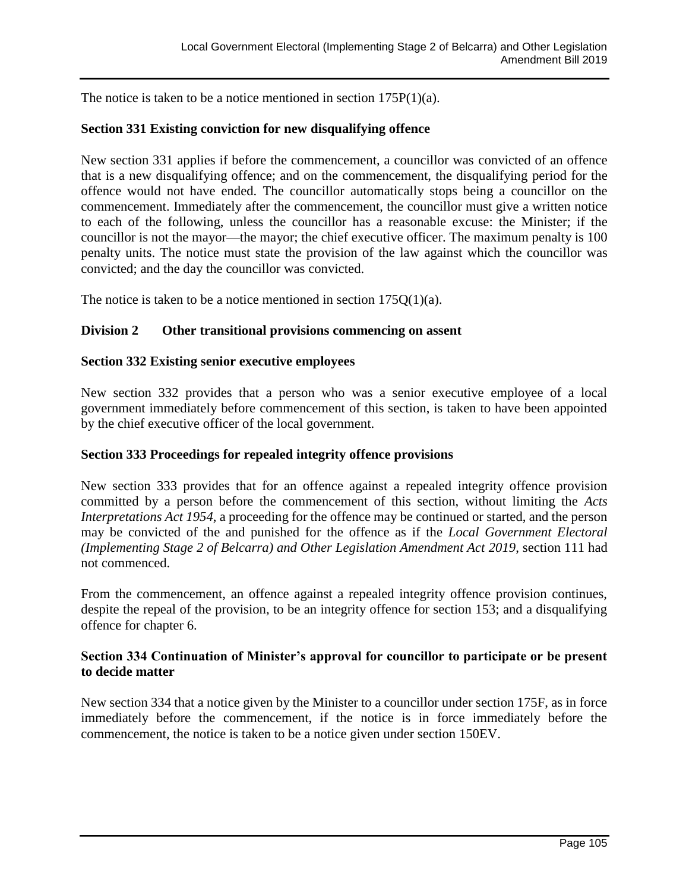The notice is taken to be a notice mentioned in section 175P(1)(a).

### Section 331 Existing conviction for new disqualifying offence

New section 331 applies if before the commencement, a councillor was convicted of an offence that is a new disqualifying offence; and on the commencement, the disqualifying period for the offence would not have ended. The councillor automatically stops being a councillor on the commencement. Immediately after the commencement, the councillor must give a written notice to each of the following, unless the councillor has a reasonable excuse: the Minister; if the councillor is not the mayor—the mayor; the chief executive officer. The maximum penalty is 100 penalty units. The notice must state the provision of the law against which the councillor was convicted; and the day the councillor was convicted.

The notice is taken to be a notice mentioned in section 175Q(1)(a).

## Division 2 Other transitional provisions commencing on assent

### Section 332 Existing senior executive employees

New section 332 provides that a person who was a senior executive employee of a local government immediately before commencement of this section, is taken to have been appointed by the chief executive officer of the local government.

### Section 333 Proceedings for repealed integrity offence provisions

New section 333 provides that for an offence against a repealed integrity offence provision committed by a person before the commencement of this section, without limiting the *Acts Interpretations Act 1954*, a proceeding for the offence may be continued or started, and the person may be convicted of the and punished for the offence as if the *Local Government Electoral (Implementing Stage 2 of Belcarra) and Other Legislation Amendment Act 2019*, section 111 had not commenced.

From the commencement, an offence against a repealed integrity offence provision continues, despite the repeal of the provision, to be an integrity offence for section 153; and a disqualifying offence for chapter 6.

### Section 334 Continuation of Minister's approval for councillor to participate or be present to decide matter

New section 334 that a notice given by the Minister to a councillor under section 175F, as in force immediately before the commencement, if the notice is in force immediately before the commencement, the notice is taken to be a notice given under section 150EV.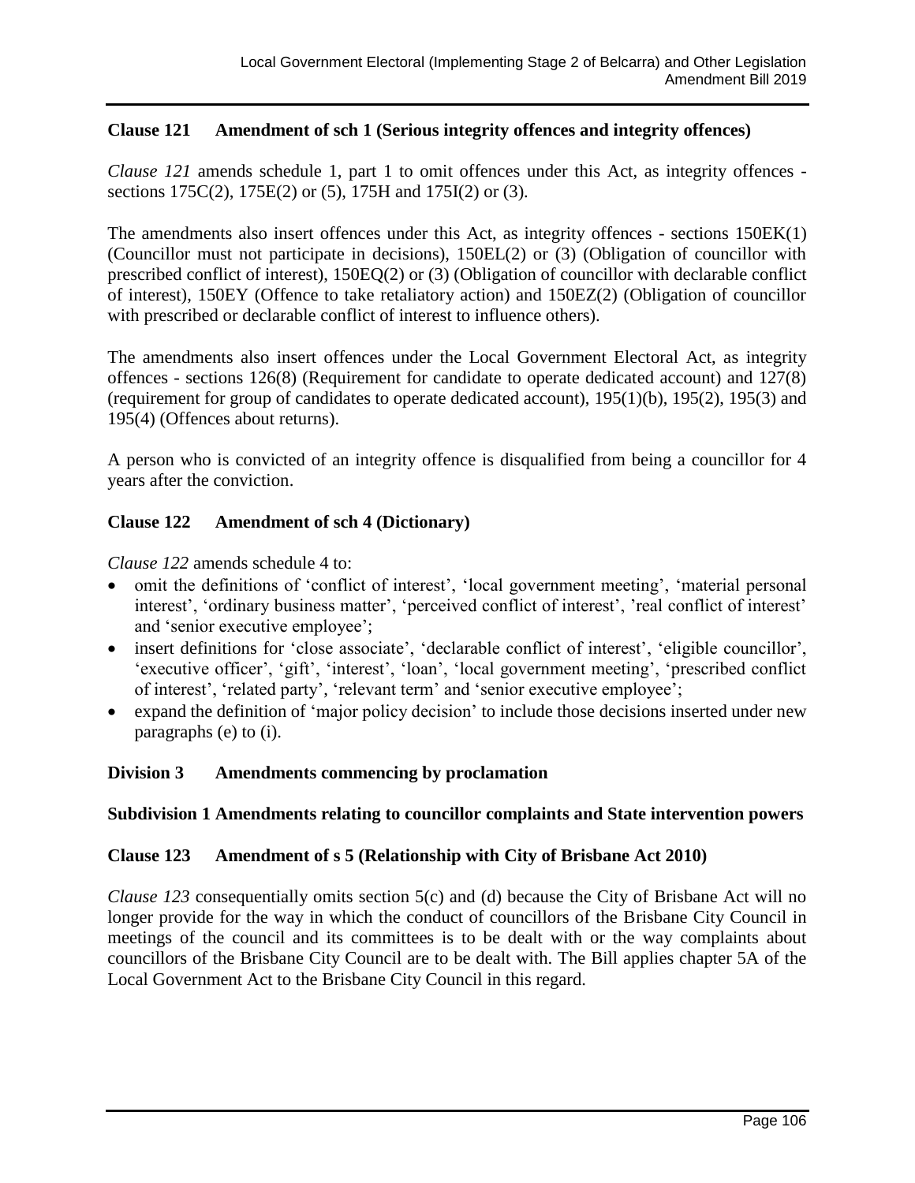### Clause 121 Amendment of sch 1 (Serious integrity offences and integrity offences)

*Clause 121* amends schedule 1, part 1 to omit offences under this Act, as integrity offences - sections 175C(2), 175E(2) or (5), 175H and 175I(2) or (3).

The amendments also insert offences under this Act, as integrity offences - sections 150EK(1) (Councillor must not participate in decisions), 150EL(2) or (3) (Obligation of councillor with prescribed conflict of interest), 150EQ(2) or (3) (Obligation of councillor with declarable conflict of interest), 150EY (Offence to take retaliatory action) and 150EZ(2) (Obligation of councillor with prescribed or declarable conflict of interest to influence others).

The amendments also insert offences under the Local Government Electoral Act, as integrity offences - sections 126(8) (Requirement for candidate to operate dedicated account) and 127(8) (requirement for group of candidates to operate dedicated account), 195(1)(b), 195(2), 195(3) and 195(4) (Offences about returns).

A person who is convicted of an integrity offence is disqualified from being a councillor for 4 years after the conviction.

### Clause 122 Amendment of sch 4 (Dictionary)

*Clause 122* amends schedule 4 to:

- omit the definitions of 'conflict of interest', 'local government meeting', 'material personal interest', 'ordinary business matter', 'perceived conflict of interest', 'real conflict of interest' and 'senior executive employee';
- insert definitions for 'close associate', 'declarable conflict of interest', 'eligible councillor', 'executive officer', 'gift', 'interest', 'loan', 'local government meeting', 'prescribed conflict of interest', 'related party', 'relevant term' and 'senior executive employee';
- expand the definition of 'major policy decision' to include those decisions inserted under new paragraphs (e) to (i).

## Division 3 Amendments commencing by proclamation

### Subdivision 1 Amendments relating to councillor complaints and State intervention powers

### Clause 123 Amendment of s 5 (Relationship with City of Brisbane Act 2010)

*Clause 123* consequentially omits section 5(c) and (d) because the City of Brisbane Act will no longer provide for the way in which the conduct of councillors of the Brisbane City Council in meetings of the council and its committees is to be dealt with or the way complaints about councillors of the Brisbane City Council are to be dealt with. The Bill applies chapter 5A of the Local Government Act to the Brisbane City Council in this regard.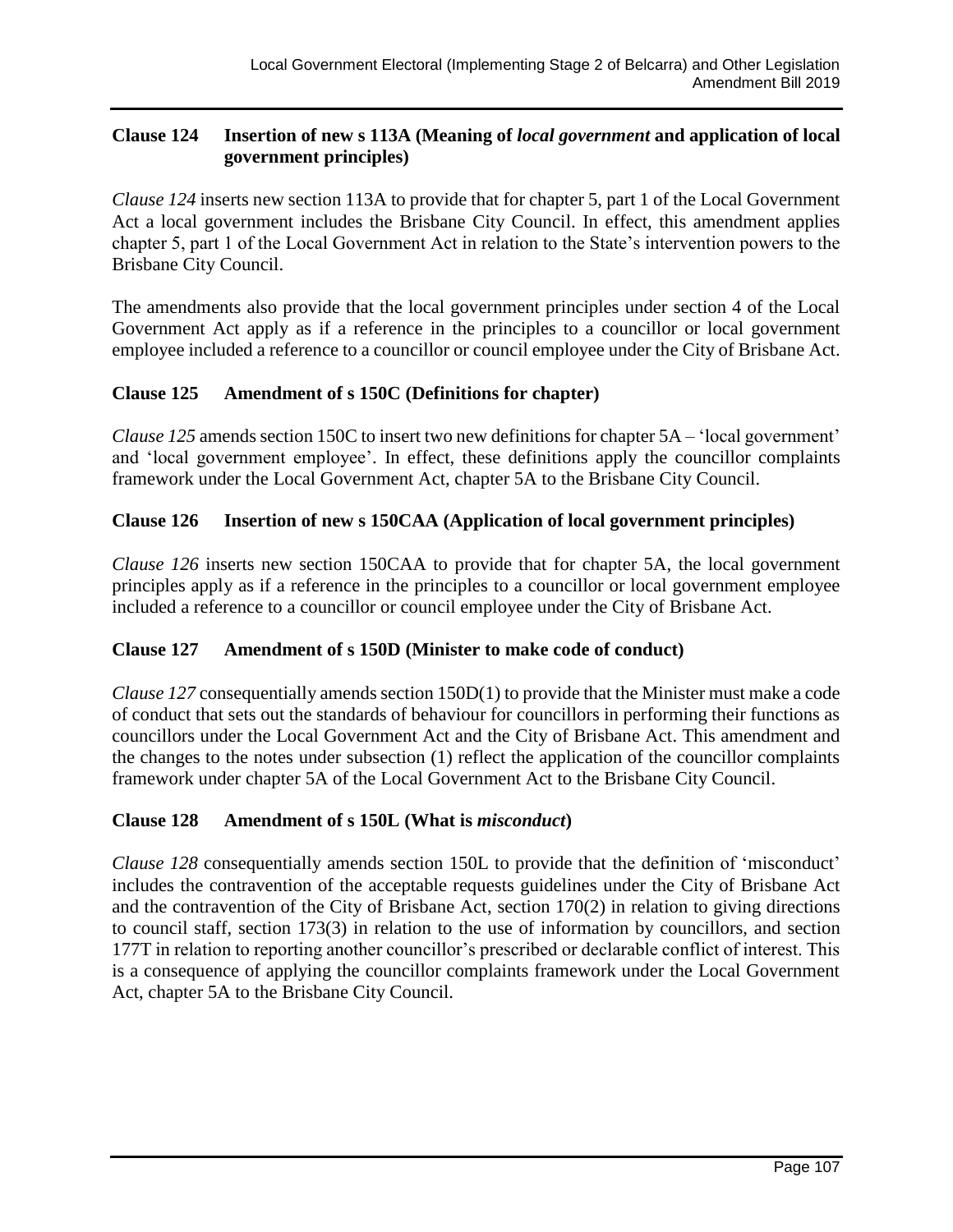### Clause 124 Insertion of new s 113A (Meaning of *local government* and application of local government principles)

*Clause 124* inserts new section 113A to provide that for chapter 5, part 1 of the Local Government Act a local government includes the Brisbane City Council. In effect, this amendment applies chapter 5, part 1 of the Local Government Act in relation to the State's intervention powers to the Brisbane City Council.

The amendments also provide that the local government principles under section 4 of the Local Government Act apply as if a reference in the principles to a councillor or local government employee included a reference to a councillor or council employee under the City of Brisbane Act.

### Clause 125 Amendment of s 150C (Definitions for chapter)

*Clause 125* amends section 150C to insert two new definitions for chapter 5A – 'local government' and 'local government employee'. In effect, these definitions apply the councillor complaints framework under the Local Government Act, chapter 5A to the Brisbane City Council.

### Clause 126 Insertion of new s 150CAA (Application of local government principles)

*Clause 126* inserts new section 150CAA to provide that for chapter 5A, the local government principles apply as if a reference in the principles to a councillor or local government employee included a reference to a councillor or council employee under the City of Brisbane Act.

### Clause 127 Amendment of s 150D (Minister to make code of conduct)

*Clause 127* consequentially amends section 150D(1) to provide that the Minister must make a code of conduct that sets out the standards of behaviour for councillors in performing their functions as councillors under the Local Government Act and the City of Brisbane Act. This amendment and the changes to the notes under subsection (1) reflect the application of the councillor complaints framework under chapter 5A of the Local Government Act to the Brisbane City Council.

### Clause 128 Amendment of s 150L (What is *misconduct*)

*Clause 128* consequentially amends section 150L to provide that the definition of 'misconduct' includes the contravention of the acceptable requests guidelines under the City of Brisbane Act and the contravention of the City of Brisbane Act, section 170(2) in relation to giving directions to council staff, section 173(3) in relation to the use of information by councillors, and section 177T in relation to reporting another councillor's prescribed or declarable conflict of interest. This is a consequence of applying the councillor complaints framework under the Local Government Act, chapter 5A to the Brisbane City Council.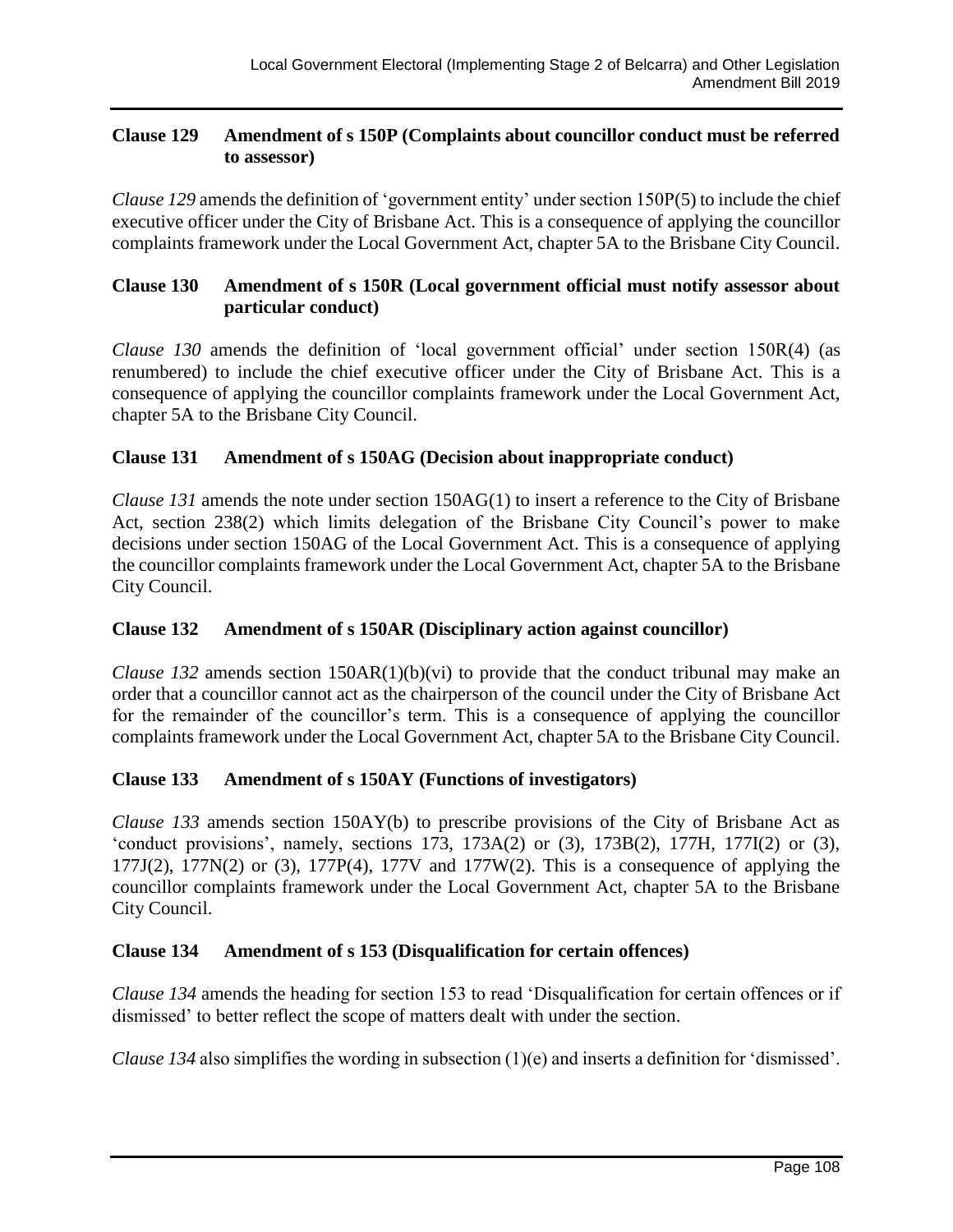### Clause 129 Amendment of s 150P (Complaints about councillor conduct must be referred to assessor)

*Clause 129* amends the definition of 'government entity' under section 150P(5) to include the chief executive officer under the City of Brisbane Act. This is a consequence of applying the councillor complaints framework under the Local Government Act, chapter 5A to the Brisbane City Council.

### Clause 130 Amendment of s 150R (Local government official must notify assessor about particular conduct)

*Clause 130* amends the definition of 'local government official' under section 150R(4) (as renumbered) to include the chief executive officer under the City of Brisbane Act. This is a consequence of applying the councillor complaints framework under the Local Government Act, chapter 5A to the Brisbane City Council.

### Clause 131 Amendment of s 150AG (Decision about inappropriate conduct)

*Clause 131* amends the note under section 150AG(1) to insert a reference to the City of Brisbane Act, section 238(2) which limits delegation of the Brisbane City Council's power to make decisions under section 150AG of the Local Government Act. This is a consequence of applying the councillor complaints framework under the Local Government Act, chapter 5A to the Brisbane City Council.

### Clause 132 Amendment of s 150AR (Disciplinary action against councillor)

*Clause 132* amends section 150AR(1)(b)(vi) to provide that the conduct tribunal may make an order that a councillor cannot act as the chairperson of the council under the City of Brisbane Act for the remainder of the councillor's term. This is a consequence of applying the councillor complaints framework under the Local Government Act, chapter 5A to the Brisbane City Council.

### Clause 133 Amendment of s 150AY (Functions of investigators)

*Clause 133* amends section 150AY(b) to prescribe provisions of the City of Brisbane Act as 'conduct provisions', namely, sections 173, 173A(2) or (3), 173B(2), 177H, 177I(2) or (3), 177J(2), 177N(2) or (3), 177P(4), 177V and 177W(2). This is a consequence of applying the councillor complaints framework under the Local Government Act, chapter 5A to the Brisbane City Council.

### Clause 134 Amendment of s 153 (Disqualification for certain offences)

*Clause 134* amends the heading for section 153 to read 'Disqualification for certain offences or if dismissed' to better reflect the scope of matters dealt with under the section.

*Clause 134* also simplifies the wording in subsection (1)(e) and inserts a definition for 'dismissed'.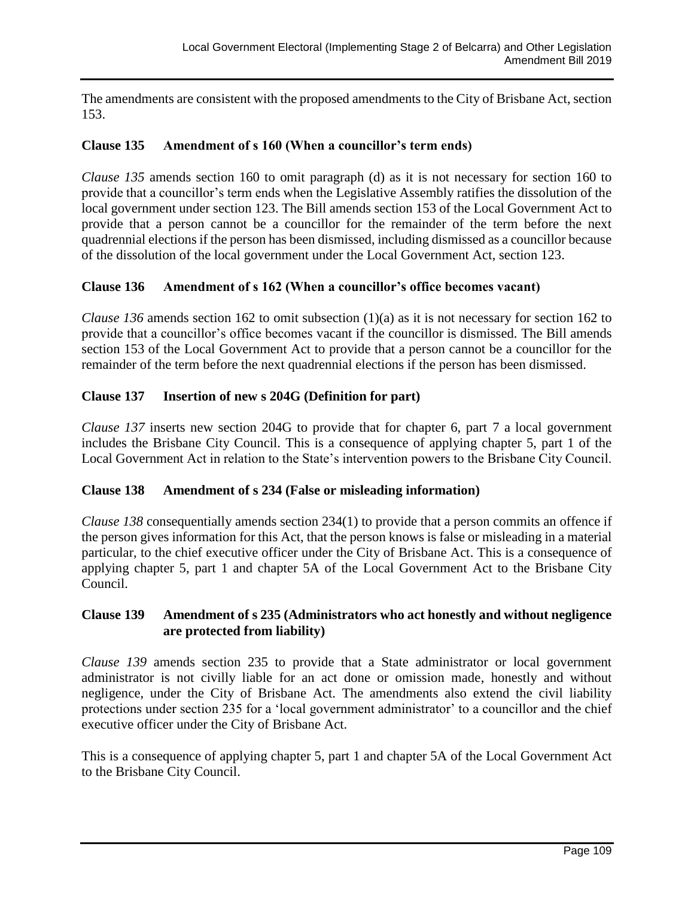The amendments are consistent with the proposed amendments to the City of Brisbane Act, section 153.

### Clause 135 Amendment of s 160 (When a councillor's term ends)

*Clause 135* amends section 160 to omit paragraph (d) as it is not necessary for section 160 to provide that a councillor's term ends when the Legislative Assembly ratifies the dissolution of the local government under section 123. The Bill amends section 153 of the Local Government Act to provide that a person cannot be a councillor for the remainder of the term before the next quadrennial elections if the person has been dismissed, including dismissed as a councillor because of the dissolution of the local government under the Local Government Act, section 123.

### Clause 136 Amendment of s 162 (When a councillor's office becomes vacant)

*Clause 136* amends section 162 to omit subsection (1)(a) as it is not necessary for section 162 to provide that a councillor's office becomes vacant if the councillor is dismissed. The Bill amends section 153 of the Local Government Act to provide that a person cannot be a councillor for the remainder of the term before the next quadrennial elections if the person has been dismissed.

### Clause 137 Insertion of new s 204G (Definition for part)

*Clause 137* inserts new section 204G to provide that for chapter 6, part 7 a local government includes the Brisbane City Council. This is a consequence of applying chapter 5, part 1 of the Local Government Act in relation to the State's intervention powers to the Brisbane City Council.

### Clause 138 Amendment of s 234 (False or misleading information)

*Clause 138* consequentially amends section 234(1) to provide that a person commits an offence if the person gives information for this Act, that the person knows is false or misleading in a material particular, to the chief executive officer under the City of Brisbane Act. This is a consequence of applying chapter 5, part 1 and chapter 5A of the Local Government Act to the Brisbane City Council.

### Clause 139 Amendment of s 235 (Administrators who act honestly and without negligence are protected from liability)

*Clause 139* amends section 235 to provide that a State administrator or local government administrator is not civilly liable for an act done or omission made, honestly and without negligence, under the City of Brisbane Act. The amendments also extend the civil liability protections under section 235 for a 'local government administrator' to a councillor and the chief executive officer under the City of Brisbane Act.

This is a consequence of applying chapter 5, part 1 and chapter 5A of the Local Government Act to the Brisbane City Council.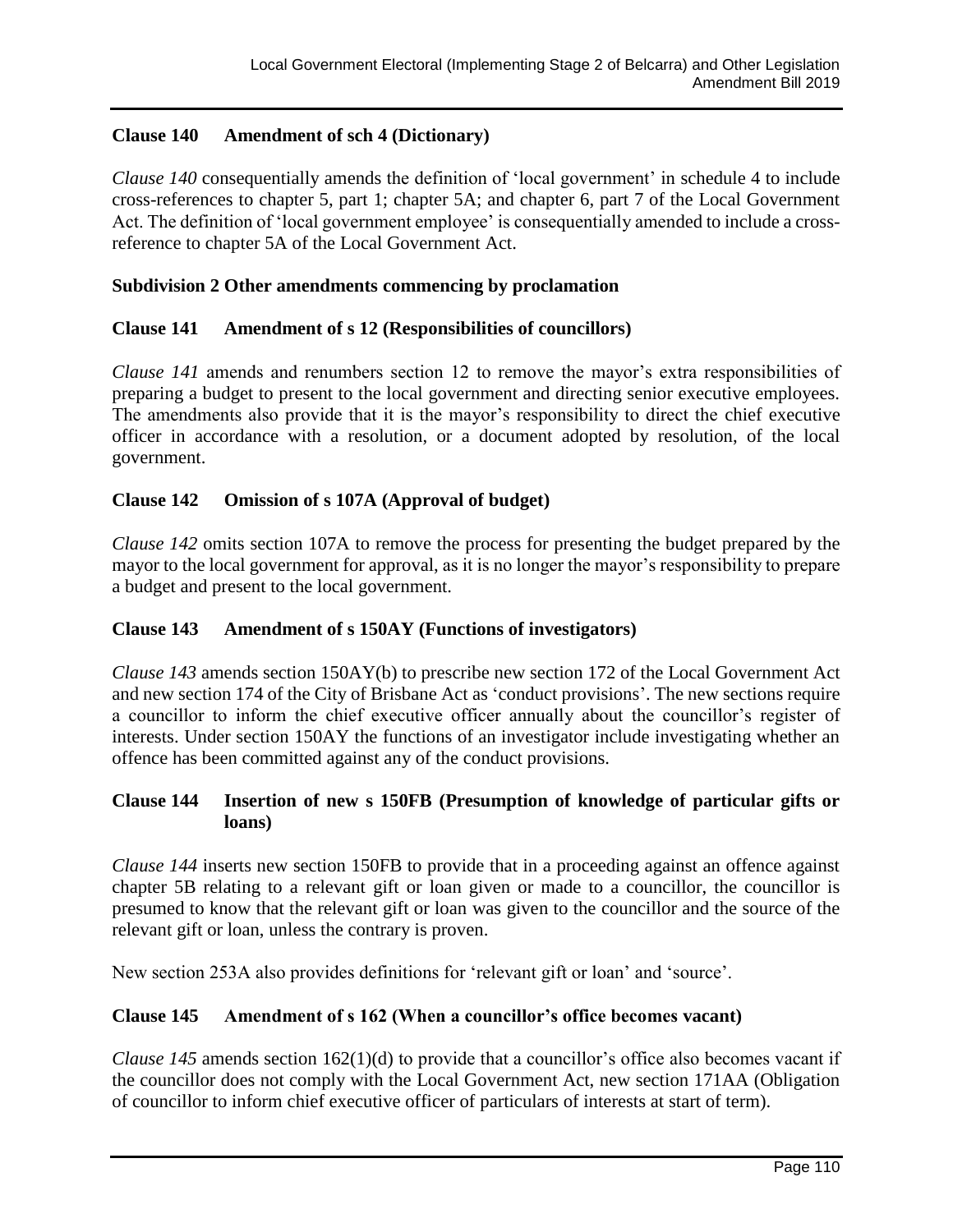### Clause 140 Amendment of sch 4 (Dictionary)

*Clause 140* consequentially amends the definition of 'local government' in schedule 4 to include cross-references to chapter 5, part 1; chapter 5A; and chapter 6, part 7 of the Local Government Act. The definition of 'local government employee' is consequentially amended to include a cross-reference to chapter 5A of the Local Government Act.

### Subdivision 2 Other amendments commencing by proclamation

### Clause 141 Amendment of s 12 (Responsibilities of councillors)

*Clause 141* amends and renumbers section 12 to remove the mayor's extra responsibilities of preparing a budget to present to the local government and directing senior executive employees. The amendments also provide that it is the mayor's responsibility to direct the chief executive officer in accordance with a resolution, or a document adopted by resolution, of the local government.

### Clause 142 Omission of s 107A (Approval of budget)

*Clause 142* omits section 107A to remove the process for presenting the budget prepared by the mayor to the local government for approval, as it is no longer the mayor's responsibility to prepare a budget and present to the local government.

### Clause 143 Amendment of s 150AY (Functions of investigators)

*Clause 143* amends section 150AY(b) to prescribe new section 172 of the Local Government Act and new section 174 of the City of Brisbane Act as 'conduct provisions'. The new sections require a councillor to inform the chief executive officer annually about the councillor's register of interests. Under section 150AY the functions of an investigator include investigating whether an offence has been committed against any of the conduct provisions.

### Clause 144 Insertion of new s 150FB (Presumption of knowledge of particular gifts or loans)

*Clause 144* inserts new section 150FB to provide that in a proceeding against an offence against chapter 5B relating to a relevant gift or loan given or made to a councillor, the councillor is presumed to know that the relevant gift or loan was given to the councillor and the source of the relevant gift or loan, unless the contrary is proven.

New section 253A also provides definitions for 'relevant gift or loan' and 'source'.

### Clause 145 Amendment of s 162 (When a councillor's office becomes vacant)

*Clause 145* amends section 162(1)(d) to provide that a councillor's office also becomes vacant if the councillor does not comply with the Local Government Act, new section 171AA (Obligation of councillor to inform chief executive officer of particulars of interests at start of term).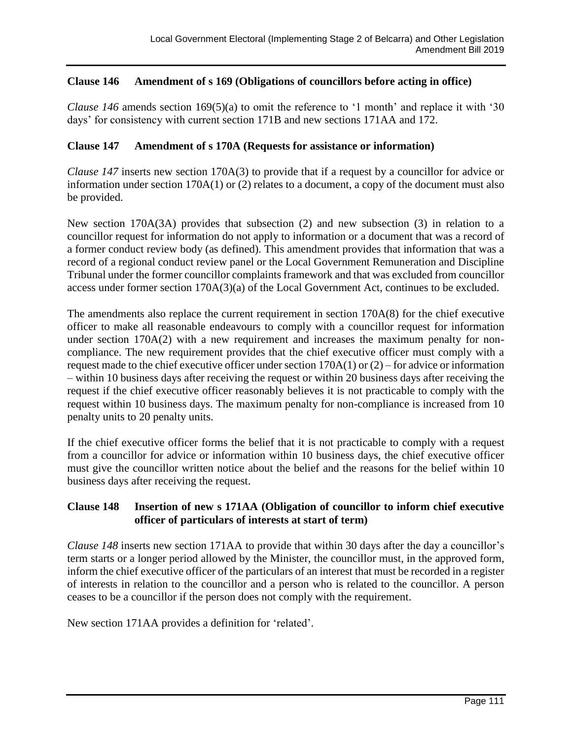### Clause 146 Amendment of s 169 (Obligations of councillors before acting in office)

*Clause 146* amends section 169(5)(a) to omit the reference to '1 month' and replace it with '30 days' for consistency with current section 171B and new sections 171AA and 172.

### Clause 147 Amendment of s 170A (Requests for assistance or information)

*Clause 147* inserts new section 170A(3) to provide that if a request by a councillor for advice or information under section 170A(1) or (2) relates to a document, a copy of the document must also be provided.

New section 170A(3A) provides that subsection (2) and new subsection (3) in relation to a councillor request for information do not apply to information or a document that was a record of a former conduct review body (as defined). This amendment provides that information that was a record of a regional conduct review panel or the Local Government Remuneration and Discipline Tribunal under the former councillor complaints framework and that was excluded from councillor access under former section 170A(3)(a) of the Local Government Act, continues to be excluded.

The amendments also replace the current requirement in section 170A(8) for the chief executive officer to make all reasonable endeavours to comply with a councillor request for information under section 170A(2) with a new requirement and increases the maximum penalty for non-compliance. The new requirement provides that the chief executive officer must comply with a request made to the chief executive officer under section 170A(1) or (2) – for advice or information – within 10 business days after receiving the request or within 20 business days after receiving the request if the chief executive officer reasonably believes it is not practicable to comply with the request within 10 business days. The maximum penalty for non-compliance is increased from 10 penalty units to 20 penalty units.

If the chief executive officer forms the belief that it is not practicable to comply with a request from a councillor for advice or information within 10 business days, the chief executive officer must give the councillor written notice about the belief and the reasons for the belief within 10 business days after receiving the request.

### Clause 148 Insertion of new s 171AA (Obligation of councillor to inform chief executive officer of particulars of interests at start of term)

*Clause 148* inserts new section 171AA to provide that within 30 days after the day a councillor's term starts or a longer period allowed by the Minister, the councillor must, in the approved form, inform the chief executive officer of the particulars of an interest that must be recorded in a register of interests in relation to the councillor and a person who is related to the councillor. A person ceases to be a councillor if the person does not comply with the requirement.

New section 171AA provides a definition for 'related'.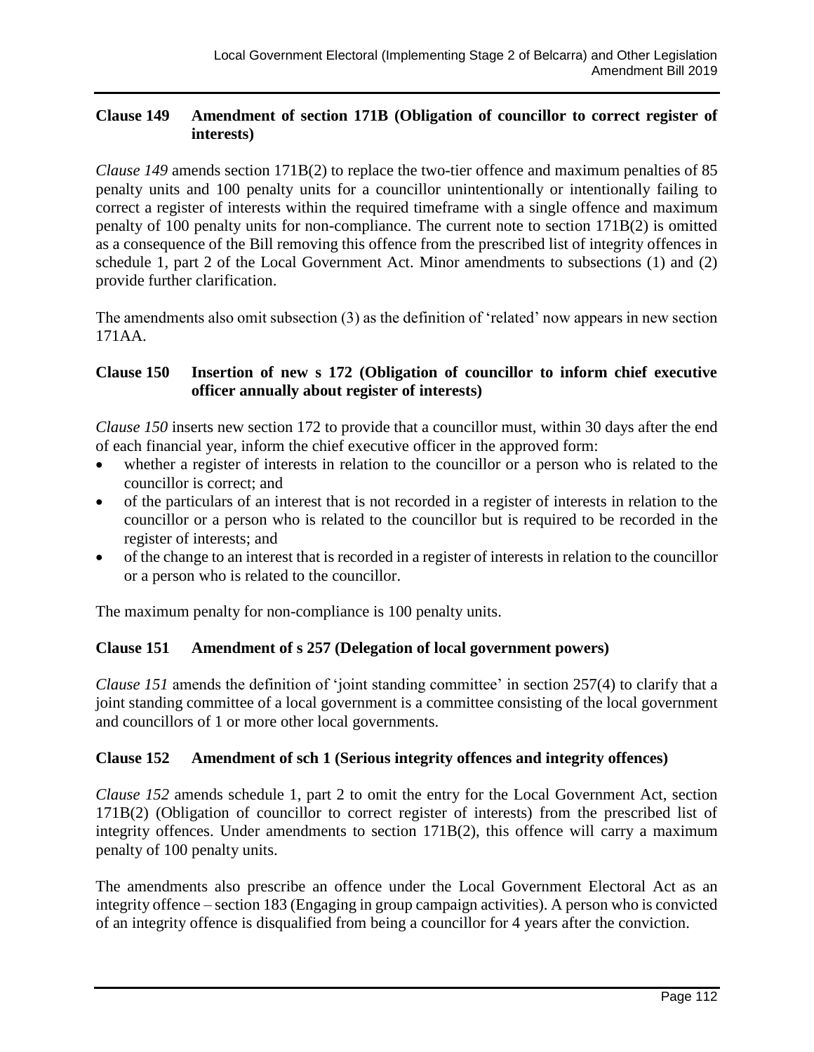### Clause 149 Amendment of section 171B (Obligation of councillor to correct register of interests)

*Clause 149* amends section 171B(2) to replace the two-tier offence and maximum penalties of 85 penalty units and 100 penalty units for a councillor unintentionally or intentionally failing to correct a register of interests within the required timeframe with a single offence and maximum penalty of 100 penalty units for non-compliance. The current note to section 171B(2) is omitted as a consequence of the Bill removing this offence from the prescribed list of integrity offences in schedule 1, part 2 of the Local Government Act. Minor amendments to subsections (1) and (2) provide further clarification.

The amendments also omit subsection (3) as the definition of 'related' now appears in new section 171AA.

### Clause 150 Insertion of new s 172 (Obligation of councillor to inform chief executive officer annually about register of interests)

*Clause 150* inserts new section 172 to provide that a councillor must, within 30 days after the end of each financial year, inform the chief executive officer in the approved form:

- whether a register of interests in relation to the councillor or a person who is related to the councillor is correct; and
- of the particulars of an interest that is not recorded in a register of interests in relation to the councillor or a person who is related to the councillor but is required to be recorded in the register of interests; and
- of the change to an interest that is recorded in a register of interests in relation to the councillor or a person who is related to the councillor.

The maximum penalty for non-compliance is 100 penalty units.

### Clause 151 Amendment of s 257 (Delegation of local government powers)

*Clause 151* amends the definition of 'joint standing committee' in section 257(4) to clarify that a joint standing committee of a local government is a committee consisting of the local government and councillors of 1 or more other local governments.

### Clause 152 Amendment of sch 1 (Serious integrity offences and integrity offences)

*Clause 152* amends schedule 1, part 2 to omit the entry for the Local Government Act, section 171B(2) (Obligation of councillor to correct register of interests) from the prescribed list of integrity offences. Under amendments to section 171B(2), this offence will carry a maximum penalty of 100 penalty units.

The amendments also prescribe an offence under the Local Government Electoral Act as an integrity offence – section 183 (Engaging in group campaign activities). A person who is convicted of an integrity offence is disqualified from being a councillor for 4 years after the conviction.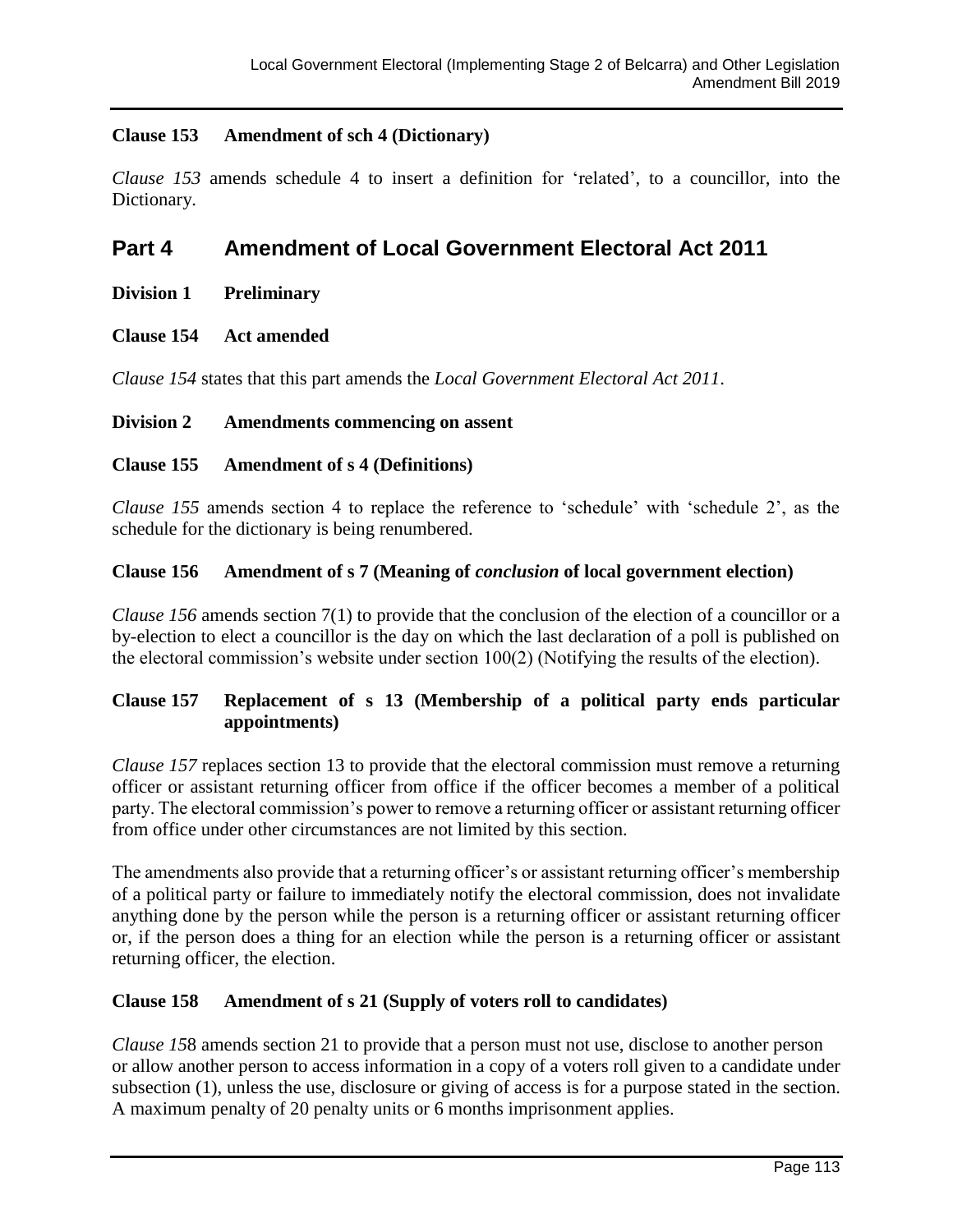**Clause 153 Amendment of sch 4 (Dictionary)**

*Clause 153* amends schedule 4 to insert a definition for 'related', to a councillor, into the Dictionary.

## Part 4 Amendment of Local Government Electoral Act 2011

**Division 1 Preliminary**

**Clause 154 Act amended**

*Clause 154* states that this part amends the *Local Government Electoral Act 2011*.

**Division 2 Amendments commencing on assent**

**Clause 155 Amendment of s 4 (Definitions)**

*Clause 155* amends section 4 to replace the reference to 'schedule' with 'schedule 2', as the schedule for the dictionary is being renumbered.

**Clause 156 Amendment of s 7 (Meaning of *conclusion* of local government election)**

*Clause 156* amends section 7(1) to provide that the conclusion of the election of a councillor or a by-election to elect a councillor is the day on which the last declaration of a poll is published on the electoral commission's website under section 100(2) (Notifying the results of the election).

**Clause 157 Replacement of s 13 (Membership of a political party ends particular appointments)**

*Clause 157* replaces section 13 to provide that the electoral commission must remove a returning officer or assistant returning officer from office if the officer becomes a member of a political party. The electoral commission's power to remove a returning officer or assistant returning officer from office under other circumstances are not limited by this section.

The amendments also provide that a returning officer's or assistant returning officer's membership of a political party or failure to immediately notify the electoral commission, does not invalidate anything done by the person while the person is a returning officer or assistant returning officer or, if the person does a thing for an election while the person is a returning officer or assistant returning officer, the election.

**Clause 158 Amendment of s 21 (Supply of voters roll to candidates)**

*Clause 15*8 amends section 21 to provide that a person must not use, disclose to another person or allow another person to access information in a copy of a voters roll given to a candidate under subsection (1), unless the use, disclosure or giving of access is for a purpose stated in the section. A maximum penalty of 20 penalty units or 6 months imprisonment applies.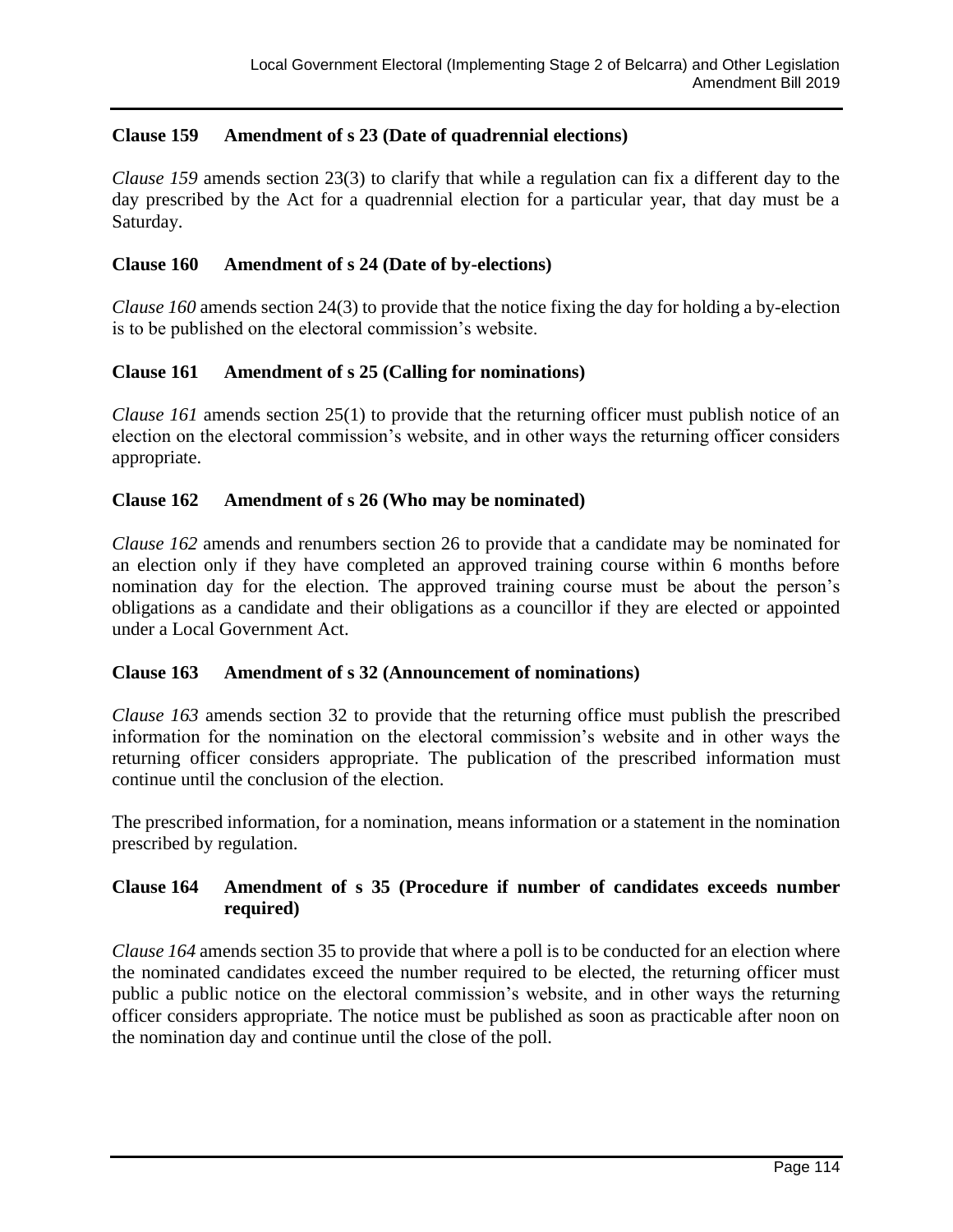### Clause 159 Amendment of s 23 (Date of quadrennial elections)

*Clause 159* amends section 23(3) to clarify that while a regulation can fix a different day to the day prescribed by the Act for a quadrennial election for a particular year, that day must be a Saturday.

### Clause 160 Amendment of s 24 (Date of by-elections)

*Clause 160* amends section 24(3) to provide that the notice fixing the day for holding a by-election is to be published on the electoral commission's website.

### Clause 161 Amendment of s 25 (Calling for nominations)

*Clause 161* amends section 25(1) to provide that the returning officer must publish notice of an election on the electoral commission's website, and in other ways the returning officer considers appropriate.

### Clause 162 Amendment of s 26 (Who may be nominated)

*Clause 162* amends and renumbers section 26 to provide that a candidate may be nominated for an election only if they have completed an approved training course within 6 months before nomination day for the election. The approved training course must be about the person's obligations as a candidate and their obligations as a councillor if they are elected or appointed under a Local Government Act.

### Clause 163 Amendment of s 32 (Announcement of nominations)

*Clause 163* amends section 32 to provide that the returning office must publish the prescribed information for the nomination on the electoral commission's website and in other ways the returning officer considers appropriate. The publication of the prescribed information must continue until the conclusion of the election.

The prescribed information, for a nomination, means information or a statement in the nomination prescribed by regulation.

### Clause 164 Amendment of s 35 (Procedure if number of candidates exceeds number required)

*Clause 164* amends section 35 to provide that where a poll is to be conducted for an election where the nominated candidates exceed the number required to be elected, the returning officer must public a public notice on the electoral commission's website, and in other ways the returning officer considers appropriate. The notice must be published as soon as practicable after noon on the nomination day and continue until the close of the poll.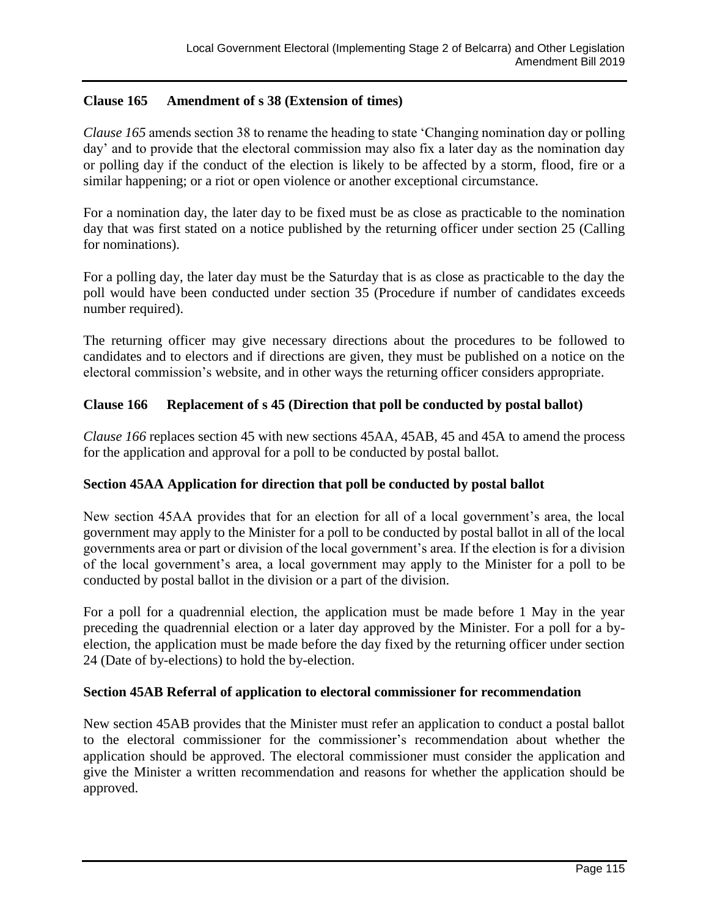### Clause 165 Amendment of s 38 (Extension of times)

*Clause 165* amends section 38 to rename the heading to state 'Changing nomination day or polling day' and to provide that the electoral commission may also fix a later day as the nomination day or polling day if the conduct of the election is likely to be affected by a storm, flood, fire or a similar happening; or a riot or open violence or another exceptional circumstance.

For a nomination day, the later day to be fixed must be as close as practicable to the nomination day that was first stated on a notice published by the returning officer under section 25 (Calling for nominations).

For a polling day, the later day must be the Saturday that is as close as practicable to the day the poll would have been conducted under section 35 (Procedure if number of candidates exceeds number required).

The returning officer may give necessary directions about the procedures to be followed to candidates and to electors and if directions are given, they must be published on a notice on the electoral commission's website, and in other ways the returning officer considers appropriate.

### Clause 166 Replacement of s 45 (Direction that poll be conducted by postal ballot)

*Clause 166* replaces section 45 with new sections 45AA, 45AB, 45 and 45A to amend the process for the application and approval for a poll to be conducted by postal ballot.

#### Section 45AA Application for direction that poll be conducted by postal ballot

New section 45AA provides that for an election for all of a local government's area, the local government may apply to the Minister for a poll to be conducted by postal ballot in all of the local governments area or part or division of the local government's area. If the election is for a division of the local government's area, a local government may apply to the Minister for a poll to be conducted by postal ballot in the division or a part of the division.

For a poll for a quadrennial election, the application must be made before 1 May in the year preceding the quadrennial election or a later day approved by the Minister. For a poll for a by-election, the application must be made before the day fixed by the returning officer under section 24 (Date of by-elections) to hold the by-election.

#### Section 45AB Referral of application to electoral commissioner for recommendation

New section 45AB provides that the Minister must refer an application to conduct a postal ballot to the electoral commissioner for the commissioner's recommendation about whether the application should be approved. The electoral commissioner must consider the application and give the Minister a written recommendation and reasons for whether the application should be approved.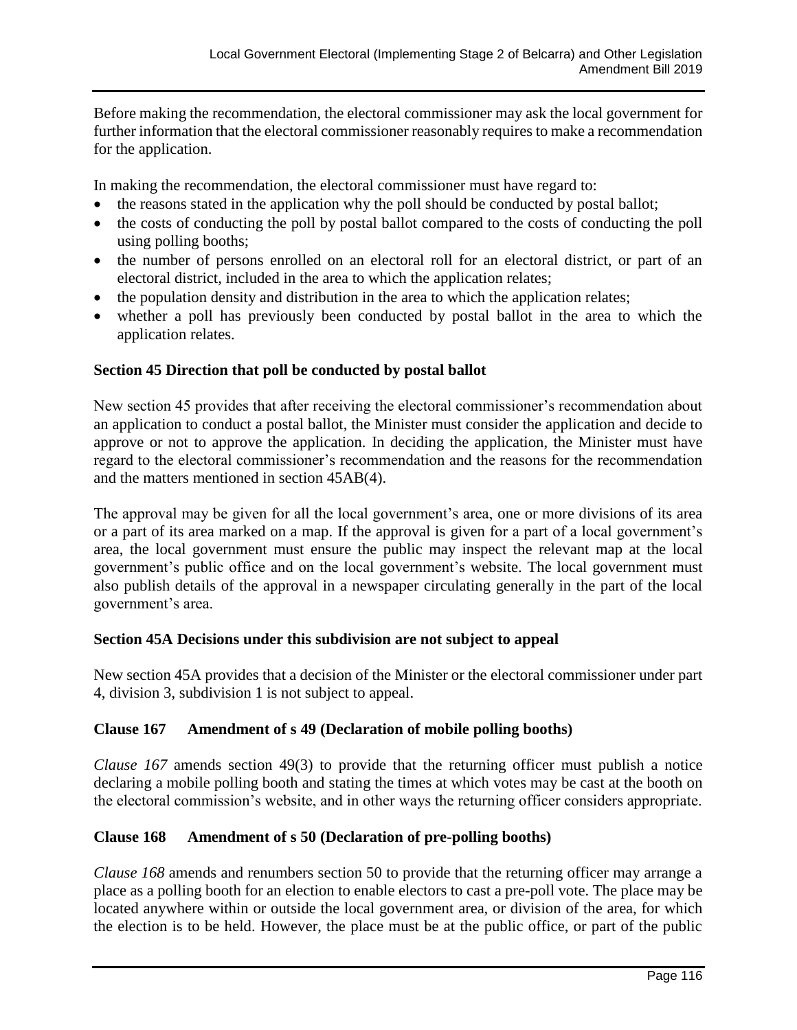Before making the recommendation, the electoral commissioner may ask the local government for further information that the electoral commissioner reasonably requires to make a recommendation for the application.

In making the recommendation, the electoral commissioner must have regard to:

- the reasons stated in the application why the poll should be conducted by postal ballot;
- the costs of conducting the poll by postal ballot compared to the costs of conducting the poll using polling booths;
- the number of persons enrolled on an electoral roll for an electoral district, or part of an electoral district, included in the area to which the application relates;
- the population density and distribution in the area to which the application relates;
- whether a poll has previously been conducted by postal ballot in the area to which the application relates.

**Section 45 Direction that poll be conducted by postal ballot**

New section 45 provides that after receiving the electoral commissioner's recommendation about an application to conduct a postal ballot, the Minister must consider the application and decide to approve or not to approve the application. In deciding the application, the Minister must have regard to the electoral commissioner's recommendation and the reasons for the recommendation and the matters mentioned in section 45AB(4).

The approval may be given for all the local government's area, one or more divisions of its area or a part of its area marked on a map. If the approval is given for a part of a local government's area, the local government must ensure the public may inspect the relevant map at the local government's public office and on the local government's website. The local government must also publish details of the approval in a newspaper circulating generally in the part of the local government's area.

**Section 45A Decisions under this subdivision are not subject to appeal**

New section 45A provides that a decision of the Minister or the electoral commissioner under part 4, division 3, subdivision 1 is not subject to appeal.

**Clause 167 Amendment of s 49 (Declaration of mobile polling booths)**

*Clause 167* amends section 49(3) to provide that the returning officer must publish a notice declaring a mobile polling booth and stating the times at which votes may be cast at the booth on the electoral commission's website, and in other ways the returning officer considers appropriate.

**Clause 168 Amendment of s 50 (Declaration of pre-polling booths)**

*Clause 168* amends and renumbers section 50 to provide that the returning officer may arrange a place as a polling booth for an election to enable electors to cast a pre-poll vote. The place may be located anywhere within or outside the local government area, or division of the area, for which the election is to be held. However, the place must be at the public office, or part of the public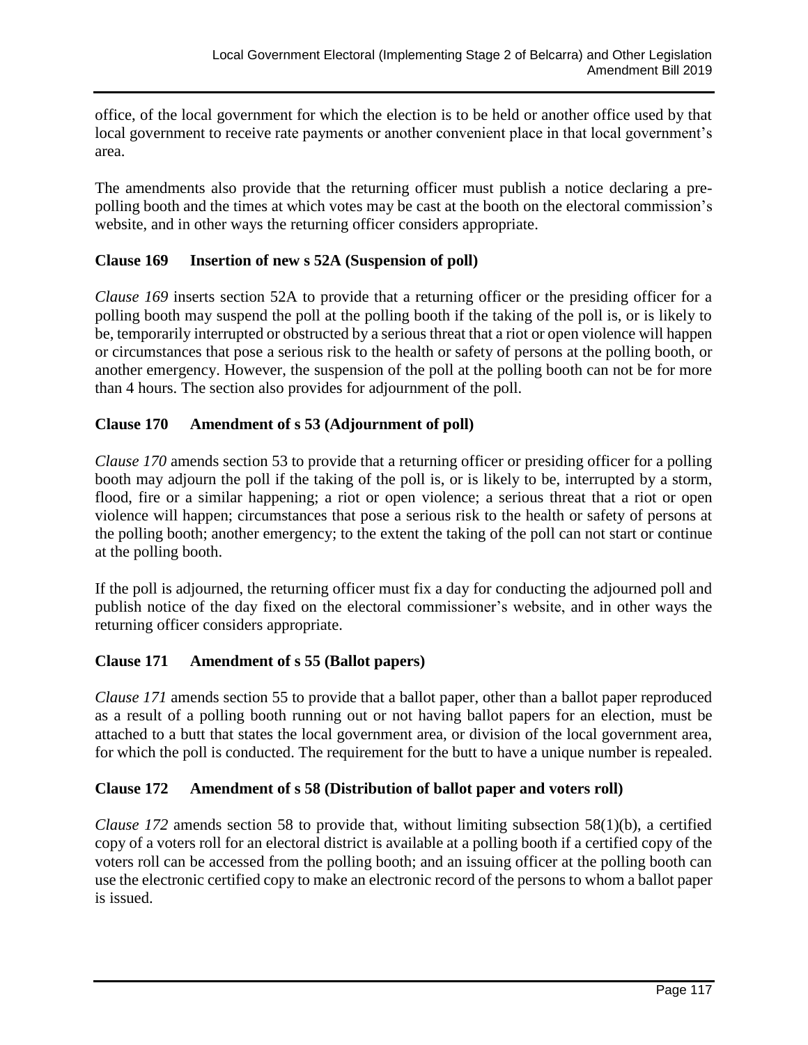office, of the local government for which the election is to be held or another office used by that local government to receive rate payments or another convenient place in that local government's area.

The amendments also provide that the returning officer must publish a notice declaring a pre-polling booth and the times at which votes may be cast at the booth on the electoral commission's website, and in other ways the returning officer considers appropriate.

### Clause 169 Insertion of new s 52A (Suspension of poll)

*Clause 169* inserts section 52A to provide that a returning officer or the presiding officer for a polling booth may suspend the poll at the polling booth if the taking of the poll is, or is likely to be, temporarily interrupted or obstructed by a serious threat that a riot or open violence will happen or circumstances that pose a serious risk to the health or safety of persons at the polling booth, or another emergency. However, the suspension of the poll at the polling booth can not be for more than 4 hours. The section also provides for adjournment of the poll.

### Clause 170 Amendment of s 53 (Adjournment of poll)

*Clause 170* amends section 53 to provide that a returning officer or presiding officer for a polling booth may adjourn the poll if the taking of the poll is, or is likely to be, interrupted by a storm, flood, fire or a similar happening; a riot or open violence; a serious threat that a riot or open violence will happen; circumstances that pose a serious risk to the health or safety of persons at the polling booth; another emergency; to the extent the taking of the poll can not start or continue at the polling booth.

If the poll is adjourned, the returning officer must fix a day for conducting the adjourned poll and publish notice of the day fixed on the electoral commissioner's website, and in other ways the returning officer considers appropriate.

### Clause 171 Amendment of s 55 (Ballot papers)

*Clause 171* amends section 55 to provide that a ballot paper, other than a ballot paper reproduced as a result of a polling booth running out or not having ballot papers for an election, must be attached to a butt that states the local government area, or division of the local government area, for which the poll is conducted. The requirement for the butt to have a unique number is repealed.

### Clause 172 Amendment of s 58 (Distribution of ballot paper and voters roll)

*Clause 172* amends section 58 to provide that, without limiting subsection 58(1)(b), a certified copy of a voters roll for an electoral district is available at a polling booth if a certified copy of the voters roll can be accessed from the polling booth; and an issuing officer at the polling booth can use the electronic certified copy to make an electronic record of the persons to whom a ballot paper is issued.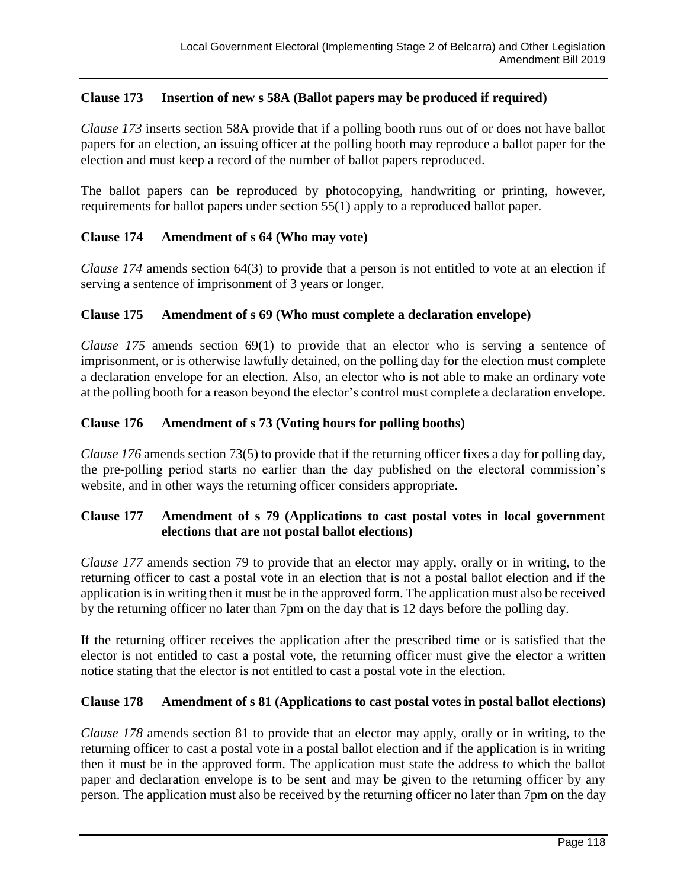### Clause 173 Insertion of new s 58A (Ballot papers may be produced if required)

*Clause 173* inserts section 58A provide that if a polling booth runs out of or does not have ballot papers for an election, an issuing officer at the polling booth may reproduce a ballot paper for the election and must keep a record of the number of ballot papers reproduced.

The ballot papers can be reproduced by photocopying, handwriting or printing, however, requirements for ballot papers under section 55(1) apply to a reproduced ballot paper.

### Clause 174 Amendment of s 64 (Who may vote)

*Clause 174* amends section 64(3) to provide that a person is not entitled to vote at an election if serving a sentence of imprisonment of 3 years or longer.

### Clause 175 Amendment of s 69 (Who must complete a declaration envelope)

*Clause 175* amends section 69(1) to provide that an elector who is serving a sentence of imprisonment, or is otherwise lawfully detained, on the polling day for the election must complete a declaration envelope for an election. Also, an elector who is not able to make an ordinary vote at the polling booth for a reason beyond the elector's control must complete a declaration envelope.

### Clause 176 Amendment of s 73 (Voting hours for polling booths)

*Clause 176* amends section 73(5) to provide that if the returning officer fixes a day for polling day, the pre-polling period starts no earlier than the day published on the electoral commission's website, and in other ways the returning officer considers appropriate.

### Clause 177 Amendment of s 79 (Applications to cast postal votes in local government elections that are not postal ballot elections)

*Clause 177* amends section 79 to provide that an elector may apply, orally or in writing, to the returning officer to cast a postal vote in an election that is not a postal ballot election and if the application is in writing then it must be in the approved form. The application must also be received by the returning officer no later than 7pm on the day that is 12 days before the polling day.

If the returning officer receives the application after the prescribed time or is satisfied that the elector is not entitled to cast a postal vote, the returning officer must give the elector a written notice stating that the elector is not entitled to cast a postal vote in the election.

### Clause 178 Amendment of s 81 (Applications to cast postal votes in postal ballot elections)

*Clause 178* amends section 81 to provide that an elector may apply, orally or in writing, to the returning officer to cast a postal vote in a postal ballot election and if the application is in writing then it must be in the approved form. The application must state the address to which the ballot paper and declaration envelope is to be sent and may be given to the returning officer by any person. The application must also be received by the returning officer no later than 7pm on the day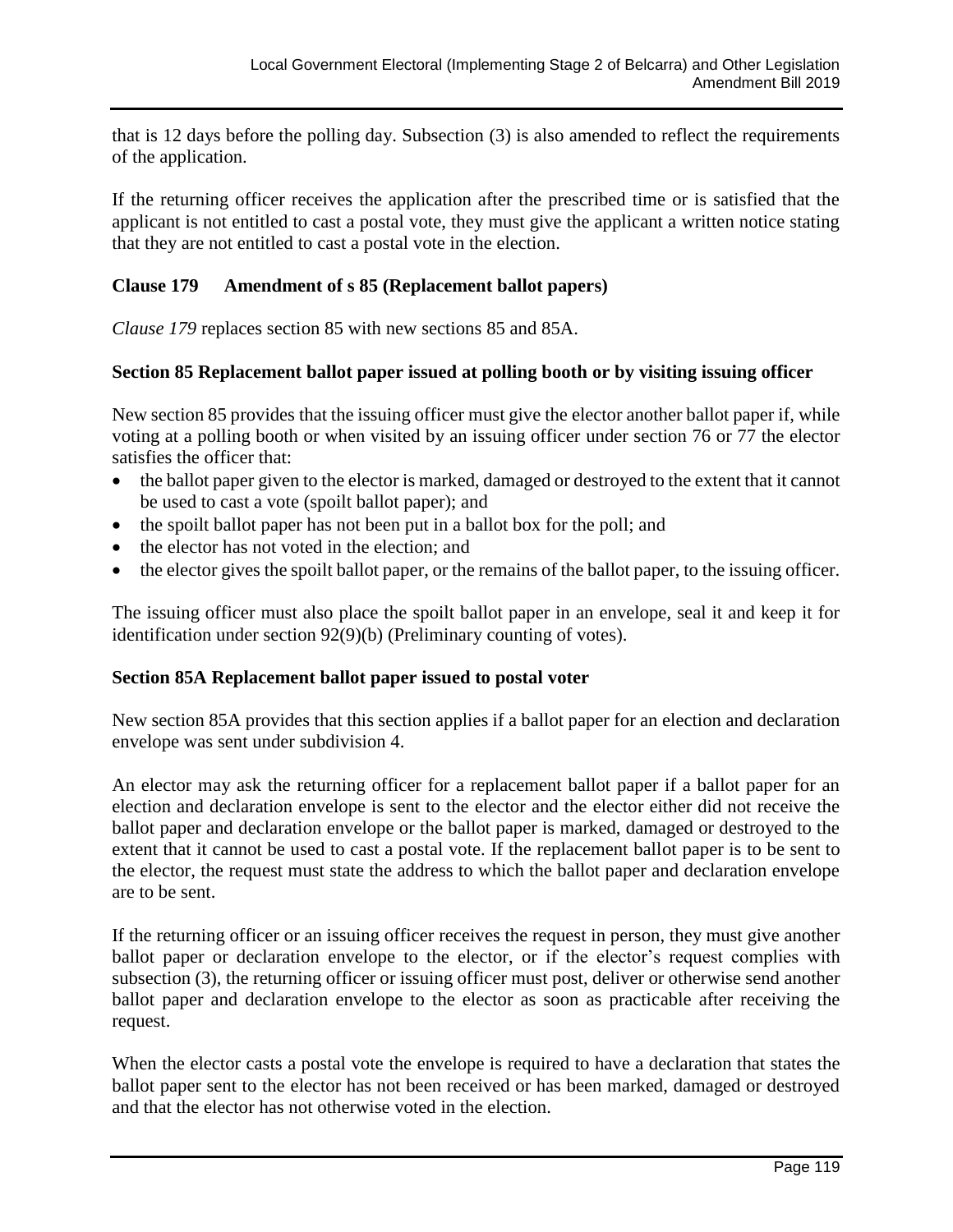that is 12 days before the polling day. Subsection (3) is also amended to reflect the requirements of the application.

If the returning officer receives the application after the prescribed time or is satisfied that the applicant is not entitled to cast a postal vote, they must give the applicant a written notice stating that they are not entitled to cast a postal vote in the election.

### Clause 179 Amendment of s 85 (Replacement ballot papers)

*Clause 179* replaces section 85 with new sections 85 and 85A.

### Section 85 Replacement ballot paper issued at polling booth or by visiting issuing officer

New section 85 provides that the issuing officer must give the elector another ballot paper if, while voting at a polling booth or when visited by an issuing officer under section 76 or 77 the elector satisfies the officer that:

- the ballot paper given to the elector is marked, damaged or destroyed to the extent that it cannot be used to cast a vote (spoilt ballot paper); and
- the spoilt ballot paper has not been put in a ballot box for the poll; and
- the elector has not voted in the election; and
- the elector gives the spoilt ballot paper, or the remains of the ballot paper, to the issuing officer.

The issuing officer must also place the spoilt ballot paper in an envelope, seal it and keep it for identification under section 92(9)(b) (Preliminary counting of votes).

### Section 85A Replacement ballot paper issued to postal voter

New section 85A provides that this section applies if a ballot paper for an election and declaration envelope was sent under subdivision 4.

An elector may ask the returning officer for a replacement ballot paper if a ballot paper for an election and declaration envelope is sent to the elector and the elector either did not receive the ballot paper and declaration envelope or the ballot paper is marked, damaged or destroyed to the extent that it cannot be used to cast a postal vote. If the replacement ballot paper is to be sent to the elector, the request must state the address to which the ballot paper and declaration envelope are to be sent.

If the returning officer or an issuing officer receives the request in person, they must give another ballot paper or declaration envelope to the elector, or if the elector's request complies with subsection (3), the returning officer or issuing officer must post, deliver or otherwise send another ballot paper and declaration envelope to the elector as soon as practicable after receiving the request.

When the elector casts a postal vote the envelope is required to have a declaration that states the ballot paper sent to the elector has not been received or has been marked, damaged or destroyed and that the elector has not otherwise voted in the election.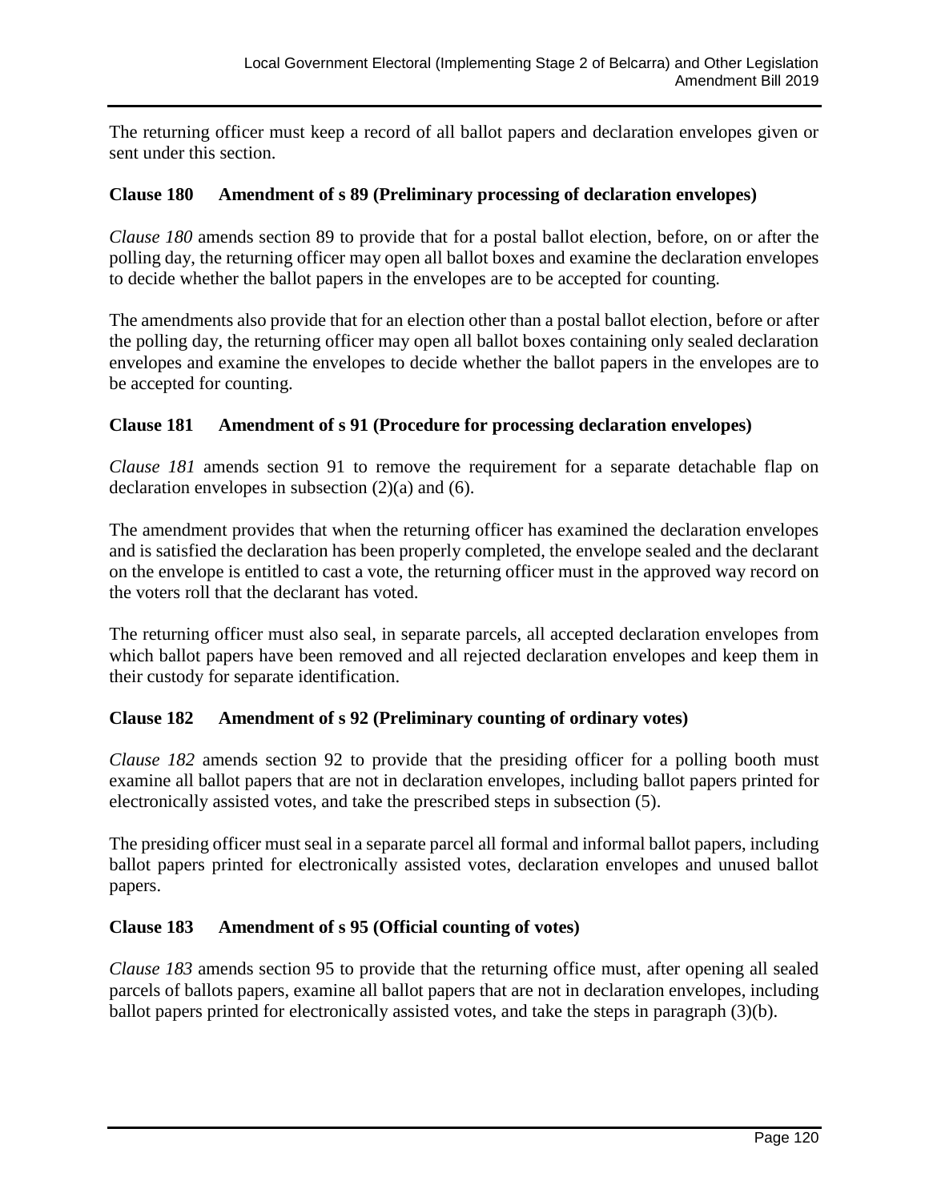The returning officer must keep a record of all ballot papers and declaration envelopes given or sent under this section.

### Clause 180 Amendment of s 89 (Preliminary processing of declaration envelopes)

*Clause 180* amends section 89 to provide that for a postal ballot election, before, on or after the polling day, the returning officer may open all ballot boxes and examine the declaration envelopes to decide whether the ballot papers in the envelopes are to be accepted for counting.

The amendments also provide that for an election other than a postal ballot election, before or after the polling day, the returning officer may open all ballot boxes containing only sealed declaration envelopes and examine the envelopes to decide whether the ballot papers in the envelopes are to be accepted for counting.

### Clause 181 Amendment of s 91 (Procedure for processing declaration envelopes)

*Clause 181* amends section 91 to remove the requirement for a separate detachable flap on declaration envelopes in subsection (2)(a) and (6).

The amendment provides that when the returning officer has examined the declaration envelopes and is satisfied the declaration has been properly completed, the envelope sealed and the declarant on the envelope is entitled to cast a vote, the returning officer must in the approved way record on the voters roll that the declarant has voted.

The returning officer must also seal, in separate parcels, all accepted declaration envelopes from which ballot papers have been removed and all rejected declaration envelopes and keep them in their custody for separate identification.

### Clause 182 Amendment of s 92 (Preliminary counting of ordinary votes)

*Clause 182* amends section 92 to provide that the presiding officer for a polling booth must examine all ballot papers that are not in declaration envelopes, including ballot papers printed for electronically assisted votes, and take the prescribed steps in subsection (5).

The presiding officer must seal in a separate parcel all formal and informal ballot papers, including ballot papers printed for electronically assisted votes, declaration envelopes and unused ballot papers.

### Clause 183 Amendment of s 95 (Official counting of votes)

*Clause 183* amends section 95 to provide that the returning office must, after opening all sealed parcels of ballots papers, examine all ballot papers that are not in declaration envelopes, including ballot papers printed for electronically assisted votes, and take the steps in paragraph (3)(b).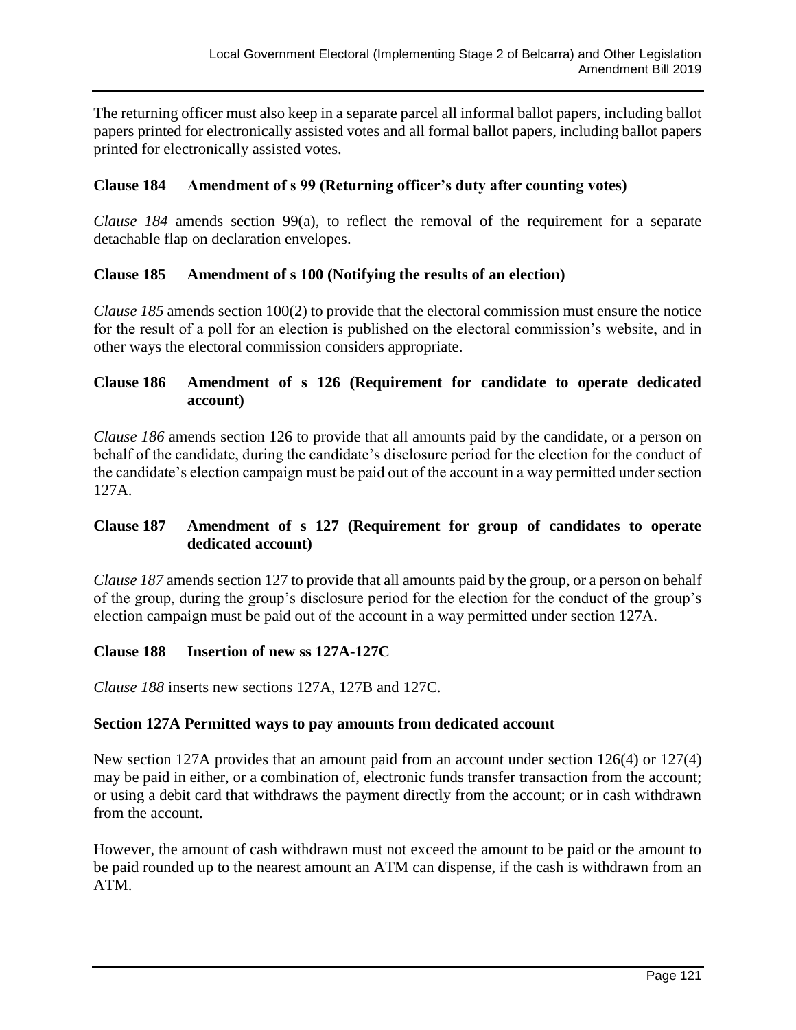The returning officer must also keep in a separate parcel all informal ballot papers, including ballot papers printed for electronically assisted votes and all formal ballot papers, including ballot papers printed for electronically assisted votes.

### Clause 184 Amendment of s 99 (Returning officer's duty after counting votes)

*Clause 184* amends section 99(a), to reflect the removal of the requirement for a separate detachable flap on declaration envelopes.

### Clause 185 Amendment of s 100 (Notifying the results of an election)

*Clause 185* amends section 100(2) to provide that the electoral commission must ensure the notice for the result of a poll for an election is published on the electoral commission's website, and in other ways the electoral commission considers appropriate.

### Clause 186 Amendment of s 126 (Requirement for candidate to operate dedicated account)

*Clause 186* amends section 126 to provide that all amounts paid by the candidate, or a person on behalf of the candidate, during the candidate's disclosure period for the election for the conduct of the candidate's election campaign must be paid out of the account in a way permitted under section 127A.

### Clause 187 Amendment of s 127 (Requirement for group of candidates to operate dedicated account)

*Clause 187* amends section 127 to provide that all amounts paid by the group, or a person on behalf of the group, during the group's disclosure period for the election for the conduct of the group's election campaign must be paid out of the account in a way permitted under section 127A.

### Clause 188 Insertion of new ss 127A-127C

*Clause 188* inserts new sections 127A, 127B and 127C.

### Section 127A Permitted ways to pay amounts from dedicated account

New section 127A provides that an amount paid from an account under section 126(4) or 127(4) may be paid in either, or a combination of, electronic funds transfer transaction from the account; or using a debit card that withdraws the payment directly from the account; or in cash withdrawn from the account.

However, the amount of cash withdrawn must not exceed the amount to be paid or the amount to be paid rounded up to the nearest amount an ATM can dispense, if the cash is withdrawn from an ATM.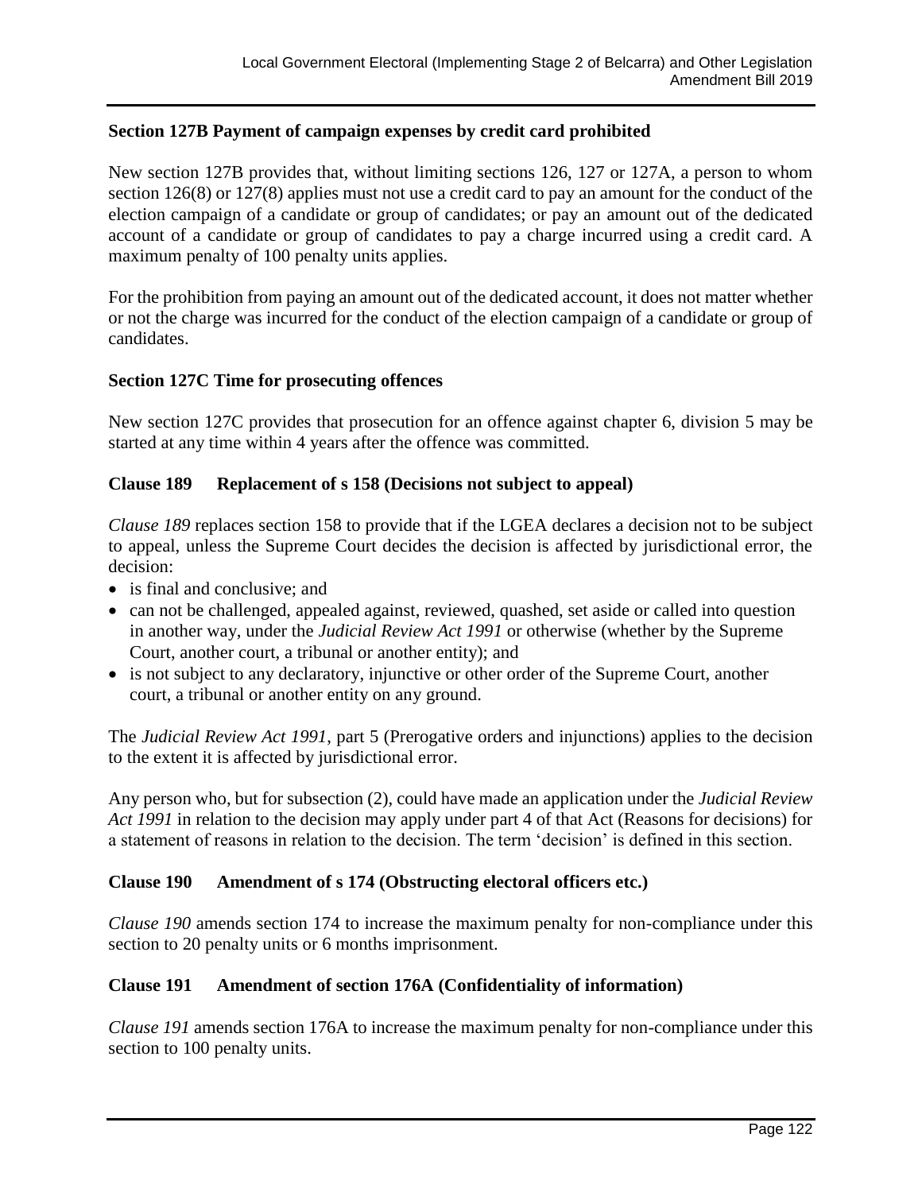### Section 127B Payment of campaign expenses by credit card prohibited

New section 127B provides that, without limiting sections 126, 127 or 127A, a person to whom section 126(8) or 127(8) applies must not use a credit card to pay an amount for the conduct of the election campaign of a candidate or group of candidates; or pay an amount out of the dedicated account of a candidate or group of candidates to pay a charge incurred using a credit card. A maximum penalty of 100 penalty units applies.

For the prohibition from paying an amount out of the dedicated account, it does not matter whether or not the charge was incurred for the conduct of the election campaign of a candidate or group of candidates.

### Section 127C Time for prosecuting offences

New section 127C provides that prosecution for an offence against chapter 6, division 5 may be started at any time within 4 years after the offence was committed.

### Clause 189 Replacement of s 158 (Decisions not subject to appeal)

*Clause 189* replaces section 158 to provide that if the LGEA declares a decision not to be subject to appeal, unless the Supreme Court decides the decision is affected by jurisdictional error, the decision:

- is final and conclusive; and
- can not be challenged, appealed against, reviewed, quashed, set aside or called into question in another way, under the *Judicial Review Act 1991* or otherwise (whether by the Supreme Court, another court, a tribunal or another entity); and
- is not subject to any declaratory, injunctive or other order of the Supreme Court, another court, a tribunal or another entity on any ground.

The *Judicial Review Act 1991*, part 5 (Prerogative orders and injunctions) applies to the decision to the extent it is affected by jurisdictional error.

Any person who, but for subsection (2), could have made an application under the *Judicial Review Act 1991* in relation to the decision may apply under part 4 of that Act (Reasons for decisions) for a statement of reasons in relation to the decision. The term 'decision' is defined in this section.

### Clause 190 Amendment of s 174 (Obstructing electoral officers etc.)

*Clause 190* amends section 174 to increase the maximum penalty for non-compliance under this section to 20 penalty units or 6 months imprisonment.

### Clause 191 Amendment of section 176A (Confidentiality of information)

*Clause 191* amends section 176A to increase the maximum penalty for non-compliance under this section to 100 penalty units.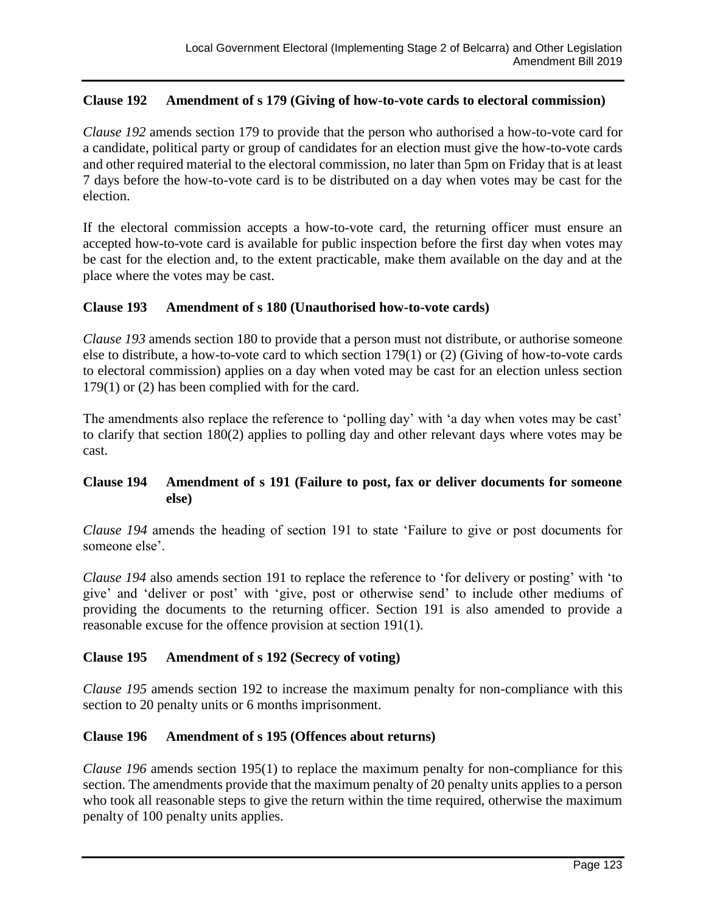### Clause 192 Amendment of s 179 (Giving of how-to-vote cards to electoral commission)

*Clause 192* amends section 179 to provide that the person who authorised a how-to-vote card for a candidate, political party or group of candidates for an election must give the how-to-vote cards and other required material to the electoral commission, no later than 5pm on Friday that is at least 7 days before the how-to-vote card is to be distributed on a day when votes may be cast for the election.

If the electoral commission accepts a how-to-vote card, the returning officer must ensure an accepted how-to-vote card is available for public inspection before the first day when votes may be cast for the election and, to the extent practicable, make them available on the day and at the place where the votes may be cast.

### Clause 193 Amendment of s 180 (Unauthorised how-to-vote cards)

*Clause 193* amends section 180 to provide that a person must not distribute, or authorise someone else to distribute, a how-to-vote card to which section 179(1) or (2) (Giving of how-to-vote cards to electoral commission) applies on a day when voted may be cast for an election unless section 179(1) or (2) has been complied with for the card.

The amendments also replace the reference to 'polling day' with 'a day when votes may be cast' to clarify that section 180(2) applies to polling day and other relevant days where votes may be cast.

### Clause 194 Amendment of s 191 (Failure to post, fax or deliver documents for someone else)

*Clause 194* amends the heading of section 191 to state 'Failure to give or post documents for someone else'.

*Clause 194* also amends section 191 to replace the reference to 'for delivery or posting' with 'to give' and 'deliver or post' with 'give, post or otherwise send' to include other mediums of providing the documents to the returning officer. Section 191 is also amended to provide a reasonable excuse for the offence provision at section 191(1).

### Clause 195 Amendment of s 192 (Secrecy of voting)

*Clause 195* amends section 192 to increase the maximum penalty for non-compliance with this section to 20 penalty units or 6 months imprisonment.

### Clause 196 Amendment of s 195 (Offences about returns)

*Clause 196* amends section 195(1) to replace the maximum penalty for non-compliance for this section. The amendments provide that the maximum penalty of 20 penalty units applies to a person who took all reasonable steps to give the return within the time required, otherwise the maximum penalty of 100 penalty units applies.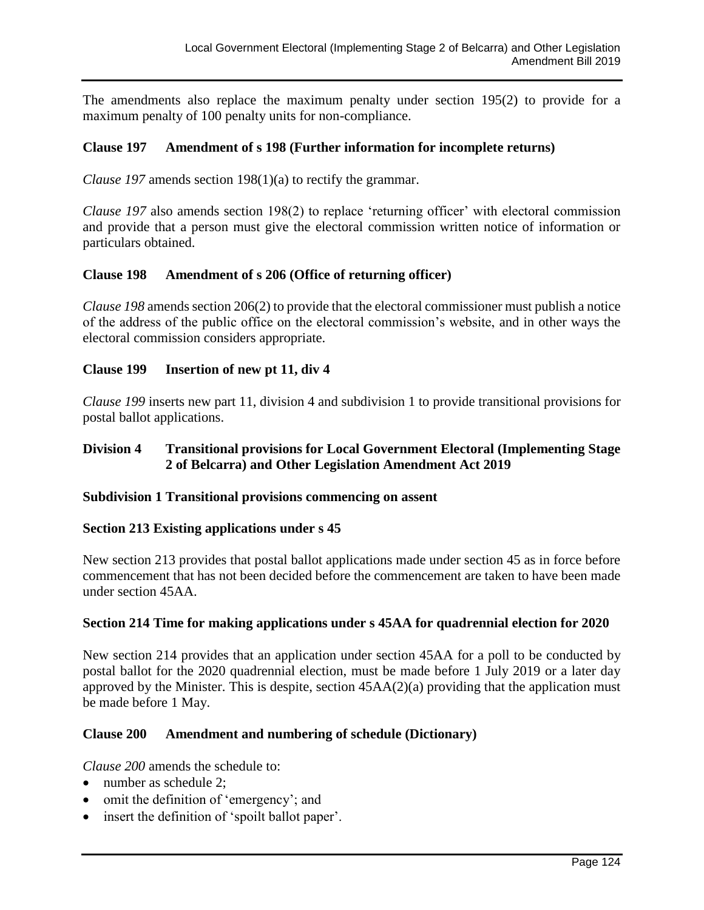The amendments also replace the maximum penalty under section 195(2) to provide for a maximum penalty of 100 penalty units for non-compliance.

**Clause 197 Amendment of s 198 (Further information for incomplete returns)**

*Clause 197* amends section 198(1)(a) to rectify the grammar.

*Clause 197* also amends section 198(2) to replace 'returning officer' with electoral commission and provide that a person must give the electoral commission written notice of information or particulars obtained.

**Clause 198 Amendment of s 206 (Office of returning officer)**

*Clause 198* amends section 206(2) to provide that the electoral commissioner must publish a notice of the address of the public office on the electoral commission's website, and in other ways the electoral commission considers appropriate.

**Clause 199 Insertion of new pt 11, div 4**

*Clause 199* inserts new part 11, division 4 and subdivision 1 to provide transitional provisions for postal ballot applications.

**Division 4 Transitional provisions for Local Government Electoral (Implementing Stage 2 of Belcarra) and Other Legislation Amendment Act 2019**

**Subdivision 1 Transitional provisions commencing on assent**

**Section 213 Existing applications under s 45**

New section 213 provides that postal ballot applications made under section 45 as in force before commencement that has not been decided before the commencement are taken to have been made under section 45AA.

**Section 214 Time for making applications under s 45AA for quadrennial election for 2020**

New section 214 provides that an application under section 45AA for a poll to be conducted by postal ballot for the 2020 quadrennial election, must be made before 1 July 2019 or a later day approved by the Minister. This is despite, section 45AA(2)(a) providing that the application must be made before 1 May.

**Clause 200 Amendment and numbering of schedule (Dictionary)**

*Clause 200* amends the schedule to:

- number as schedule 2;
- omit the definition of 'emergency'; and
- insert the definition of 'spoilt ballot paper'.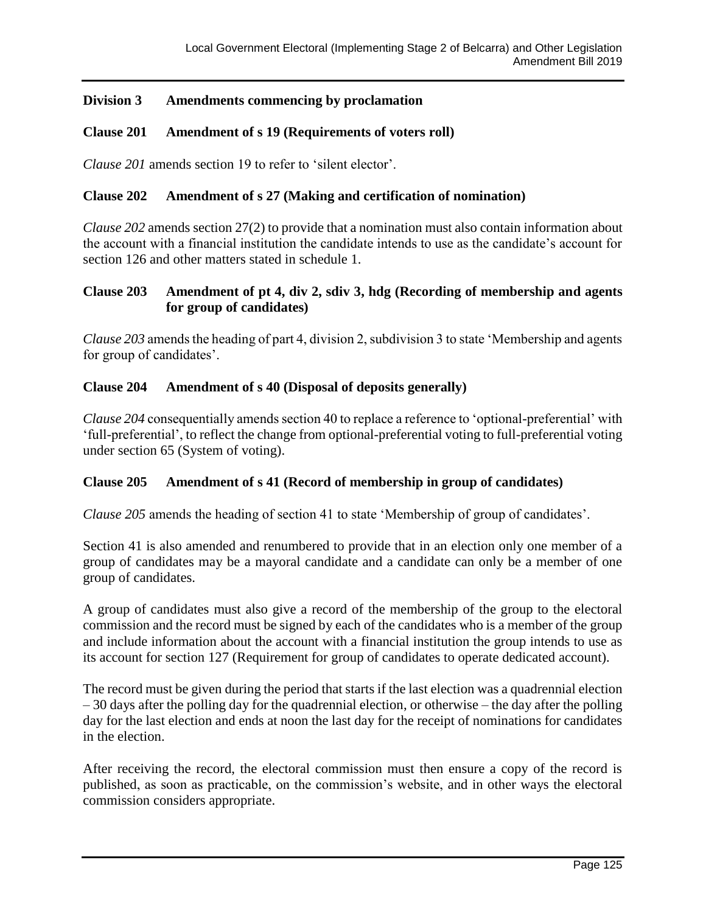## Division 3 Amendments commencing by proclamation

### Clause 201 Amendment of s 19 (Requirements of voters roll)

*Clause 201* amends section 19 to refer to 'silent elector'.

### Clause 202 Amendment of s 27 (Making and certification of nomination)

*Clause 202* amends section 27(2) to provide that a nomination must also contain information about the account with a financial institution the candidate intends to use as the candidate's account for section 126 and other matters stated in schedule 1.

### Clause 203 Amendment of pt 4, div 2, sdiv 3, hdg (Recording of membership and agents for group of candidates)

*Clause 203* amends the heading of part 4, division 2, subdivision 3 to state 'Membership and agents for group of candidates'.

### Clause 204 Amendment of s 40 (Disposal of deposits generally)

*Clause 204* consequentially amends section 40 to replace a reference to 'optional-preferential' with 'full-preferential', to reflect the change from optional-preferential voting to full-preferential voting under section 65 (System of voting).

### Clause 205 Amendment of s 41 (Record of membership in group of candidates)

*Clause 205* amends the heading of section 41 to state 'Membership of group of candidates'.

Section 41 is also amended and renumbered to provide that in an election only one member of a group of candidates may be a mayoral candidate and a candidate can only be a member of one group of candidates.

A group of candidates must also give a record of the membership of the group to the electoral commission and the record must be signed by each of the candidates who is a member of the group and include information about the account with a financial institution the group intends to use as its account for section 127 (Requirement for group of candidates to operate dedicated account).

The record must be given during the period that starts if the last election was a quadrennial election – 30 days after the polling day for the quadrennial election, or otherwise – the day after the polling day for the last election and ends at noon the last day for the receipt of nominations for candidates in the election.

After receiving the record, the electoral commission must then ensure a copy of the record is published, as soon as practicable, on the commission's website, and in other ways the electoral commission considers appropriate.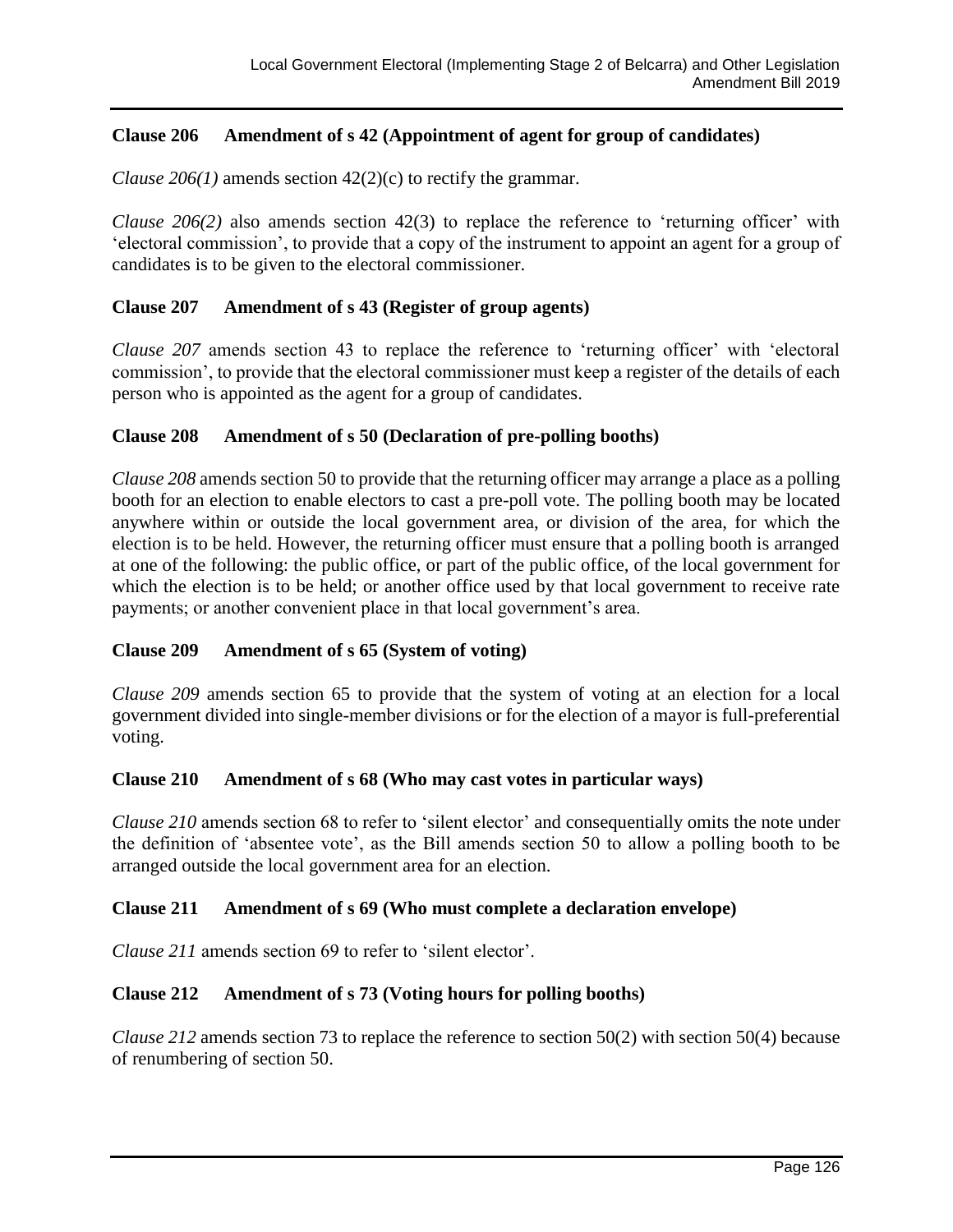### Clause 206 Amendment of s 42 (Appointment of agent for group of candidates)

*Clause 206(1)* amends section 42(2)(c) to rectify the grammar.

*Clause 206(2)* also amends section 42(3) to replace the reference to 'returning officer' with 'electoral commission', to provide that a copy of the instrument to appoint an agent for a group of candidates is to be given to the electoral commissioner.

### Clause 207 Amendment of s 43 (Register of group agents)

*Clause 207* amends section 43 to replace the reference to 'returning officer' with 'electoral commission', to provide that the electoral commissioner must keep a register of the details of each person who is appointed as the agent for a group of candidates.

### Clause 208 Amendment of s 50 (Declaration of pre-polling booths)

*Clause 208* amends section 50 to provide that the returning officer may arrange a place as a polling booth for an election to enable electors to cast a pre-poll vote. The polling booth may be located anywhere within or outside the local government area, or division of the area, for which the election is to be held. However, the returning officer must ensure that a polling booth is arranged at one of the following: the public office, or part of the public office, of the local government for which the election is to be held; or another office used by that local government to receive rate payments; or another convenient place in that local government's area.

### Clause 209 Amendment of s 65 (System of voting)

*Clause 209* amends section 65 to provide that the system of voting at an election for a local government divided into single-member divisions or for the election of a mayor is full-preferential voting.

### Clause 210 Amendment of s 68 (Who may cast votes in particular ways)

*Clause 210* amends section 68 to refer to 'silent elector' and consequentially omits the note under the definition of 'absentee vote', as the Bill amends section 50 to allow a polling booth to be arranged outside the local government area for an election.

### Clause 211 Amendment of s 69 (Who must complete a declaration envelope)

*Clause 211* amends section 69 to refer to 'silent elector'.

### Clause 212 Amendment of s 73 (Voting hours for polling booths)

*Clause 212* amends section 73 to replace the reference to section 50(2) with section 50(4) because of renumbering of section 50.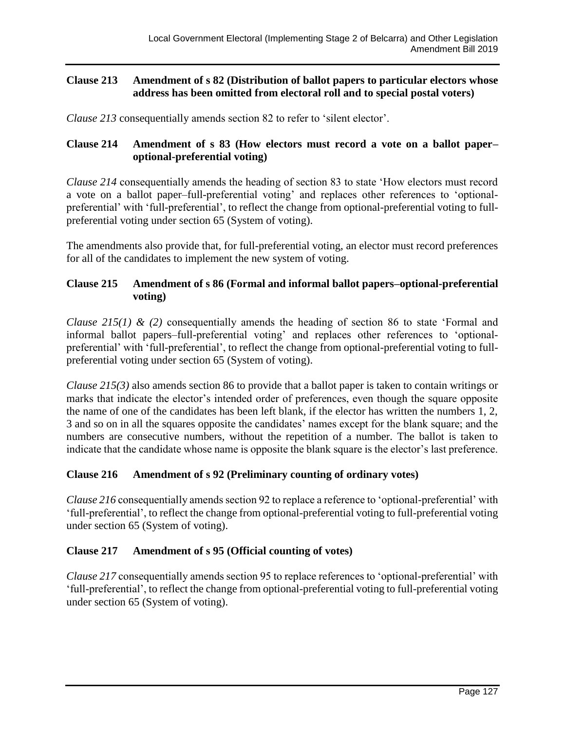### Clause 213 Amendment of s 82 (Distribution of ballot papers to particular electors whose address has been omitted from electoral roll and to special postal voters)

*Clause 213* consequentially amends section 82 to refer to 'silent elector'.

### Clause 214 Amendment of s 83 (How electors must record a vote on a ballot paper–optional-preferential voting)

*Clause 214* consequentially amends the heading of section 83 to state 'How electors must record a vote on a ballot paper–full-preferential voting' and replaces other references to 'optional-preferential' with 'full-preferential', to reflect the change from optional-preferential voting to full-preferential voting under section 65 (System of voting).

The amendments also provide that, for full-preferential voting, an elector must record preferences for all of the candidates to implement the new system of voting.

### Clause 215 Amendment of s 86 (Formal and informal ballot papers–optional-preferential voting)

*Clause 215(1) & (2)* consequentially amends the heading of section 86 to state 'Formal and informal ballot papers–full-preferential voting' and replaces other references to 'optional-preferential' with 'full-preferential', to reflect the change from optional-preferential voting to full-preferential voting under section 65 (System of voting).

*Clause 215(3)* also amends section 86 to provide that a ballot paper is taken to contain writings or marks that indicate the elector's intended order of preferences, even though the square opposite the name of one of the candidates has been left blank, if the elector has written the numbers 1, 2, 3 and so on in all the squares opposite the candidates' names except for the blank square; and the numbers are consecutive numbers, without the repetition of a number. The ballot is taken to indicate that the candidate whose name is opposite the blank square is the elector's last preference.

### Clause 216 Amendment of s 92 (Preliminary counting of ordinary votes)

*Clause 216* consequentially amends section 92 to replace a reference to 'optional-preferential' with 'full-preferential', to reflect the change from optional-preferential voting to full-preferential voting under section 65 (System of voting).

### Clause 217 Amendment of s 95 (Official counting of votes)

*Clause 217* consequentially amends section 95 to replace references to 'optional-preferential' with 'full-preferential', to reflect the change from optional-preferential voting to full-preferential voting under section 65 (System of voting).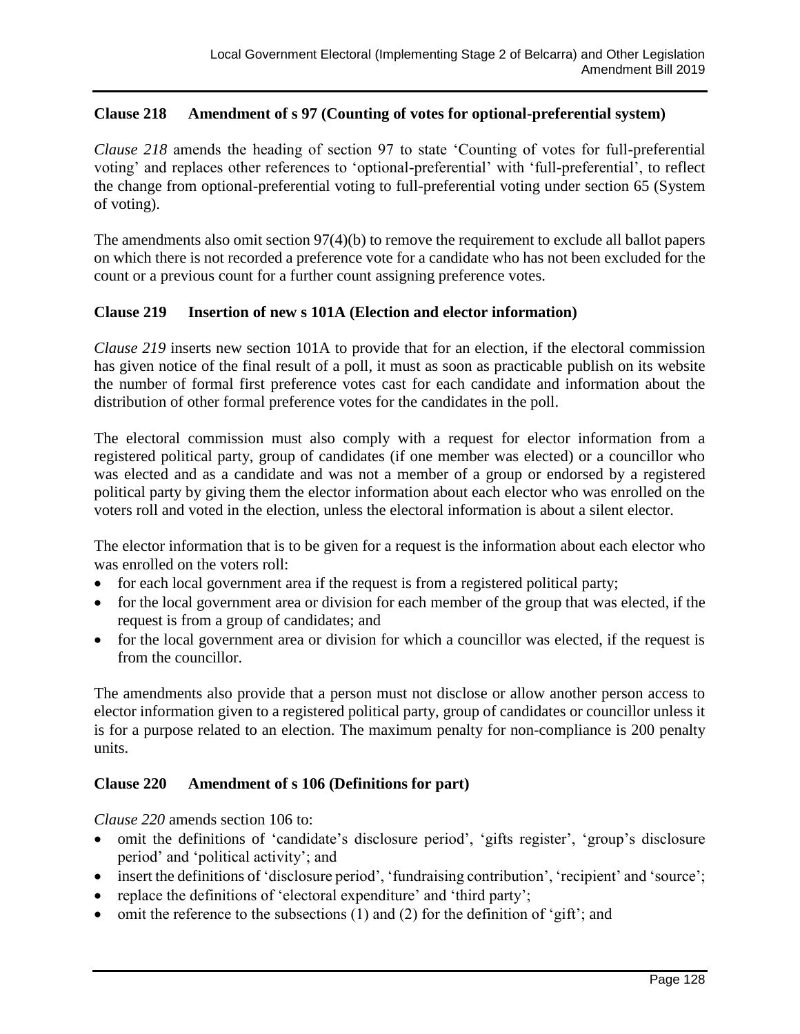### Clause 218 Amendment of s 97 (Counting of votes for optional-preferential system)

*Clause 218* amends the heading of section 97 to state 'Counting of votes for full-preferential voting' and replaces other references to 'optional-preferential' with 'full-preferential', to reflect the change from optional-preferential voting to full-preferential voting under section 65 (System of voting).

The amendments also omit section 97(4)(b) to remove the requirement to exclude all ballot papers on which there is not recorded a preference vote for a candidate who has not been excluded for the count or a previous count for a further count assigning preference votes.

### Clause 219 Insertion of new s 101A (Election and elector information)

*Clause 219* inserts new section 101A to provide that for an election, if the electoral commission has given notice of the final result of a poll, it must as soon as practicable publish on its website the number of formal first preference votes cast for each candidate and information about the distribution of other formal preference votes for the candidates in the poll.

The electoral commission must also comply with a request for elector information from a registered political party, group of candidates (if one member was elected) or a councillor who was elected and as a candidate and was not a member of a group or endorsed by a registered political party by giving them the elector information about each elector who was enrolled on the voters roll and voted in the election, unless the electoral information is about a silent elector.

The elector information that is to be given for a request is the information about each elector who was enrolled on the voters roll:

- for each local government area if the request is from a registered political party;
- for the local government area or division for each member of the group that was elected, if the request is from a group of candidates; and
- for the local government area or division for which a councillor was elected, if the request is from the councillor.

The amendments also provide that a person must not disclose or allow another person access to elector information given to a registered political party, group of candidates or councillor unless it is for a purpose related to an election. The maximum penalty for non-compliance is 200 penalty units.

### Clause 220 Amendment of s 106 (Definitions for part)

*Clause 220* amends section 106 to:

- omit the definitions of 'candidate's disclosure period', 'gifts register', 'group's disclosure period' and 'political activity'; and
- insert the definitions of 'disclosure period', 'fundraising contribution', 'recipient' and 'source';
- replace the definitions of 'electoral expenditure' and 'third party';
- omit the reference to the subsections (1) and (2) for the definition of 'gift'; and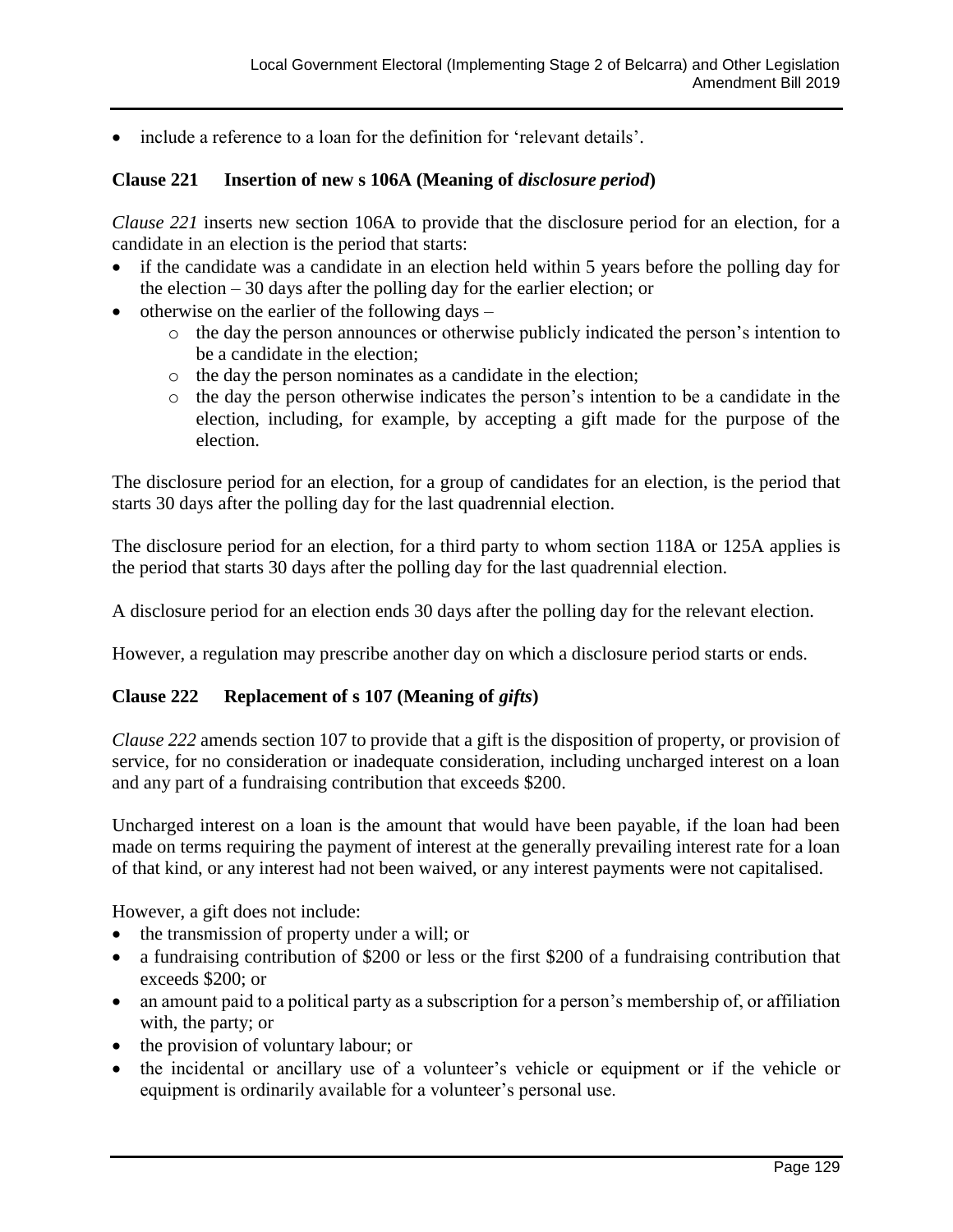- include a reference to a loan for the definition for 'relevant details'.

### Clause 221 Insertion of new s 106A (Meaning of *disclosure period*)

*Clause 221* inserts new section 106A to provide that the disclosure period for an election, for a candidate in an election is the period that starts:

- if the candidate was a candidate in an election held within 5 years before the polling day for the election – 30 days after the polling day for the earlier election; or
- otherwise on the earlier of the following days –
    - the day the person announces or otherwise publicly indicated the person's intention to be a candidate in the election;
    - the day the person nominates as a candidate in the election;
    - the day the person otherwise indicates the person's intention to be a candidate in the election, including, for example, by accepting a gift made for the purpose of the election.

The disclosure period for an election, for a group of candidates for an election, is the period that starts 30 days after the polling day for the last quadrennial election.

The disclosure period for an election, for a third party to whom section 118A or 125A applies is the period that starts 30 days after the polling day for the last quadrennial election.

A disclosure period for an election ends 30 days after the polling day for the relevant election.

However, a regulation may prescribe another day on which a disclosure period starts or ends.

### Clause 222 Replacement of s 107 (Meaning of *gifts*)

*Clause 222* amends section 107 to provide that a gift is the disposition of property, or provision of service, for no consideration or inadequate consideration, including uncharged interest on a loan and any part of a fundraising contribution that exceeds $200.

Uncharged interest on a loan is the amount that would have been payable, if the loan had been made on terms requiring the payment of interest at the generally prevailing interest rate for a loan of that kind, or any interest had not been waived, or any interest payments were not capitalised.

However, a gift does not include:

- the transmission of property under a will; or
- a fundraising contribution of $200 or less or the first $200 of a fundraising contribution that exceeds $200; or
- an amount paid to a political party as a subscription for a person's membership of, or affiliation with, the party; or
- the provision of voluntary labour; or
- the incidental or ancillary use of a volunteer's vehicle or equipment or if the vehicle or equipment is ordinarily available for a volunteer's personal use.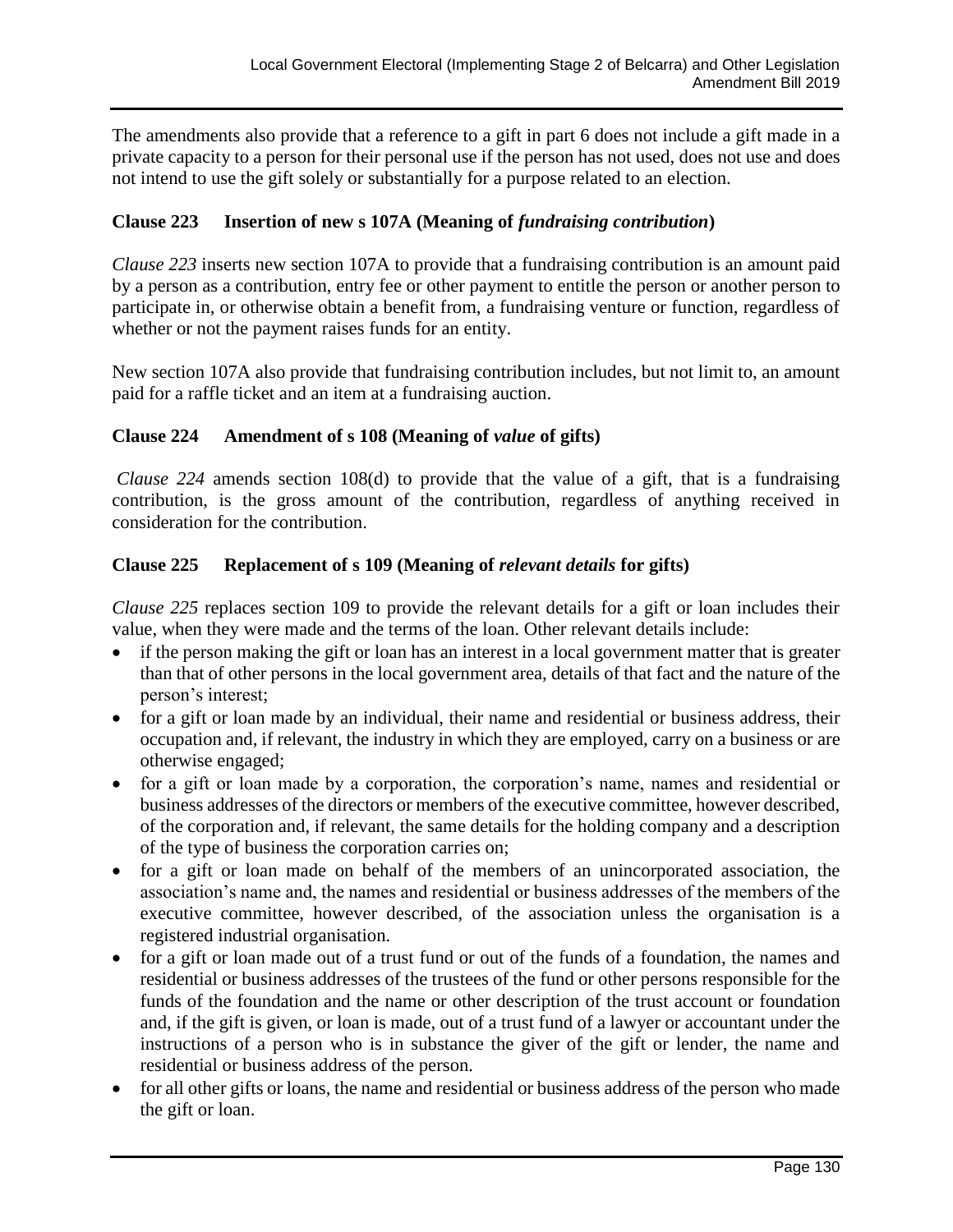The amendments also provide that a reference to a gift in part 6 does not include a gift made in a private capacity to a person for their personal use if the person has not used, does not use and does not intend to use the gift solely or substantially for a purpose related to an election.

### Clause 223 Insertion of new s 107A (Meaning of *fundraising contribution*)

*Clause 223* inserts new section 107A to provide that a fundraising contribution is an amount paid by a person as a contribution, entry fee or other payment to entitle the person or another person to participate in, or otherwise obtain a benefit from, a fundraising venture or function, regardless of whether or not the payment raises funds for an entity.

New section 107A also provide that fundraising contribution includes, but not limit to, an amount paid for a raffle ticket and an item at a fundraising auction.

### Clause 224 Amendment of s 108 (Meaning of *value* of gifts)

*Clause 224* amends section 108(d) to provide that the value of a gift, that is a fundraising contribution, is the gross amount of the contribution, regardless of anything received in consideration for the contribution.

### Clause 225 Replacement of s 109 (Meaning of *relevant details* for gifts)

*Clause 225* replaces section 109 to provide the relevant details for a gift or loan includes their value, when they were made and the terms of the loan. Other relevant details include:

- if the person making the gift or loan has an interest in a local government matter that is greater than that of other persons in the local government area, details of that fact and the nature of the person's interest;
- for a gift or loan made by an individual, their name and residential or business address, their occupation and, if relevant, the industry in which they are employed, carry on a business or are otherwise engaged;
- for a gift or loan made by a corporation, the corporation's name, names and residential or business addresses of the directors or members of the executive committee, however described, of the corporation and, if relevant, the same details for the holding company and a description of the type of business the corporation carries on;
- for a gift or loan made on behalf of the members of an unincorporated association, the association's name and, the names and residential or business addresses of the members of the executive committee, however described, of the association unless the organisation is a registered industrial organisation.
- for a gift or loan made out of a trust fund or out of the funds of a foundation, the names and residential or business addresses of the trustees of the fund or other persons responsible for the funds of the foundation and the name or other description of the trust account or foundation and, if the gift is given, or loan is made, out of a trust fund of a lawyer or accountant under the instructions of a person who is in substance the giver of the gift or lender, the name and residential or business address of the person.
- for all other gifts or loans, the name and residential or business address of the person who made the gift or loan.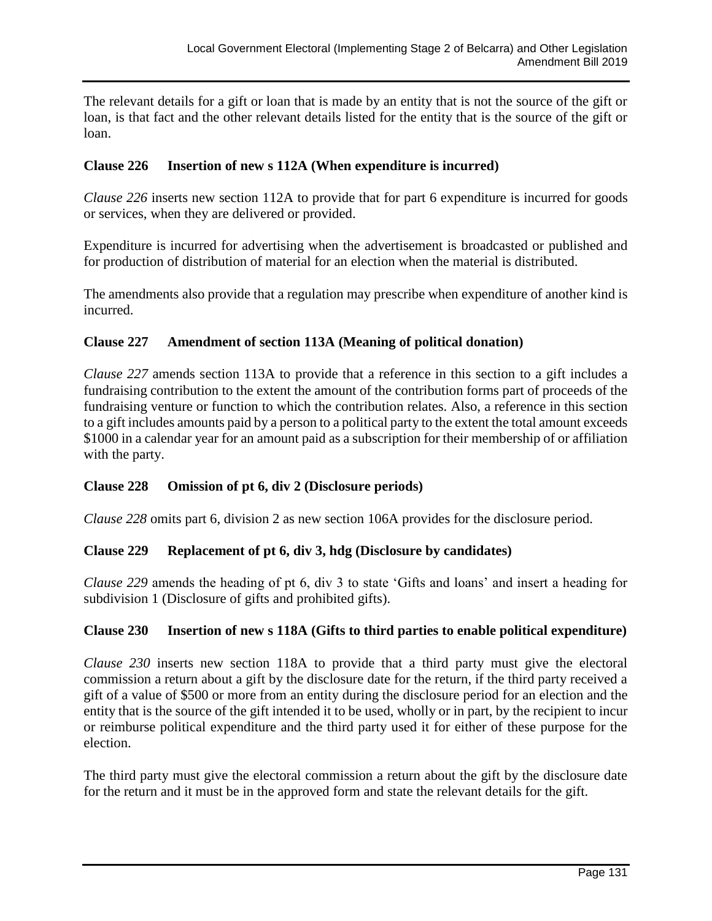The relevant details for a gift or loan that is made by an entity that is not the source of the gift or loan, is that fact and the other relevant details listed for the entity that is the source of the gift or loan.

### Clause 226 Insertion of new s 112A (When expenditure is incurred)

*Clause 226* inserts new section 112A to provide that for part 6 expenditure is incurred for goods or services, when they are delivered or provided.

Expenditure is incurred for advertising when the advertisement is broadcasted or published and for production of distribution of material for an election when the material is distributed.

The amendments also provide that a regulation may prescribe when expenditure of another kind is incurred.

### Clause 227 Amendment of section 113A (Meaning of political donation)

*Clause 227* amends section 113A to provide that a reference in this section to a gift includes a fundraising contribution to the extent the amount of the contribution forms part of proceeds of the fundraising venture or function to which the contribution relates. Also, a reference in this section to a gift includes amounts paid by a person to a political party to the extent the total amount exceeds $1000 in a calendar year for an amount paid as a subscription for their membership of or affiliation with the party.

### Clause 228 Omission of pt 6, div 2 (Disclosure periods)

*Clause 228* omits part 6, division 2 as new section 106A provides for the disclosure period.

### Clause 229 Replacement of pt 6, div 3, hdg (Disclosure by candidates)

*Clause 229* amends the heading of pt 6, div 3 to state 'Gifts and loans' and insert a heading for subdivision 1 (Disclosure of gifts and prohibited gifts).

### Clause 230 Insertion of new s 118A (Gifts to third parties to enable political expenditure)

*Clause 230* inserts new section 118A to provide that a third party must give the electoral commission a return about a gift by the disclosure date for the return, if the third party received a gift of a value of $500 or more from an entity during the disclosure period for an election and the entity that is the source of the gift intended it to be used, wholly or in part, by the recipient to incur or reimburse political expenditure and the third party used it for either of these purpose for the election.

The third party must give the electoral commission a return about the gift by the disclosure date for the return and it must be in the approved form and state the relevant details for the gift.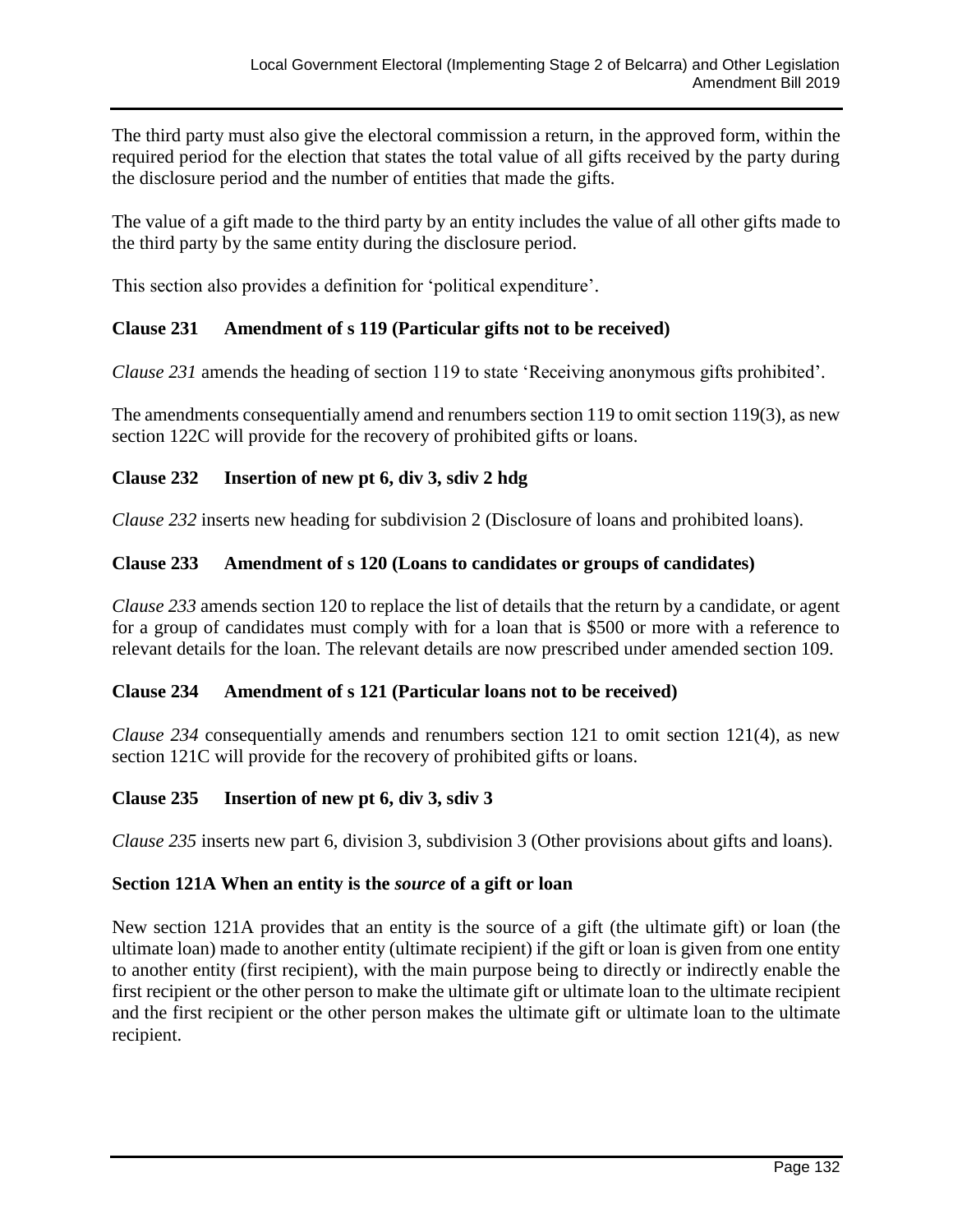The third party must also give the electoral commission a return, in the approved form, within the required period for the election that states the total value of all gifts received by the party during the disclosure period and the number of entities that made the gifts.

The value of a gift made to the third party by an entity includes the value of all other gifts made to the third party by the same entity during the disclosure period.

This section also provides a definition for 'political expenditure'.

### Clause 231 Amendment of s 119 (Particular gifts not to be received)

*Clause 231* amends the heading of section 119 to state 'Receiving anonymous gifts prohibited'.

The amendments consequentially amend and renumbers section 119 to omit section 119(3), as new section 122C will provide for the recovery of prohibited gifts or loans.

### Clause 232 Insertion of new pt 6, div 3, sdiv 2 hdg

*Clause 232* inserts new heading for subdivision 2 (Disclosure of loans and prohibited loans).

### Clause 233 Amendment of s 120 (Loans to candidates or groups of candidates)

*Clause 233* amends section 120 to replace the list of details that the return by a candidate, or agent for a group of candidates must comply with for a loan that is \$500 or more with a reference to relevant details for the loan. The relevant details are now prescribed under amended section 109.

### Clause 234 Amendment of s 121 (Particular loans not to be received)

*Clause 234* consequentially amends and renumbers section 121 to omit section 121(4), as new section 121C will provide for the recovery of prohibited gifts or loans.

### Clause 235 Insertion of new pt 6, div 3, sdiv 3

*Clause 235* inserts new part 6, division 3, subdivision 3 (Other provisions about gifts and loans).

### Section 121A When an entity is the *source* of a gift or loan

New section 121A provides that an entity is the source of a gift (the ultimate gift) or loan (the ultimate loan) made to another entity (ultimate recipient) if the gift or loan is given from one entity to another entity (first recipient), with the main purpose being to directly or indirectly enable the first recipient or the other person to make the ultimate gift or ultimate loan to the ultimate recipient and the first recipient or the other person makes the ultimate gift or ultimate loan to the ultimate recipient.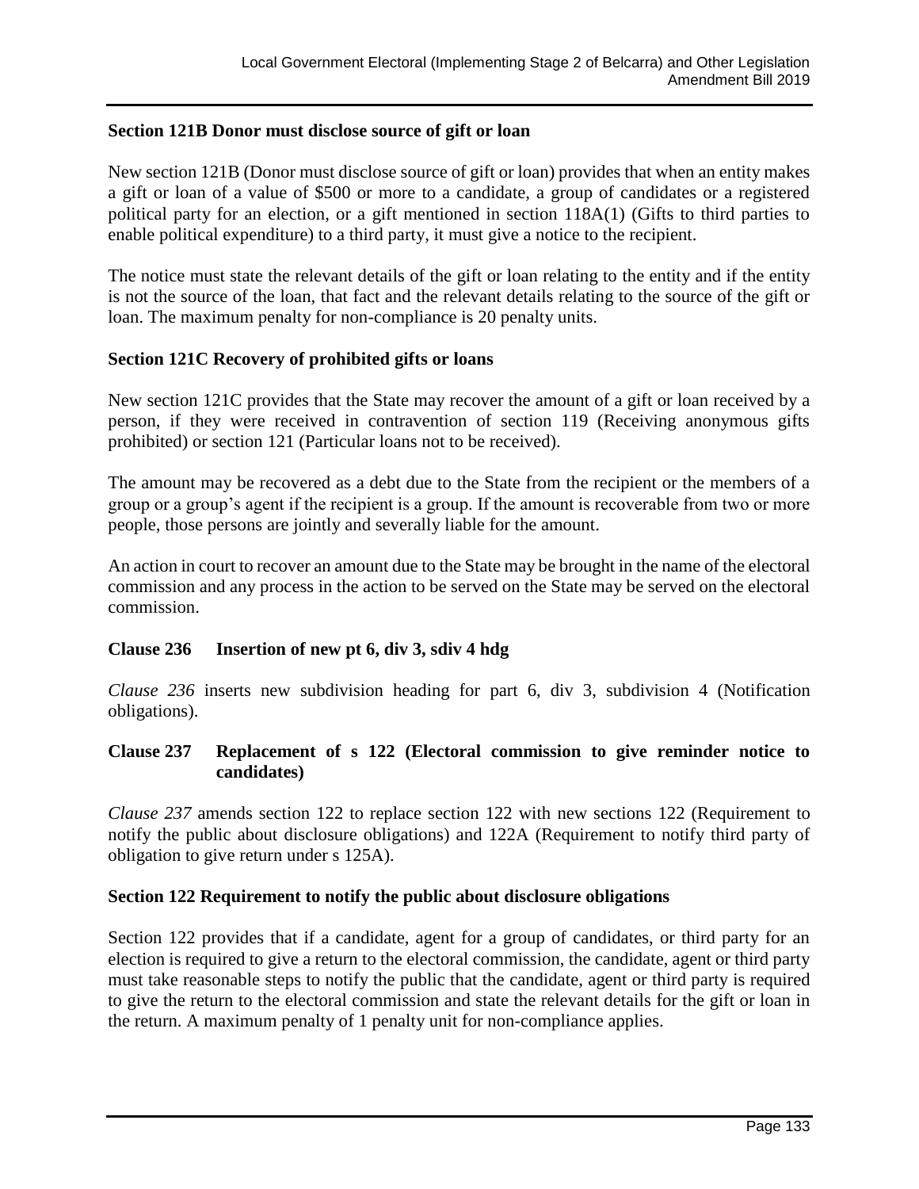**Section 121B Donor must disclose source of gift or loan**

New section 121B (Donor must disclose source of gift or loan) provides that when an entity makes a gift or loan of a value of $500 or more to a candidate, a group of candidates or a registered political party for an election, or a gift mentioned in section 118A(1) (Gifts to third parties to enable political expenditure) to a third party, it must give a notice to the recipient.

The notice must state the relevant details of the gift or loan relating to the entity and if the entity is not the source of the loan, that fact and the relevant details relating to the source of the gift or loan. The maximum penalty for non-compliance is 20 penalty units.

**Section 121C Recovery of prohibited gifts or loans**

New section 121C provides that the State may recover the amount of a gift or loan received by a person, if they were received in contravention of section 119 (Receiving anonymous gifts prohibited) or section 121 (Particular loans not to be received).

The amount may be recovered as a debt due to the State from the recipient or the members of a group or a group's agent if the recipient is a group. If the amount is recoverable from two or more people, those persons are jointly and severally liable for the amount.

An action in court to recover an amount due to the State may be brought in the name of the electoral commission and any process in the action to be served on the State may be served on the electoral commission.

**Clause 236 Insertion of new pt 6, div 3, sdiv 4 hdg**

*Clause 236* inserts new subdivision heading for part 6, div 3, subdivision 4 (Notification obligations).

**Clause 237 Replacement of s 122 (Electoral commission to give reminder notice to candidates)**

*Clause 237* amends section 122 to replace section 122 with new sections 122 (Requirement to notify the public about disclosure obligations) and 122A (Requirement to notify third party of obligation to give return under s 125A).

**Section 122 Requirement to notify the public about disclosure obligations**

Section 122 provides that if a candidate, agent for a group of candidates, or third party for an election is required to give a return to the electoral commission, the candidate, agent or third party must take reasonable steps to notify the public that the candidate, agent or third party is required to give the return to the electoral commission and state the relevant details for the gift or loan in the return. A maximum penalty of 1 penalty unit for non-compliance applies.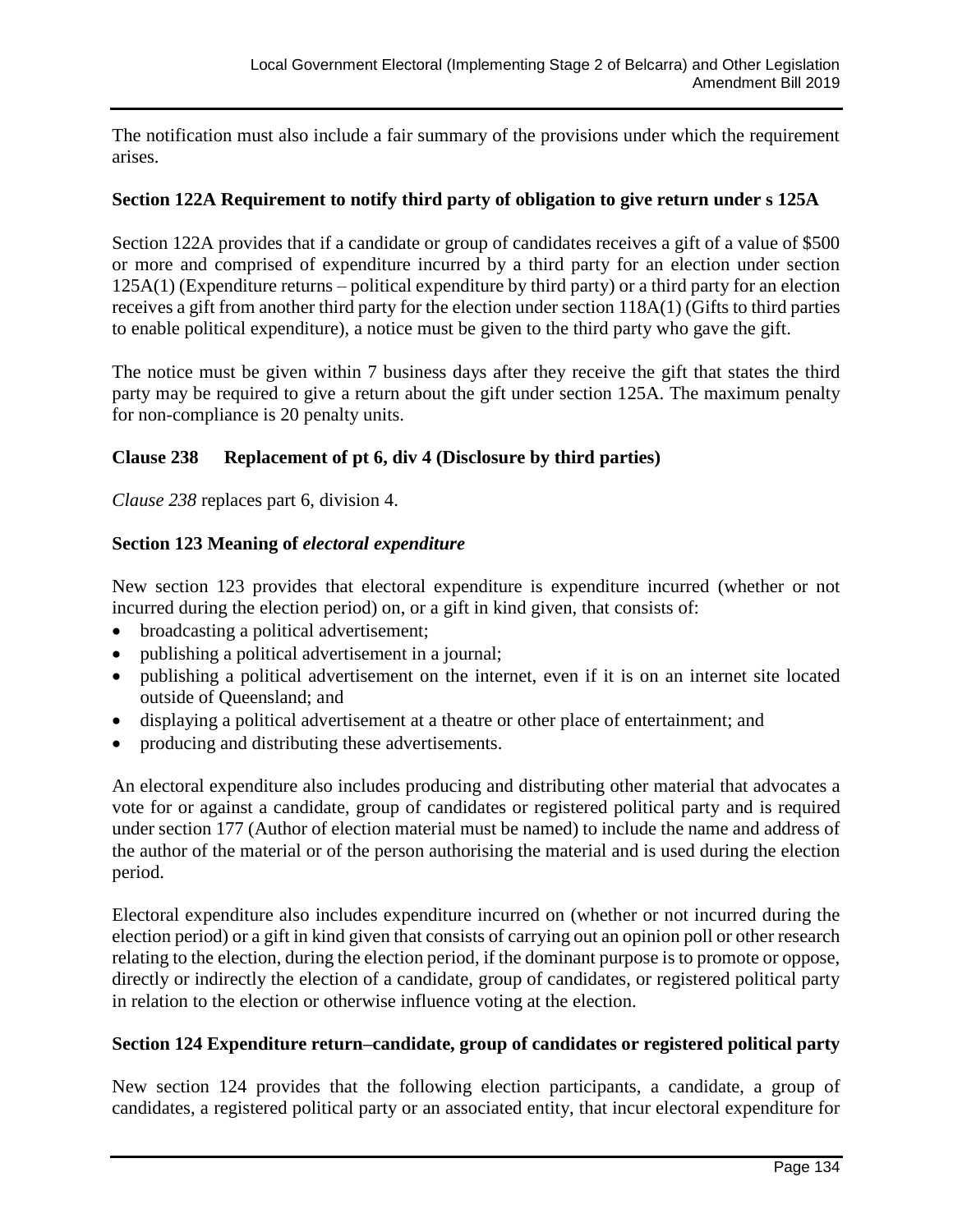The notification must also include a fair summary of the provisions under which the requirement arises.

**Section 122A Requirement to notify third party of obligation to give return under s 125A**

Section 122A provides that if a candidate or group of candidates receives a gift of a value of $500 or more and comprised of expenditure incurred by a third party for an election under section 125A(1) (Expenditure returns – political expenditure by third party) or a third party for an election receives a gift from another third party for the election under section 118A(1) (Gifts to third parties to enable political expenditure), a notice must be given to the third party who gave the gift.

The notice must be given within 7 business days after they receive the gift that states the third party may be required to give a return about the gift under section 125A. The maximum penalty for non-compliance is 20 penalty units.

**Clause 238 Replacement of pt 6, div 4 (Disclosure by third parties)**

*Clause 238* replaces part 6, division 4.

**Section 123 Meaning of *electoral expenditure***

New section 123 provides that electoral expenditure is expenditure incurred (whether or not incurred during the election period) on, or a gift in kind given, that consists of:

- broadcasting a political advertisement;
- publishing a political advertisement in a journal;
- publishing a political advertisement on the internet, even if it is on an internet site located outside of Queensland; and
- displaying a political advertisement at a theatre or other place of entertainment; and
- producing and distributing these advertisements.

An electoral expenditure also includes producing and distributing other material that advocates a vote for or against a candidate, group of candidates or registered political party and is required under section 177 (Author of election material must be named) to include the name and address of the author of the material or of the person authorising the material and is used during the election period.

Electoral expenditure also includes expenditure incurred on (whether or not incurred during the election period) or a gift in kind given that consists of carrying out an opinion poll or other research relating to the election, during the election period, if the dominant purpose is to promote or oppose, directly or indirectly the election of a candidate, group of candidates, or registered political party in relation to the election or otherwise influence voting at the election.

**Section 124 Expenditure return–candidate, group of candidates or registered political party**

New section 124 provides that the following election participants, a candidate, a group of candidates, a registered political party or an associated entity, that incur electoral expenditure for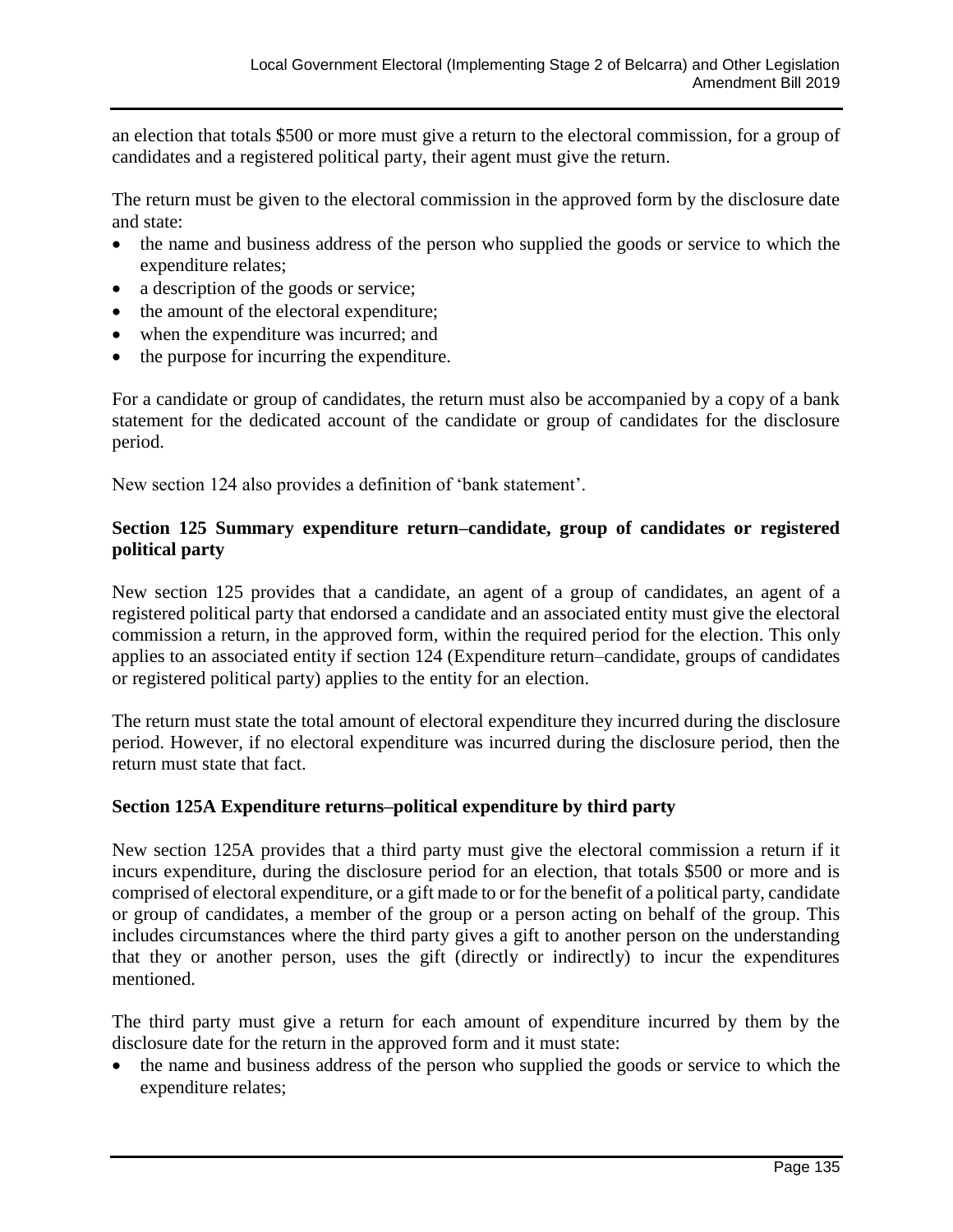an election that totals $500 or more must give a return to the electoral commission, for a group of candidates and a registered political party, their agent must give the return.

The return must be given to the electoral commission in the approved form by the disclosure date and state:

- the name and business address of the person who supplied the goods or service to which the expenditure relates;
- a description of the goods or service;
- the amount of the electoral expenditure;
- when the expenditure was incurred; and
- the purpose for incurring the expenditure.

For a candidate or group of candidates, the return must also be accompanied by a copy of a bank statement for the dedicated account of the candidate or group of candidates for the disclosure period.

New section 124 also provides a definition of 'bank statement'.

### Section 125 Summary expenditure return–candidate, group of candidates or registered political party

New section 125 provides that a candidate, an agent of a group of candidates, an agent of a registered political party that endorsed a candidate and an associated entity must give the electoral commission a return, in the approved form, within the required period for the election. This only applies to an associated entity if section 124 (Expenditure return–candidate, groups of candidates or registered political party) applies to the entity for an election.

The return must state the total amount of electoral expenditure they incurred during the disclosure period. However, if no electoral expenditure was incurred during the disclosure period, then the return must state that fact.

### Section 125A Expenditure returns–political expenditure by third party

New section 125A provides that a third party must give the electoral commission a return if it incurs expenditure, during the disclosure period for an election, that totals $500 or more and is comprised of electoral expenditure, or a gift made to or for the benefit of a political party, candidate or group of candidates, a member of the group or a person acting on behalf of the group. This includes circumstances where the third party gives a gift to another person on the understanding that they or another person, uses the gift (directly or indirectly) to incur the expenditures mentioned.

The third party must give a return for each amount of expenditure incurred by them by the disclosure date for the return in the approved form and it must state:

- the name and business address of the person who supplied the goods or service to which the expenditure relates;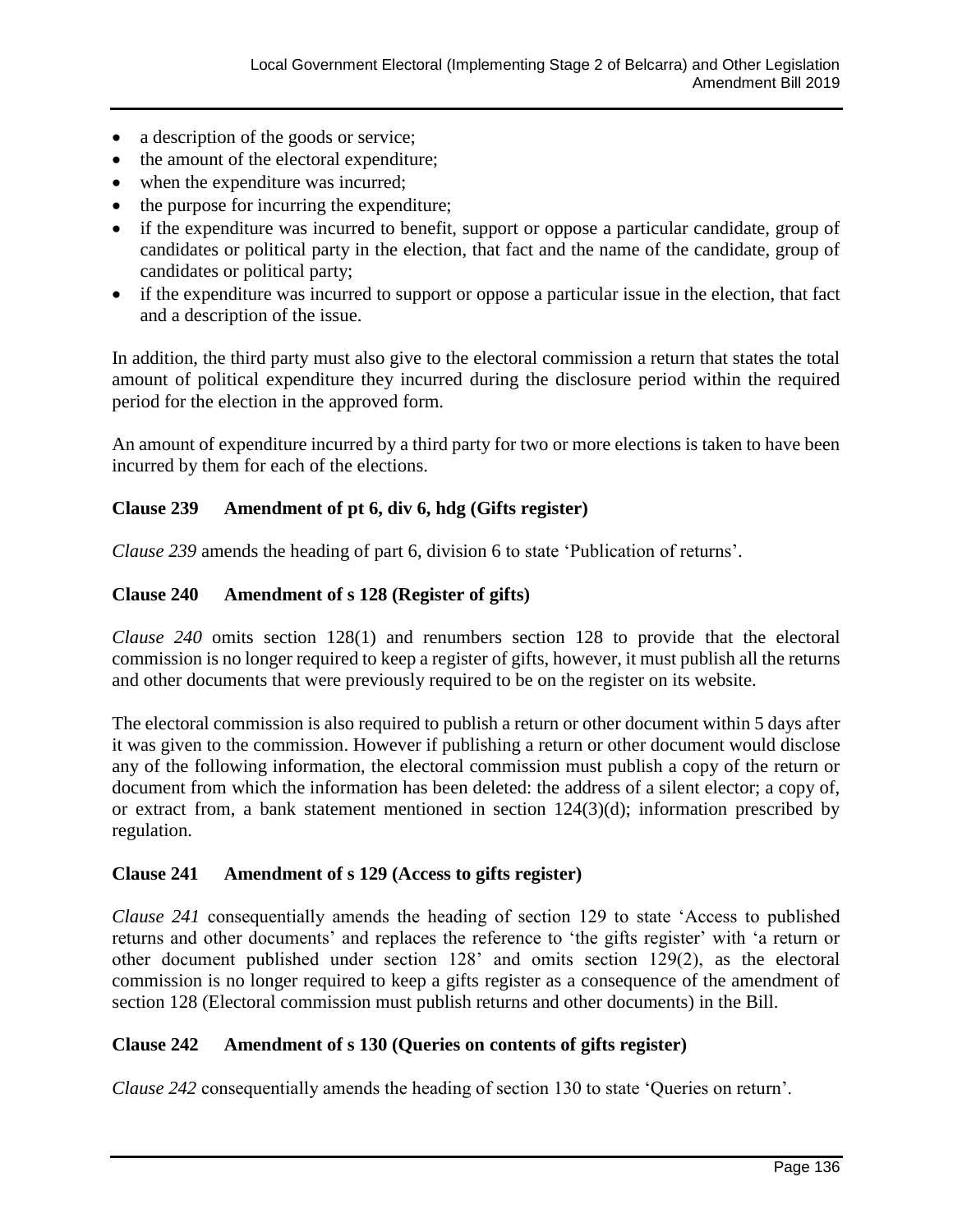- a description of the goods or service;
- the amount of the electoral expenditure;
- when the expenditure was incurred;
- the purpose for incurring the expenditure;
- if the expenditure was incurred to benefit, support or oppose a particular candidate, group of candidates or political party in the election, that fact and the name of the candidate, group of candidates or political party;
- if the expenditure was incurred to support or oppose a particular issue in the election, that fact and a description of the issue.

In addition, the third party must also give to the electoral commission a return that states the total amount of political expenditure they incurred during the disclosure period within the required period for the election in the approved form.

An amount of expenditure incurred by a third party for two or more elections is taken to have been incurred by them for each of the elections.

**Clause 239 Amendment of pt 6, div 6, hdg (Gifts register)**

*Clause 239* amends the heading of part 6, division 6 to state 'Publication of returns'.

**Clause 240 Amendment of s 128 (Register of gifts)**

*Clause 240* omits section 128(1) and renumbers section 128 to provide that the electoral commission is no longer required to keep a register of gifts, however, it must publish all the returns and other documents that were previously required to be on the register on its website.

The electoral commission is also required to publish a return or other document within 5 days after it was given to the commission. However if publishing a return or other document would disclose any of the following information, the electoral commission must publish a copy of the return or document from which the information has been deleted: the address of a silent elector; a copy of, or extract from, a bank statement mentioned in section 124(3)(d); information prescribed by regulation.

**Clause 241 Amendment of s 129 (Access to gifts register)**

*Clause 241* consequentially amends the heading of section 129 to state 'Access to published returns and other documents' and replaces the reference to 'the gifts register' with 'a return or other document published under section 128' and omits section 129(2), as the electoral commission is no longer required to keep a gifts register as a consequence of the amendment of section 128 (Electoral commission must publish returns and other documents) in the Bill.

**Clause 242 Amendment of s 130 (Queries on contents of gifts register)**

*Clause 242* consequentially amends the heading of section 130 to state 'Queries on return'.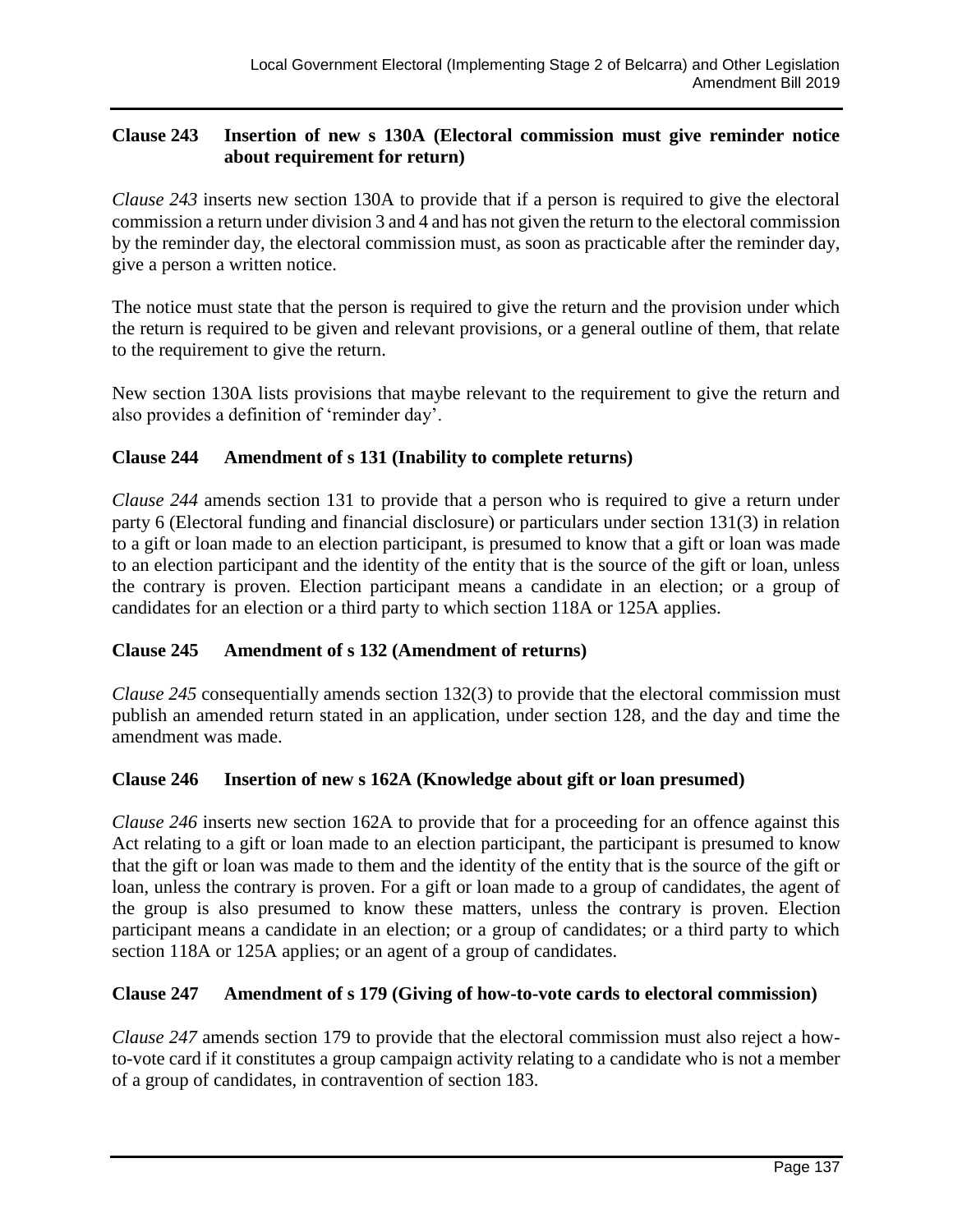### Clause 243 Insertion of new s 130A (Electoral commission must give reminder notice about requirement for return)

*Clause 243* inserts new section 130A to provide that if a person is required to give the electoral commission a return under division 3 and 4 and has not given the return to the electoral commission by the reminder day, the electoral commission must, as soon as practicable after the reminder day, give a person a written notice.

The notice must state that the person is required to give the return and the provision under which the return is required to be given and relevant provisions, or a general outline of them, that relate to the requirement to give the return.

New section 130A lists provisions that maybe relevant to the requirement to give the return and also provides a definition of 'reminder day'.

### Clause 244 Amendment of s 131 (Inability to complete returns)

*Clause 244* amends section 131 to provide that a person who is required to give a return under party 6 (Electoral funding and financial disclosure) or particulars under section 131(3) in relation to a gift or loan made to an election participant, is presumed to know that a gift or loan was made to an election participant and the identity of the entity that is the source of the gift or loan, unless the contrary is proven. Election participant means a candidate in an election; or a group of candidates for an election or a third party to which section 118A or 125A applies.

### Clause 245 Amendment of s 132 (Amendment of returns)

*Clause 245* consequentially amends section 132(3) to provide that the electoral commission must publish an amended return stated in an application, under section 128, and the day and time the amendment was made.

### Clause 246 Insertion of new s 162A (Knowledge about gift or loan presumed)

*Clause 246* inserts new section 162A to provide that for a proceeding for an offence against this Act relating to a gift or loan made to an election participant, the participant is presumed to know that the gift or loan was made to them and the identity of the entity that is the source of the gift or loan, unless the contrary is proven. For a gift or loan made to a group of candidates, the agent of the group is also presumed to know these matters, unless the contrary is proven. Election participant means a candidate in an election; or a group of candidates; or a third party to which section 118A or 125A applies; or an agent of a group of candidates.

### Clause 247 Amendment of s 179 (Giving of how-to-vote cards to electoral commission)

*Clause 247* amends section 179 to provide that the electoral commission must also reject a how-to-vote card if it constitutes a group campaign activity relating to a candidate who is not a member of a group of candidates, in contravention of section 183.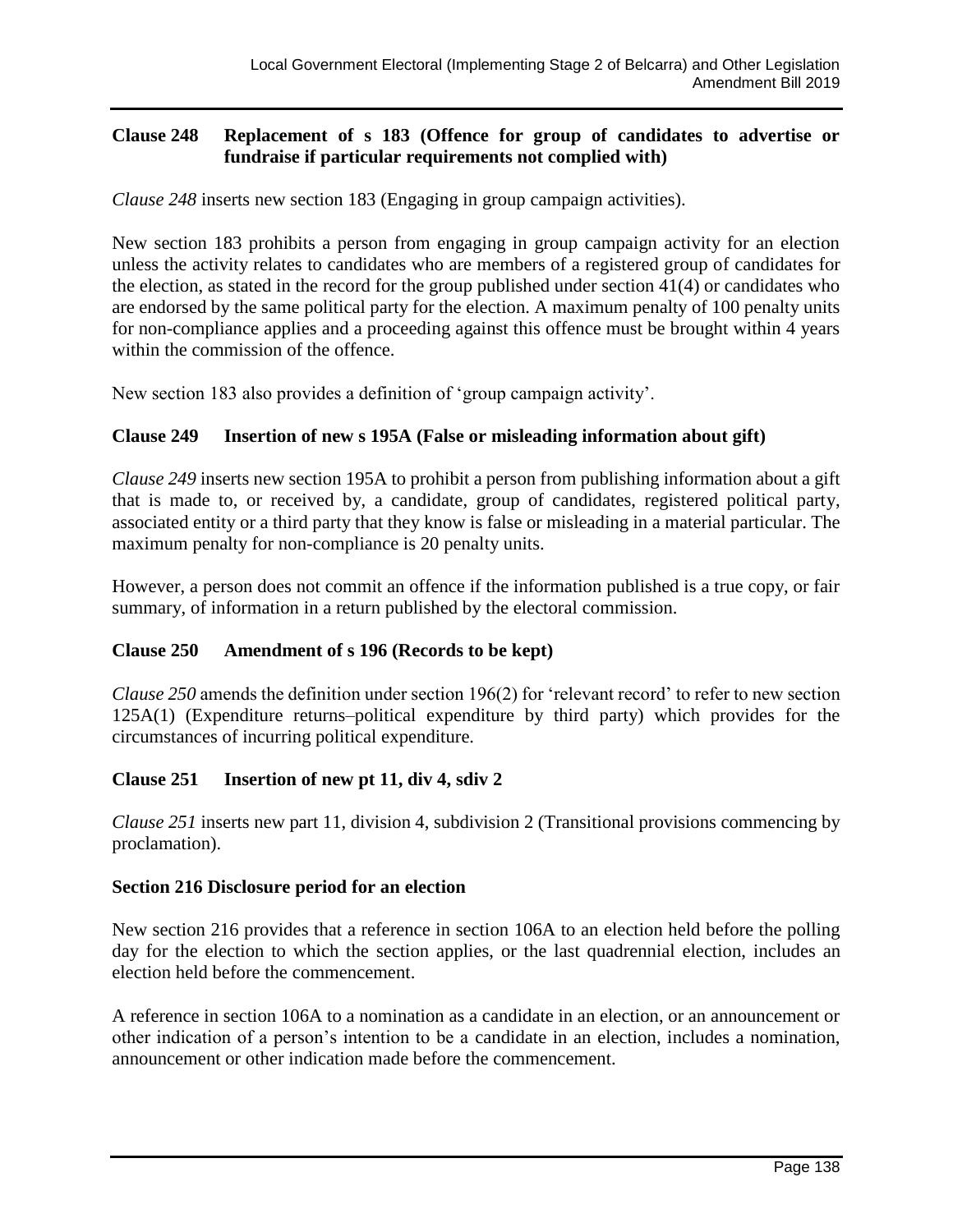### Clause 248 Replacement of s 183 (Offence for group of candidates to advertise or fundraise if particular requirements not complied with)

*Clause 248* inserts new section 183 (Engaging in group campaign activities).

New section 183 prohibits a person from engaging in group campaign activity for an election unless the activity relates to candidates who are members of a registered group of candidates for the election, as stated in the record for the group published under section 41(4) or candidates who are endorsed by the same political party for the election. A maximum penalty of 100 penalty units for non-compliance applies and a proceeding against this offence must be brought within 4 years within the commission of the offence.

New section 183 also provides a definition of 'group campaign activity'.

### Clause 249 Insertion of new s 195A (False or misleading information about gift)

*Clause 249* inserts new section 195A to prohibit a person from publishing information about a gift that is made to, or received by, a candidate, group of candidates, registered political party, associated entity or a third party that they know is false or misleading in a material particular. The maximum penalty for non-compliance is 20 penalty units.

However, a person does not commit an offence if the information published is a true copy, or fair summary, of information in a return published by the electoral commission.

### Clause 250 Amendment of s 196 (Records to be kept)

*Clause 250* amends the definition under section 196(2) for 'relevant record' to refer to new section 125A(1) (Expenditure returns–political expenditure by third party) which provides for the circumstances of incurring political expenditure.

### Clause 251 Insertion of new pt 11, div 4, sdiv 2

*Clause 251* inserts new part 11, division 4, subdivision 2 (Transitional provisions commencing by proclamation).

#### Section 216 Disclosure period for an election

New section 216 provides that a reference in section 106A to an election held before the polling day for the election to which the section applies, or the last quadrennial election, includes an election held before the commencement.

A reference in section 106A to a nomination as a candidate in an election, or an announcement or other indication of a person's intention to be a candidate in an election, includes a nomination, announcement or other indication made before the commencement.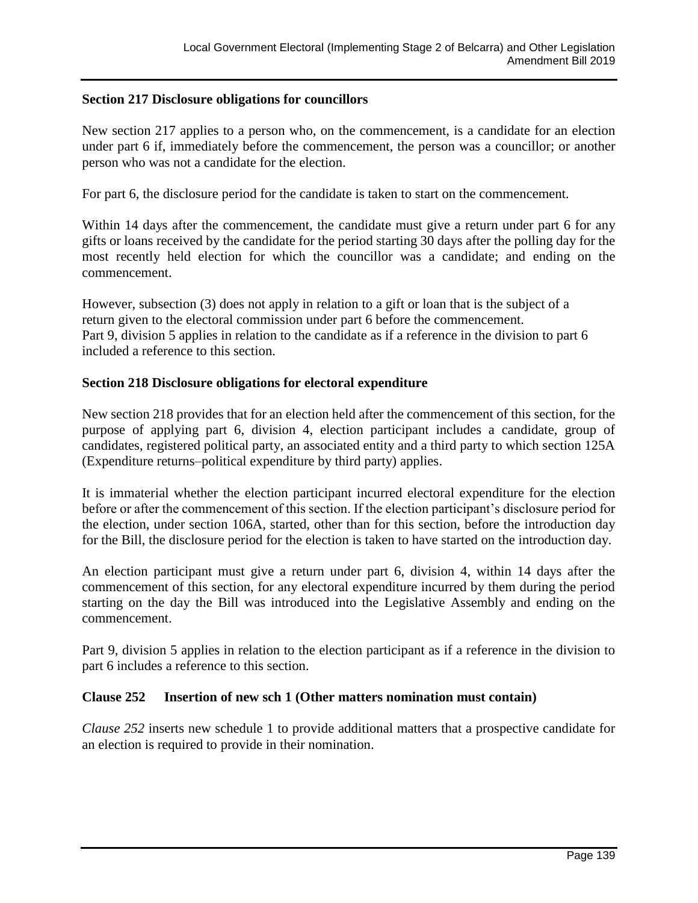**Section 217 Disclosure obligations for councillors**

New section 217 applies to a person who, on the commencement, is a candidate for an election under part 6 if, immediately before the commencement, the person was a councillor; or another person who was not a candidate for the election.

For part 6, the disclosure period for the candidate is taken to start on the commencement.

Within 14 days after the commencement, the candidate must give a return under part 6 for any gifts or loans received by the candidate for the period starting 30 days after the polling day for the most recently held election for which the councillor was a candidate; and ending on the commencement.

However, subsection (3) does not apply in relation to a gift or loan that is the subject of a return given to the electoral commission under part 6 before the commencement.
Part 9, division 5 applies in relation to the candidate as if a reference in the division to part 6 included a reference to this section.

**Section 218 Disclosure obligations for electoral expenditure**

New section 218 provides that for an election held after the commencement of this section, for the purpose of applying part 6, division 4, election participant includes a candidate, group of candidates, registered political party, an associated entity and a third party to which section 125A (Expenditure returns–political expenditure by third party) applies.

It is immaterial whether the election participant incurred electoral expenditure for the election before or after the commencement of this section. If the election participant's disclosure period for the election, under section 106A, started, other than for this section, before the introduction day for the Bill, the disclosure period for the election is taken to have started on the introduction day.

An election participant must give a return under part 6, division 4, within 14 days after the commencement of this section, for any electoral expenditure incurred by them during the period starting on the day the Bill was introduced into the Legislative Assembly and ending on the commencement.

Part 9, division 5 applies in relation to the election participant as if a reference in the division to part 6 includes a reference to this section.

**Clause 252 Insertion of new sch 1 (Other matters nomination must contain)**

*Clause 252* inserts new schedule 1 to provide additional matters that a prospective candidate for an election is required to provide in their nomination.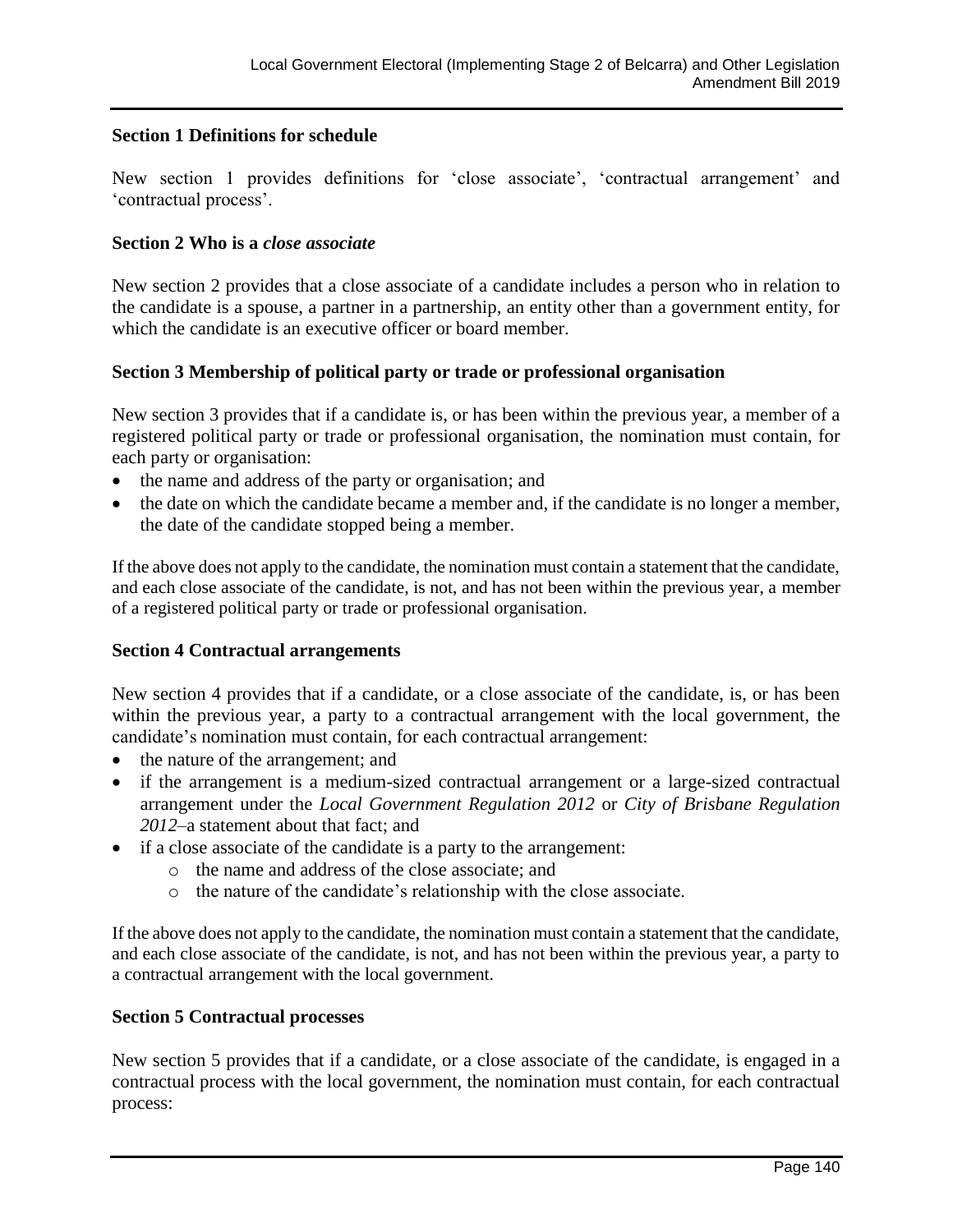**Section 1 Definitions for schedule**

New section 1 provides definitions for 'close associate', 'contractual arrangement' and 'contractual process'.

**Section 2 Who is a *close associate***

New section 2 provides that a close associate of a candidate includes a person who in relation to the candidate is a spouse, a partner in a partnership, an entity other than a government entity, for which the candidate is an executive officer or board member.

**Section 3 Membership of political party or trade or professional organisation**

New section 3 provides that if a candidate is, or has been within the previous year, a member of a registered political party or trade or professional organisation, the nomination must contain, for each party or organisation:

- the name and address of the party or organisation; and
- the date on which the candidate became a member and, if the candidate is no longer a member, the date of the candidate stopped being a member.

If the above does not apply to the candidate, the nomination must contain a statement that the candidate, and each close associate of the candidate, is not, and has not been within the previous year, a member of a registered political party or trade or professional organisation.

**Section 4 Contractual arrangements**

New section 4 provides that if a candidate, or a close associate of the candidate, is, or has been within the previous year, a party to a contractual arrangement with the local government, the candidate's nomination must contain, for each contractual arrangement:

- the nature of the arrangement; and
- if the arrangement is a medium-sized contractual arrangement or a large-sized contractual arrangement under the *Local Government Regulation 2012* or *City of Brisbane Regulation 2012*–a statement about that fact; and
- if a close associate of the candidate is a party to the arrangement:
  - the name and address of the close associate; and
  - the nature of the candidate's relationship with the close associate.

If the above does not apply to the candidate, the nomination must contain a statement that the candidate, and each close associate of the candidate, is not, and has not been within the previous year, a party to a contractual arrangement with the local government.

**Section 5 Contractual processes**

New section 5 provides that if a candidate, or a close associate of the candidate, is engaged in a contractual process with the local government, the nomination must contain, for each contractual process: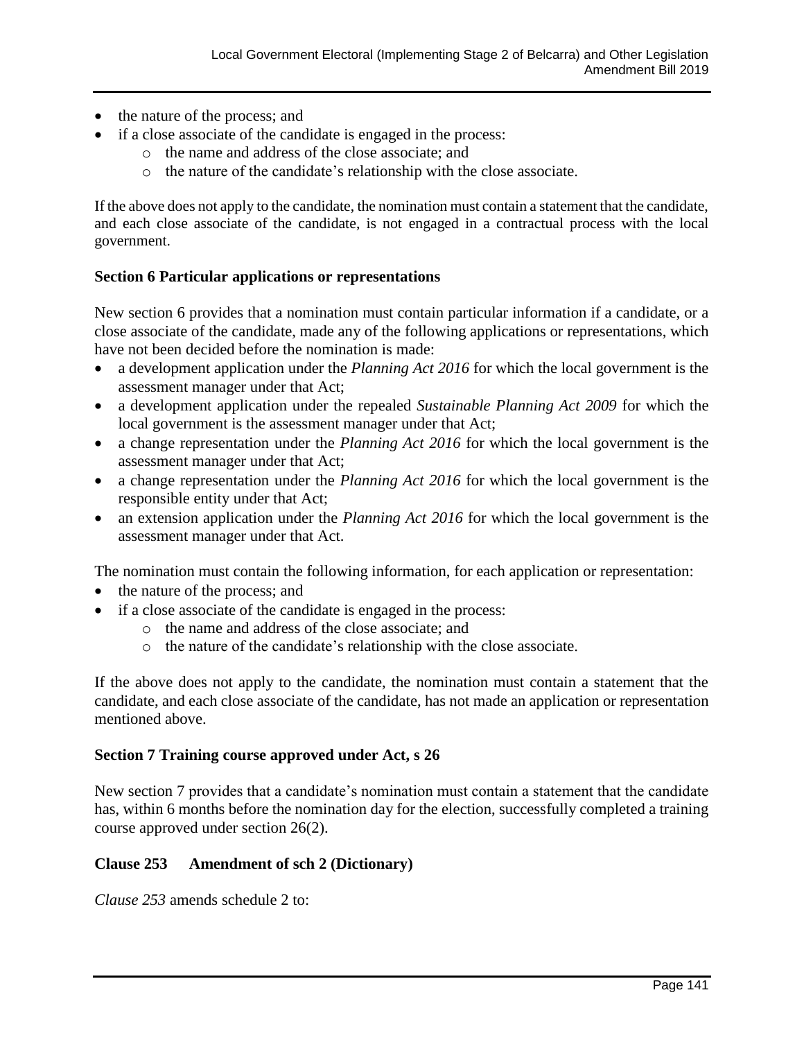- the nature of the process; and
- if a close associate of the candidate is engaged in the process:
  - the name and address of the close associate; and
  - the nature of the candidate's relationship with the close associate.

If the above does not apply to the candidate, the nomination must contain a statement that the candidate, and each close associate of the candidate, is not engaged in a contractual process with the local government.

**Section 6 Particular applications or representations**

New section 6 provides that a nomination must contain particular information if a candidate, or a close associate of the candidate, made any of the following applications or representations, which have not been decided before the nomination is made:

- a development application under the *Planning Act 2016* for which the local government is the assessment manager under that Act;
- a development application under the repealed *Sustainable Planning Act 2009* for which the local government is the assessment manager under that Act;
- a change representation under the *Planning Act 2016* for which the local government is the assessment manager under that Act;
- a change representation under the *Planning Act 2016* for which the local government is the responsible entity under that Act;
- an extension application under the *Planning Act 2016* for which the local government is the assessment manager under that Act.

The nomination must contain the following information, for each application or representation:

- the nature of the process; and
- if a close associate of the candidate is engaged in the process:
  - the name and address of the close associate; and
  - the nature of the candidate's relationship with the close associate.

If the above does not apply to the candidate, the nomination must contain a statement that the candidate, and each close associate of the candidate, has not made an application or representation mentioned above.

**Section 7 Training course approved under Act, s 26**

New section 7 provides that a candidate's nomination must contain a statement that the candidate has, within 6 months before the nomination day for the election, successfully completed a training course approved under section 26(2).

**Clause 253 Amendment of sch 2 (Dictionary)**

*Clause 253* amends schedule 2 to: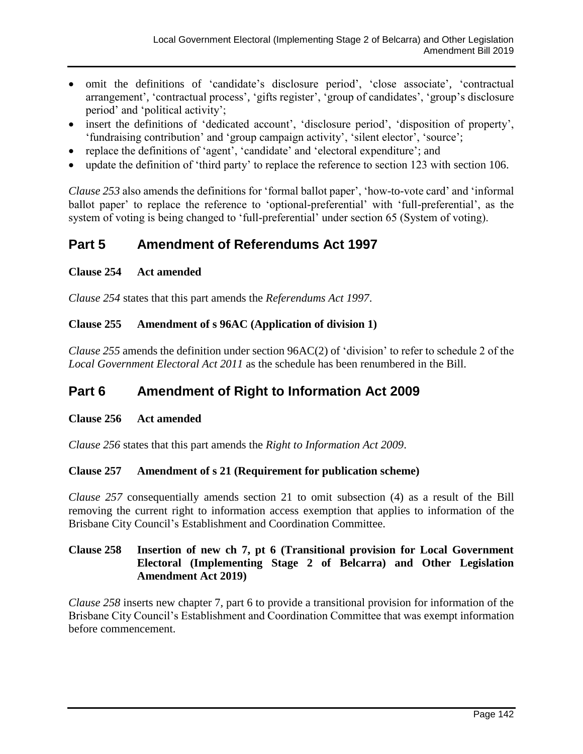- omit the definitions of 'candidate's disclosure period', 'close associate', 'contractual arrangement', 'contractual process', 'gifts register', 'group of candidates', 'group's disclosure period' and 'political activity';
- insert the definitions of 'dedicated account', 'disclosure period', 'disposition of property', 'fundraising contribution' and 'group campaign activity', 'silent elector', 'source';
- replace the definitions of 'agent', 'candidate' and 'electoral expenditure'; and
- update the definition of 'third party' to replace the reference to section 123 with section 106.

*Clause 253* also amends the definitions for 'formal ballot paper', 'how-to-vote card' and 'informal ballot paper' to replace the reference to 'optional-preferential' with 'full-preferential', as the system of voting is being changed to 'full-preferential' under section 65 (System of voting).

## Part 5 Amendment of Referendums Act 1997

### Clause 254 Act amended

*Clause 254* states that this part amends the *Referendums Act 1997*.

### Clause 255 Amendment of s 96AC (Application of division 1)

*Clause 255* amends the definition under section 96AC(2) of 'division' to refer to schedule 2 of the *Local Government Electoral Act 2011* as the schedule has been renumbered in the Bill.

## Part 6 Amendment of Right to Information Act 2009

### Clause 256 Act amended

*Clause 256* states that this part amends the *Right to Information Act 2009*.

### Clause 257 Amendment of s 21 (Requirement for publication scheme)

*Clause 257* consequentially amends section 21 to omit subsection (4) as a result of the Bill removing the current right to information access exemption that applies to information of the Brisbane City Council's Establishment and Coordination Committee.

### Clause 258 Insertion of new ch 7, pt 6 (Transitional provision for Local Government Electoral (Implementing Stage 2 of Belcarra) and Other Legislation Amendment Act 2019)

*Clause 258* inserts new chapter 7, part 6 to provide a transitional provision for information of the Brisbane City Council's Establishment and Coordination Committee that was exempt information before commencement.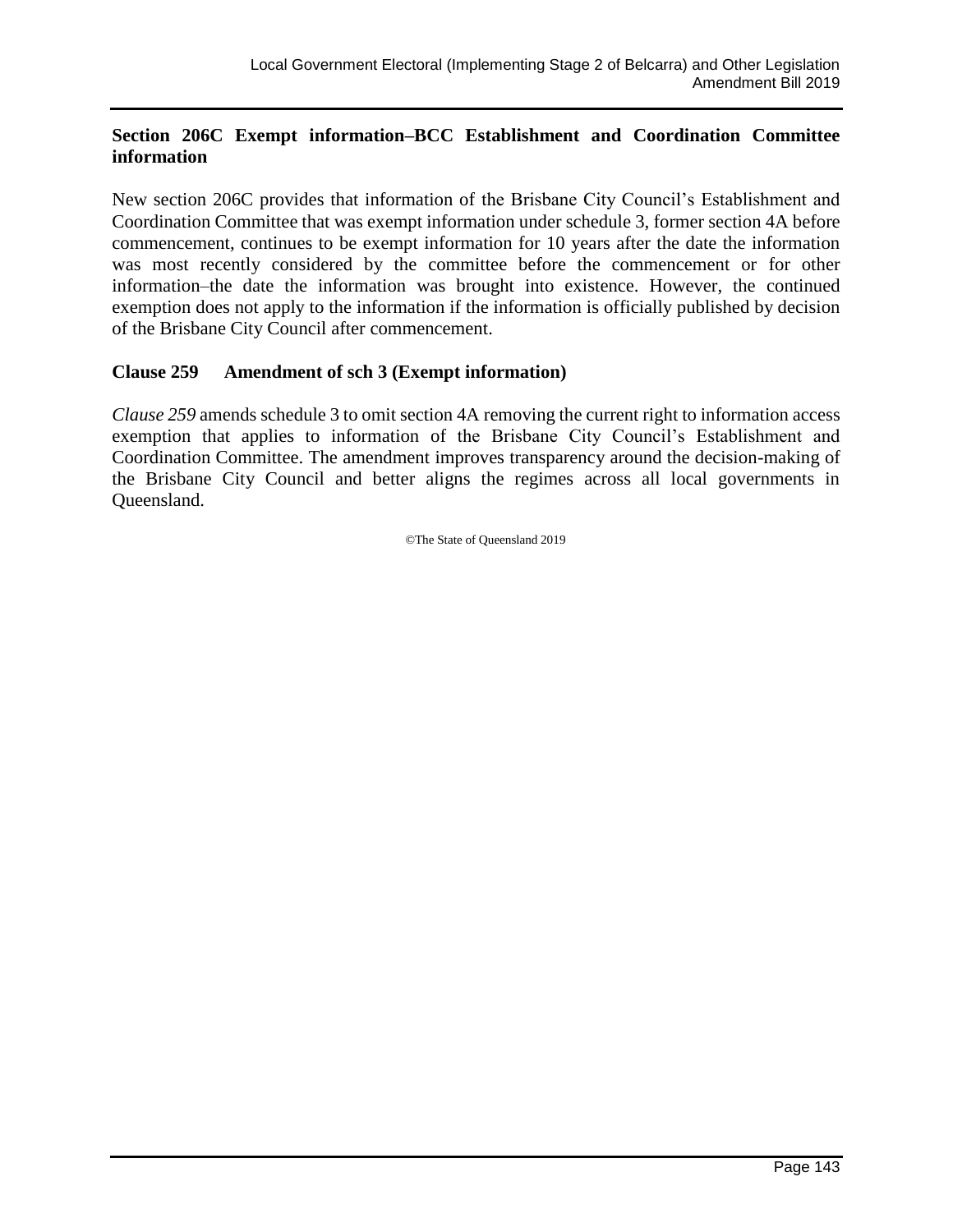### Section 206C Exempt information–BCC Establishment and Coordination Committee information

New section 206C provides that information of the Brisbane City Council's Establishment and Coordination Committee that was exempt information under schedule 3, former section 4A before commencement, continues to be exempt information for 10 years after the date the information was most recently considered by the committee before the commencement or for other information–the date the information was brought into existence. However, the continued exemption does not apply to the information if the information is officially published by decision of the Brisbane City Council after commencement.

### Clause 259 Amendment of sch 3 (Exempt information)

*Clause 259* amends schedule 3 to omit section 4A removing the current right to information access exemption that applies to information of the Brisbane City Council's Establishment and Coordination Committee. The amendment improves transparency around the decision-making of the Brisbane City Council and better aligns the regimes across all local governments in Queensland.

©The State of Queensland 2019